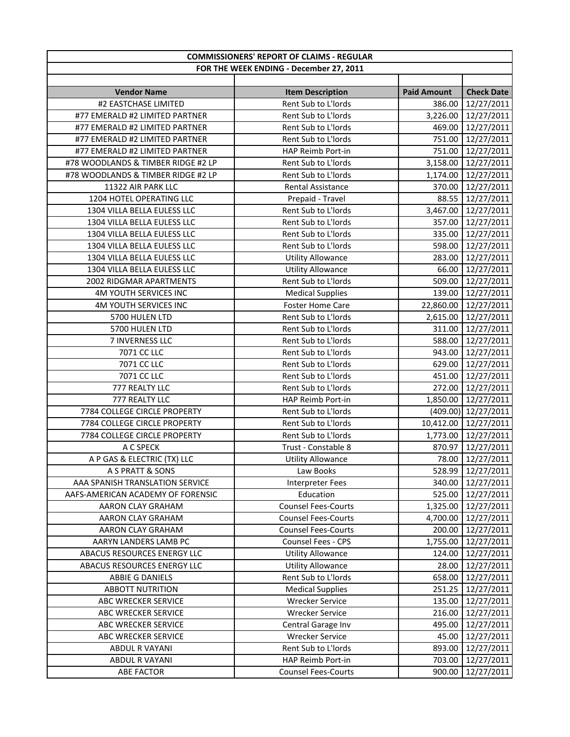| COMMISSIONERS' REPORT OF CLAIMS - REGULAR | | | |
|---|---|---|---|
| FOR THE WEEK ENDING - December 27, 2011 | | | |
| | | | |
| **Vendor Name** | **Item Description** | **Paid Amount** | **Check Date** |
| #2 EASTCHASE LIMITED | Rent Sub to L'lords | 386.00 | 12/27/2011 |
| #77 EMERALD #2 LIMITED PARTNER | Rent Sub to L'lords | 3,226.00 | 12/27/2011 |
| #77 EMERALD #2 LIMITED PARTNER | Rent Sub to L'lords | 469.00 | 12/27/2011 |
| #77 EMERALD #2 LIMITED PARTNER | Rent Sub to L'lords | 751.00 | 12/27/2011 |
| #77 EMERALD #2 LIMITED PARTNER | HAP Reimb Port-in | 751.00 | 12/27/2011 |
| #78 WOODLANDS & TIMBER RIDGE #2 LP | Rent Sub to L'lords | 3,158.00 | 12/27/2011 |
| #78 WOODLANDS & TIMBER RIDGE #2 LP | Rent Sub to L'lords | 1,174.00 | 12/27/2011 |
| 11322 AIR PARK LLC | Rental Assistance | 370.00 | 12/27/2011 |
| 1204 HOTEL OPERATING LLC | Prepaid - Travel | 88.55 | 12/27/2011 |
| 1304 VILLA BELLA EULESS LLC | Rent Sub to L'lords | 3,467.00 | 12/27/2011 |
| 1304 VILLA BELLA EULESS LLC | Rent Sub to L'lords | 357.00 | 12/27/2011 |
| 1304 VILLA BELLA EULESS LLC | Rent Sub to L'lords | 335.00 | 12/27/2011 |
| 1304 VILLA BELLA EULESS LLC | Rent Sub to L'lords | 598.00 | 12/27/2011 |
| 1304 VILLA BELLA EULESS LLC | Utility Allowance | 283.00 | 12/27/2011 |
| 1304 VILLA BELLA EULESS LLC | Utility Allowance | 66.00 | 12/27/2011 |
| 2002 RIDGMAR APARTMENTS | Rent Sub to L'lords | 509.00 | 12/27/2011 |
| 4M YOUTH SERVICES INC | Medical Supplies | 139.00 | 12/27/2011 |
| 4M YOUTH SERVICES INC | Foster Home Care | 22,860.00 | 12/27/2011 |
| 5700 HULEN LTD | Rent Sub to L'lords | 2,615.00 | 12/27/2011 |
| 5700 HULEN LTD | Rent Sub to L'lords | 311.00 | 12/27/2011 |
| 7 INVERNESS LLC | Rent Sub to L'lords | 588.00 | 12/27/2011 |
| 7071 CC LLC | Rent Sub to L'lords | 943.00 | 12/27/2011 |
| 7071 CC LLC | Rent Sub to L'lords | 629.00 | 12/27/2011 |
| 7071 CC LLC | Rent Sub to L'lords | 451.00 | 12/27/2011 |
| 777 REALTY LLC | Rent Sub to L'lords | 272.00 | 12/27/2011 |
| 777 REALTY LLC | HAP Reimb Port-in | 1,850.00 | 12/27/2011 |
| 7784 COLLEGE CIRCLE PROPERTY | Rent Sub to L'lords | (409.00) | 12/27/2011 |
| 7784 COLLEGE CIRCLE PROPERTY | Rent Sub to L'lords | 10,412.00 | 12/27/2011 |
| 7784 COLLEGE CIRCLE PROPERTY | Rent Sub to L'lords | 1,773.00 | 12/27/2011 |
| A C SPECK | Trust - Constable 8 | 870.97 | 12/27/2011 |
| A P GAS & ELECTRIC (TX) LLC | Utility Allowance | 78.00 | 12/27/2011 |
| A S PRATT & SONS | Law Books | 528.99 | 12/27/2011 |
| AAA SPANISH TRANSLATION SERVICE | Interpreter Fees | 340.00 | 12/27/2011 |
| AAFS-AMERICAN ACADEMY OF FORENSIC | Education | 525.00 | 12/27/2011 |
| AARON CLAY GRAHAM | Counsel Fees-Courts | 1,325.00 | 12/27/2011 |
| AARON CLAY GRAHAM | Counsel Fees-Courts | 4,700.00 | 12/27/2011 |
| AARON CLAY GRAHAM | Counsel Fees-Courts | 200.00 | 12/27/2011 |
| AARYN LANDERS LAMB PC | Counsel Fees - CPS | 1,755.00 | 12/27/2011 |
| ABACUS RESOURCES ENERGY LLC | Utility Allowance | 124.00 | 12/27/2011 |
| ABACUS RESOURCES ENERGY LLC | Utility Allowance | 28.00 | 12/27/2011 |
| ABBIE G DANIELS | Rent Sub to L'lords | 658.00 | 12/27/2011 |
| ABBOTT NUTRITION | Medical Supplies | 251.25 | 12/27/2011 |
| ABC WRECKER SERVICE | Wrecker Service | 135.00 | 12/27/2011 |
| ABC WRECKER SERVICE | Wrecker Service | 216.00 | 12/27/2011 |
| ABC WRECKER SERVICE | Central Garage Inv | 495.00 | 12/27/2011 |
| ABC WRECKER SERVICE | Wrecker Service | 45.00 | 12/27/2011 |
| ABDUL R VAYANI | Rent Sub to L'lords | 893.00 | 12/27/2011 |
| ABDUL R VAYANI | HAP Reimb Port-in | 703.00 | 12/27/2011 |
| ABE FACTOR | Counsel Fees-Courts | 900.00 | 12/27/2011 |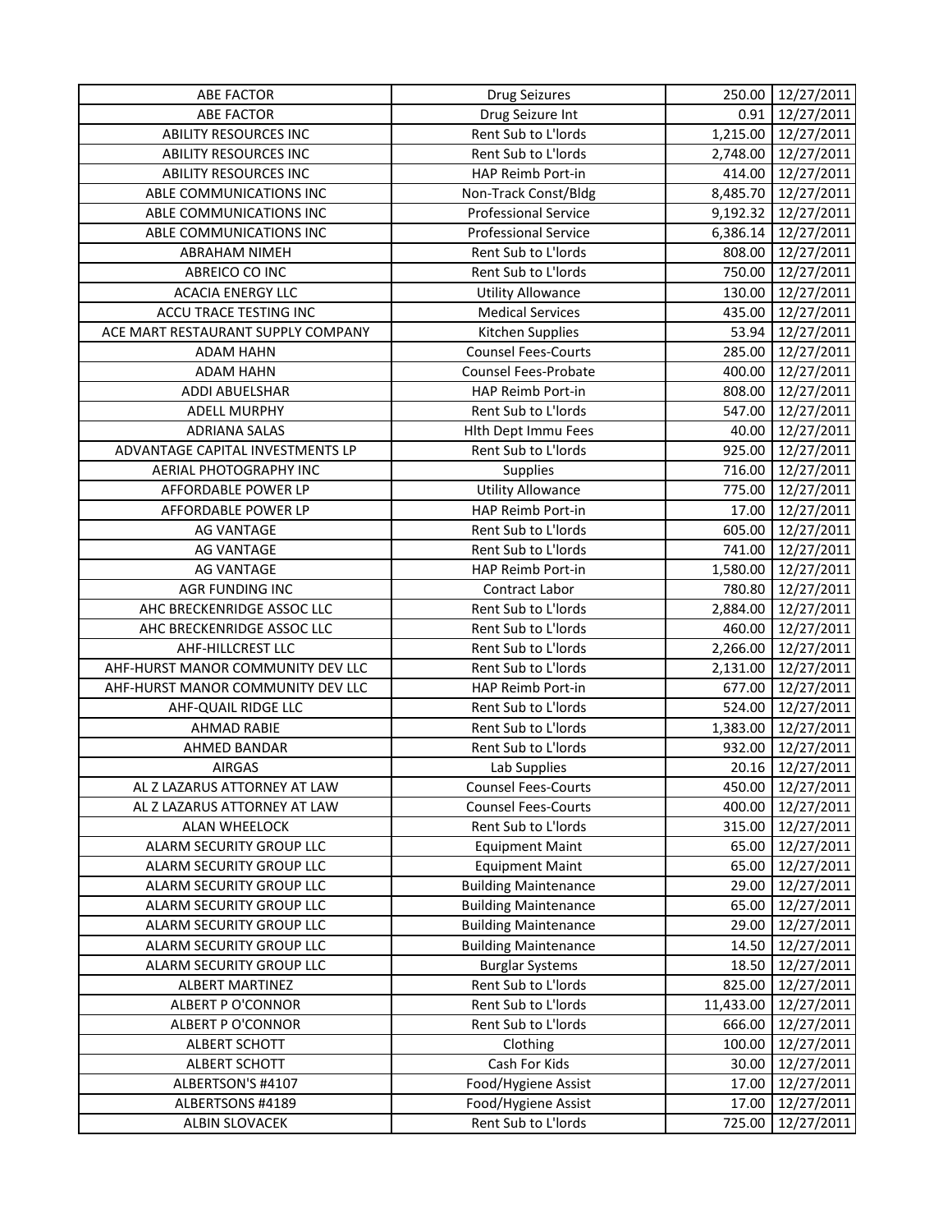| | | | |
|---|---|---|---|
| ABE FACTOR | Drug Seizures | 250.00 | 12/27/2011 |
| ABE FACTOR | Drug Seizure Int | 0.91 | 12/27/2011 |
| ABILITY RESOURCES INC | Rent Sub to L'lords | 1,215.00 | 12/27/2011 |
| ABILITY RESOURCES INC | Rent Sub to L'lords | 2,748.00 | 12/27/2011 |
| ABILITY RESOURCES INC | HAP Reimb Port-in | 414.00 | 12/27/2011 |
| ABLE COMMUNICATIONS INC | Non-Track Const/Bldg | 8,485.70 | 12/27/2011 |
| ABLE COMMUNICATIONS INC | Professional Service | 9,192.32 | 12/27/2011 |
| ABLE COMMUNICATIONS INC | Professional Service | 6,386.14 | 12/27/2011 |
| ABRAHAM NIMEH | Rent Sub to L'lords | 808.00 | 12/27/2011 |
| ABREICO CO INC | Rent Sub to L'lords | 750.00 | 12/27/2011 |
| ACACIA ENERGY LLC | Utility Allowance | 130.00 | 12/27/2011 |
| ACCU TRACE TESTING INC | Medical Services | 435.00 | 12/27/2011 |
| ACE MART RESTAURANT SUPPLY COMPANY | Kitchen Supplies | 53.94 | 12/27/2011 |
| ADAM HAHN | Counsel Fees-Courts | 285.00 | 12/27/2011 |
| ADAM HAHN | Counsel Fees-Probate | 400.00 | 12/27/2011 |
| ADDI ABUELSHAR | HAP Reimb Port-in | 808.00 | 12/27/2011 |
| ADELL MURPHY | Rent Sub to L'lords | 547.00 | 12/27/2011 |
| ADRIANA SALAS | Hlth Dept Immu Fees | 40.00 | 12/27/2011 |
| ADVANTAGE CAPITAL INVESTMENTS LP | Rent Sub to L'lords | 925.00 | 12/27/2011 |
| AERIAL PHOTOGRAPHY INC | Supplies | 716.00 | 12/27/2011 |
| AFFORDABLE POWER LP | Utility Allowance | 775.00 | 12/27/2011 |
| AFFORDABLE POWER LP | HAP Reimb Port-in | 17.00 | 12/27/2011 |
| AG VANTAGE | Rent Sub to L'lords | 605.00 | 12/27/2011 |
| AG VANTAGE | Rent Sub to L'lords | 741.00 | 12/27/2011 |
| AG VANTAGE | HAP Reimb Port-in | 1,580.00 | 12/27/2011 |
| AGR FUNDING INC | Contract Labor | 780.80 | 12/27/2011 |
| AHC BRECKENRIDGE ASSOC LLC | Rent Sub to L'lords | 2,884.00 | 12/27/2011 |
| AHC BRECKENRIDGE ASSOC LLC | Rent Sub to L'lords | 460.00 | 12/27/2011 |
| AHF-HILLCREST LLC | Rent Sub to L'lords | 2,266.00 | 12/27/2011 |
| AHF-HURST MANOR COMMUNITY DEV LLC | Rent Sub to L'lords | 2,131.00 | 12/27/2011 |
| AHF-HURST MANOR COMMUNITY DEV LLC | HAP Reimb Port-in | 677.00 | 12/27/2011 |
| AHF-QUAIL RIDGE LLC | Rent Sub to L'lords | 524.00 | 12/27/2011 |
| AHMAD RABIE | Rent Sub to L'lords | 1,383.00 | 12/27/2011 |
| AHMED BANDAR | Rent Sub to L'lords | 932.00 | 12/27/2011 |
| AIRGAS | Lab Supplies | 20.16 | 12/27/2011 |
| AL Z LAZARUS ATTORNEY AT LAW | Counsel Fees-Courts | 450.00 | 12/27/2011 |
| AL Z LAZARUS ATTORNEY AT LAW | Counsel Fees-Courts | 400.00 | 12/27/2011 |
| ALAN WHEELOCK | Rent Sub to L'lords | 315.00 | 12/27/2011 |
| ALARM SECURITY GROUP LLC | Equipment Maint | 65.00 | 12/27/2011 |
| ALARM SECURITY GROUP LLC | Equipment Maint | 65.00 | 12/27/2011 |
| ALARM SECURITY GROUP LLC | Building Maintenance | 29.00 | 12/27/2011 |
| ALARM SECURITY GROUP LLC | Building Maintenance | 65.00 | 12/27/2011 |
| ALARM SECURITY GROUP LLC | Building Maintenance | 29.00 | 12/27/2011 |
| ALARM SECURITY GROUP LLC | Building Maintenance | 14.50 | 12/27/2011 |
| ALARM SECURITY GROUP LLC | Burglar Systems | 18.50 | 12/27/2011 |
| ALBERT MARTINEZ | Rent Sub to L'lords | 825.00 | 12/27/2011 |
| ALBERT P O'CONNOR | Rent Sub to L'lords | 11,433.00 | 12/27/2011 |
| ALBERT P O'CONNOR | Rent Sub to L'lords | 666.00 | 12/27/2011 |
| ALBERT SCHOTT | Clothing | 100.00 | 12/27/2011 |
| ALBERT SCHOTT | Cash For Kids | 30.00 | 12/27/2011 |
| ALBERTSON'S #4107 | Food/Hygiene Assist | 17.00 | 12/27/2011 |
| ALBERTSONS #4189 | Food/Hygiene Assist | 17.00 | 12/27/2011 |
| ALBIN SLOVACEK | Rent Sub to L'lords | 725.00 | 12/27/2011 |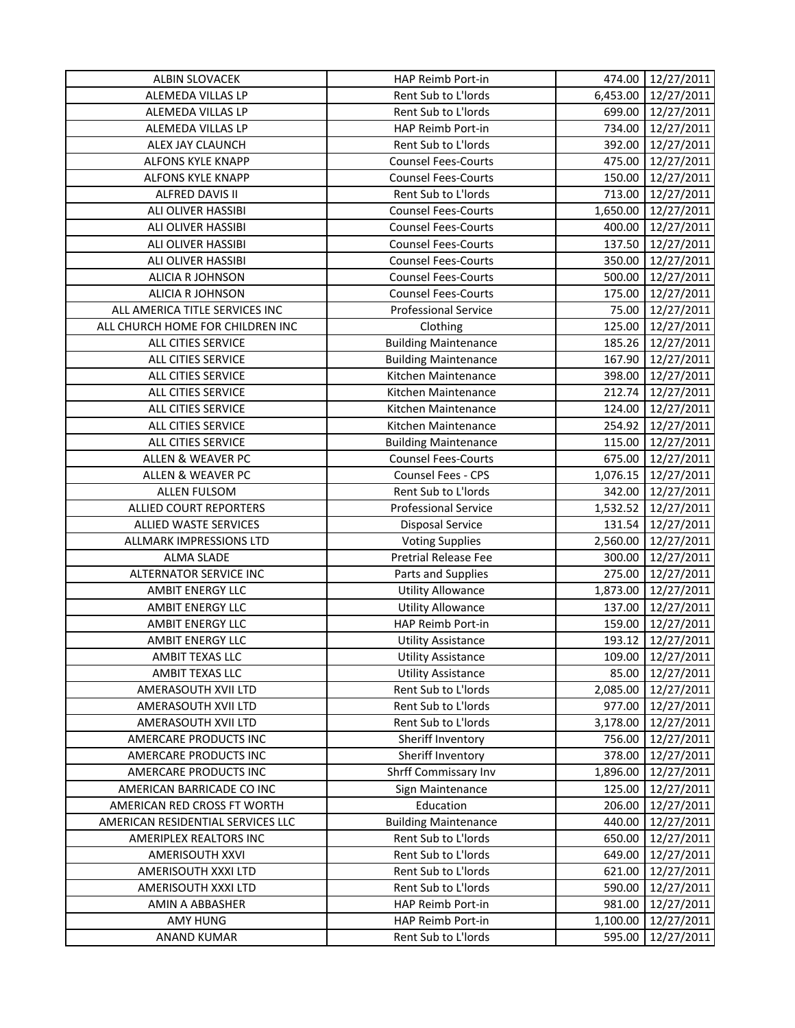| | | | |
|---|---|---|---|
| ALBIN SLOVACEK | HAP Reimb Port-in | 474.00 | 12/27/2011 |
| ALEMEDA VILLAS LP | Rent Sub to L'lords | 6,453.00 | 12/27/2011 |
| ALEMEDA VILLAS LP | Rent Sub to L'lords | 699.00 | 12/27/2011 |
| ALEMEDA VILLAS LP | HAP Reimb Port-in | 734.00 | 12/27/2011 |
| ALEX JAY CLAUNCH | Rent Sub to L'lords | 392.00 | 12/27/2011 |
| ALFONS KYLE KNAPP | Counsel Fees-Courts | 475.00 | 12/27/2011 |
| ALFONS KYLE KNAPP | Counsel Fees-Courts | 150.00 | 12/27/2011 |
| ALFRED DAVIS II | Rent Sub to L'lords | 713.00 | 12/27/2011 |
| ALI OLIVER HASSIBI | Counsel Fees-Courts | 1,650.00 | 12/27/2011 |
| ALI OLIVER HASSIBI | Counsel Fees-Courts | 400.00 | 12/27/2011 |
| ALI OLIVER HASSIBI | Counsel Fees-Courts | 137.50 | 12/27/2011 |
| ALI OLIVER HASSIBI | Counsel Fees-Courts | 350.00 | 12/27/2011 |
| ALICIA R JOHNSON | Counsel Fees-Courts | 500.00 | 12/27/2011 |
| ALICIA R JOHNSON | Counsel Fees-Courts | 175.00 | 12/27/2011 |
| ALL AMERICA TITLE SERVICES INC | Professional Service | 75.00 | 12/27/2011 |
| ALL CHURCH HOME FOR CHILDREN INC | Clothing | 125.00 | 12/27/2011 |
| ALL CITIES SERVICE | Building Maintenance | 185.26 | 12/27/2011 |
| ALL CITIES SERVICE | Building Maintenance | 167.90 | 12/27/2011 |
| ALL CITIES SERVICE | Kitchen Maintenance | 398.00 | 12/27/2011 |
| ALL CITIES SERVICE | Kitchen Maintenance | 212.74 | 12/27/2011 |
| ALL CITIES SERVICE | Kitchen Maintenance | 124.00 | 12/27/2011 |
| ALL CITIES SERVICE | Kitchen Maintenance | 254.92 | 12/27/2011 |
| ALL CITIES SERVICE | Building Maintenance | 115.00 | 12/27/2011 |
| ALLEN & WEAVER PC | Counsel Fees-Courts | 675.00 | 12/27/2011 |
| ALLEN & WEAVER PC | Counsel Fees - CPS | 1,076.15 | 12/27/2011 |
| ALLEN FULSOM | Rent Sub to L'lords | 342.00 | 12/27/2011 |
| ALLIED COURT REPORTERS | Professional Service | 1,532.52 | 12/27/2011 |
| ALLIED WASTE SERVICES | Disposal Service | 131.54 | 12/27/2011 |
| ALLMARK IMPRESSIONS LTD | Voting Supplies | 2,560.00 | 12/27/2011 |
| ALMA SLADE | Pretrial Release Fee | 300.00 | 12/27/2011 |
| ALTERNATOR SERVICE INC | Parts and Supplies | 275.00 | 12/27/2011 |
| AMBIT ENERGY LLC | Utility Allowance | 1,873.00 | 12/27/2011 |
| AMBIT ENERGY LLC | Utility Allowance | 137.00 | 12/27/2011 |
| AMBIT ENERGY LLC | HAP Reimb Port-in | 159.00 | 12/27/2011 |
| AMBIT ENERGY LLC | Utility Assistance | 193.12 | 12/27/2011 |
| AMBIT TEXAS LLC | Utility Assistance | 109.00 | 12/27/2011 |
| AMBIT TEXAS LLC | Utility Assistance | 85.00 | 12/27/2011 |
| AMERASOUTH XVII LTD | Rent Sub to L'lords | 2,085.00 | 12/27/2011 |
| AMERASOUTH XVII LTD | Rent Sub to L'lords | 977.00 | 12/27/2011 |
| AMERASOUTH XVII LTD | Rent Sub to L'lords | 3,178.00 | 12/27/2011 |
| AMERCARE PRODUCTS INC | Sheriff Inventory | 756.00 | 12/27/2011 |
| AMERCARE PRODUCTS INC | Sheriff Inventory | 378.00 | 12/27/2011 |
| AMERCARE PRODUCTS INC | Shrff Commissary Inv | 1,896.00 | 12/27/2011 |
| AMERICAN BARRICADE CO INC | Sign Maintenance | 125.00 | 12/27/2011 |
| AMERICAN RED CROSS FT WORTH | Education | 206.00 | 12/27/2011 |
| AMERICAN RESIDENTIAL SERVICES LLC | Building Maintenance | 440.00 | 12/27/2011 |
| AMERIPLEX REALTORS INC | Rent Sub to L'lords | 650.00 | 12/27/2011 |
| AMERISOUTH XXVI | Rent Sub to L'lords | 649.00 | 12/27/2011 |
| AMERISOUTH XXXI LTD | Rent Sub to L'lords | 621.00 | 12/27/2011 |
| AMERISOUTH XXXI LTD | Rent Sub to L'lords | 590.00 | 12/27/2011 |
| AMIN A ABBASHER | HAP Reimb Port-in | 981.00 | 12/27/2011 |
| AMY HUNG | HAP Reimb Port-in | 1,100.00 | 12/27/2011 |
| ANAND KUMAR | Rent Sub to L'lords | 595.00 | 12/27/2011 |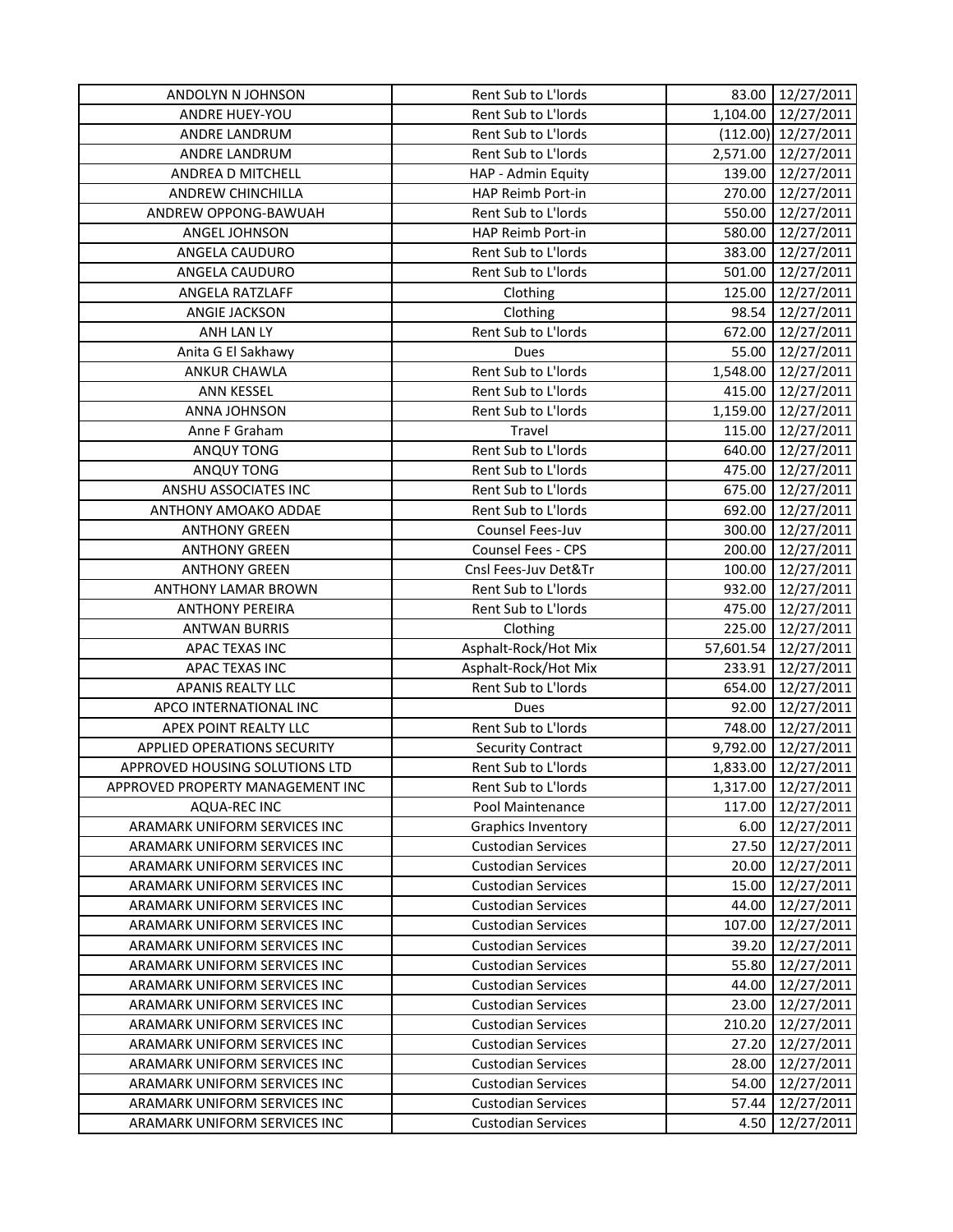| ANDOLYN N JOHNSON | Rent Sub to L'lords | 83.00 | 12/27/2011 |
|---|---|---|---|
| ANDRE HUEY-YOU | Rent Sub to L'lords | 1,104.00 | 12/27/2011 |
| ANDRE LANDRUM | Rent Sub to L'lords | (112.00) | 12/27/2011 |
| ANDRE LANDRUM | Rent Sub to L'lords | 2,571.00 | 12/27/2011 |
| ANDREA D MITCHELL | HAP - Admin Equity | 139.00 | 12/27/2011 |
| ANDREW CHINCHILLA | HAP Reimb Port-in | 270.00 | 12/27/2011 |
| ANDREW OPPONG-BAWUAH | Rent Sub to L'lords | 550.00 | 12/27/2011 |
| ANGEL JOHNSON | HAP Reimb Port-in | 580.00 | 12/27/2011 |
| ANGELA CAUDURO | Rent Sub to L'lords | 383.00 | 12/27/2011 |
| ANGELA CAUDURO | Rent Sub to L'lords | 501.00 | 12/27/2011 |
| ANGELA RATZLAFF | Clothing | 125.00 | 12/27/2011 |
| ANGIE JACKSON | Clothing | 98.54 | 12/27/2011 |
| ANH LAN LY | Rent Sub to L'lords | 672.00 | 12/27/2011 |
| Anita G El Sakhawy | Dues | 55.00 | 12/27/2011 |
| ANKUR CHAWLA | Rent Sub to L'lords | 1,548.00 | 12/27/2011 |
| ANN KESSEL | Rent Sub to L'lords | 415.00 | 12/27/2011 |
| ANNA JOHNSON | Rent Sub to L'lords | 1,159.00 | 12/27/2011 |
| Anne F Graham | Travel | 115.00 | 12/27/2011 |
| ANQUY TONG | Rent Sub to L'lords | 640.00 | 12/27/2011 |
| ANQUY TONG | Rent Sub to L'lords | 475.00 | 12/27/2011 |
| ANSHU ASSOCIATES INC | Rent Sub to L'lords | 675.00 | 12/27/2011 |
| ANTHONY AMOAKO ADDAE | Rent Sub to L'lords | 692.00 | 12/27/2011 |
| ANTHONY GREEN | Counsel Fees-Juv | 300.00 | 12/27/2011 |
| ANTHONY GREEN | Counsel Fees - CPS | 200.00 | 12/27/2011 |
| ANTHONY GREEN | Cnsl Fees-Juv Det&Tr | 100.00 | 12/27/2011 |
| ANTHONY LAMAR BROWN | Rent Sub to L'lords | 932.00 | 12/27/2011 |
| ANTHONY PEREIRA | Rent Sub to L'lords | 475.00 | 12/27/2011 |
| ANTWAN BURRIS | Clothing | 225.00 | 12/27/2011 |
| APAC TEXAS INC | Asphalt-Rock/Hot Mix | 57,601.54 | 12/27/2011 |
| APAC TEXAS INC | Asphalt-Rock/Hot Mix | 233.91 | 12/27/2011 |
| APANIS REALTY LLC | Rent Sub to L'lords | 654.00 | 12/27/2011 |
| APCO INTERNATIONAL INC | Dues | 92.00 | 12/27/2011 |
| APEX POINT REALTY LLC | Rent Sub to L'lords | 748.00 | 12/27/2011 |
| APPLIED OPERATIONS SECURITY | Security Contract | 9,792.00 | 12/27/2011 |
| APPROVED HOUSING SOLUTIONS LTD | Rent Sub to L'lords | 1,833.00 | 12/27/2011 |
| APPROVED PROPERTY MANAGEMENT INC | Rent Sub to L'lords | 1,317.00 | 12/27/2011 |
| AQUA-REC INC | Pool Maintenance | 117.00 | 12/27/2011 |
| ARAMARK UNIFORM SERVICES INC | Graphics Inventory | 6.00 | 12/27/2011 |
| ARAMARK UNIFORM SERVICES INC | Custodian Services | 27.50 | 12/27/2011 |
| ARAMARK UNIFORM SERVICES INC | Custodian Services | 20.00 | 12/27/2011 |
| ARAMARK UNIFORM SERVICES INC | Custodian Services | 15.00 | 12/27/2011 |
| ARAMARK UNIFORM SERVICES INC | Custodian Services | 44.00 | 12/27/2011 |
| ARAMARK UNIFORM SERVICES INC | Custodian Services | 107.00 | 12/27/2011 |
| ARAMARK UNIFORM SERVICES INC | Custodian Services | 39.20 | 12/27/2011 |
| ARAMARK UNIFORM SERVICES INC | Custodian Services | 55.80 | 12/27/2011 |
| ARAMARK UNIFORM SERVICES INC | Custodian Services | 44.00 | 12/27/2011 |
| ARAMARK UNIFORM SERVICES INC | Custodian Services | 23.00 | 12/27/2011 |
| ARAMARK UNIFORM SERVICES INC | Custodian Services | 210.20 | 12/27/2011 |
| ARAMARK UNIFORM SERVICES INC | Custodian Services | 27.20 | 12/27/2011 |
| ARAMARK UNIFORM SERVICES INC | Custodian Services | 28.00 | 12/27/2011 |
| ARAMARK UNIFORM SERVICES INC | Custodian Services | 54.00 | 12/27/2011 |
| ARAMARK UNIFORM SERVICES INC | Custodian Services | 57.44 | 12/27/2011 |
| ARAMARK UNIFORM SERVICES INC | Custodian Services | 4.50 | 12/27/2011 |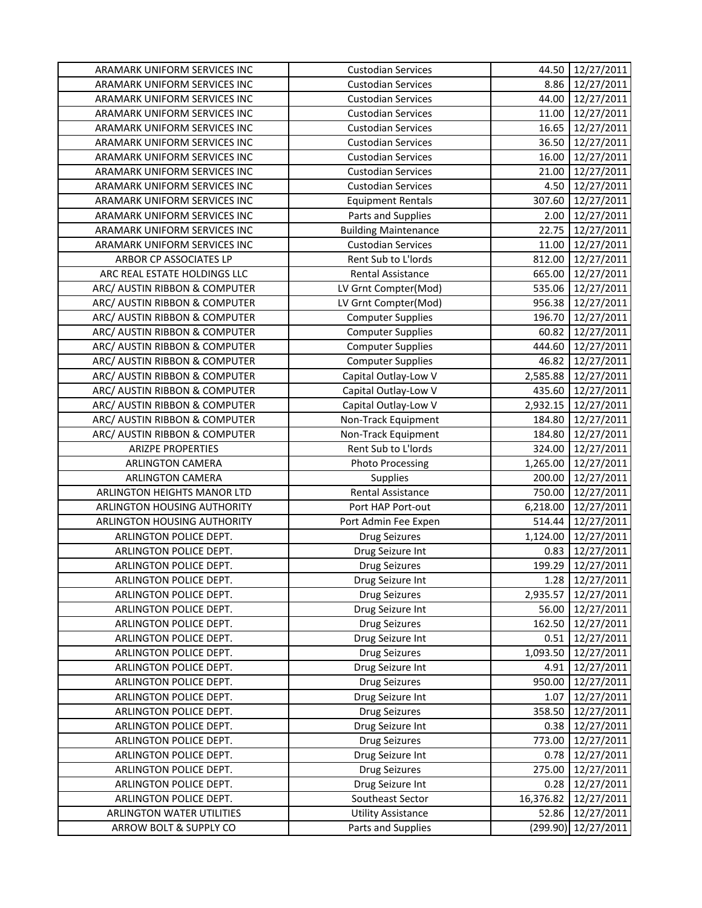| | | | |
|---|---|---|---|
| ARAMARK UNIFORM SERVICES INC | Custodian Services | 44.50 | 12/27/2011 |
| ARAMARK UNIFORM SERVICES INC | Custodian Services | 8.86 | 12/27/2011 |
| ARAMARK UNIFORM SERVICES INC | Custodian Services | 44.00 | 12/27/2011 |
| ARAMARK UNIFORM SERVICES INC | Custodian Services | 11.00 | 12/27/2011 |
| ARAMARK UNIFORM SERVICES INC | Custodian Services | 16.65 | 12/27/2011 |
| ARAMARK UNIFORM SERVICES INC | Custodian Services | 36.50 | 12/27/2011 |
| ARAMARK UNIFORM SERVICES INC | Custodian Services | 16.00 | 12/27/2011 |
| ARAMARK UNIFORM SERVICES INC | Custodian Services | 21.00 | 12/27/2011 |
| ARAMARK UNIFORM SERVICES INC | Custodian Services | 4.50 | 12/27/2011 |
| ARAMARK UNIFORM SERVICES INC | Equipment Rentals | 307.60 | 12/27/2011 |
| ARAMARK UNIFORM SERVICES INC | Parts and Supplies | 2.00 | 12/27/2011 |
| ARAMARK UNIFORM SERVICES INC | Building Maintenance | 22.75 | 12/27/2011 |
| ARAMARK UNIFORM SERVICES INC | Custodian Services | 11.00 | 12/27/2011 |
| ARBOR CP ASSOCIATES LP | Rent Sub to L'lords | 812.00 | 12/27/2011 |
| ARC REAL ESTATE HOLDINGS LLC | Rental Assistance | 665.00 | 12/27/2011 |
| ARC/ AUSTIN RIBBON & COMPUTER | LV Grnt Compter(Mod) | 535.06 | 12/27/2011 |
| ARC/ AUSTIN RIBBON & COMPUTER | LV Grnt Compter(Mod) | 956.38 | 12/27/2011 |
| ARC/ AUSTIN RIBBON & COMPUTER | Computer Supplies | 196.70 | 12/27/2011 |
| ARC/ AUSTIN RIBBON & COMPUTER | Computer Supplies | 60.82 | 12/27/2011 |
| ARC/ AUSTIN RIBBON & COMPUTER | Computer Supplies | 444.60 | 12/27/2011 |
| ARC/ AUSTIN RIBBON & COMPUTER | Computer Supplies | 46.82 | 12/27/2011 |
| ARC/ AUSTIN RIBBON & COMPUTER | Capital Outlay-Low V | 2,585.88 | 12/27/2011 |
| ARC/ AUSTIN RIBBON & COMPUTER | Capital Outlay-Low V | 435.60 | 12/27/2011 |
| ARC/ AUSTIN RIBBON & COMPUTER | Capital Outlay-Low V | 2,932.15 | 12/27/2011 |
| ARC/ AUSTIN RIBBON & COMPUTER | Non-Track Equipment | 184.80 | 12/27/2011 |
| ARC/ AUSTIN RIBBON & COMPUTER | Non-Track Equipment | 184.80 | 12/27/2011 |
| ARIZPE PROPERTIES | Rent Sub to L'lords | 324.00 | 12/27/2011 |
| ARLINGTON CAMERA | Photo Processing | 1,265.00 | 12/27/2011 |
| ARLINGTON CAMERA | Supplies | 200.00 | 12/27/2011 |
| ARLINGTON HEIGHTS MANOR LTD | Rental Assistance | 750.00 | 12/27/2011 |
| ARLINGTON HOUSING AUTHORITY | Port HAP Port-out | 6,218.00 | 12/27/2011 |
| ARLINGTON HOUSING AUTHORITY | Port Admin Fee Expen | 514.44 | 12/27/2011 |
| ARLINGTON POLICE DEPT. | Drug Seizures | 1,124.00 | 12/27/2011 |
| ARLINGTON POLICE DEPT. | Drug Seizure Int | 0.83 | 12/27/2011 |
| ARLINGTON POLICE DEPT. | Drug Seizures | 199.29 | 12/27/2011 |
| ARLINGTON POLICE DEPT. | Drug Seizure Int | 1.28 | 12/27/2011 |
| ARLINGTON POLICE DEPT. | Drug Seizures | 2,935.57 | 12/27/2011 |
| ARLINGTON POLICE DEPT. | Drug Seizure Int | 56.00 | 12/27/2011 |
| ARLINGTON POLICE DEPT. | Drug Seizures | 162.50 | 12/27/2011 |
| ARLINGTON POLICE DEPT. | Drug Seizure Int | 0.51 | 12/27/2011 |
| ARLINGTON POLICE DEPT. | Drug Seizures | 1,093.50 | 12/27/2011 |
| ARLINGTON POLICE DEPT. | Drug Seizure Int | 4.91 | 12/27/2011 |
| ARLINGTON POLICE DEPT. | Drug Seizures | 950.00 | 12/27/2011 |
| ARLINGTON POLICE DEPT. | Drug Seizure Int | 1.07 | 12/27/2011 |
| ARLINGTON POLICE DEPT. | Drug Seizures | 358.50 | 12/27/2011 |
| ARLINGTON POLICE DEPT. | Drug Seizure Int | 0.38 | 12/27/2011 |
| ARLINGTON POLICE DEPT. | Drug Seizures | 773.00 | 12/27/2011 |
| ARLINGTON POLICE DEPT. | Drug Seizure Int | 0.78 | 12/27/2011 |
| ARLINGTON POLICE DEPT. | Drug Seizures | 275.00 | 12/27/2011 |
| ARLINGTON POLICE DEPT. | Drug Seizure Int | 0.28 | 12/27/2011 |
| ARLINGTON POLICE DEPT. | Southeast Sector | 16,376.82 | 12/27/2011 |
| ARLINGTON WATER UTILITIES | Utility Assistance | 52.86 | 12/27/2011 |
| ARROW BOLT & SUPPLY CO | Parts and Supplies | (299.90) | 12/27/2011 |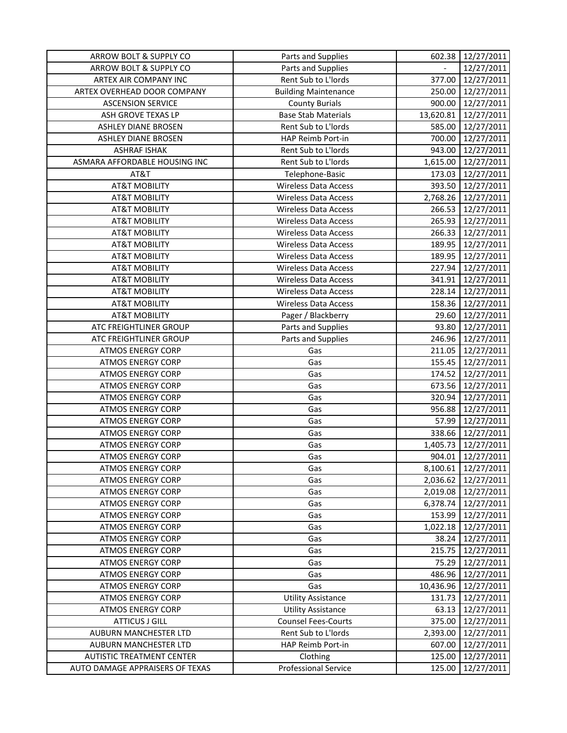| ARROW BOLT & SUPPLY CO | Parts and Supplies | 602.38 | 12/27/2011 |
|---|---|---|---|
| ARROW BOLT & SUPPLY CO | Parts and Supplies | - | 12/27/2011 |
| ARTEX AIR COMPANY INC | Rent Sub to L'lords | 377.00 | 12/27/2011 |
| ARTEX OVERHEAD DOOR COMPANY | Building Maintenance | 250.00 | 12/27/2011 |
| ASCENSION SERVICE | County Burials | 900.00 | 12/27/2011 |
| ASH GROVE TEXAS LP | Base Stab Materials | 13,620.81 | 12/27/2011 |
| ASHLEY DIANE BROSEN | Rent Sub to L'lords | 585.00 | 12/27/2011 |
| ASHLEY DIANE BROSEN | HAP Reimb Port-in | 700.00 | 12/27/2011 |
| ASHRAF ISHAK | Rent Sub to L'lords | 943.00 | 12/27/2011 |
| ASMARA AFFORDABLE HOUSING INC | Rent Sub to L'lords | 1,615.00 | 12/27/2011 |
| AT&T | Telephone-Basic | 173.03 | 12/27/2011 |
| AT&T MOBILITY | Wireless Data Access | 393.50 | 12/27/2011 |
| AT&T MOBILITY | Wireless Data Access | 2,768.26 | 12/27/2011 |
| AT&T MOBILITY | Wireless Data Access | 266.53 | 12/27/2011 |
| AT&T MOBILITY | Wireless Data Access | 265.93 | 12/27/2011 |
| AT&T MOBILITY | Wireless Data Access | 266.33 | 12/27/2011 |
| AT&T MOBILITY | Wireless Data Access | 189.95 | 12/27/2011 |
| AT&T MOBILITY | Wireless Data Access | 189.95 | 12/27/2011 |
| AT&T MOBILITY | Wireless Data Access | 227.94 | 12/27/2011 |
| AT&T MOBILITY | Wireless Data Access | 341.91 | 12/27/2011 |
| AT&T MOBILITY | Wireless Data Access | 228.14 | 12/27/2011 |
| AT&T MOBILITY | Wireless Data Access | 158.36 | 12/27/2011 |
| AT&T MOBILITY | Pager / Blackberry | 29.60 | 12/27/2011 |
| ATC FREIGHTLINER GROUP | Parts and Supplies | 93.80 | 12/27/2011 |
| ATC FREIGHTLINER GROUP | Parts and Supplies | 246.96 | 12/27/2011 |
| ATMOS ENERGY CORP | Gas | 211.05 | 12/27/2011 |
| ATMOS ENERGY CORP | Gas | 155.45 | 12/27/2011 |
| ATMOS ENERGY CORP | Gas | 174.52 | 12/27/2011 |
| ATMOS ENERGY CORP | Gas | 673.56 | 12/27/2011 |
| ATMOS ENERGY CORP | Gas | 320.94 | 12/27/2011 |
| ATMOS ENERGY CORP | Gas | 956.88 | 12/27/2011 |
| ATMOS ENERGY CORP | Gas | 57.99 | 12/27/2011 |
| ATMOS ENERGY CORP | Gas | 338.66 | 12/27/2011 |
| ATMOS ENERGY CORP | Gas | 1,405.73 | 12/27/2011 |
| ATMOS ENERGY CORP | Gas | 904.01 | 12/27/2011 |
| ATMOS ENERGY CORP | Gas | 8,100.61 | 12/27/2011 |
| ATMOS ENERGY CORP | Gas | 2,036.62 | 12/27/2011 |
| ATMOS ENERGY CORP | Gas | 2,019.08 | 12/27/2011 |
| ATMOS ENERGY CORP | Gas | 6,378.74 | 12/27/2011 |
| ATMOS ENERGY CORP | Gas | 153.99 | 12/27/2011 |
| ATMOS ENERGY CORP | Gas | 1,022.18 | 12/27/2011 |
| ATMOS ENERGY CORP | Gas | 38.24 | 12/27/2011 |
| ATMOS ENERGY CORP | Gas | 215.75 | 12/27/2011 |
| ATMOS ENERGY CORP | Gas | 75.29 | 12/27/2011 |
| ATMOS ENERGY CORP | Gas | 486.96 | 12/27/2011 |
| ATMOS ENERGY CORP | Gas | 10,436.96 | 12/27/2011 |
| ATMOS ENERGY CORP | Utility Assistance | 131.73 | 12/27/2011 |
| ATMOS ENERGY CORP | Utility Assistance | 63.13 | 12/27/2011 |
| ATTICUS J GILL | Counsel Fees-Courts | 375.00 | 12/27/2011 |
| AUBURN MANCHESTER LTD | Rent Sub to L'lords | 2,393.00 | 12/27/2011 |
| AUBURN MANCHESTER LTD | HAP Reimb Port-in | 607.00 | 12/27/2011 |
| AUTISTIC TREATMENT CENTER | Clothing | 125.00 | 12/27/2011 |
| AUTO DAMAGE APPRAISERS OF TEXAS | Professional Service | 125.00 | 12/27/2011 |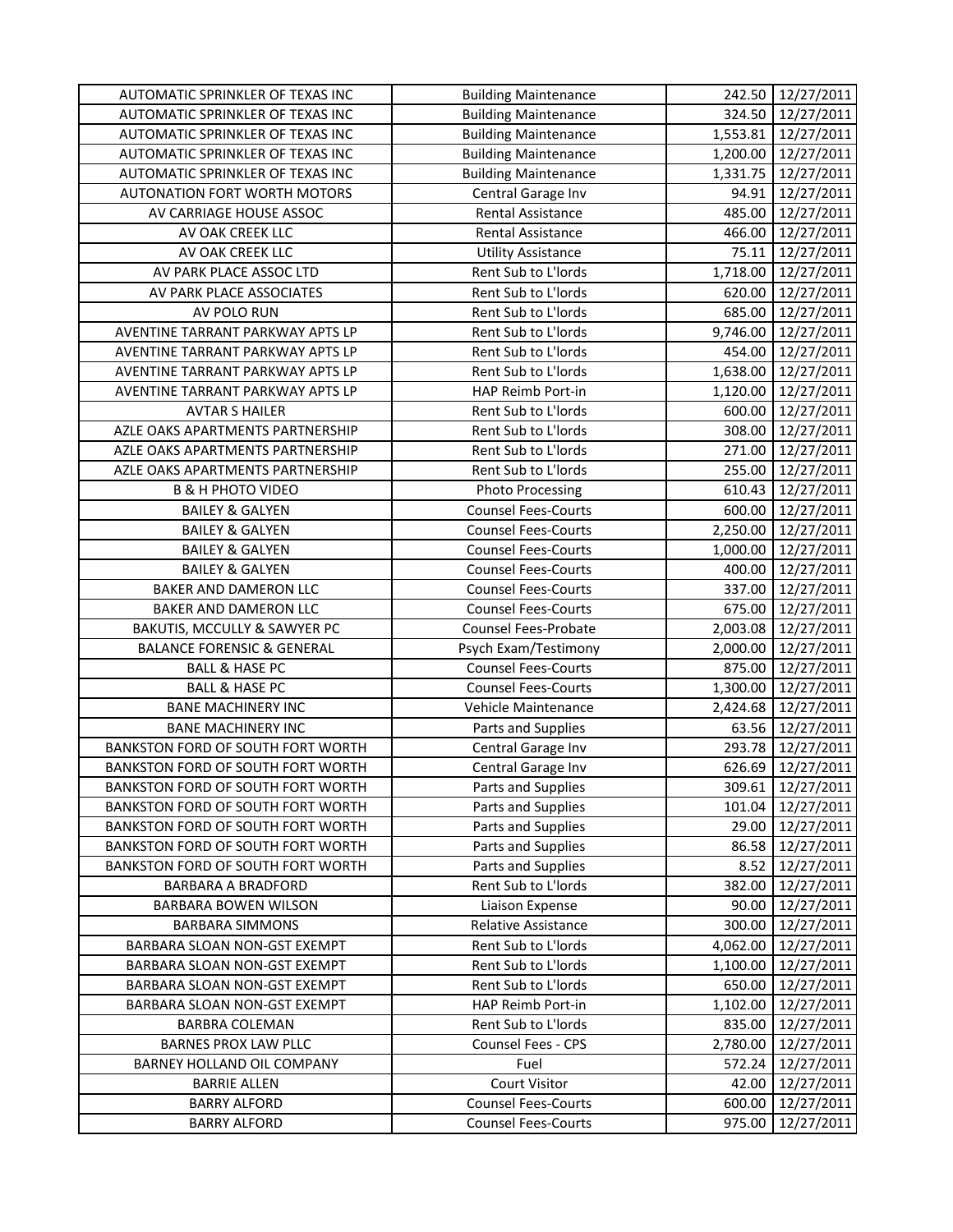| | | | |
|---|---|---|---|
| AUTOMATIC SPRINKLER OF TEXAS INC | Building Maintenance | 242.50 | 12/27/2011 |
| AUTOMATIC SPRINKLER OF TEXAS INC | Building Maintenance | 324.50 | 12/27/2011 |
| AUTOMATIC SPRINKLER OF TEXAS INC | Building Maintenance | 1,553.81 | 12/27/2011 |
| AUTOMATIC SPRINKLER OF TEXAS INC | Building Maintenance | 1,200.00 | 12/27/2011 |
| AUTOMATIC SPRINKLER OF TEXAS INC | Building Maintenance | 1,331.75 | 12/27/2011 |
| AUTONATION FORT WORTH MOTORS | Central Garage Inv | 94.91 | 12/27/2011 |
| AV CARRIAGE HOUSE ASSOC | Rental Assistance | 485.00 | 12/27/2011 |
| AV OAK CREEK LLC | Rental Assistance | 466.00 | 12/27/2011 |
| AV OAK CREEK LLC | Utility Assistance | 75.11 | 12/27/2011 |
| AV PARK PLACE ASSOC LTD | Rent Sub to L'lords | 1,718.00 | 12/27/2011 |
| AV PARK PLACE ASSOCIATES | Rent Sub to L'lords | 620.00 | 12/27/2011 |
| AV POLO RUN | Rent Sub to L'lords | 685.00 | 12/27/2011 |
| AVENTINE TARRANT PARKWAY APTS LP | Rent Sub to L'lords | 9,746.00 | 12/27/2011 |
| AVENTINE TARRANT PARKWAY APTS LP | Rent Sub to L'lords | 454.00 | 12/27/2011 |
| AVENTINE TARRANT PARKWAY APTS LP | Rent Sub to L'lords | 1,638.00 | 12/27/2011 |
| AVENTINE TARRANT PARKWAY APTS LP | HAP Reimb Port-in | 1,120.00 | 12/27/2011 |
| AVTAR S HAILER | Rent Sub to L'lords | 600.00 | 12/27/2011 |
| AZLE OAKS APARTMENTS PARTNERSHIP | Rent Sub to L'lords | 308.00 | 12/27/2011 |
| AZLE OAKS APARTMENTS PARTNERSHIP | Rent Sub to L'lords | 271.00 | 12/27/2011 |
| AZLE OAKS APARTMENTS PARTNERSHIP | Rent Sub to L'lords | 255.00 | 12/27/2011 |
| B & H PHOTO VIDEO | Photo Processing | 610.43 | 12/27/2011 |
| BAILEY & GALYEN | Counsel Fees-Courts | 600.00 | 12/27/2011 |
| BAILEY & GALYEN | Counsel Fees-Courts | 2,250.00 | 12/27/2011 |
| BAILEY & GALYEN | Counsel Fees-Courts | 1,000.00 | 12/27/2011 |
| BAILEY & GALYEN | Counsel Fees-Courts | 400.00 | 12/27/2011 |
| BAKER AND DAMERON LLC | Counsel Fees-Courts | 337.00 | 12/27/2011 |
| BAKER AND DAMERON LLC | Counsel Fees-Courts | 675.00 | 12/27/2011 |
| BAKUTIS, MCCULLY & SAWYER PC | Counsel Fees-Probate | 2,003.08 | 12/27/2011 |
| BALANCE FORENSIC & GENERAL | Psych Exam/Testimony | 2,000.00 | 12/27/2011 |
| BALL & HASE PC | Counsel Fees-Courts | 875.00 | 12/27/2011 |
| BALL & HASE PC | Counsel Fees-Courts | 1,300.00 | 12/27/2011 |
| BANE MACHINERY INC | Vehicle Maintenance | 2,424.68 | 12/27/2011 |
| BANE MACHINERY INC | Parts and Supplies | 63.56 | 12/27/2011 |
| BANKSTON FORD OF SOUTH FORT WORTH | Central Garage Inv | 293.78 | 12/27/2011 |
| BANKSTON FORD OF SOUTH FORT WORTH | Central Garage Inv | 626.69 | 12/27/2011 |
| BANKSTON FORD OF SOUTH FORT WORTH | Parts and Supplies | 309.61 | 12/27/2011 |
| BANKSTON FORD OF SOUTH FORT WORTH | Parts and Supplies | 101.04 | 12/27/2011 |
| BANKSTON FORD OF SOUTH FORT WORTH | Parts and Supplies | 29.00 | 12/27/2011 |
| BANKSTON FORD OF SOUTH FORT WORTH | Parts and Supplies | 86.58 | 12/27/2011 |
| BANKSTON FORD OF SOUTH FORT WORTH | Parts and Supplies | 8.52 | 12/27/2011 |
| BARBARA A BRADFORD | Rent Sub to L'lords | 382.00 | 12/27/2011 |
| BARBARA BOWEN WILSON | Liaison Expense | 90.00 | 12/27/2011 |
| BARBARA SIMMONS | Relative Assistance | 300.00 | 12/27/2011 |
| BARBARA SLOAN NON-GST EXEMPT | Rent Sub to L'lords | 4,062.00 | 12/27/2011 |
| BARBARA SLOAN NON-GST EXEMPT | Rent Sub to L'lords | 1,100.00 | 12/27/2011 |
| BARBARA SLOAN NON-GST EXEMPT | Rent Sub to L'lords | 650.00 | 12/27/2011 |
| BARBARA SLOAN NON-GST EXEMPT | HAP Reimb Port-in | 1,102.00 | 12/27/2011 |
| BARBRA COLEMAN | Rent Sub to L'lords | 835.00 | 12/27/2011 |
| BARNES PROX LAW PLLC | Counsel Fees - CPS | 2,780.00 | 12/27/2011 |
| BARNEY HOLLAND OIL COMPANY | Fuel | 572.24 | 12/27/2011 |
| BARRIE ALLEN | Court Visitor | 42.00 | 12/27/2011 |
| BARRY ALFORD | Counsel Fees-Courts | 600.00 | 12/27/2011 |
| BARRY ALFORD | Counsel Fees-Courts | 975.00 | 12/27/2011 |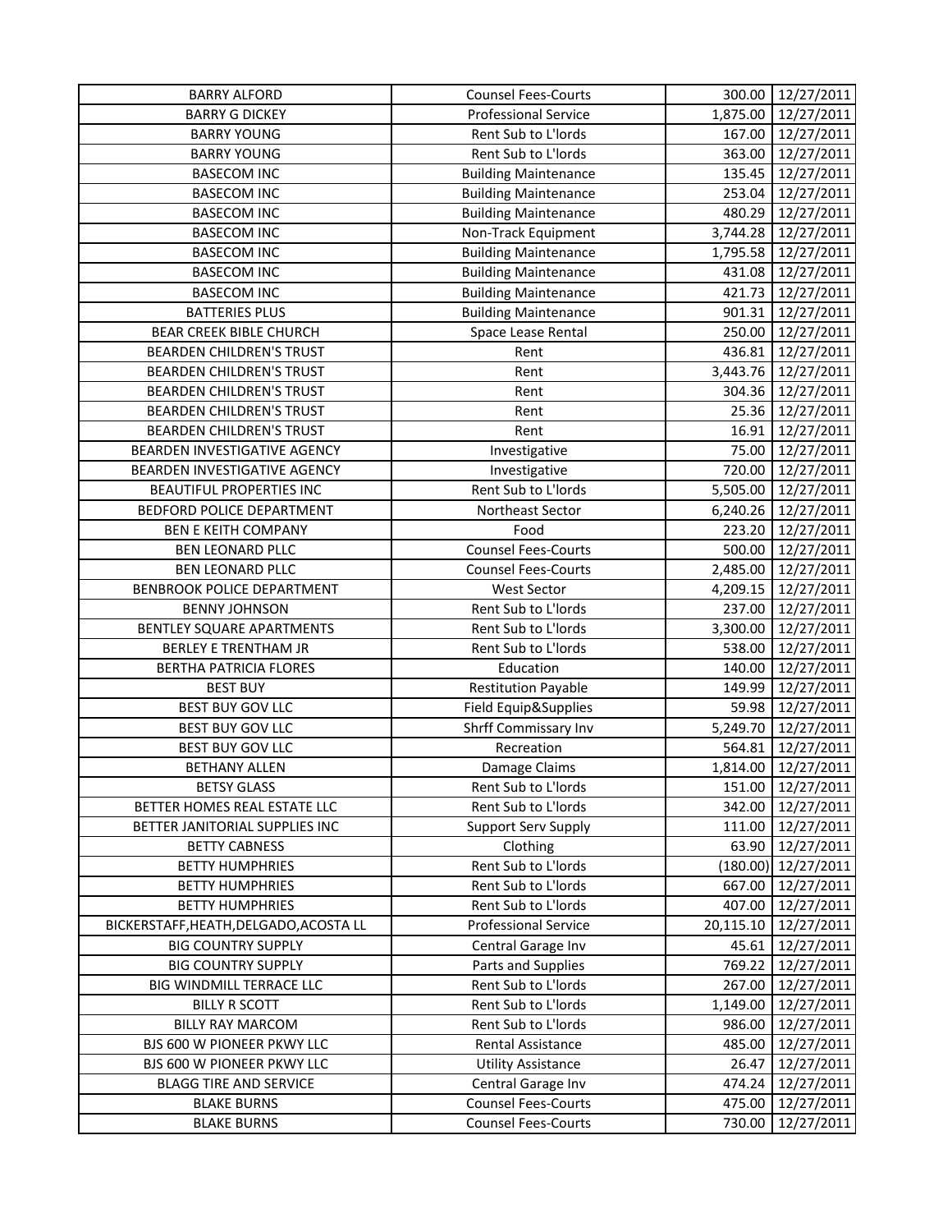| BARRY ALFORD | Counsel Fees-Courts | 300.00 | 12/27/2011 |
|---|---|---|---|
| BARRY G DICKEY | Professional Service | 1,875.00 | 12/27/2011 |
| BARRY YOUNG | Rent Sub to L'lords | 167.00 | 12/27/2011 |
| BARRY YOUNG | Rent Sub to L'lords | 363.00 | 12/27/2011 |
| BASECOM INC | Building Maintenance | 135.45 | 12/27/2011 |
| BASECOM INC | Building Maintenance | 253.04 | 12/27/2011 |
| BASECOM INC | Building Maintenance | 480.29 | 12/27/2011 |
| BASECOM INC | Non-Track Equipment | 3,744.28 | 12/27/2011 |
| BASECOM INC | Building Maintenance | 1,795.58 | 12/27/2011 |
| BASECOM INC | Building Maintenance | 431.08 | 12/27/2011 |
| BASECOM INC | Building Maintenance | 421.73 | 12/27/2011 |
| BATTERIES PLUS | Building Maintenance | 901.31 | 12/27/2011 |
| BEAR CREEK BIBLE CHURCH | Space Lease Rental | 250.00 | 12/27/2011 |
| BEARDEN CHILDREN'S TRUST | Rent | 436.81 | 12/27/2011 |
| BEARDEN CHILDREN'S TRUST | Rent | 3,443.76 | 12/27/2011 |
| BEARDEN CHILDREN'S TRUST | Rent | 304.36 | 12/27/2011 |
| BEARDEN CHILDREN'S TRUST | Rent | 25.36 | 12/27/2011 |
| BEARDEN CHILDREN'S TRUST | Rent | 16.91 | 12/27/2011 |
| BEARDEN INVESTIGATIVE AGENCY | Investigative | 75.00 | 12/27/2011 |
| BEARDEN INVESTIGATIVE AGENCY | Investigative | 720.00 | 12/27/2011 |
| BEAUTIFUL PROPERTIES INC | Rent Sub to L'lords | 5,505.00 | 12/27/2011 |
| BEDFORD POLICE DEPARTMENT | Northeast Sector | 6,240.26 | 12/27/2011 |
| BEN E KEITH COMPANY | Food | 223.20 | 12/27/2011 |
| BEN LEONARD PLLC | Counsel Fees-Courts | 500.00 | 12/27/2011 |
| BEN LEONARD PLLC | Counsel Fees-Courts | 2,485.00 | 12/27/2011 |
| BENBROOK POLICE DEPARTMENT | West Sector | 4,209.15 | 12/27/2011 |
| BENNY JOHNSON | Rent Sub to L'lords | 237.00 | 12/27/2011 |
| BENTLEY SQUARE APARTMENTS | Rent Sub to L'lords | 3,300.00 | 12/27/2011 |
| BERLEY E TRENTHAM JR | Rent Sub to L'lords | 538.00 | 12/27/2011 |
| BERTHA PATRICIA FLORES | Education | 140.00 | 12/27/2011 |
| BEST BUY | Restitution Payable | 149.99 | 12/27/2011 |
| BEST BUY GOV LLC | Field Equip&Supplies | 59.98 | 12/27/2011 |
| BEST BUY GOV LLC | Shrff Commissary Inv | 5,249.70 | 12/27/2011 |
| BEST BUY GOV LLC | Recreation | 564.81 | 12/27/2011 |
| BETHANY ALLEN | Damage Claims | 1,814.00 | 12/27/2011 |
| BETSY GLASS | Rent Sub to L'lords | 151.00 | 12/27/2011 |
| BETTER HOMES REAL ESTATE LLC | Rent Sub to L'lords | 342.00 | 12/27/2011 |
| BETTER JANITORIAL SUPPLIES INC | Support Serv Supply | 111.00 | 12/27/2011 |
| BETTY CABNESS | Clothing | 63.90 | 12/27/2011 |
| BETTY HUMPHRIES | Rent Sub to L'lords | (180.00) | 12/27/2011 |
| BETTY HUMPHRIES | Rent Sub to L'lords | 667.00 | 12/27/2011 |
| BETTY HUMPHRIES | Rent Sub to L'lords | 407.00 | 12/27/2011 |
| BICKERSTAFF,HEATH,DELGADO,ACOSTA LL | Professional Service | 20,115.10 | 12/27/2011 |
| BIG COUNTRY SUPPLY | Central Garage Inv | 45.61 | 12/27/2011 |
| BIG COUNTRY SUPPLY | Parts and Supplies | 769.22 | 12/27/2011 |
| BIG WINDMILL TERRACE LLC | Rent Sub to L'lords | 267.00 | 12/27/2011 |
| BILLY R SCOTT | Rent Sub to L'lords | 1,149.00 | 12/27/2011 |
| BILLY RAY MARCOM | Rent Sub to L'lords | 986.00 | 12/27/2011 |
| BJS 600 W PIONEER PKWY LLC | Rental Assistance | 485.00 | 12/27/2011 |
| BJS 600 W PIONEER PKWY LLC | Utility Assistance | 26.47 | 12/27/2011 |
| BLAGG TIRE AND SERVICE | Central Garage Inv | 474.24 | 12/27/2011 |
| BLAKE BURNS | Counsel Fees-Courts | 475.00 | 12/27/2011 |
| BLAKE BURNS | Counsel Fees-Courts | 730.00 | 12/27/2011 |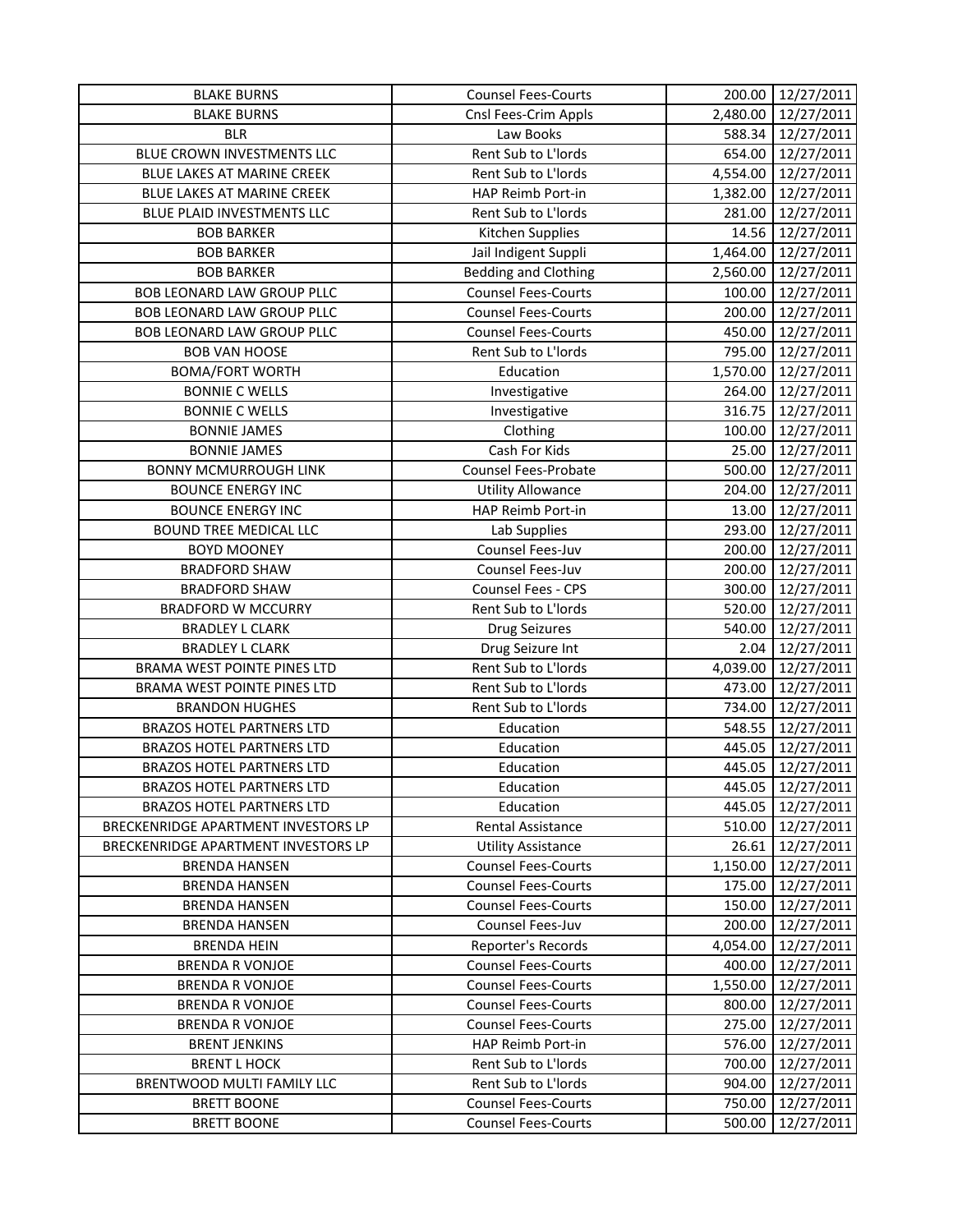| BLAKE BURNS | Counsel Fees-Courts | 200.00 | 12/27/2011 |
|---|---|---|---|
| BLAKE BURNS | Cnsl Fees-Crim Appls | 2,480.00 | 12/27/2011 |
| BLR | Law Books | 588.34 | 12/27/2011 |
| BLUE CROWN INVESTMENTS LLC | Rent Sub to L'lords | 654.00 | 12/27/2011 |
| BLUE LAKES AT MARINE CREEK | Rent Sub to L'lords | 4,554.00 | 12/27/2011 |
| BLUE LAKES AT MARINE CREEK | HAP Reimb Port-in | 1,382.00 | 12/27/2011 |
| BLUE PLAID INVESTMENTS LLC | Rent Sub to L'lords | 281.00 | 12/27/2011 |
| BOB BARKER | Kitchen Supplies | 14.56 | 12/27/2011 |
| BOB BARKER | Jail Indigent Suppli | 1,464.00 | 12/27/2011 |
| BOB BARKER | Bedding and Clothing | 2,560.00 | 12/27/2011 |
| BOB LEONARD LAW GROUP PLLC | Counsel Fees-Courts | 100.00 | 12/27/2011 |
| BOB LEONARD LAW GROUP PLLC | Counsel Fees-Courts | 200.00 | 12/27/2011 |
| BOB LEONARD LAW GROUP PLLC | Counsel Fees-Courts | 450.00 | 12/27/2011 |
| BOB VAN HOOSE | Rent Sub to L'lords | 795.00 | 12/27/2011 |
| BOMA/FORT WORTH | Education | 1,570.00 | 12/27/2011 |
| BONNIE C WELLS | Investigative | 264.00 | 12/27/2011 |
| BONNIE C WELLS | Investigative | 316.75 | 12/27/2011 |
| BONNIE JAMES | Clothing | 100.00 | 12/27/2011 |
| BONNIE JAMES | Cash For Kids | 25.00 | 12/27/2011 |
| BONNY MCMURROUGH LINK | Counsel Fees-Probate | 500.00 | 12/27/2011 |
| BOUNCE ENERGY INC | Utility Allowance | 204.00 | 12/27/2011 |
| BOUNCE ENERGY INC | HAP Reimb Port-in | 13.00 | 12/27/2011 |
| BOUND TREE MEDICAL LLC | Lab Supplies | 293.00 | 12/27/2011 |
| BOYD MOONEY | Counsel Fees-Juv | 200.00 | 12/27/2011 |
| BRADFORD SHAW | Counsel Fees-Juv | 200.00 | 12/27/2011 |
| BRADFORD SHAW | Counsel Fees - CPS | 300.00 | 12/27/2011 |
| BRADFORD W MCCURRY | Rent Sub to L'lords | 520.00 | 12/27/2011 |
| BRADLEY L CLARK | Drug Seizures | 540.00 | 12/27/2011 |
| BRADLEY L CLARK | Drug Seizure Int | 2.04 | 12/27/2011 |
| BRAMA WEST POINTE PINES LTD | Rent Sub to L'lords | 4,039.00 | 12/27/2011 |
| BRAMA WEST POINTE PINES LTD | Rent Sub to L'lords | 473.00 | 12/27/2011 |
| BRANDON HUGHES | Rent Sub to L'lords | 734.00 | 12/27/2011 |
| BRAZOS HOTEL PARTNERS LTD | Education | 548.55 | 12/27/2011 |
| BRAZOS HOTEL PARTNERS LTD | Education | 445.05 | 12/27/2011 |
| BRAZOS HOTEL PARTNERS LTD | Education | 445.05 | 12/27/2011 |
| BRAZOS HOTEL PARTNERS LTD | Education | 445.05 | 12/27/2011 |
| BRAZOS HOTEL PARTNERS LTD | Education | 445.05 | 12/27/2011 |
| BRECKENRIDGE APARTMENT INVESTORS LP | Rental Assistance | 510.00 | 12/27/2011 |
| BRECKENRIDGE APARTMENT INVESTORS LP | Utility Assistance | 26.61 | 12/27/2011 |
| BRENDA HANSEN | Counsel Fees-Courts | 1,150.00 | 12/27/2011 |
| BRENDA HANSEN | Counsel Fees-Courts | 175.00 | 12/27/2011 |
| BRENDA HANSEN | Counsel Fees-Courts | 150.00 | 12/27/2011 |
| BRENDA HANSEN | Counsel Fees-Juv | 200.00 | 12/27/2011 |
| BRENDA HEIN | Reporter's Records | 4,054.00 | 12/27/2011 |
| BRENDA R VONJOE | Counsel Fees-Courts | 400.00 | 12/27/2011 |
| BRENDA R VONJOE | Counsel Fees-Courts | 1,550.00 | 12/27/2011 |
| BRENDA R VONJOE | Counsel Fees-Courts | 800.00 | 12/27/2011 |
| BRENDA R VONJOE | Counsel Fees-Courts | 275.00 | 12/27/2011 |
| BRENT JENKINS | HAP Reimb Port-in | 576.00 | 12/27/2011 |
| BRENT L HOCK | Rent Sub to L'lords | 700.00 | 12/27/2011 |
| BRENTWOOD MULTI FAMILY LLC | Rent Sub to L'lords | 904.00 | 12/27/2011 |
| BRETT BOONE | Counsel Fees-Courts | 750.00 | 12/27/2011 |
| BRETT BOONE | Counsel Fees-Courts | 500.00 | 12/27/2011 |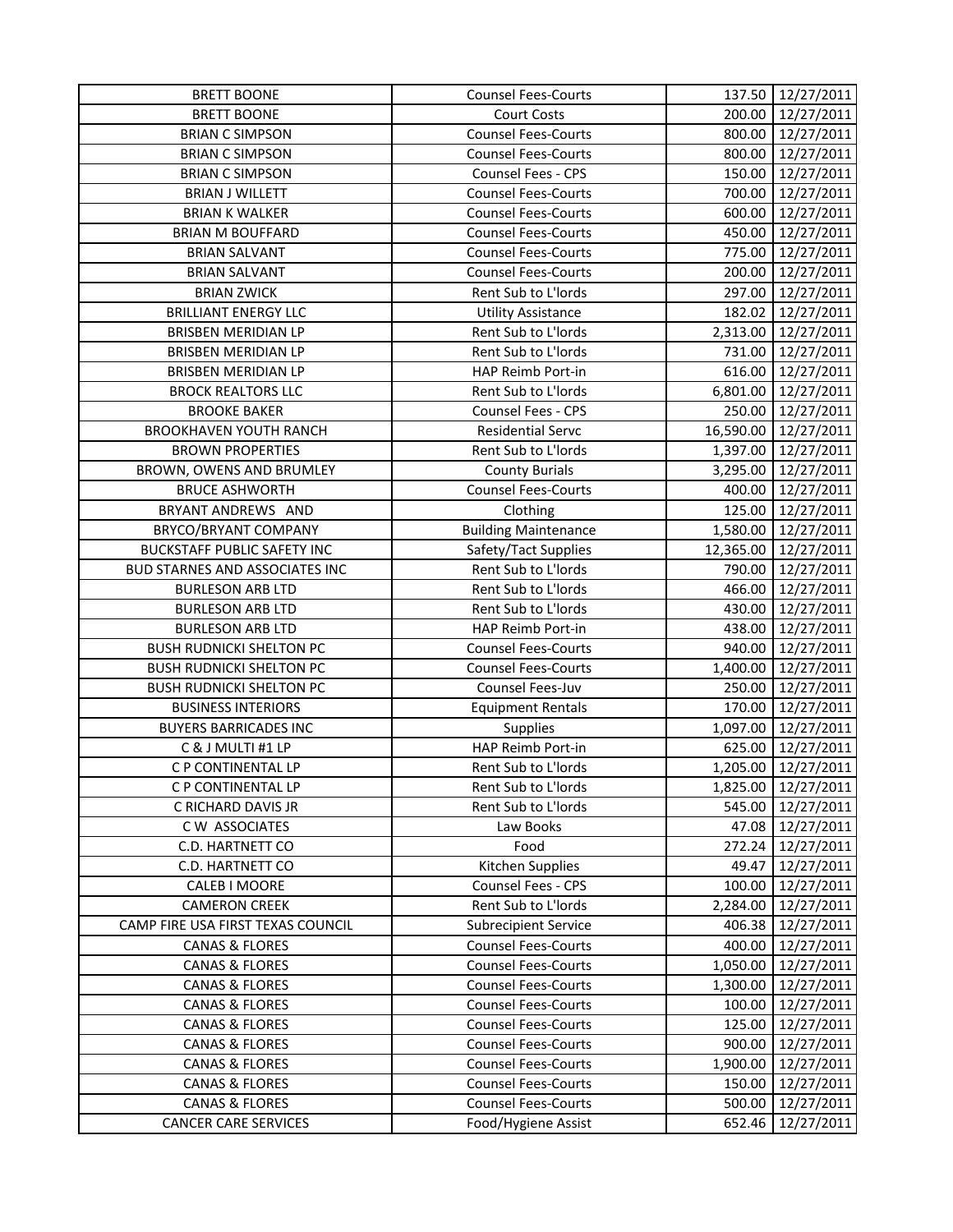| BRETT BOONE | Counsel Fees-Courts | 137.50 | 12/27/2011 |
|---|---|---|---|
| BRETT BOONE | Court Costs | 200.00 | 12/27/2011 |
| BRIAN C SIMPSON | Counsel Fees-Courts | 800.00 | 12/27/2011 |
| BRIAN C SIMPSON | Counsel Fees-Courts | 800.00 | 12/27/2011 |
| BRIAN C SIMPSON | Counsel Fees - CPS | 150.00 | 12/27/2011 |
| BRIAN J WILLETT | Counsel Fees-Courts | 700.00 | 12/27/2011 |
| BRIAN K WALKER | Counsel Fees-Courts | 600.00 | 12/27/2011 |
| BRIAN M BOUFFARD | Counsel Fees-Courts | 450.00 | 12/27/2011 |
| BRIAN SALVANT | Counsel Fees-Courts | 775.00 | 12/27/2011 |
| BRIAN SALVANT | Counsel Fees-Courts | 200.00 | 12/27/2011 |
| BRIAN ZWICK | Rent Sub to L'lords | 297.00 | 12/27/2011 |
| BRILLIANT ENERGY LLC | Utility Assistance | 182.02 | 12/27/2011 |
| BRISBEN MERIDIAN LP | Rent Sub to L'lords | 2,313.00 | 12/27/2011 |
| BRISBEN MERIDIAN LP | Rent Sub to L'lords | 731.00 | 12/27/2011 |
| BRISBEN MERIDIAN LP | HAP Reimb Port-in | 616.00 | 12/27/2011 |
| BROCK REALTORS LLC | Rent Sub to L'lords | 6,801.00 | 12/27/2011 |
| BROOKE BAKER | Counsel Fees - CPS | 250.00 | 12/27/2011 |
| BROOKHAVEN YOUTH RANCH | Residential Servc | 16,590.00 | 12/27/2011 |
| BROWN PROPERTIES | Rent Sub to L'lords | 1,397.00 | 12/27/2011 |
| BROWN, OWENS AND BRUMLEY | County Burials | 3,295.00 | 12/27/2011 |
| BRUCE ASHWORTH | Counsel Fees-Courts | 400.00 | 12/27/2011 |
| BRYANT ANDREWS AND | Clothing | 125.00 | 12/27/2011 |
| BRYCO/BRYANT COMPANY | Building Maintenance | 1,580.00 | 12/27/2011 |
| BUCKSTAFF PUBLIC SAFETY INC | Safety/Tact Supplies | 12,365.00 | 12/27/2011 |
| BUD STARNES AND ASSOCIATES INC | Rent Sub to L'lords | 790.00 | 12/27/2011 |
| BURLESON ARB LTD | Rent Sub to L'lords | 466.00 | 12/27/2011 |
| BURLESON ARB LTD | Rent Sub to L'lords | 430.00 | 12/27/2011 |
| BURLESON ARB LTD | HAP Reimb Port-in | 438.00 | 12/27/2011 |
| BUSH RUDNICKI SHELTON PC | Counsel Fees-Courts | 940.00 | 12/27/2011 |
| BUSH RUDNICKI SHELTON PC | Counsel Fees-Courts | 1,400.00 | 12/27/2011 |
| BUSH RUDNICKI SHELTON PC | Counsel Fees-Juv | 250.00 | 12/27/2011 |
| BUSINESS INTERIORS | Equipment Rentals | 170.00 | 12/27/2011 |
| BUYERS BARRICADES INC | Supplies | 1,097.00 | 12/27/2011 |
| C & J MULTI #1 LP | HAP Reimb Port-in | 625.00 | 12/27/2011 |
| C P CONTINENTAL LP | Rent Sub to L'lords | 1,205.00 | 12/27/2011 |
| C P CONTINENTAL LP | Rent Sub to L'lords | 1,825.00 | 12/27/2011 |
| C RICHARD DAVIS JR | Rent Sub to L'lords | 545.00 | 12/27/2011 |
| C W ASSOCIATES | Law Books | 47.08 | 12/27/2011 |
| C.D. HARTNETT CO | Food | 272.24 | 12/27/2011 |
| C.D. HARTNETT CO | Kitchen Supplies | 49.47 | 12/27/2011 |
| CALEB I MOORE | Counsel Fees - CPS | 100.00 | 12/27/2011 |
| CAMERON CREEK | Rent Sub to L'lords | 2,284.00 | 12/27/2011 |
| CAMP FIRE USA FIRST TEXAS COUNCIL | Subrecipient Service | 406.38 | 12/27/2011 |
| CANAS & FLORES | Counsel Fees-Courts | 400.00 | 12/27/2011 |
| CANAS & FLORES | Counsel Fees-Courts | 1,050.00 | 12/27/2011 |
| CANAS & FLORES | Counsel Fees-Courts | 1,300.00 | 12/27/2011 |
| CANAS & FLORES | Counsel Fees-Courts | 100.00 | 12/27/2011 |
| CANAS & FLORES | Counsel Fees-Courts | 125.00 | 12/27/2011 |
| CANAS & FLORES | Counsel Fees-Courts | 900.00 | 12/27/2011 |
| CANAS & FLORES | Counsel Fees-Courts | 1,900.00 | 12/27/2011 |
| CANAS & FLORES | Counsel Fees-Courts | 150.00 | 12/27/2011 |
| CANAS & FLORES | Counsel Fees-Courts | 500.00 | 12/27/2011 |
| CANCER CARE SERVICES | Food/Hygiene Assist | 652.46 | 12/27/2011 |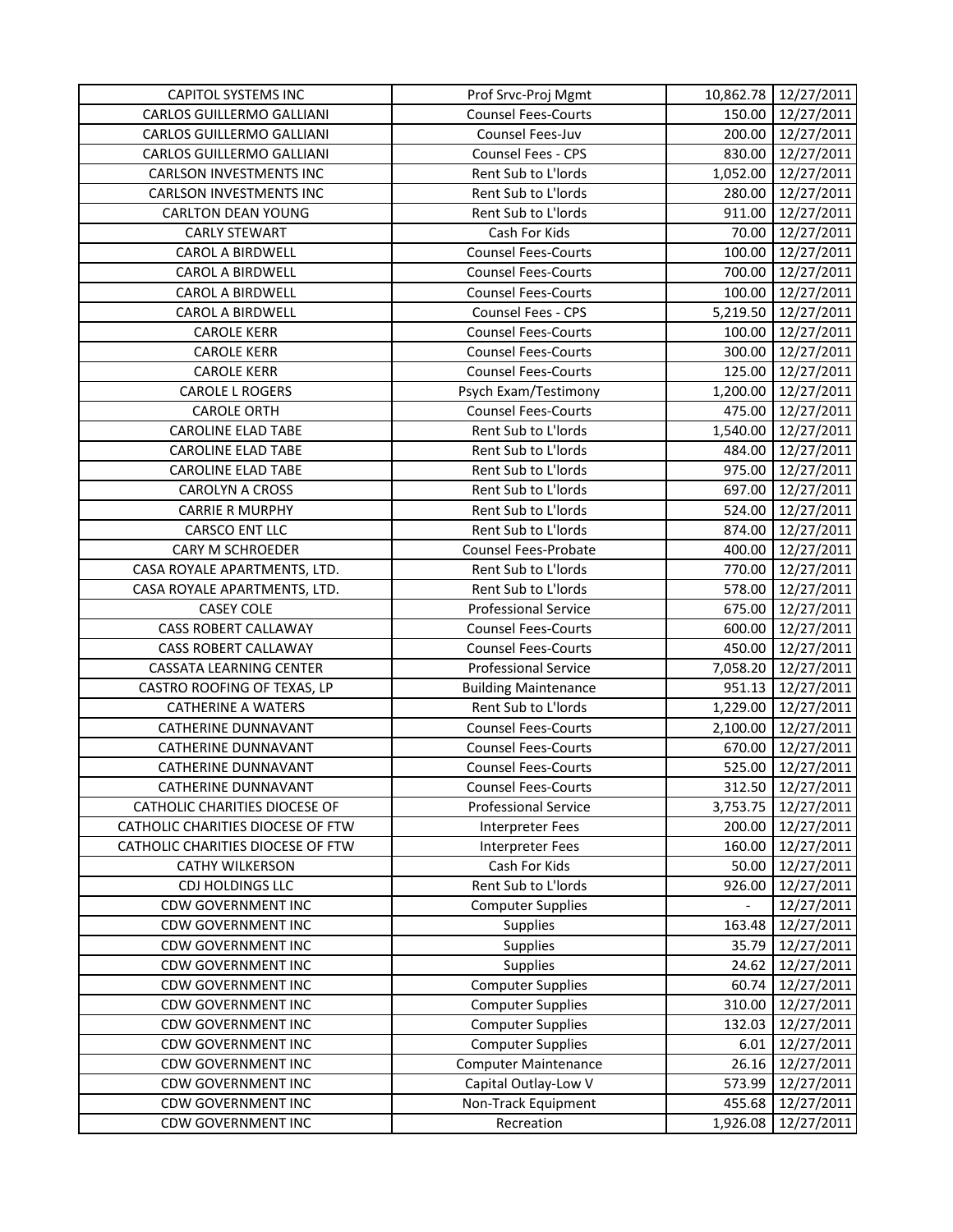| | | | |
|---|---|---|---|
| CAPITOL SYSTEMS INC | Prof Srvc-Proj Mgmt | 10,862.78 | 12/27/2011 |
| CARLOS GUILLERMO GALLIANI | Counsel Fees-Courts | 150.00 | 12/27/2011 |
| CARLOS GUILLERMO GALLIANI | Counsel Fees-Juv | 200.00 | 12/27/2011 |
| CARLOS GUILLERMO GALLIANI | Counsel Fees - CPS | 830.00 | 12/27/2011 |
| CARLSON INVESTMENTS INC | Rent Sub to L'lords | 1,052.00 | 12/27/2011 |
| CARLSON INVESTMENTS INC | Rent Sub to L'lords | 280.00 | 12/27/2011 |
| CARLTON DEAN YOUNG | Rent Sub to L'lords | 911.00 | 12/27/2011 |
| CARLY STEWART | Cash For Kids | 70.00 | 12/27/2011 |
| CAROL A BIRDWELL | Counsel Fees-Courts | 100.00 | 12/27/2011 |
| CAROL A BIRDWELL | Counsel Fees-Courts | 700.00 | 12/27/2011 |
| CAROL A BIRDWELL | Counsel Fees-Courts | 100.00 | 12/27/2011 |
| CAROL A BIRDWELL | Counsel Fees - CPS | 5,219.50 | 12/27/2011 |
| CAROLE KERR | Counsel Fees-Courts | 100.00 | 12/27/2011 |
| CAROLE KERR | Counsel Fees-Courts | 300.00 | 12/27/2011 |
| CAROLE KERR | Counsel Fees-Courts | 125.00 | 12/27/2011 |
| CAROLE L ROGERS | Psych Exam/Testimony | 1,200.00 | 12/27/2011 |
| CAROLE ORTH | Counsel Fees-Courts | 475.00 | 12/27/2011 |
| CAROLINE ELAD TABE | Rent Sub to L'lords | 1,540.00 | 12/27/2011 |
| CAROLINE ELAD TABE | Rent Sub to L'lords | 484.00 | 12/27/2011 |
| CAROLINE ELAD TABE | Rent Sub to L'lords | 975.00 | 12/27/2011 |
| CAROLYN A CROSS | Rent Sub to L'lords | 697.00 | 12/27/2011 |
| CARRIE R MURPHY | Rent Sub to L'lords | 524.00 | 12/27/2011 |
| CARSCO ENT LLC | Rent Sub to L'lords | 874.00 | 12/27/2011 |
| CARY M SCHROEDER | Counsel Fees-Probate | 400.00 | 12/27/2011 |
| CASA ROYALE APARTMENTS, LTD. | Rent Sub to L'lords | 770.00 | 12/27/2011 |
| CASA ROYALE APARTMENTS, LTD. | Rent Sub to L'lords | 578.00 | 12/27/2011 |
| CASEY COLE | Professional Service | 675.00 | 12/27/2011 |
| CASS ROBERT CALLAWAY | Counsel Fees-Courts | 600.00 | 12/27/2011 |
| CASS ROBERT CALLAWAY | Counsel Fees-Courts | 450.00 | 12/27/2011 |
| CASSATA LEARNING CENTER | Professional Service | 7,058.20 | 12/27/2011 |
| CASTRO ROOFING OF TEXAS, LP | Building Maintenance | 951.13 | 12/27/2011 |
| CATHERINE A WATERS | Rent Sub to L'lords | 1,229.00 | 12/27/2011 |
| CATHERINE DUNNAVANT | Counsel Fees-Courts | 2,100.00 | 12/27/2011 |
| CATHERINE DUNNAVANT | Counsel Fees-Courts | 670.00 | 12/27/2011 |
| CATHERINE DUNNAVANT | Counsel Fees-Courts | 525.00 | 12/27/2011 |
| CATHERINE DUNNAVANT | Counsel Fees-Courts | 312.50 | 12/27/2011 |
| CATHOLIC CHARITIES DIOCESE OF | Professional Service | 3,753.75 | 12/27/2011 |
| CATHOLIC CHARITIES DIOCESE OF FTW | Interpreter Fees | 200.00 | 12/27/2011 |
| CATHOLIC CHARITIES DIOCESE OF FTW | Interpreter Fees | 160.00 | 12/27/2011 |
| CATHY WILKERSON | Cash For Kids | 50.00 | 12/27/2011 |
| CDJ HOLDINGS LLC | Rent Sub to L'lords | 926.00 | 12/27/2011 |
| CDW GOVERNMENT INC | Computer Supplies | - | 12/27/2011 |
| CDW GOVERNMENT INC | Supplies | 163.48 | 12/27/2011 |
| CDW GOVERNMENT INC | Supplies | 35.79 | 12/27/2011 |
| CDW GOVERNMENT INC | Supplies | 24.62 | 12/27/2011 |
| CDW GOVERNMENT INC | Computer Supplies | 60.74 | 12/27/2011 |
| CDW GOVERNMENT INC | Computer Supplies | 310.00 | 12/27/2011 |
| CDW GOVERNMENT INC | Computer Supplies | 132.03 | 12/27/2011 |
| CDW GOVERNMENT INC | Computer Supplies | 6.01 | 12/27/2011 |
| CDW GOVERNMENT INC | Computer Maintenance | 26.16 | 12/27/2011 |
| CDW GOVERNMENT INC | Capital Outlay-Low V | 573.99 | 12/27/2011 |
| CDW GOVERNMENT INC | Non-Track Equipment | 455.68 | 12/27/2011 |
| CDW GOVERNMENT INC | Recreation | 1,926.08 | 12/27/2011 |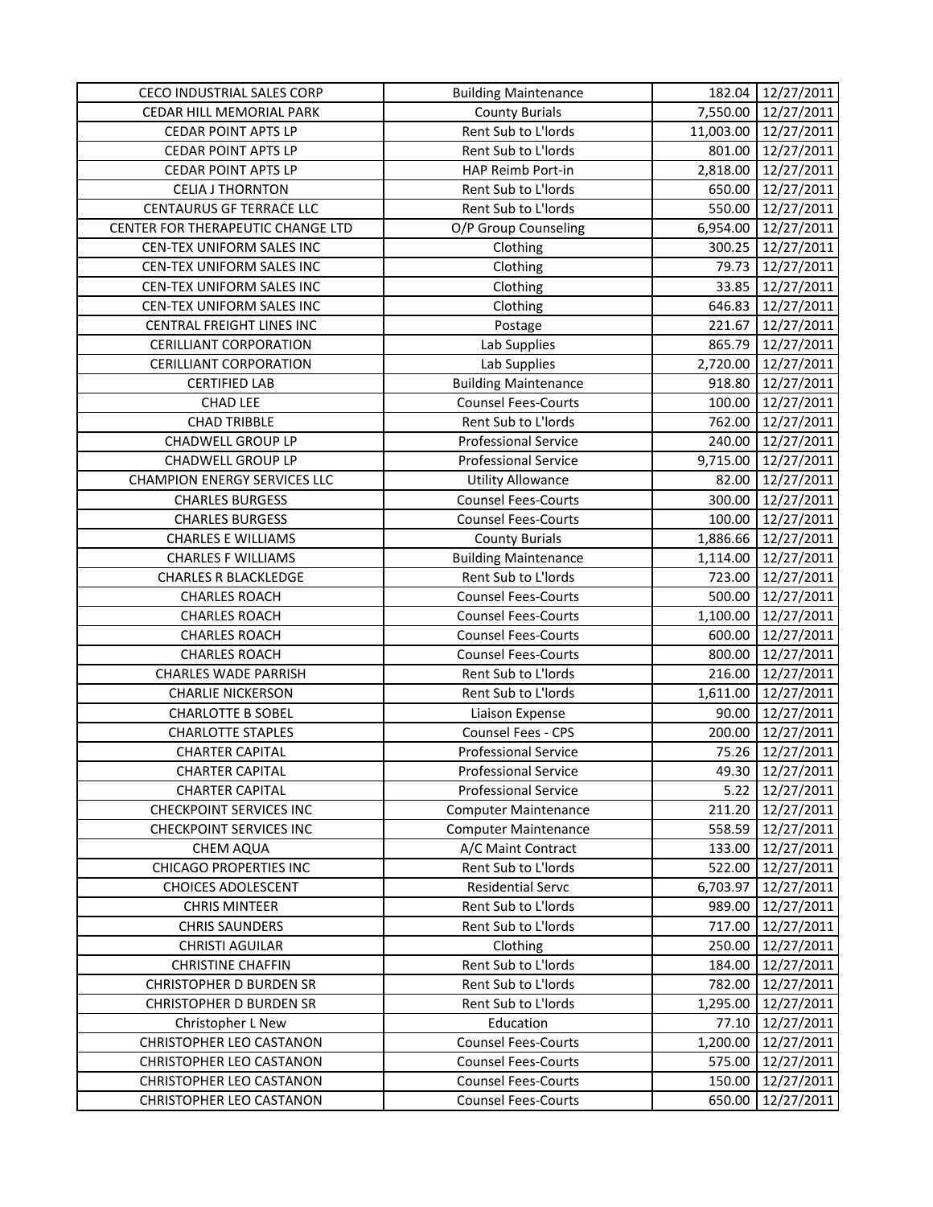| | | | |
|---|---|---|---|
| CECO INDUSTRIAL SALES CORP | Building Maintenance | 182.04 | 12/27/2011 |
| CEDAR HILL MEMORIAL PARK | County Burials | 7,550.00 | 12/27/2011 |
| CEDAR POINT APTS LP | Rent Sub to L'lords | 11,003.00 | 12/27/2011 |
| CEDAR POINT APTS LP | Rent Sub to L'lords | 801.00 | 12/27/2011 |
| CEDAR POINT APTS LP | HAP Reimb Port-in | 2,818.00 | 12/27/2011 |
| CELIA J THORNTON | Rent Sub to L'lords | 650.00 | 12/27/2011 |
| CENTAURUS GF TERRACE LLC | Rent Sub to L'lords | 550.00 | 12/27/2011 |
| CENTER FOR THERAPEUTIC CHANGE LTD | O/P Group Counseling | 6,954.00 | 12/27/2011 |
| CEN-TEX UNIFORM SALES INC | Clothing | 300.25 | 12/27/2011 |
| CEN-TEX UNIFORM SALES INC | Clothing | 79.73 | 12/27/2011 |
| CEN-TEX UNIFORM SALES INC | Clothing | 33.85 | 12/27/2011 |
| CEN-TEX UNIFORM SALES INC | Clothing | 646.83 | 12/27/2011 |
| CENTRAL FREIGHT LINES INC | Postage | 221.67 | 12/27/2011 |
| CERILLIANT CORPORATION | Lab Supplies | 865.79 | 12/27/2011 |
| CERILLIANT CORPORATION | Lab Supplies | 2,720.00 | 12/27/2011 |
| CERTIFIED LAB | Building Maintenance | 918.80 | 12/27/2011 |
| CHAD LEE | Counsel Fees-Courts | 100.00 | 12/27/2011 |
| CHAD TRIBBLE | Rent Sub to L'lords | 762.00 | 12/27/2011 |
| CHADWELL GROUP LP | Professional Service | 240.00 | 12/27/2011 |
| CHADWELL GROUP LP | Professional Service | 9,715.00 | 12/27/2011 |
| CHAMPION ENERGY SERVICES LLC | Utility Allowance | 82.00 | 12/27/2011 |
| CHARLES BURGESS | Counsel Fees-Courts | 300.00 | 12/27/2011 |
| CHARLES BURGESS | Counsel Fees-Courts | 100.00 | 12/27/2011 |
| CHARLES E WILLIAMS | County Burials | 1,886.66 | 12/27/2011 |
| CHARLES F WILLIAMS | Building Maintenance | 1,114.00 | 12/27/2011 |
| CHARLES R BLACKLEDGE | Rent Sub to L'lords | 723.00 | 12/27/2011 |
| CHARLES ROACH | Counsel Fees-Courts | 500.00 | 12/27/2011 |
| CHARLES ROACH | Counsel Fees-Courts | 1,100.00 | 12/27/2011 |
| CHARLES ROACH | Counsel Fees-Courts | 600.00 | 12/27/2011 |
| CHARLES ROACH | Counsel Fees-Courts | 800.00 | 12/27/2011 |
| CHARLES WADE PARRISH | Rent Sub to L'lords | 216.00 | 12/27/2011 |
| CHARLIE NICKERSON | Rent Sub to L'lords | 1,611.00 | 12/27/2011 |
| CHARLOTTE B SOBEL | Liaison Expense | 90.00 | 12/27/2011 |
| CHARLOTTE STAPLES | Counsel Fees - CPS | 200.00 | 12/27/2011 |
| CHARTER CAPITAL | Professional Service | 75.26 | 12/27/2011 |
| CHARTER CAPITAL | Professional Service | 49.30 | 12/27/2011 |
| CHARTER CAPITAL | Professional Service | 5.22 | 12/27/2011 |
| CHECKPOINT SERVICES INC | Computer Maintenance | 211.20 | 12/27/2011 |
| CHECKPOINT SERVICES INC | Computer Maintenance | 558.59 | 12/27/2011 |
| CHEM AQUA | A/C Maint Contract | 133.00 | 12/27/2011 |
| CHICAGO PROPERTIES INC | Rent Sub to L'lords | 522.00 | 12/27/2011 |
| CHOICES ADOLESCENT | Residential Servc | 6,703.97 | 12/27/2011 |
| CHRIS MINTEER | Rent Sub to L'lords | 989.00 | 12/27/2011 |
| CHRIS SAUNDERS | Rent Sub to L'lords | 717.00 | 12/27/2011 |
| CHRISTI AGUILAR | Clothing | 250.00 | 12/27/2011 |
| CHRISTINE CHAFFIN | Rent Sub to L'lords | 184.00 | 12/27/2011 |
| CHRISTOPHER D BURDEN SR | Rent Sub to L'lords | 782.00 | 12/27/2011 |
| CHRISTOPHER D BURDEN SR | Rent Sub to L'lords | 1,295.00 | 12/27/2011 |
| Christopher L New | Education | 77.10 | 12/27/2011 |
| CHRISTOPHER LEO CASTANON | Counsel Fees-Courts | 1,200.00 | 12/27/2011 |
| CHRISTOPHER LEO CASTANON | Counsel Fees-Courts | 575.00 | 12/27/2011 |
| CHRISTOPHER LEO CASTANON | Counsel Fees-Courts | 150.00 | 12/27/2011 |
| CHRISTOPHER LEO CASTANON | Counsel Fees-Courts | 650.00 | 12/27/2011 |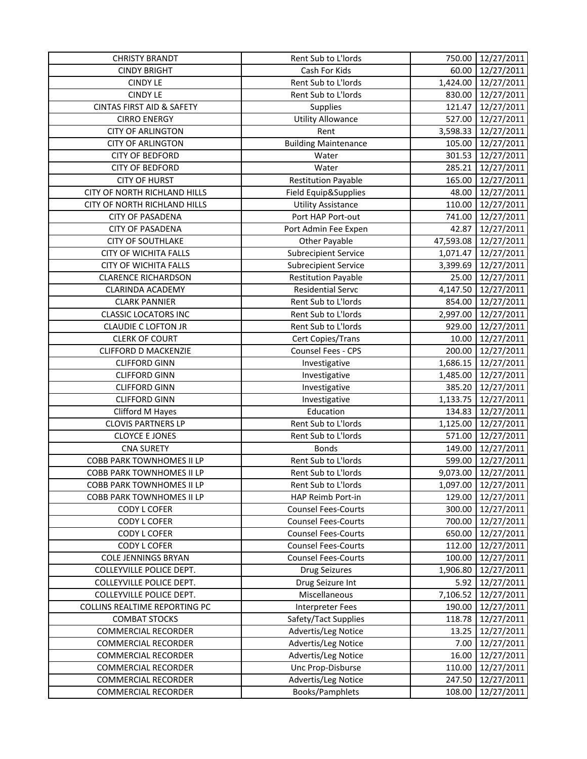| CHRISTY BRANDT | Rent Sub to L'lords | 750.00 | 12/27/2011 |
|---|---|---|---|
| CINDY BRIGHT | Cash For Kids | 60.00 | 12/27/2011 |
| CINDY LE | Rent Sub to L'lords | 1,424.00 | 12/27/2011 |
| CINDY LE | Rent Sub to L'lords | 830.00 | 12/27/2011 |
| CINTAS FIRST AID & SAFETY | Supplies | 121.47 | 12/27/2011 |
| CIRRO ENERGY | Utility Allowance | 527.00 | 12/27/2011 |
| CITY OF ARLINGTON | Rent | 3,598.33 | 12/27/2011 |
| CITY OF ARLINGTON | Building Maintenance | 105.00 | 12/27/2011 |
| CITY OF BEDFORD | Water | 301.53 | 12/27/2011 |
| CITY OF BEDFORD | Water | 285.21 | 12/27/2011 |
| CITY OF HURST | Restitution Payable | 165.00 | 12/27/2011 |
| CITY OF NORTH RICHLAND HILLS | Field Equip&Supplies | 48.00 | 12/27/2011 |
| CITY OF NORTH RICHLAND HILLS | Utility Assistance | 110.00 | 12/27/2011 |
| CITY OF PASADENA | Port HAP Port-out | 741.00 | 12/27/2011 |
| CITY OF PASADENA | Port Admin Fee Expen | 42.87 | 12/27/2011 |
| CITY OF SOUTHLAKE | Other Payable | 47,593.08 | 12/27/2011 |
| CITY OF WICHITA FALLS | Subrecipient Service | 1,071.47 | 12/27/2011 |
| CITY OF WICHITA FALLS | Subrecipient Service | 3,399.69 | 12/27/2011 |
| CLARENCE RICHARDSON | Restitution Payable | 25.00 | 12/27/2011 |
| CLARINDA ACADEMY | Residential Servc | 4,147.50 | 12/27/2011 |
| CLARK PANNIER | Rent Sub to L'lords | 854.00 | 12/27/2011 |
| CLASSIC LOCATORS INC | Rent Sub to L'lords | 2,997.00 | 12/27/2011 |
| CLAUDIE C LOFTON JR | Rent Sub to L'lords | 929.00 | 12/27/2011 |
| CLERK OF COURT | Cert Copies/Trans | 10.00 | 12/27/2011 |
| CLIFFORD D MACKENZIE | Counsel Fees - CPS | 200.00 | 12/27/2011 |
| CLIFFORD GINN | Investigative | 1,686.15 | 12/27/2011 |
| CLIFFORD GINN | Investigative | 1,485.00 | 12/27/2011 |
| CLIFFORD GINN | Investigative | 385.20 | 12/27/2011 |
| CLIFFORD GINN | Investigative | 1,133.75 | 12/27/2011 |
| Clifford M Hayes | Education | 134.83 | 12/27/2011 |
| CLOVIS PARTNERS LP | Rent Sub to L'lords | 1,125.00 | 12/27/2011 |
| CLOYCE E JONES | Rent Sub to L'lords | 571.00 | 12/27/2011 |
| CNA SURETY | Bonds | 149.00 | 12/27/2011 |
| COBB PARK TOWNHOMES II LP | Rent Sub to L'lords | 599.00 | 12/27/2011 |
| COBB PARK TOWNHOMES II LP | Rent Sub to L'lords | 9,073.00 | 12/27/2011 |
| COBB PARK TOWNHOMES II LP | Rent Sub to L'lords | 1,097.00 | 12/27/2011 |
| COBB PARK TOWNHOMES II LP | HAP Reimb Port-in | 129.00 | 12/27/2011 |
| CODY L COFER | Counsel Fees-Courts | 300.00 | 12/27/2011 |
| CODY L COFER | Counsel Fees-Courts | 700.00 | 12/27/2011 |
| CODY L COFER | Counsel Fees-Courts | 650.00 | 12/27/2011 |
| CODY L COFER | Counsel Fees-Courts | 112.00 | 12/27/2011 |
| COLE JENNINGS BRYAN | Counsel Fees-Courts | 100.00 | 12/27/2011 |
| COLLEYVILLE POLICE DEPT. | Drug Seizures | 1,906.80 | 12/27/2011 |
| COLLEYVILLE POLICE DEPT. | Drug Seizure Int | 5.92 | 12/27/2011 |
| COLLEYVILLE POLICE DEPT. | Miscellaneous | 7,106.52 | 12/27/2011 |
| COLLINS REALTIME REPORTING PC | Interpreter Fees | 190.00 | 12/27/2011 |
| COMBAT STOCKS | Safety/Tact Supplies | 118.78 | 12/27/2011 |
| COMMERCIAL RECORDER | Advertis/Leg Notice | 13.25 | 12/27/2011 |
| COMMERCIAL RECORDER | Advertis/Leg Notice | 7.00 | 12/27/2011 |
| COMMERCIAL RECORDER | Advertis/Leg Notice | 16.00 | 12/27/2011 |
| COMMERCIAL RECORDER | Unc Prop-Disburse | 110.00 | 12/27/2011 |
| COMMERCIAL RECORDER | Advertis/Leg Notice | 247.50 | 12/27/2011 |
| COMMERCIAL RECORDER | Books/Pamphlets | 108.00 | 12/27/2011 |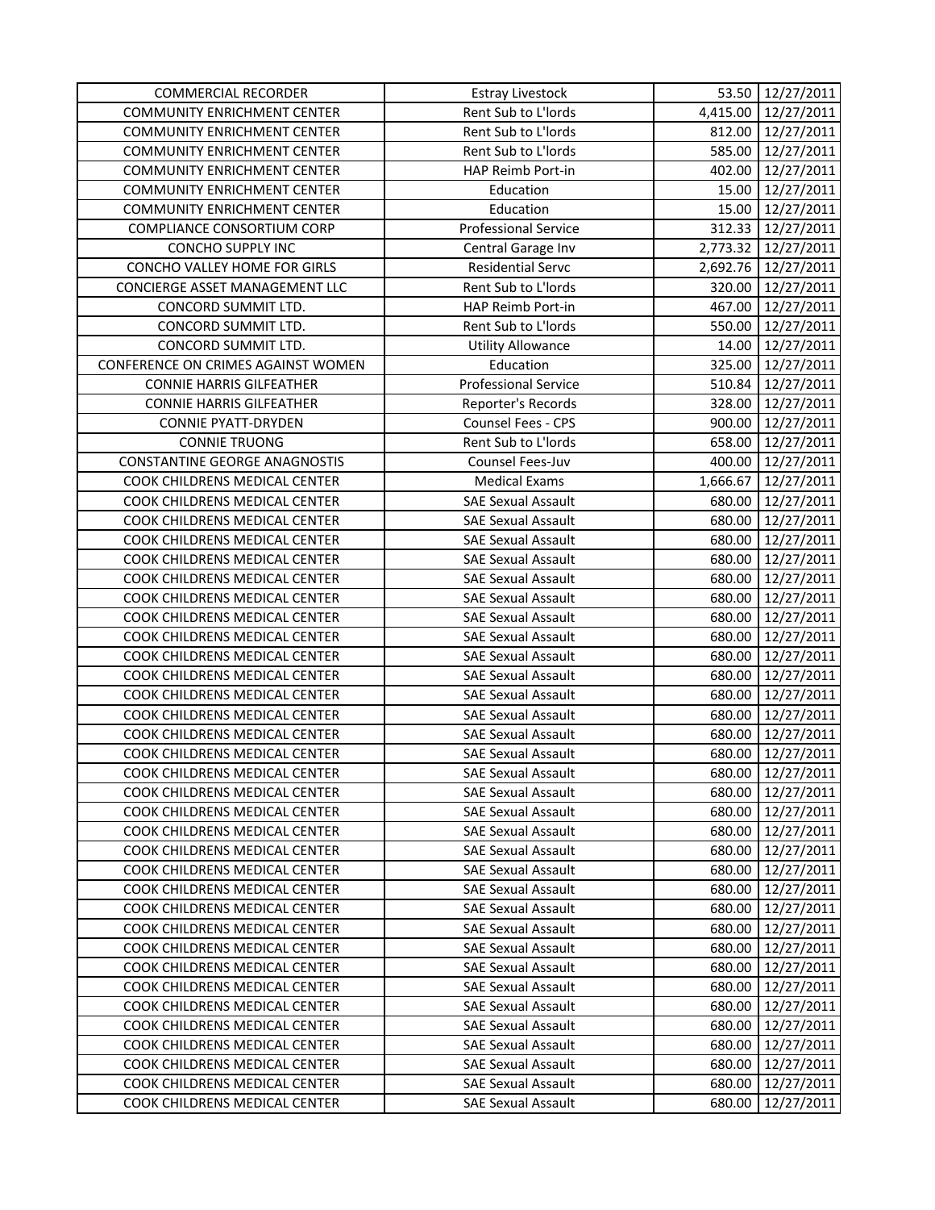| COMMERCIAL RECORDER | Estray Livestock | 53.50 | 12/27/2011 |
|---|---|---|---|
| COMMUNITY ENRICHMENT CENTER | Rent Sub to L'lords | 4,415.00 | 12/27/2011 |
| COMMUNITY ENRICHMENT CENTER | Rent Sub to L'lords | 812.00 | 12/27/2011 |
| COMMUNITY ENRICHMENT CENTER | Rent Sub to L'lords | 585.00 | 12/27/2011 |
| COMMUNITY ENRICHMENT CENTER | HAP Reimb Port-in | 402.00 | 12/27/2011 |
| COMMUNITY ENRICHMENT CENTER | Education | 15.00 | 12/27/2011 |
| COMMUNITY ENRICHMENT CENTER | Education | 15.00 | 12/27/2011 |
| COMPLIANCE CONSORTIUM CORP | Professional Service | 312.33 | 12/27/2011 |
| CONCHO SUPPLY INC | Central Garage Inv | 2,773.32 | 12/27/2011 |
| CONCHO VALLEY HOME FOR GIRLS | Residential Servc | 2,692.76 | 12/27/2011 |
| CONCIERGE ASSET MANAGEMENT LLC | Rent Sub to L'lords | 320.00 | 12/27/2011 |
| CONCORD SUMMIT LTD. | HAP Reimb Port-in | 467.00 | 12/27/2011 |
| CONCORD SUMMIT LTD. | Rent Sub to L'lords | 550.00 | 12/27/2011 |
| CONCORD SUMMIT LTD. | Utility Allowance | 14.00 | 12/27/2011 |
| CONFERENCE ON CRIMES AGAINST WOMEN | Education | 325.00 | 12/27/2011 |
| CONNIE HARRIS GILFEATHER | Professional Service | 510.84 | 12/27/2011 |
| CONNIE HARRIS GILFEATHER | Reporter's Records | 328.00 | 12/27/2011 |
| CONNIE PYATT-DRYDEN | Counsel Fees - CPS | 900.00 | 12/27/2011 |
| CONNIE TRUONG | Rent Sub to L'lords | 658.00 | 12/27/2011 |
| CONSTANTINE GEORGE ANAGNOSTIS | Counsel Fees-Juv | 400.00 | 12/27/2011 |
| COOK CHILDRENS MEDICAL CENTER | Medical Exams | 1,666.67 | 12/27/2011 |
| COOK CHILDRENS MEDICAL CENTER | SAE Sexual Assault | 680.00 | 12/27/2011 |
| COOK CHILDRENS MEDICAL CENTER | SAE Sexual Assault | 680.00 | 12/27/2011 |
| COOK CHILDRENS MEDICAL CENTER | SAE Sexual Assault | 680.00 | 12/27/2011 |
| COOK CHILDRENS MEDICAL CENTER | SAE Sexual Assault | 680.00 | 12/27/2011 |
| COOK CHILDRENS MEDICAL CENTER | SAE Sexual Assault | 680.00 | 12/27/2011 |
| COOK CHILDRENS MEDICAL CENTER | SAE Sexual Assault | 680.00 | 12/27/2011 |
| COOK CHILDRENS MEDICAL CENTER | SAE Sexual Assault | 680.00 | 12/27/2011 |
| COOK CHILDRENS MEDICAL CENTER | SAE Sexual Assault | 680.00 | 12/27/2011 |
| COOK CHILDRENS MEDICAL CENTER | SAE Sexual Assault | 680.00 | 12/27/2011 |
| COOK CHILDRENS MEDICAL CENTER | SAE Sexual Assault | 680.00 | 12/27/2011 |
| COOK CHILDRENS MEDICAL CENTER | SAE Sexual Assault | 680.00 | 12/27/2011 |
| COOK CHILDRENS MEDICAL CENTER | SAE Sexual Assault | 680.00 | 12/27/2011 |
| COOK CHILDRENS MEDICAL CENTER | SAE Sexual Assault | 680.00 | 12/27/2011 |
| COOK CHILDRENS MEDICAL CENTER | SAE Sexual Assault | 680.00 | 12/27/2011 |
| COOK CHILDRENS MEDICAL CENTER | SAE Sexual Assault | 680.00 | 12/27/2011 |
| COOK CHILDRENS MEDICAL CENTER | SAE Sexual Assault | 680.00 | 12/27/2011 |
| COOK CHILDRENS MEDICAL CENTER | SAE Sexual Assault | 680.00 | 12/27/2011 |
| COOK CHILDRENS MEDICAL CENTER | SAE Sexual Assault | 680.00 | 12/27/2011 |
| COOK CHILDRENS MEDICAL CENTER | SAE Sexual Assault | 680.00 | 12/27/2011 |
| COOK CHILDRENS MEDICAL CENTER | SAE Sexual Assault | 680.00 | 12/27/2011 |
| COOK CHILDRENS MEDICAL CENTER | SAE Sexual Assault | 680.00 | 12/27/2011 |
| COOK CHILDRENS MEDICAL CENTER | SAE Sexual Assault | 680.00 | 12/27/2011 |
| COOK CHILDRENS MEDICAL CENTER | SAE Sexual Assault | 680.00 | 12/27/2011 |
| COOK CHILDRENS MEDICAL CENTER | SAE Sexual Assault | 680.00 | 12/27/2011 |
| COOK CHILDRENS MEDICAL CENTER | SAE Sexual Assault | 680.00 | 12/27/2011 |
| COOK CHILDRENS MEDICAL CENTER | SAE Sexual Assault | 680.00 | 12/27/2011 |
| COOK CHILDRENS MEDICAL CENTER | SAE Sexual Assault | 680.00 | 12/27/2011 |
| COOK CHILDRENS MEDICAL CENTER | SAE Sexual Assault | 680.00 | 12/27/2011 |
| COOK CHILDRENS MEDICAL CENTER | SAE Sexual Assault | 680.00 | 12/27/2011 |
| COOK CHILDRENS MEDICAL CENTER | SAE Sexual Assault | 680.00 | 12/27/2011 |
| COOK CHILDRENS MEDICAL CENTER | SAE Sexual Assault | 680.00 | 12/27/2011 |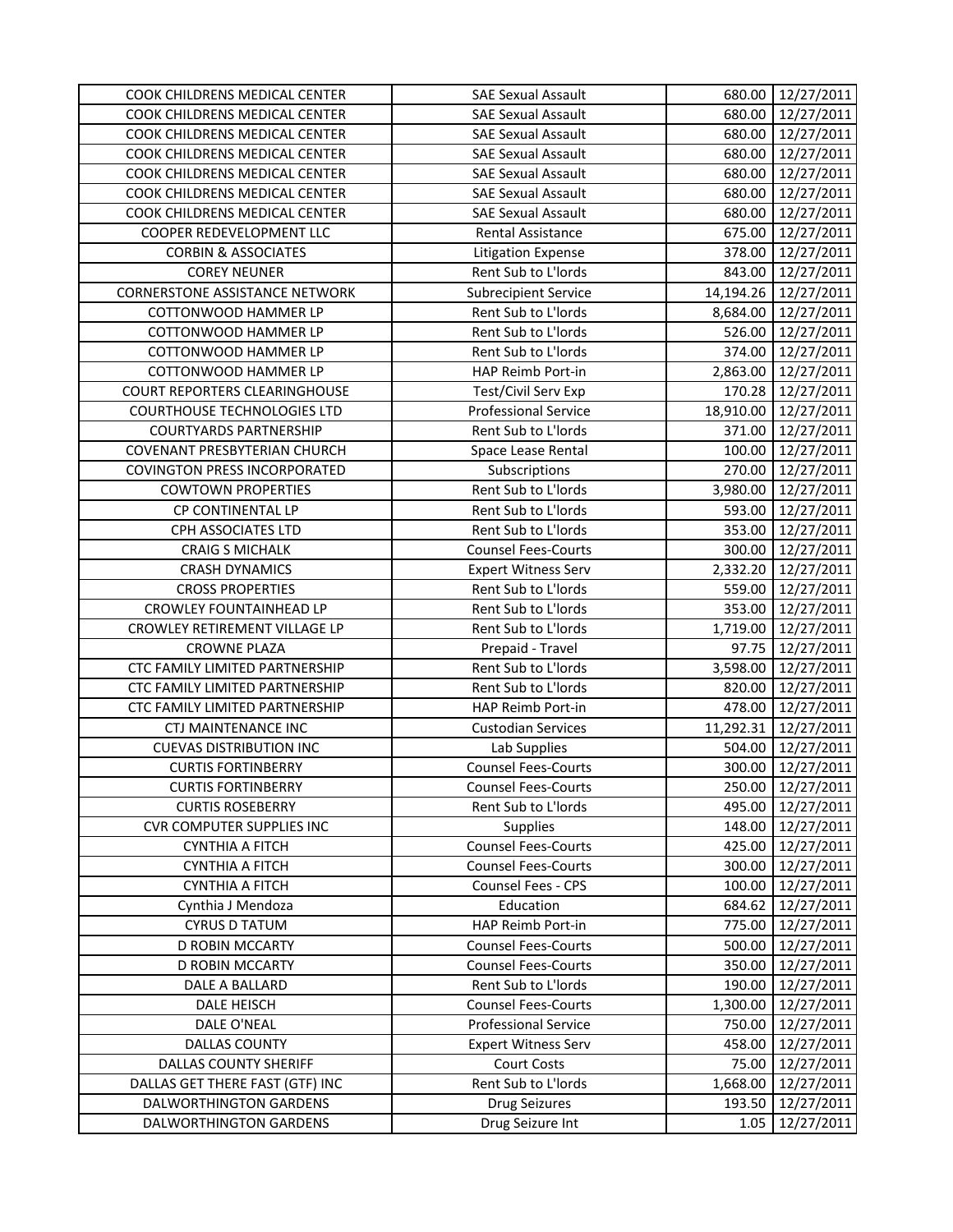| | | | |
|---|---|---|---|
| COOK CHILDRENS MEDICAL CENTER | SAE Sexual Assault | 680.00 | 12/27/2011 |
| COOK CHILDRENS MEDICAL CENTER | SAE Sexual Assault | 680.00 | 12/27/2011 |
| COOK CHILDRENS MEDICAL CENTER | SAE Sexual Assault | 680.00 | 12/27/2011 |
| COOK CHILDRENS MEDICAL CENTER | SAE Sexual Assault | 680.00 | 12/27/2011 |
| COOK CHILDRENS MEDICAL CENTER | SAE Sexual Assault | 680.00 | 12/27/2011 |
| COOK CHILDRENS MEDICAL CENTER | SAE Sexual Assault | 680.00 | 12/27/2011 |
| COOK CHILDRENS MEDICAL CENTER | SAE Sexual Assault | 680.00 | 12/27/2011 |
| COOPER REDEVELOPMENT LLC | Rental Assistance | 675.00 | 12/27/2011 |
| CORBIN & ASSOCIATES | Litigation Expense | 378.00 | 12/27/2011 |
| COREY NEUNER | Rent Sub to L'lords | 843.00 | 12/27/2011 |
| CORNERSTONE ASSISTANCE NETWORK | Subrecipient Service | 14,194.26 | 12/27/2011 |
| COTTONWOOD HAMMER LP | Rent Sub to L'lords | 8,684.00 | 12/27/2011 |
| COTTONWOOD HAMMER LP | Rent Sub to L'lords | 526.00 | 12/27/2011 |
| COTTONWOOD HAMMER LP | Rent Sub to L'lords | 374.00 | 12/27/2011 |
| COTTONWOOD HAMMER LP | HAP Reimb Port-in | 2,863.00 | 12/27/2011 |
| COURT REPORTERS CLEARINGHOUSE | Test/Civil Serv Exp | 170.28 | 12/27/2011 |
| COURTHOUSE TECHNOLOGIES LTD | Professional Service | 18,910.00 | 12/27/2011 |
| COURTYARDS PARTNERSHIP | Rent Sub to L'lords | 371.00 | 12/27/2011 |
| COVENANT PRESBYTERIAN CHURCH | Space Lease Rental | 100.00 | 12/27/2011 |
| COVINGTON PRESS INCORPORATED | Subscriptions | 270.00 | 12/27/2011 |
| COWTOWN PROPERTIES | Rent Sub to L'lords | 3,980.00 | 12/27/2011 |
| CP CONTINENTAL LP | Rent Sub to L'lords | 593.00 | 12/27/2011 |
| CPH ASSOCIATES LTD | Rent Sub to L'lords | 353.00 | 12/27/2011 |
| CRAIG S MICHALK | Counsel Fees-Courts | 300.00 | 12/27/2011 |
| CRASH DYNAMICS | Expert Witness Serv | 2,332.20 | 12/27/2011 |
| CROSS PROPERTIES | Rent Sub to L'lords | 559.00 | 12/27/2011 |
| CROWLEY FOUNTAINHEAD LP | Rent Sub to L'lords | 353.00 | 12/27/2011 |
| CROWLEY RETIREMENT VILLAGE LP | Rent Sub to L'lords | 1,719.00 | 12/27/2011 |
| CROWNE PLAZA | Prepaid - Travel | 97.75 | 12/27/2011 |
| CTC FAMILY LIMITED PARTNERSHIP | Rent Sub to L'lords | 3,598.00 | 12/27/2011 |
| CTC FAMILY LIMITED PARTNERSHIP | Rent Sub to L'lords | 820.00 | 12/27/2011 |
| CTC FAMILY LIMITED PARTNERSHIP | HAP Reimb Port-in | 478.00 | 12/27/2011 |
| CTJ MAINTENANCE INC | Custodian Services | 11,292.31 | 12/27/2011 |
| CUEVAS DISTRIBUTION INC | Lab Supplies | 504.00 | 12/27/2011 |
| CURTIS FORTINBERRY | Counsel Fees-Courts | 300.00 | 12/27/2011 |
| CURTIS FORTINBERRY | Counsel Fees-Courts | 250.00 | 12/27/2011 |
| CURTIS ROSEBERRY | Rent Sub to L'lords | 495.00 | 12/27/2011 |
| CVR COMPUTER SUPPLIES INC | Supplies | 148.00 | 12/27/2011 |
| CYNTHIA A FITCH | Counsel Fees-Courts | 425.00 | 12/27/2011 |
| CYNTHIA A FITCH | Counsel Fees-Courts | 300.00 | 12/27/2011 |
| CYNTHIA A FITCH | Counsel Fees - CPS | 100.00 | 12/27/2011 |
| Cynthia J Mendoza | Education | 684.62 | 12/27/2011 |
| CYRUS D TATUM | HAP Reimb Port-in | 775.00 | 12/27/2011 |
| D ROBIN MCCARTY | Counsel Fees-Courts | 500.00 | 12/27/2011 |
| D ROBIN MCCARTY | Counsel Fees-Courts | 350.00 | 12/27/2011 |
| DALE A BALLARD | Rent Sub to L'lords | 190.00 | 12/27/2011 |
| DALE HEISCH | Counsel Fees-Courts | 1,300.00 | 12/27/2011 |
| DALE O'NEAL | Professional Service | 750.00 | 12/27/2011 |
| DALLAS COUNTY | Expert Witness Serv | 458.00 | 12/27/2011 |
| DALLAS COUNTY SHERIFF | Court Costs | 75.00 | 12/27/2011 |
| DALLAS GET THERE FAST (GTF) INC | Rent Sub to L'lords | 1,668.00 | 12/27/2011 |
| DALWORTHINGTON GARDENS | Drug Seizures | 193.50 | 12/27/2011 |
| DALWORTHINGTON GARDENS | Drug Seizure Int | 1.05 | 12/27/2011 |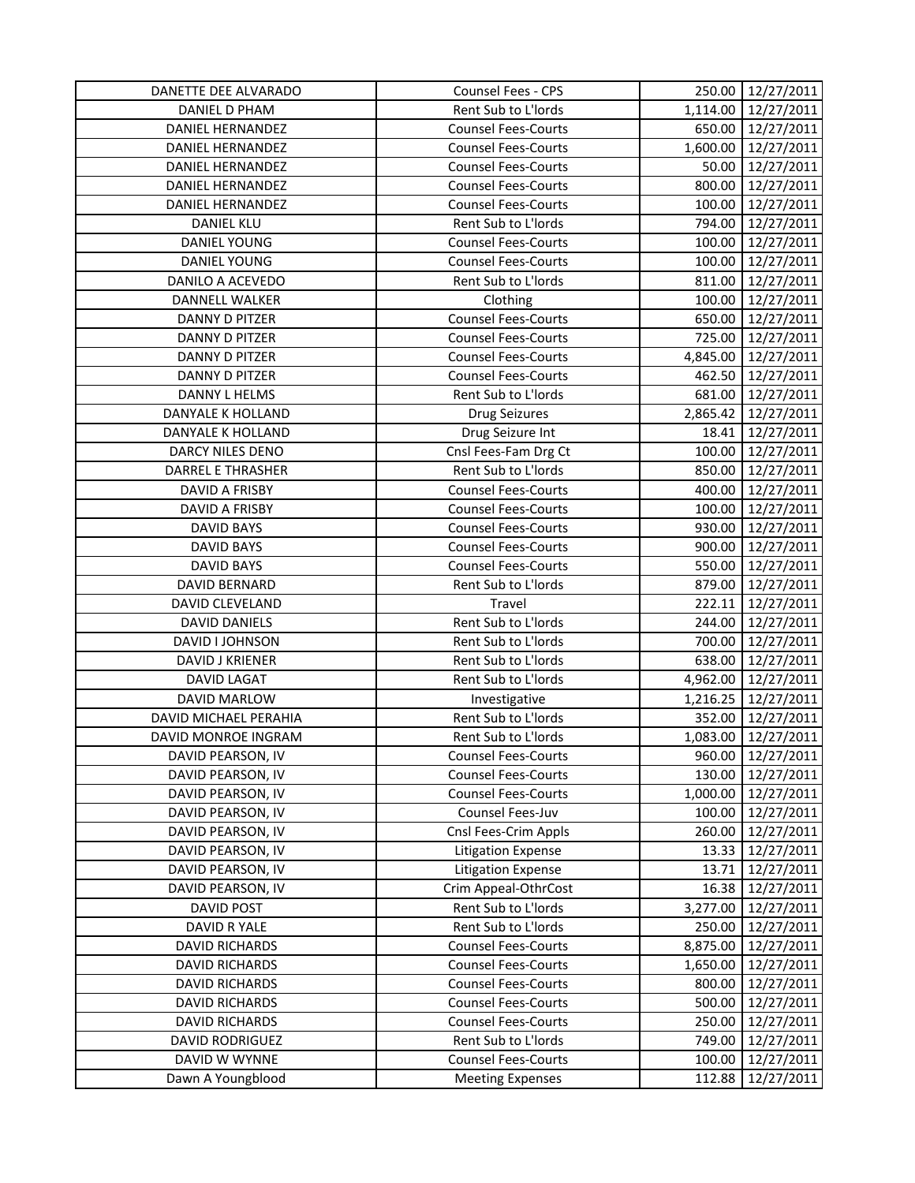| | | | |
|---|---|---|---|
| DANETTE DEE ALVARADO | Counsel Fees - CPS | 250.00 | 12/27/2011 |
| DANIEL D PHAM | Rent Sub to L'lords | 1,114.00 | 12/27/2011 |
| DANIEL HERNANDEZ | Counsel Fees-Courts | 650.00 | 12/27/2011 |
| DANIEL HERNANDEZ | Counsel Fees-Courts | 1,600.00 | 12/27/2011 |
| DANIEL HERNANDEZ | Counsel Fees-Courts | 50.00 | 12/27/2011 |
| DANIEL HERNANDEZ | Counsel Fees-Courts | 800.00 | 12/27/2011 |
| DANIEL HERNANDEZ | Counsel Fees-Courts | 100.00 | 12/27/2011 |
| DANIEL KLU | Rent Sub to L'lords | 794.00 | 12/27/2011 |
| DANIEL YOUNG | Counsel Fees-Courts | 100.00 | 12/27/2011 |
| DANIEL YOUNG | Counsel Fees-Courts | 100.00 | 12/27/2011 |
| DANILO A ACEVEDO | Rent Sub to L'lords | 811.00 | 12/27/2011 |
| DANNELL WALKER | Clothing | 100.00 | 12/27/2011 |
| DANNY D PITZER | Counsel Fees-Courts | 650.00 | 12/27/2011 |
| DANNY D PITZER | Counsel Fees-Courts | 725.00 | 12/27/2011 |
| DANNY D PITZER | Counsel Fees-Courts | 4,845.00 | 12/27/2011 |
| DANNY D PITZER | Counsel Fees-Courts | 462.50 | 12/27/2011 |
| DANNY L HELMS | Rent Sub to L'lords | 681.00 | 12/27/2011 |
| DANYALE K HOLLAND | Drug Seizures | 2,865.42 | 12/27/2011 |
| DANYALE K HOLLAND | Drug Seizure Int | 18.41 | 12/27/2011 |
| DARCY NILES DENO | Cnsl Fees-Fam Drg Ct | 100.00 | 12/27/2011 |
| DARREL E THRASHER | Rent Sub to L'lords | 850.00 | 12/27/2011 |
| DAVID A FRISBY | Counsel Fees-Courts | 400.00 | 12/27/2011 |
| DAVID A FRISBY | Counsel Fees-Courts | 100.00 | 12/27/2011 |
| DAVID BAYS | Counsel Fees-Courts | 930.00 | 12/27/2011 |
| DAVID BAYS | Counsel Fees-Courts | 900.00 | 12/27/2011 |
| DAVID BAYS | Counsel Fees-Courts | 550.00 | 12/27/2011 |
| DAVID BERNARD | Rent Sub to L'lords | 879.00 | 12/27/2011 |
| DAVID CLEVELAND | Travel | 222.11 | 12/27/2011 |
| DAVID DANIELS | Rent Sub to L'lords | 244.00 | 12/27/2011 |
| DAVID I JOHNSON | Rent Sub to L'lords | 700.00 | 12/27/2011 |
| DAVID J KRIENER | Rent Sub to L'lords | 638.00 | 12/27/2011 |
| DAVID LAGAT | Rent Sub to L'lords | 4,962.00 | 12/27/2011 |
| DAVID MARLOW | Investigative | 1,216.25 | 12/27/2011 |
| DAVID MICHAEL PERAHIA | Rent Sub to L'lords | 352.00 | 12/27/2011 |
| DAVID MONROE INGRAM | Rent Sub to L'lords | 1,083.00 | 12/27/2011 |
| DAVID PEARSON, IV | Counsel Fees-Courts | 960.00 | 12/27/2011 |
| DAVID PEARSON, IV | Counsel Fees-Courts | 130.00 | 12/27/2011 |
| DAVID PEARSON, IV | Counsel Fees-Courts | 1,000.00 | 12/27/2011 |
| DAVID PEARSON, IV | Counsel Fees-Juv | 100.00 | 12/27/2011 |
| DAVID PEARSON, IV | Cnsl Fees-Crim Appls | 260.00 | 12/27/2011 |
| DAVID PEARSON, IV | Litigation Expense | 13.33 | 12/27/2011 |
| DAVID PEARSON, IV | Litigation Expense | 13.71 | 12/27/2011 |
| DAVID PEARSON, IV | Crim Appeal-OthrCost | 16.38 | 12/27/2011 |
| DAVID POST | Rent Sub to L'lords | 3,277.00 | 12/27/2011 |
| DAVID R YALE | Rent Sub to L'lords | 250.00 | 12/27/2011 |
| DAVID RICHARDS | Counsel Fees-Courts | 8,875.00 | 12/27/2011 |
| DAVID RICHARDS | Counsel Fees-Courts | 1,650.00 | 12/27/2011 |
| DAVID RICHARDS | Counsel Fees-Courts | 800.00 | 12/27/2011 |
| DAVID RICHARDS | Counsel Fees-Courts | 500.00 | 12/27/2011 |
| DAVID RICHARDS | Counsel Fees-Courts | 250.00 | 12/27/2011 |
| DAVID RODRIGUEZ | Rent Sub to L'lords | 749.00 | 12/27/2011 |
| DAVID W WYNNE | Counsel Fees-Courts | 100.00 | 12/27/2011 |
| Dawn A Youngblood | Meeting Expenses | 112.88 | 12/27/2011 |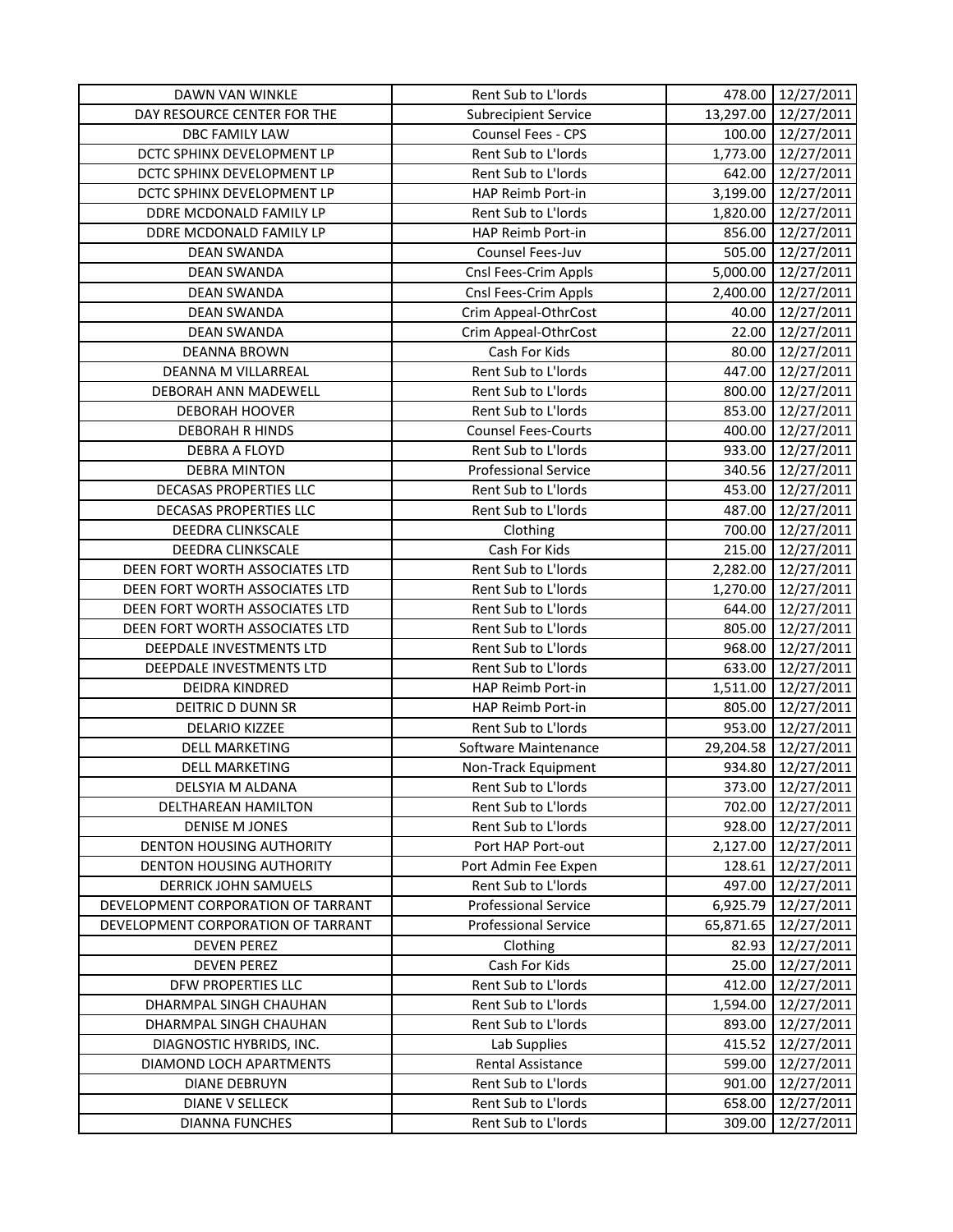| DAWN VAN WINKLE | Rent Sub to L'lords | 478.00 | 12/27/2011 |
|---|---|---|---|
| DAY RESOURCE CENTER FOR THE | Subrecipient Service | 13,297.00 | 12/27/2011 |
| DBC FAMILY LAW | Counsel Fees - CPS | 100.00 | 12/27/2011 |
| DCTC SPHINX DEVELOPMENT LP | Rent Sub to L'lords | 1,773.00 | 12/27/2011 |
| DCTC SPHINX DEVELOPMENT LP | Rent Sub to L'lords | 642.00 | 12/27/2011 |
| DCTC SPHINX DEVELOPMENT LP | HAP Reimb Port-in | 3,199.00 | 12/27/2011 |
| DDRE MCDONALD FAMILY LP | Rent Sub to L'lords | 1,820.00 | 12/27/2011 |
| DDRE MCDONALD FAMILY LP | HAP Reimb Port-in | 856.00 | 12/27/2011 |
| DEAN SWANDA | Counsel Fees-Juv | 505.00 | 12/27/2011 |
| DEAN SWANDA | Cnsl Fees-Crim Appls | 5,000.00 | 12/27/2011 |
| DEAN SWANDA | Cnsl Fees-Crim Appls | 2,400.00 | 12/27/2011 |
| DEAN SWANDA | Crim Appeal-OthrCost | 40.00 | 12/27/2011 |
| DEAN SWANDA | Crim Appeal-OthrCost | 22.00 | 12/27/2011 |
| DEANNA BROWN | Cash For Kids | 80.00 | 12/27/2011 |
| DEANNA M VILLARREAL | Rent Sub to L'lords | 447.00 | 12/27/2011 |
| DEBORAH ANN MADEWELL | Rent Sub to L'lords | 800.00 | 12/27/2011 |
| DEBORAH HOOVER | Rent Sub to L'lords | 853.00 | 12/27/2011 |
| DEBORAH R HINDS | Counsel Fees-Courts | 400.00 | 12/27/2011 |
| DEBRA A FLOYD | Rent Sub to L'lords | 933.00 | 12/27/2011 |
| DEBRA MINTON | Professional Service | 340.56 | 12/27/2011 |
| DECASAS PROPERTIES LLC | Rent Sub to L'lords | 453.00 | 12/27/2011 |
| DECASAS PROPERTIES LLC | Rent Sub to L'lords | 487.00 | 12/27/2011 |
| DEEDRA CLINKSCALE | Clothing | 700.00 | 12/27/2011 |
| DEEDRA CLINKSCALE | Cash For Kids | 215.00 | 12/27/2011 |
| DEEN FORT WORTH ASSOCIATES LTD | Rent Sub to L'lords | 2,282.00 | 12/27/2011 |
| DEEN FORT WORTH ASSOCIATES LTD | Rent Sub to L'lords | 1,270.00 | 12/27/2011 |
| DEEN FORT WORTH ASSOCIATES LTD | Rent Sub to L'lords | 644.00 | 12/27/2011 |
| DEEN FORT WORTH ASSOCIATES LTD | Rent Sub to L'lords | 805.00 | 12/27/2011 |
| DEEPDALE INVESTMENTS LTD | Rent Sub to L'lords | 968.00 | 12/27/2011 |
| DEEPDALE INVESTMENTS LTD | Rent Sub to L'lords | 633.00 | 12/27/2011 |
| DEIDRA KINDRED | HAP Reimb Port-in | 1,511.00 | 12/27/2011 |
| DEITRIC D DUNN SR | HAP Reimb Port-in | 805.00 | 12/27/2011 |
| DELARIO KIZZEE | Rent Sub to L'lords | 953.00 | 12/27/2011 |
| DELL MARKETING | Software Maintenance | 29,204.58 | 12/27/2011 |
| DELL MARKETING | Non-Track Equipment | 934.80 | 12/27/2011 |
| DELSYIA M ALDANA | Rent Sub to L'lords | 373.00 | 12/27/2011 |
| DELTHAREAN HAMILTON | Rent Sub to L'lords | 702.00 | 12/27/2011 |
| DENISE M JONES | Rent Sub to L'lords | 928.00 | 12/27/2011 |
| DENTON HOUSING AUTHORITY | Port HAP Port-out | 2,127.00 | 12/27/2011 |
| DENTON HOUSING AUTHORITY | Port Admin Fee Expen | 128.61 | 12/27/2011 |
| DERRICK JOHN SAMUELS | Rent Sub to L'lords | 497.00 | 12/27/2011 |
| DEVELOPMENT CORPORATION OF TARRANT | Professional Service | 6,925.79 | 12/27/2011 |
| DEVELOPMENT CORPORATION OF TARRANT | Professional Service | 65,871.65 | 12/27/2011 |
| DEVEN PEREZ | Clothing | 82.93 | 12/27/2011 |
| DEVEN PEREZ | Cash For Kids | 25.00 | 12/27/2011 |
| DFW PROPERTIES LLC | Rent Sub to L'lords | 412.00 | 12/27/2011 |
| DHARMPAL SINGH CHAUHAN | Rent Sub to L'lords | 1,594.00 | 12/27/2011 |
| DHARMPAL SINGH CHAUHAN | Rent Sub to L'lords | 893.00 | 12/27/2011 |
| DIAGNOSTIC HYBRIDS, INC. | Lab Supplies | 415.52 | 12/27/2011 |
| DIAMOND LOCH APARTMENTS | Rental Assistance | 599.00 | 12/27/2011 |
| DIANE DEBRUYN | Rent Sub to L'lords | 901.00 | 12/27/2011 |
| DIANE V SELLECK | Rent Sub to L'lords | 658.00 | 12/27/2011 |
| DIANNA FUNCHES | Rent Sub to L'lords | 309.00 | 12/27/2011 |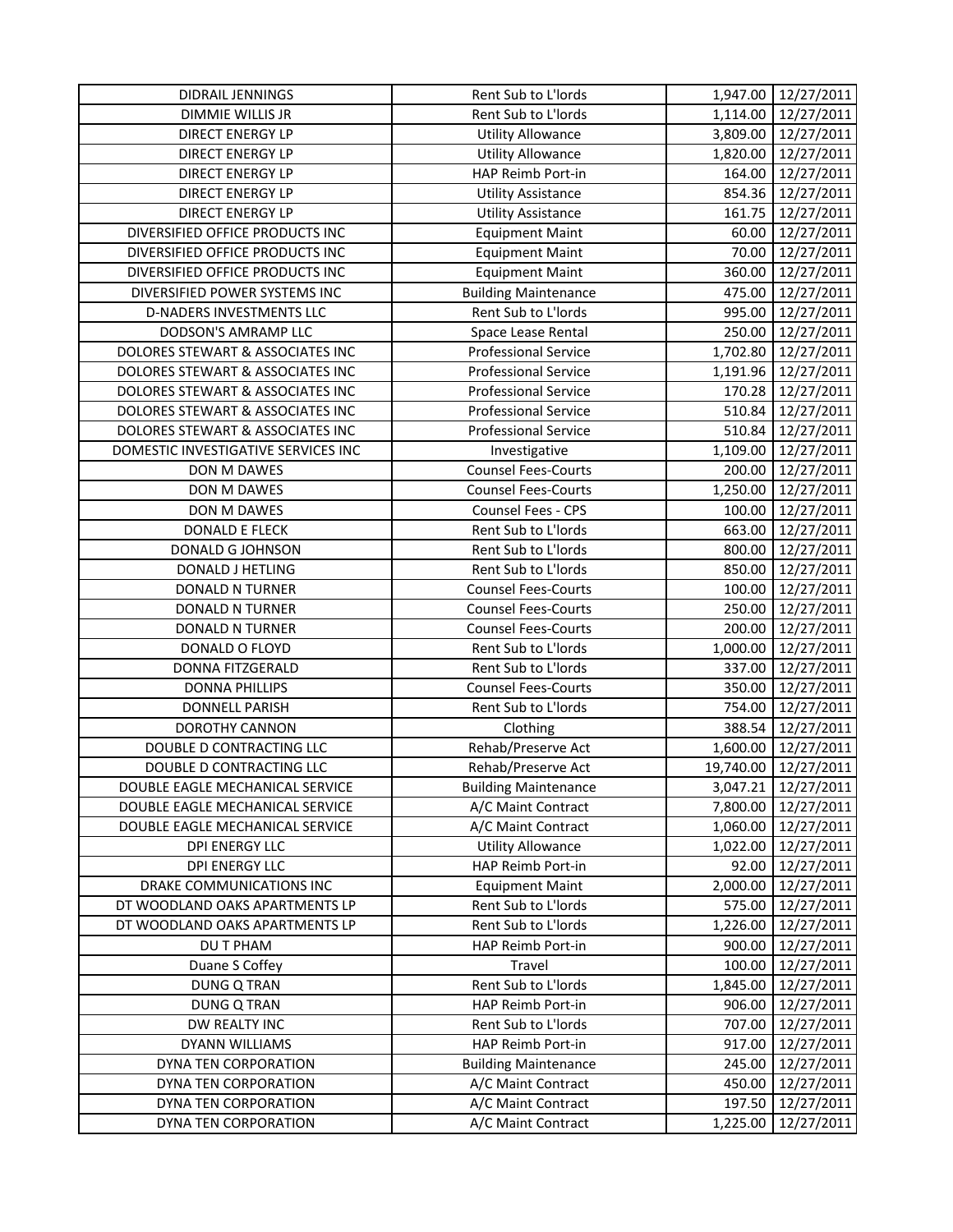| | | | |
|---|---|---|---|
| DIDRAIL JENNINGS | Rent Sub to L'lords | 1,947.00 | 12/27/2011 |
| DIMMIE WILLIS JR | Rent Sub to L'lords | 1,114.00 | 12/27/2011 |
| DIRECT ENERGY LP | Utility Allowance | 3,809.00 | 12/27/2011 |
| DIRECT ENERGY LP | Utility Allowance | 1,820.00 | 12/27/2011 |
| DIRECT ENERGY LP | HAP Reimb Port-in | 164.00 | 12/27/2011 |
| DIRECT ENERGY LP | Utility Assistance | 854.36 | 12/27/2011 |
| DIRECT ENERGY LP | Utility Assistance | 161.75 | 12/27/2011 |
| DIVERSIFIED OFFICE PRODUCTS INC | Equipment Maint | 60.00 | 12/27/2011 |
| DIVERSIFIED OFFICE PRODUCTS INC | Equipment Maint | 70.00 | 12/27/2011 |
| DIVERSIFIED OFFICE PRODUCTS INC | Equipment Maint | 360.00 | 12/27/2011 |
| DIVERSIFIED POWER SYSTEMS INC | Building Maintenance | 475.00 | 12/27/2011 |
| D-NADERS INVESTMENTS LLC | Rent Sub to L'lords | 995.00 | 12/27/2011 |
| DODSON'S AMRAMP LLC | Space Lease Rental | 250.00 | 12/27/2011 |
| DOLORES STEWART & ASSOCIATES INC | Professional Service | 1,702.80 | 12/27/2011 |
| DOLORES STEWART & ASSOCIATES INC | Professional Service | 1,191.96 | 12/27/2011 |
| DOLORES STEWART & ASSOCIATES INC | Professional Service | 170.28 | 12/27/2011 |
| DOLORES STEWART & ASSOCIATES INC | Professional Service | 510.84 | 12/27/2011 |
| DOLORES STEWART & ASSOCIATES INC | Professional Service | 510.84 | 12/27/2011 |
| DOMESTIC INVESTIGATIVE SERVICES INC | Investigative | 1,109.00 | 12/27/2011 |
| DON M DAWES | Counsel Fees-Courts | 200.00 | 12/27/2011 |
| DON M DAWES | Counsel Fees-Courts | 1,250.00 | 12/27/2011 |
| DON M DAWES | Counsel Fees - CPS | 100.00 | 12/27/2011 |
| DONALD E FLECK | Rent Sub to L'lords | 663.00 | 12/27/2011 |
| DONALD G JOHNSON | Rent Sub to L'lords | 800.00 | 12/27/2011 |
| DONALD J HETLING | Rent Sub to L'lords | 850.00 | 12/27/2011 |
| DONALD N TURNER | Counsel Fees-Courts | 100.00 | 12/27/2011 |
| DONALD N TURNER | Counsel Fees-Courts | 250.00 | 12/27/2011 |
| DONALD N TURNER | Counsel Fees-Courts | 200.00 | 12/27/2011 |
| DONALD O FLOYD | Rent Sub to L'lords | 1,000.00 | 12/27/2011 |
| DONNA FITZGERALD | Rent Sub to L'lords | 337.00 | 12/27/2011 |
| DONNA PHILLIPS | Counsel Fees-Courts | 350.00 | 12/27/2011 |
| DONNELL PARISH | Rent Sub to L'lords | 754.00 | 12/27/2011 |
| DOROTHY CANNON | Clothing | 388.54 | 12/27/2011 |
| DOUBLE D CONTRACTING LLC | Rehab/Preserve Act | 1,600.00 | 12/27/2011 |
| DOUBLE D CONTRACTING LLC | Rehab/Preserve Act | 19,740.00 | 12/27/2011 |
| DOUBLE EAGLE MECHANICAL SERVICE | Building Maintenance | 3,047.21 | 12/27/2011 |
| DOUBLE EAGLE MECHANICAL SERVICE | A/C Maint Contract | 7,800.00 | 12/27/2011 |
| DOUBLE EAGLE MECHANICAL SERVICE | A/C Maint Contract | 1,060.00 | 12/27/2011 |
| DPI ENERGY LLC | Utility Allowance | 1,022.00 | 12/27/2011 |
| DPI ENERGY LLC | HAP Reimb Port-in | 92.00 | 12/27/2011 |
| DRAKE COMMUNICATIONS INC | Equipment Maint | 2,000.00 | 12/27/2011 |
| DT WOODLAND OAKS APARTMENTS LP | Rent Sub to L'lords | 575.00 | 12/27/2011 |
| DT WOODLAND OAKS APARTMENTS LP | Rent Sub to L'lords | 1,226.00 | 12/27/2011 |
| DU T PHAM | HAP Reimb Port-in | 900.00 | 12/27/2011 |
| Duane S Coffey | Travel | 100.00 | 12/27/2011 |
| DUNG Q TRAN | Rent Sub to L'lords | 1,845.00 | 12/27/2011 |
| DUNG Q TRAN | HAP Reimb Port-in | 906.00 | 12/27/2011 |
| DW REALTY INC | Rent Sub to L'lords | 707.00 | 12/27/2011 |
| DYANN WILLIAMS | HAP Reimb Port-in | 917.00 | 12/27/2011 |
| DYNA TEN CORPORATION | Building Maintenance | 245.00 | 12/27/2011 |
| DYNA TEN CORPORATION | A/C Maint Contract | 450.00 | 12/27/2011 |
| DYNA TEN CORPORATION | A/C Maint Contract | 197.50 | 12/27/2011 |
| DYNA TEN CORPORATION | A/C Maint Contract | 1,225.00 | 12/27/2011 |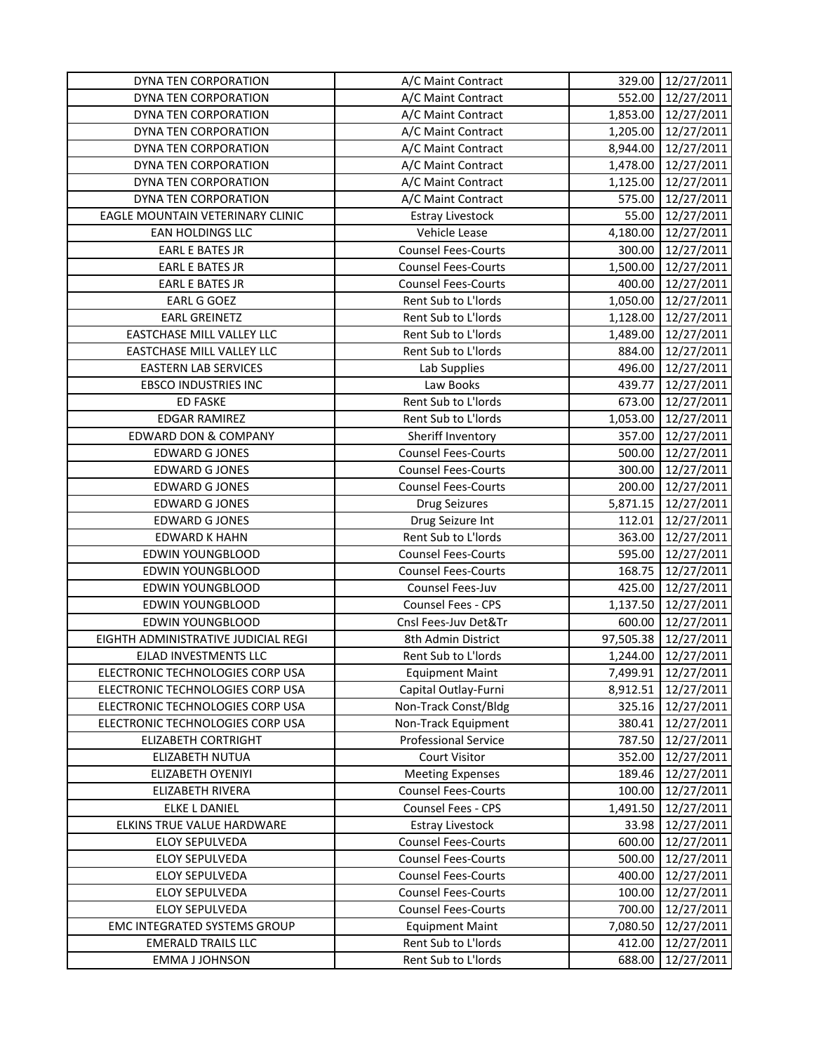| DYNA TEN CORPORATION | A/C Maint Contract | 329.00 | 12/27/2011 |
|---|---|---|---|
| DYNA TEN CORPORATION | A/C Maint Contract | 552.00 | 12/27/2011 |
| DYNA TEN CORPORATION | A/C Maint Contract | 1,853.00 | 12/27/2011 |
| DYNA TEN CORPORATION | A/C Maint Contract | 1,205.00 | 12/27/2011 |
| DYNA TEN CORPORATION | A/C Maint Contract | 8,944.00 | 12/27/2011 |
| DYNA TEN CORPORATION | A/C Maint Contract | 1,478.00 | 12/27/2011 |
| DYNA TEN CORPORATION | A/C Maint Contract | 1,125.00 | 12/27/2011 |
| DYNA TEN CORPORATION | A/C Maint Contract | 575.00 | 12/27/2011 |
| EAGLE MOUNTAIN VETERINARY CLINIC | Estray Livestock | 55.00 | 12/27/2011 |
| EAN HOLDINGS LLC | Vehicle Lease | 4,180.00 | 12/27/2011 |
| EARL E BATES JR | Counsel Fees-Courts | 300.00 | 12/27/2011 |
| EARL E BATES JR | Counsel Fees-Courts | 1,500.00 | 12/27/2011 |
| EARL E BATES JR | Counsel Fees-Courts | 400.00 | 12/27/2011 |
| EARL G GOEZ | Rent Sub to L'lords | 1,050.00 | 12/27/2011 |
| EARL GREINETZ | Rent Sub to L'lords | 1,128.00 | 12/27/2011 |
| EASTCHASE MILL VALLEY LLC | Rent Sub to L'lords | 1,489.00 | 12/27/2011 |
| EASTCHASE MILL VALLEY LLC | Rent Sub to L'lords | 884.00 | 12/27/2011 |
| EASTERN LAB SERVICES | Lab Supplies | 496.00 | 12/27/2011 |
| EBSCO INDUSTRIES INC | Law Books | 439.77 | 12/27/2011 |
| ED FASKE | Rent Sub to L'lords | 673.00 | 12/27/2011 |
| EDGAR RAMIREZ | Rent Sub to L'lords | 1,053.00 | 12/27/2011 |
| EDWARD DON & COMPANY | Sheriff Inventory | 357.00 | 12/27/2011 |
| EDWARD G JONES | Counsel Fees-Courts | 500.00 | 12/27/2011 |
| EDWARD G JONES | Counsel Fees-Courts | 300.00 | 12/27/2011 |
| EDWARD G JONES | Counsel Fees-Courts | 200.00 | 12/27/2011 |
| EDWARD G JONES | Drug Seizures | 5,871.15 | 12/27/2011 |
| EDWARD G JONES | Drug Seizure Int | 112.01 | 12/27/2011 |
| EDWARD K HAHN | Rent Sub to L'lords | 363.00 | 12/27/2011 |
| EDWIN YOUNGBLOOD | Counsel Fees-Courts | 595.00 | 12/27/2011 |
| EDWIN YOUNGBLOOD | Counsel Fees-Courts | 168.75 | 12/27/2011 |
| EDWIN YOUNGBLOOD | Counsel Fees-Juv | 425.00 | 12/27/2011 |
| EDWIN YOUNGBLOOD | Counsel Fees - CPS | 1,137.50 | 12/27/2011 |
| EDWIN YOUNGBLOOD | Cnsl Fees-Juv Det&Tr | 600.00 | 12/27/2011 |
| EIGHTH ADMINISTRATIVE JUDICIAL REGI | 8th Admin District | 97,505.38 | 12/27/2011 |
| EJLAD INVESTMENTS LLC | Rent Sub to L'lords | 1,244.00 | 12/27/2011 |
| ELECTRONIC TECHNOLOGIES CORP USA | Equipment Maint | 7,499.91 | 12/27/2011 |
| ELECTRONIC TECHNOLOGIES CORP USA | Capital Outlay-Furni | 8,912.51 | 12/27/2011 |
| ELECTRONIC TECHNOLOGIES CORP USA | Non-Track Const/Bldg | 325.16 | 12/27/2011 |
| ELECTRONIC TECHNOLOGIES CORP USA | Non-Track Equipment | 380.41 | 12/27/2011 |
| ELIZABETH CORTRIGHT | Professional Service | 787.50 | 12/27/2011 |
| ELIZABETH NUTUA | Court Visitor | 352.00 | 12/27/2011 |
| ELIZABETH OYENIYI | Meeting Expenses | 189.46 | 12/27/2011 |
| ELIZABETH RIVERA | Counsel Fees-Courts | 100.00 | 12/27/2011 |
| ELKE L DANIEL | Counsel Fees - CPS | 1,491.50 | 12/27/2011 |
| ELKINS TRUE VALUE HARDWARE | Estray Livestock | 33.98 | 12/27/2011 |
| ELOY SEPULVEDA | Counsel Fees-Courts | 600.00 | 12/27/2011 |
| ELOY SEPULVEDA | Counsel Fees-Courts | 500.00 | 12/27/2011 |
| ELOY SEPULVEDA | Counsel Fees-Courts | 400.00 | 12/27/2011 |
| ELOY SEPULVEDA | Counsel Fees-Courts | 100.00 | 12/27/2011 |
| ELOY SEPULVEDA | Counsel Fees-Courts | 700.00 | 12/27/2011 |
| EMC INTEGRATED SYSTEMS GROUP | Equipment Maint | 7,080.50 | 12/27/2011 |
| EMERALD TRAILS LLC | Rent Sub to L'lords | 412.00 | 12/27/2011 |
| EMMA J JOHNSON | Rent Sub to L'lords | 688.00 | 12/27/2011 |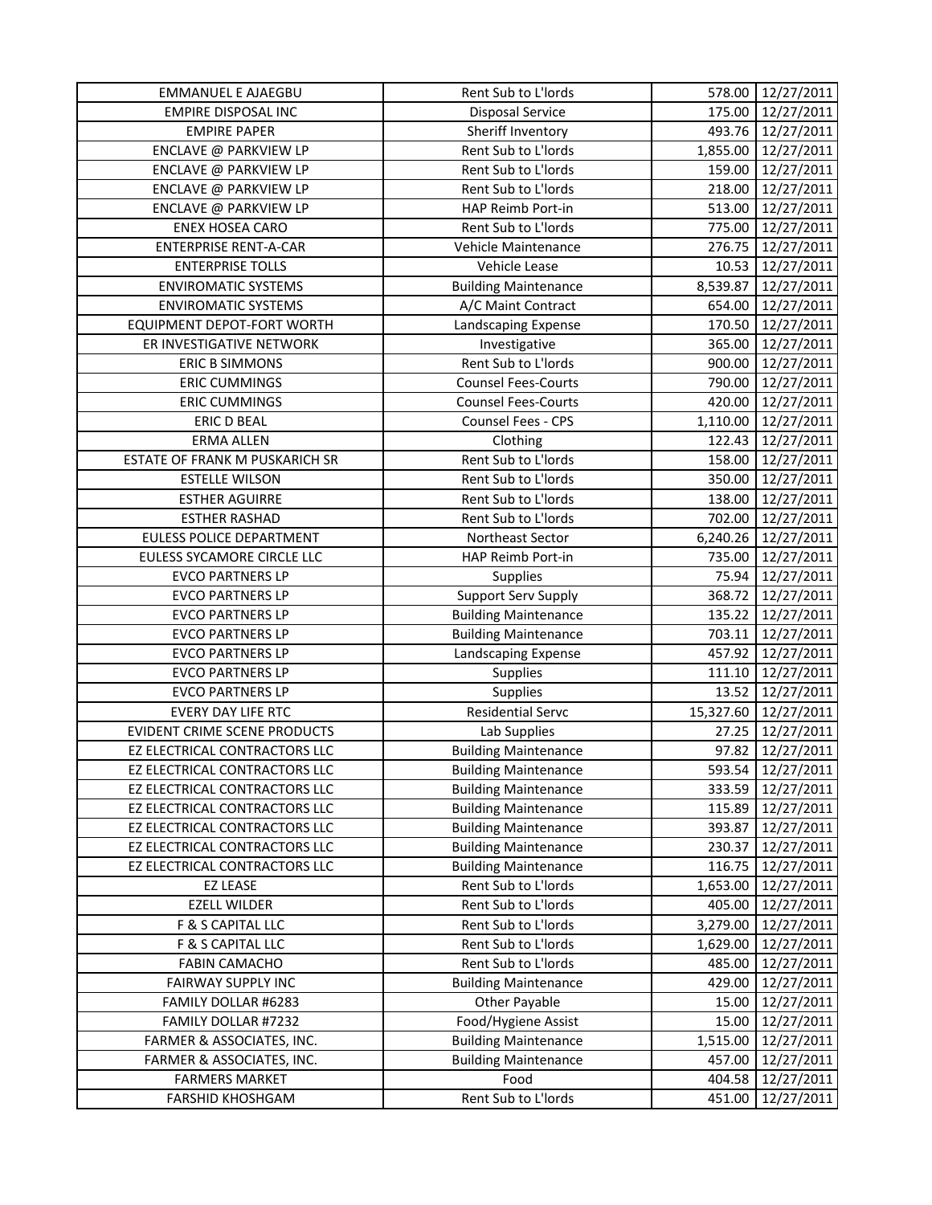| EMMANUEL E AJAEGBU | Rent Sub to L'lords | 578.00 | 12/27/2011 |
|---|---|---|---|
| EMPIRE DISPOSAL INC | Disposal Service | 175.00 | 12/27/2011 |
| EMPIRE PAPER | Sheriff Inventory | 493.76 | 12/27/2011 |
| ENCLAVE @ PARKVIEW LP | Rent Sub to L'lords | 1,855.00 | 12/27/2011 |
| ENCLAVE @ PARKVIEW LP | Rent Sub to L'lords | 159.00 | 12/27/2011 |
| ENCLAVE @ PARKVIEW LP | Rent Sub to L'lords | 218.00 | 12/27/2011 |
| ENCLAVE @ PARKVIEW LP | HAP Reimb Port-in | 513.00 | 12/27/2011 |
| ENEX HOSEA CARO | Rent Sub to L'lords | 775.00 | 12/27/2011 |
| ENTERPRISE RENT-A-CAR | Vehicle Maintenance | 276.75 | 12/27/2011 |
| ENTERPRISE TOLLS | Vehicle Lease | 10.53 | 12/27/2011 |
| ENVIROMATIC SYSTEMS | Building Maintenance | 8,539.87 | 12/27/2011 |
| ENVIROMATIC SYSTEMS | A/C Maint Contract | 654.00 | 12/27/2011 |
| EQUIPMENT DEPOT-FORT WORTH | Landscaping Expense | 170.50 | 12/27/2011 |
| ER INVESTIGATIVE NETWORK | Investigative | 365.00 | 12/27/2011 |
| ERIC B SIMMONS | Rent Sub to L'lords | 900.00 | 12/27/2011 |
| ERIC CUMMINGS | Counsel Fees-Courts | 790.00 | 12/27/2011 |
| ERIC CUMMINGS | Counsel Fees-Courts | 420.00 | 12/27/2011 |
| ERIC D BEAL | Counsel Fees - CPS | 1,110.00 | 12/27/2011 |
| ERMA ALLEN | Clothing | 122.43 | 12/27/2011 |
| ESTATE OF FRANK M PUSKARICH SR | Rent Sub to L'lords | 158.00 | 12/27/2011 |
| ESTELLE WILSON | Rent Sub to L'lords | 350.00 | 12/27/2011 |
| ESTHER AGUIRRE | Rent Sub to L'lords | 138.00 | 12/27/2011 |
| ESTHER RASHAD | Rent Sub to L'lords | 702.00 | 12/27/2011 |
| EULESS POLICE DEPARTMENT | Northeast Sector | 6,240.26 | 12/27/2011 |
| EULESS SYCAMORE CIRCLE LLC | HAP Reimb Port-in | 735.00 | 12/27/2011 |
| EVCO PARTNERS LP | Supplies | 75.94 | 12/27/2011 |
| EVCO PARTNERS LP | Support Serv Supply | 368.72 | 12/27/2011 |
| EVCO PARTNERS LP | Building Maintenance | 135.22 | 12/27/2011 |
| EVCO PARTNERS LP | Building Maintenance | 703.11 | 12/27/2011 |
| EVCO PARTNERS LP | Landscaping Expense | 457.92 | 12/27/2011 |
| EVCO PARTNERS LP | Supplies | 111.10 | 12/27/2011 |
| EVCO PARTNERS LP | Supplies | 13.52 | 12/27/2011 |
| EVERY DAY LIFE RTC | Residential Servc | 15,327.60 | 12/27/2011 |
| EVIDENT CRIME SCENE PRODUCTS | Lab Supplies | 27.25 | 12/27/2011 |
| EZ ELECTRICAL CONTRACTORS LLC | Building Maintenance | 97.82 | 12/27/2011 |
| EZ ELECTRICAL CONTRACTORS LLC | Building Maintenance | 593.54 | 12/27/2011 |
| EZ ELECTRICAL CONTRACTORS LLC | Building Maintenance | 333.59 | 12/27/2011 |
| EZ ELECTRICAL CONTRACTORS LLC | Building Maintenance | 115.89 | 12/27/2011 |
| EZ ELECTRICAL CONTRACTORS LLC | Building Maintenance | 393.87 | 12/27/2011 |
| EZ ELECTRICAL CONTRACTORS LLC | Building Maintenance | 230.37 | 12/27/2011 |
| EZ ELECTRICAL CONTRACTORS LLC | Building Maintenance | 116.75 | 12/27/2011 |
| EZ LEASE | Rent Sub to L'lords | 1,653.00 | 12/27/2011 |
| EZELL WILDER | Rent Sub to L'lords | 405.00 | 12/27/2011 |
| F & S CAPITAL LLC | Rent Sub to L'lords | 3,279.00 | 12/27/2011 |
| F & S CAPITAL LLC | Rent Sub to L'lords | 1,629.00 | 12/27/2011 |
| FABIN CAMACHO | Rent Sub to L'lords | 485.00 | 12/27/2011 |
| FAIRWAY SUPPLY INC | Building Maintenance | 429.00 | 12/27/2011 |
| FAMILY DOLLAR #6283 | Other Payable | 15.00 | 12/27/2011 |
| FAMILY DOLLAR #7232 | Food/Hygiene Assist | 15.00 | 12/27/2011 |
| FARMER & ASSOCIATES, INC. | Building Maintenance | 1,515.00 | 12/27/2011 |
| FARMER & ASSOCIATES, INC. | Building Maintenance | 457.00 | 12/27/2011 |
| FARMERS MARKET | Food | 404.58 | 12/27/2011 |
| FARSHID KHOSHGAM | Rent Sub to L'lords | 451.00 | 12/27/2011 |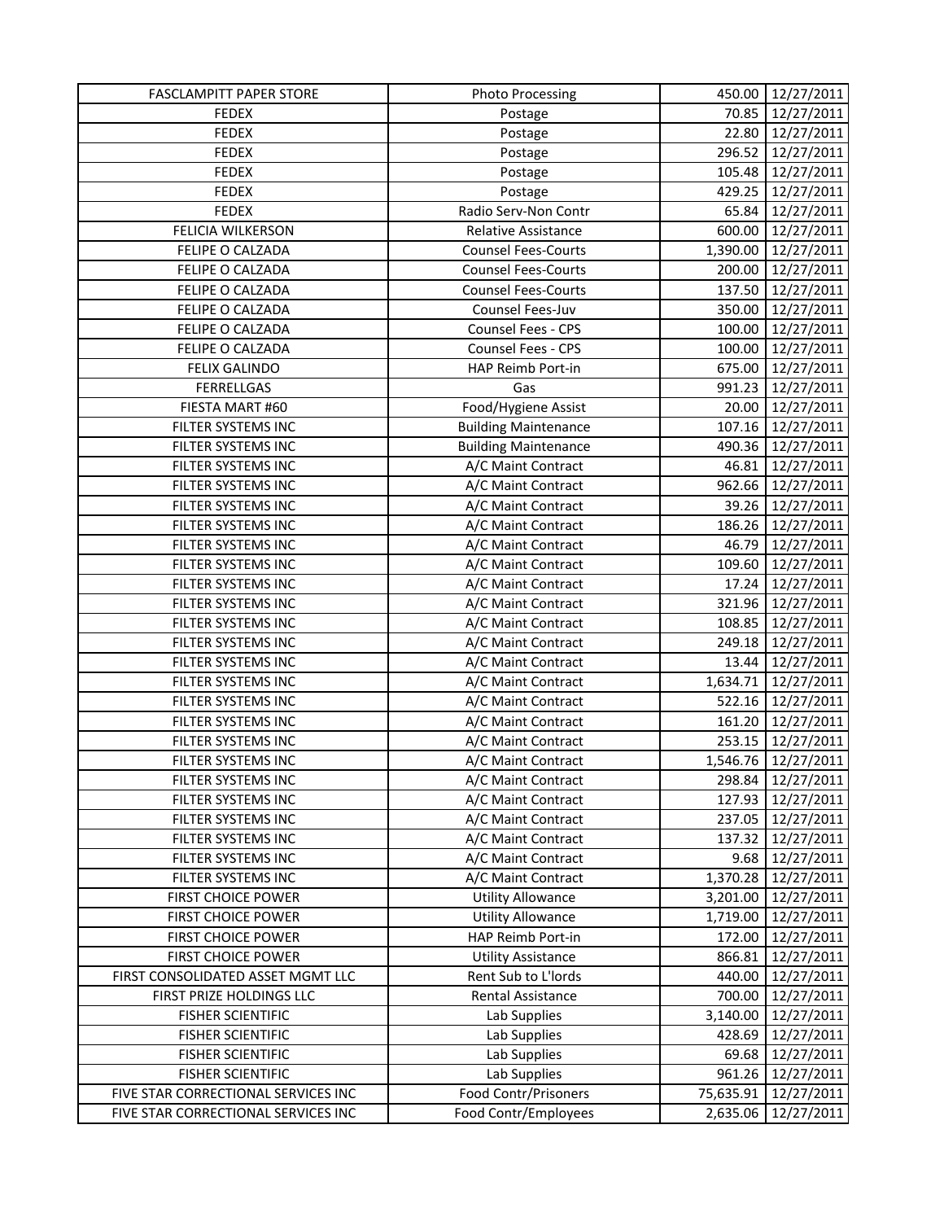| FASCLAMPITT PAPER STORE | Photo Processing | 450.00 | 12/27/2011 |
|---|---|---|---|
| FEDEX | Postage | 70.85 | 12/27/2011 |
| FEDEX | Postage | 22.80 | 12/27/2011 |
| FEDEX | Postage | 296.52 | 12/27/2011 |
| FEDEX | Postage | 105.48 | 12/27/2011 |
| FEDEX | Postage | 429.25 | 12/27/2011 |
| FEDEX | Radio Serv-Non Contr | 65.84 | 12/27/2011 |
| FELICIA WILKERSON | Relative Assistance | 600.00 | 12/27/2011 |
| FELIPE O CALZADA | Counsel Fees-Courts | 1,390.00 | 12/27/2011 |
| FELIPE O CALZADA | Counsel Fees-Courts | 200.00 | 12/27/2011 |
| FELIPE O CALZADA | Counsel Fees-Courts | 137.50 | 12/27/2011 |
| FELIPE O CALZADA | Counsel Fees-Juv | 350.00 | 12/27/2011 |
| FELIPE O CALZADA | Counsel Fees - CPS | 100.00 | 12/27/2011 |
| FELIPE O CALZADA | Counsel Fees - CPS | 100.00 | 12/27/2011 |
| FELIX GALINDO | HAP Reimb Port-in | 675.00 | 12/27/2011 |
| FERRELLGAS | Gas | 991.23 | 12/27/2011 |
| FIESTA MART #60 | Food/Hygiene Assist | 20.00 | 12/27/2011 |
| FILTER SYSTEMS INC | Building Maintenance | 107.16 | 12/27/2011 |
| FILTER SYSTEMS INC | Building Maintenance | 490.36 | 12/27/2011 |
| FILTER SYSTEMS INC | A/C Maint Contract | 46.81 | 12/27/2011 |
| FILTER SYSTEMS INC | A/C Maint Contract | 962.66 | 12/27/2011 |
| FILTER SYSTEMS INC | A/C Maint Contract | 39.26 | 12/27/2011 |
| FILTER SYSTEMS INC | A/C Maint Contract | 186.26 | 12/27/2011 |
| FILTER SYSTEMS INC | A/C Maint Contract | 46.79 | 12/27/2011 |
| FILTER SYSTEMS INC | A/C Maint Contract | 109.60 | 12/27/2011 |
| FILTER SYSTEMS INC | A/C Maint Contract | 17.24 | 12/27/2011 |
| FILTER SYSTEMS INC | A/C Maint Contract | 321.96 | 12/27/2011 |
| FILTER SYSTEMS INC | A/C Maint Contract | 108.85 | 12/27/2011 |
| FILTER SYSTEMS INC | A/C Maint Contract | 249.18 | 12/27/2011 |
| FILTER SYSTEMS INC | A/C Maint Contract | 13.44 | 12/27/2011 |
| FILTER SYSTEMS INC | A/C Maint Contract | 1,634.71 | 12/27/2011 |
| FILTER SYSTEMS INC | A/C Maint Contract | 522.16 | 12/27/2011 |
| FILTER SYSTEMS INC | A/C Maint Contract | 161.20 | 12/27/2011 |
| FILTER SYSTEMS INC | A/C Maint Contract | 253.15 | 12/27/2011 |
| FILTER SYSTEMS INC | A/C Maint Contract | 1,546.76 | 12/27/2011 |
| FILTER SYSTEMS INC | A/C Maint Contract | 298.84 | 12/27/2011 |
| FILTER SYSTEMS INC | A/C Maint Contract | 127.93 | 12/27/2011 |
| FILTER SYSTEMS INC | A/C Maint Contract | 237.05 | 12/27/2011 |
| FILTER SYSTEMS INC | A/C Maint Contract | 137.32 | 12/27/2011 |
| FILTER SYSTEMS INC | A/C Maint Contract | 9.68 | 12/27/2011 |
| FILTER SYSTEMS INC | A/C Maint Contract | 1,370.28 | 12/27/2011 |
| FIRST CHOICE POWER | Utility Allowance | 3,201.00 | 12/27/2011 |
| FIRST CHOICE POWER | Utility Allowance | 1,719.00 | 12/27/2011 |
| FIRST CHOICE POWER | HAP Reimb Port-in | 172.00 | 12/27/2011 |
| FIRST CHOICE POWER | Utility Assistance | 866.81 | 12/27/2011 |
| FIRST CONSOLIDATED ASSET MGMT LLC | Rent Sub to L'lords | 440.00 | 12/27/2011 |
| FIRST PRIZE HOLDINGS LLC | Rental Assistance | 700.00 | 12/27/2011 |
| FISHER SCIENTIFIC | Lab Supplies | 3,140.00 | 12/27/2011 |
| FISHER SCIENTIFIC | Lab Supplies | 428.69 | 12/27/2011 |
| FISHER SCIENTIFIC | Lab Supplies | 69.68 | 12/27/2011 |
| FISHER SCIENTIFIC | Lab Supplies | 961.26 | 12/27/2011 |
| FIVE STAR CORRECTIONAL SERVICES INC | Food Contr/Prisoners | 75,635.91 | 12/27/2011 |
| FIVE STAR CORRECTIONAL SERVICES INC | Food Contr/Employees | 2,635.06 | 12/27/2011 |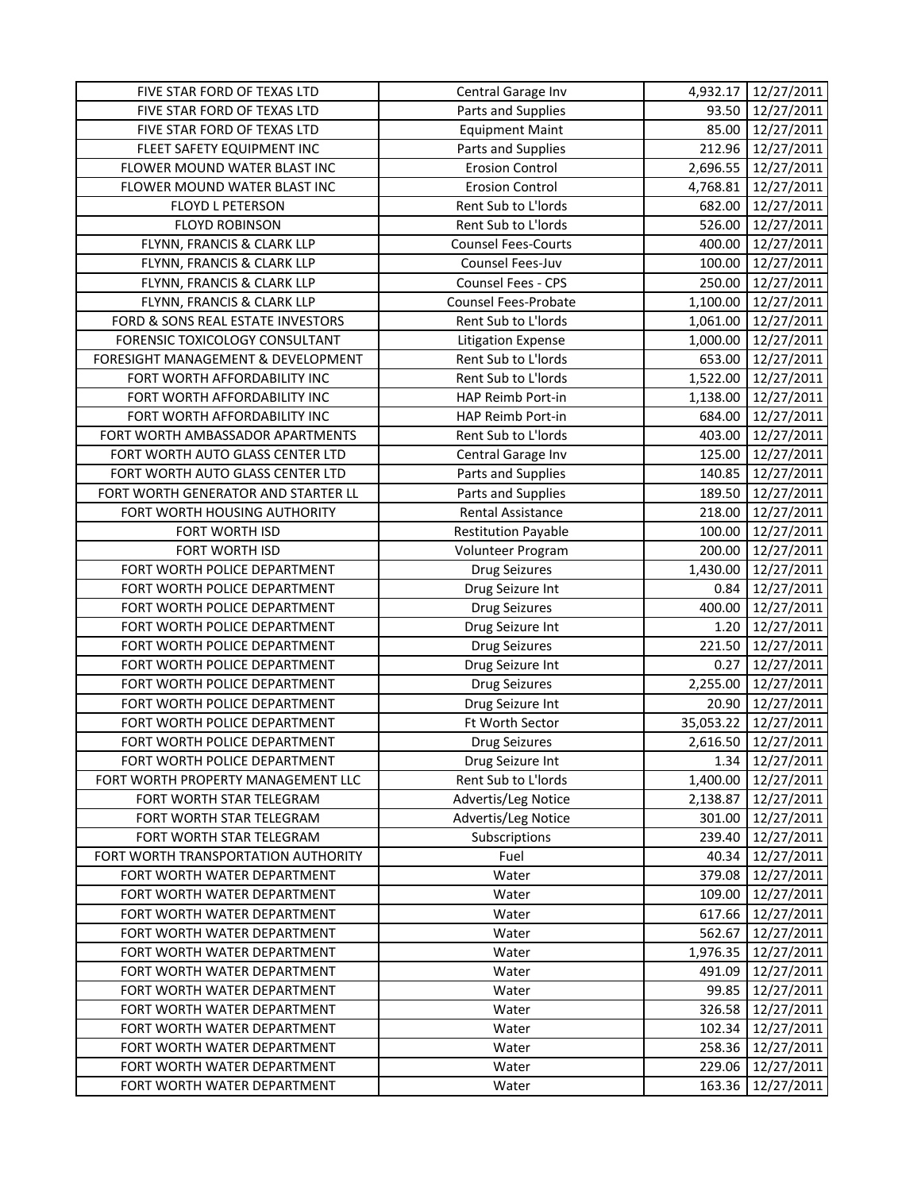| FIVE STAR FORD OF TEXAS LTD | Central Garage Inv | 4,932.17 | 12/27/2011 |
|---|---|---|---|
| FIVE STAR FORD OF TEXAS LTD | Parts and Supplies | 93.50 | 12/27/2011 |
| FIVE STAR FORD OF TEXAS LTD | Equipment Maint | 85.00 | 12/27/2011 |
| FLEET SAFETY EQUIPMENT INC | Parts and Supplies | 212.96 | 12/27/2011 |
| FLOWER MOUND WATER BLAST INC | Erosion Control | 2,696.55 | 12/27/2011 |
| FLOWER MOUND WATER BLAST INC | Erosion Control | 4,768.81 | 12/27/2011 |
| FLOYD L PETERSON | Rent Sub to L'lords | 682.00 | 12/27/2011 |
| FLOYD ROBINSON | Rent Sub to L'lords | 526.00 | 12/27/2011 |
| FLYNN, FRANCIS & CLARK LLP | Counsel Fees-Courts | 400.00 | 12/27/2011 |
| FLYNN, FRANCIS & CLARK LLP | Counsel Fees-Juv | 100.00 | 12/27/2011 |
| FLYNN, FRANCIS & CLARK LLP | Counsel Fees - CPS | 250.00 | 12/27/2011 |
| FLYNN, FRANCIS & CLARK LLP | Counsel Fees-Probate | 1,100.00 | 12/27/2011 |
| FORD & SONS REAL ESTATE INVESTORS | Rent Sub to L'lords | 1,061.00 | 12/27/2011 |
| FORENSIC TOXICOLOGY CONSULTANT | Litigation Expense | 1,000.00 | 12/27/2011 |
| FORESIGHT MANAGEMENT & DEVELOPMENT | Rent Sub to L'lords | 653.00 | 12/27/2011 |
| FORT WORTH AFFORDABILITY INC | Rent Sub to L'lords | 1,522.00 | 12/27/2011 |
| FORT WORTH AFFORDABILITY INC | HAP Reimb Port-in | 1,138.00 | 12/27/2011 |
| FORT WORTH AFFORDABILITY INC | HAP Reimb Port-in | 684.00 | 12/27/2011 |
| FORT WORTH AMBASSADOR APARTMENTS | Rent Sub to L'lords | 403.00 | 12/27/2011 |
| FORT WORTH AUTO GLASS CENTER LTD | Central Garage Inv | 125.00 | 12/27/2011 |
| FORT WORTH AUTO GLASS CENTER LTD | Parts and Supplies | 140.85 | 12/27/2011 |
| FORT WORTH GENERATOR AND STARTER LL | Parts and Supplies | 189.50 | 12/27/2011 |
| FORT WORTH HOUSING AUTHORITY | Rental Assistance | 218.00 | 12/27/2011 |
| FORT WORTH ISD | Restitution Payable | 100.00 | 12/27/2011 |
| FORT WORTH ISD | Volunteer Program | 200.00 | 12/27/2011 |
| FORT WORTH POLICE DEPARTMENT | Drug Seizures | 1,430.00 | 12/27/2011 |
| FORT WORTH POLICE DEPARTMENT | Drug Seizure Int | 0.84 | 12/27/2011 |
| FORT WORTH POLICE DEPARTMENT | Drug Seizures | 400.00 | 12/27/2011 |
| FORT WORTH POLICE DEPARTMENT | Drug Seizure Int | 1.20 | 12/27/2011 |
| FORT WORTH POLICE DEPARTMENT | Drug Seizures | 221.50 | 12/27/2011 |
| FORT WORTH POLICE DEPARTMENT | Drug Seizure Int | 0.27 | 12/27/2011 |
| FORT WORTH POLICE DEPARTMENT | Drug Seizures | 2,255.00 | 12/27/2011 |
| FORT WORTH POLICE DEPARTMENT | Drug Seizure Int | 20.90 | 12/27/2011 |
| FORT WORTH POLICE DEPARTMENT | Ft Worth Sector | 35,053.22 | 12/27/2011 |
| FORT WORTH POLICE DEPARTMENT | Drug Seizures | 2,616.50 | 12/27/2011 |
| FORT WORTH POLICE DEPARTMENT | Drug Seizure Int | 1.34 | 12/27/2011 |
| FORT WORTH PROPERTY MANAGEMENT LLC | Rent Sub to L'lords | 1,400.00 | 12/27/2011 |
| FORT WORTH STAR TELEGRAM | Advertis/Leg Notice | 2,138.87 | 12/27/2011 |
| FORT WORTH STAR TELEGRAM | Advertis/Leg Notice | 301.00 | 12/27/2011 |
| FORT WORTH STAR TELEGRAM | Subscriptions | 239.40 | 12/27/2011 |
| FORT WORTH TRANSPORTATION AUTHORITY | Fuel | 40.34 | 12/27/2011 |
| FORT WORTH WATER DEPARTMENT | Water | 379.08 | 12/27/2011 |
| FORT WORTH WATER DEPARTMENT | Water | 109.00 | 12/27/2011 |
| FORT WORTH WATER DEPARTMENT | Water | 617.66 | 12/27/2011 |
| FORT WORTH WATER DEPARTMENT | Water | 562.67 | 12/27/2011 |
| FORT WORTH WATER DEPARTMENT | Water | 1,976.35 | 12/27/2011 |
| FORT WORTH WATER DEPARTMENT | Water | 491.09 | 12/27/2011 |
| FORT WORTH WATER DEPARTMENT | Water | 99.85 | 12/27/2011 |
| FORT WORTH WATER DEPARTMENT | Water | 326.58 | 12/27/2011 |
| FORT WORTH WATER DEPARTMENT | Water | 102.34 | 12/27/2011 |
| FORT WORTH WATER DEPARTMENT | Water | 258.36 | 12/27/2011 |
| FORT WORTH WATER DEPARTMENT | Water | 229.06 | 12/27/2011 |
| FORT WORTH WATER DEPARTMENT | Water | 163.36 | 12/27/2011 |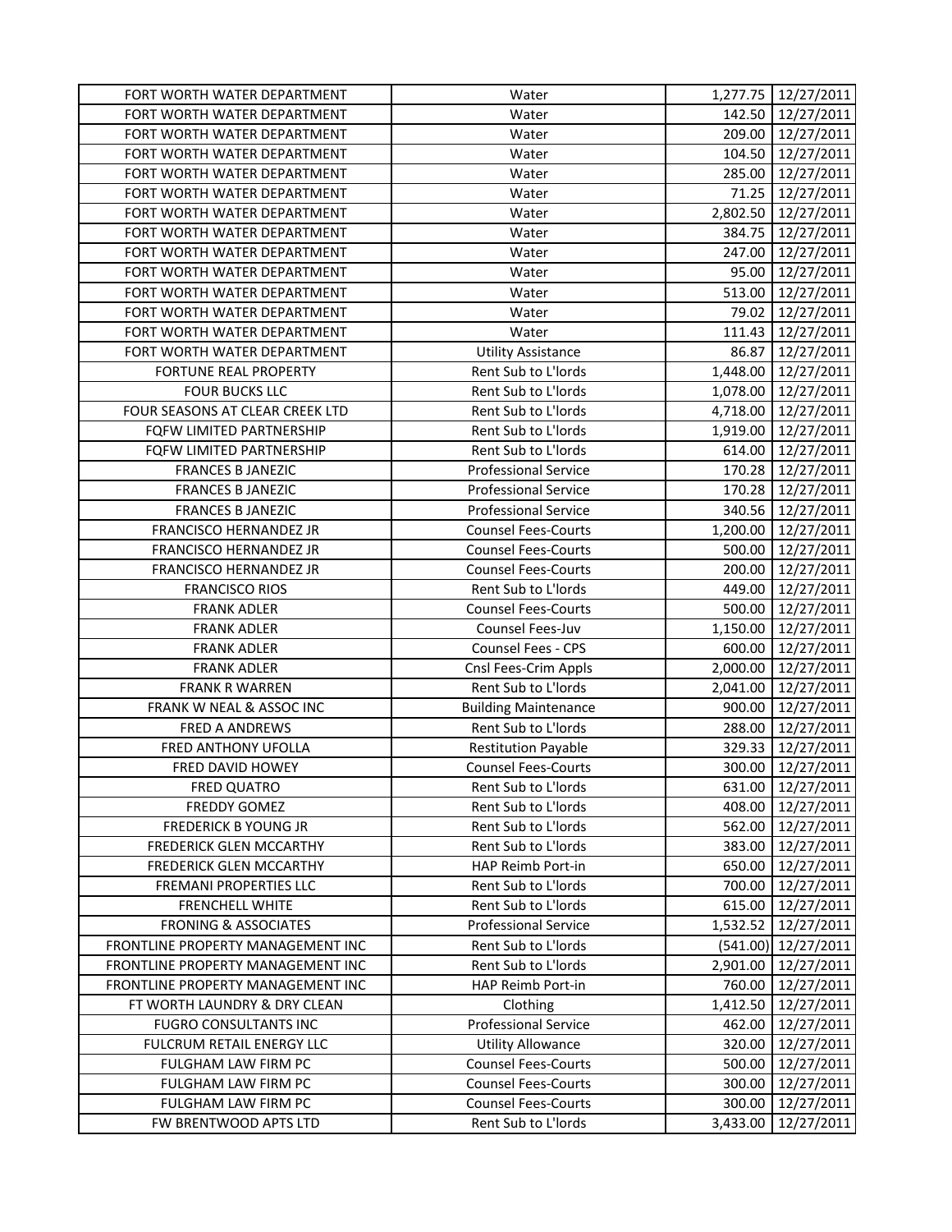| | | | |
|---|---|---|---|
| FORT WORTH WATER DEPARTMENT | Water | 1,277.75 | 12/27/2011 |
| FORT WORTH WATER DEPARTMENT | Water | 142.50 | 12/27/2011 |
| FORT WORTH WATER DEPARTMENT | Water | 209.00 | 12/27/2011 |
| FORT WORTH WATER DEPARTMENT | Water | 104.50 | 12/27/2011 |
| FORT WORTH WATER DEPARTMENT | Water | 285.00 | 12/27/2011 |
| FORT WORTH WATER DEPARTMENT | Water | 71.25 | 12/27/2011 |
| FORT WORTH WATER DEPARTMENT | Water | 2,802.50 | 12/27/2011 |
| FORT WORTH WATER DEPARTMENT | Water | 384.75 | 12/27/2011 |
| FORT WORTH WATER DEPARTMENT | Water | 247.00 | 12/27/2011 |
| FORT WORTH WATER DEPARTMENT | Water | 95.00 | 12/27/2011 |
| FORT WORTH WATER DEPARTMENT | Water | 513.00 | 12/27/2011 |
| FORT WORTH WATER DEPARTMENT | Water | 79.02 | 12/27/2011 |
| FORT WORTH WATER DEPARTMENT | Water | 111.43 | 12/27/2011 |
| FORT WORTH WATER DEPARTMENT | Utility Assistance | 86.87 | 12/27/2011 |
| FORTUNE REAL PROPERTY | Rent Sub to L'lords | 1,448.00 | 12/27/2011 |
| FOUR BUCKS LLC | Rent Sub to L'lords | 1,078.00 | 12/27/2011 |
| FOUR SEASONS AT CLEAR CREEK LTD | Rent Sub to L'lords | 4,718.00 | 12/27/2011 |
| FQFW LIMITED PARTNERSHIP | Rent Sub to L'lords | 1,919.00 | 12/27/2011 |
| FQFW LIMITED PARTNERSHIP | Rent Sub to L'lords | 614.00 | 12/27/2011 |
| FRANCES B JANEZIC | Professional Service | 170.28 | 12/27/2011 |
| FRANCES B JANEZIC | Professional Service | 170.28 | 12/27/2011 |
| FRANCES B JANEZIC | Professional Service | 340.56 | 12/27/2011 |
| FRANCISCO HERNANDEZ JR | Counsel Fees-Courts | 1,200.00 | 12/27/2011 |
| FRANCISCO HERNANDEZ JR | Counsel Fees-Courts | 500.00 | 12/27/2011 |
| FRANCISCO HERNANDEZ JR | Counsel Fees-Courts | 200.00 | 12/27/2011 |
| FRANCISCO RIOS | Rent Sub to L'lords | 449.00 | 12/27/2011 |
| FRANK ADLER | Counsel Fees-Courts | 500.00 | 12/27/2011 |
| FRANK ADLER | Counsel Fees-Juv | 1,150.00 | 12/27/2011 |
| FRANK ADLER | Counsel Fees - CPS | 600.00 | 12/27/2011 |
| FRANK ADLER | Cnsl Fees-Crim Appls | 2,000.00 | 12/27/2011 |
| FRANK R WARREN | Rent Sub to L'lords | 2,041.00 | 12/27/2011 |
| FRANK W NEAL & ASSOC INC | Building Maintenance | 900.00 | 12/27/2011 |
| FRED A ANDREWS | Rent Sub to L'lords | 288.00 | 12/27/2011 |
| FRED ANTHONY UFOLLA | Restitution Payable | 329.33 | 12/27/2011 |
| FRED DAVID HOWEY | Counsel Fees-Courts | 300.00 | 12/27/2011 |
| FRED QUATRO | Rent Sub to L'lords | 631.00 | 12/27/2011 |
| FREDDY GOMEZ | Rent Sub to L'lords | 408.00 | 12/27/2011 |
| FREDERICK B YOUNG JR | Rent Sub to L'lords | 562.00 | 12/27/2011 |
| FREDERICK GLEN MCCARTHY | Rent Sub to L'lords | 383.00 | 12/27/2011 |
| FREDERICK GLEN MCCARTHY | HAP Reimb Port-in | 650.00 | 12/27/2011 |
| FREMANI PROPERTIES LLC | Rent Sub to L'lords | 700.00 | 12/27/2011 |
| FRENCHELL WHITE | Rent Sub to L'lords | 615.00 | 12/27/2011 |
| FRONING & ASSOCIATES | Professional Service | 1,532.52 | 12/27/2011 |
| FRONTLINE PROPERTY MANAGEMENT INC | Rent Sub to L'lords | (541.00) | 12/27/2011 |
| FRONTLINE PROPERTY MANAGEMENT INC | Rent Sub to L'lords | 2,901.00 | 12/27/2011 |
| FRONTLINE PROPERTY MANAGEMENT INC | HAP Reimb Port-in | 760.00 | 12/27/2011 |
| FT WORTH LAUNDRY & DRY CLEAN | Clothing | 1,412.50 | 12/27/2011 |
| FUGRO CONSULTANTS INC | Professional Service | 462.00 | 12/27/2011 |
| FULCRUM RETAIL ENERGY LLC | Utility Allowance | 320.00 | 12/27/2011 |
| FULGHAM LAW FIRM PC | Counsel Fees-Courts | 500.00 | 12/27/2011 |
| FULGHAM LAW FIRM PC | Counsel Fees-Courts | 300.00 | 12/27/2011 |
| FULGHAM LAW FIRM PC | Counsel Fees-Courts | 300.00 | 12/27/2011 |
| FW BRENTWOOD APTS LTD | Rent Sub to L'lords | 3,433.00 | 12/27/2011 |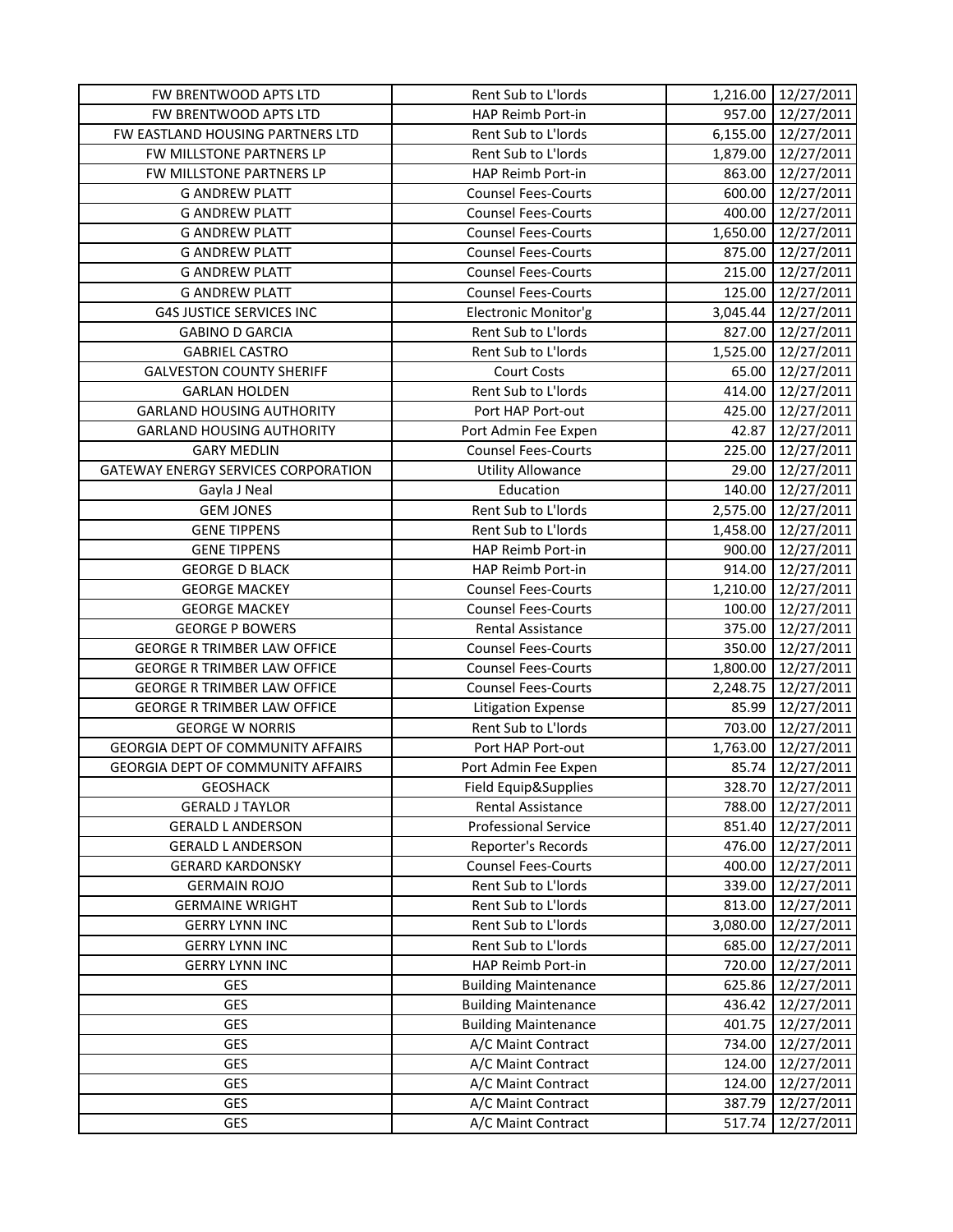| FW BRENTWOOD APTS LTD | Rent Sub to L'lords | 1,216.00 | 12/27/2011 |
|---|---|---|---|
| FW BRENTWOOD APTS LTD | HAP Reimb Port-in | 957.00 | 12/27/2011 |
| FW EASTLAND HOUSING PARTNERS LTD | Rent Sub to L'lords | 6,155.00 | 12/27/2011 |
| FW MILLSTONE PARTNERS LP | Rent Sub to L'lords | 1,879.00 | 12/27/2011 |
| FW MILLSTONE PARTNERS LP | HAP Reimb Port-in | 863.00 | 12/27/2011 |
| G ANDREW PLATT | Counsel Fees-Courts | 600.00 | 12/27/2011 |
| G ANDREW PLATT | Counsel Fees-Courts | 400.00 | 12/27/2011 |
| G ANDREW PLATT | Counsel Fees-Courts | 1,650.00 | 12/27/2011 |
| G ANDREW PLATT | Counsel Fees-Courts | 875.00 | 12/27/2011 |
| G ANDREW PLATT | Counsel Fees-Courts | 215.00 | 12/27/2011 |
| G ANDREW PLATT | Counsel Fees-Courts | 125.00 | 12/27/2011 |
| G4S JUSTICE SERVICES INC | Electronic Monitor'g | 3,045.44 | 12/27/2011 |
| GABINO D GARCIA | Rent Sub to L'lords | 827.00 | 12/27/2011 |
| GABRIEL CASTRO | Rent Sub to L'lords | 1,525.00 | 12/27/2011 |
| GALVESTON COUNTY SHERIFF | Court Costs | 65.00 | 12/27/2011 |
| GARLAN HOLDEN | Rent Sub to L'lords | 414.00 | 12/27/2011 |
| GARLAND HOUSING AUTHORITY | Port HAP Port-out | 425.00 | 12/27/2011 |
| GARLAND HOUSING AUTHORITY | Port Admin Fee Expen | 42.87 | 12/27/2011 |
| GARY MEDLIN | Counsel Fees-Courts | 225.00 | 12/27/2011 |
| GATEWAY ENERGY SERVICES CORPORATION | Utility Allowance | 29.00 | 12/27/2011 |
| Gayla J Neal | Education | 140.00 | 12/27/2011 |
| GEM JONES | Rent Sub to L'lords | 2,575.00 | 12/27/2011 |
| GENE TIPPENS | Rent Sub to L'lords | 1,458.00 | 12/27/2011 |
| GENE TIPPENS | HAP Reimb Port-in | 900.00 | 12/27/2011 |
| GEORGE D BLACK | HAP Reimb Port-in | 914.00 | 12/27/2011 |
| GEORGE MACKEY | Counsel Fees-Courts | 1,210.00 | 12/27/2011 |
| GEORGE MACKEY | Counsel Fees-Courts | 100.00 | 12/27/2011 |
| GEORGE P BOWERS | Rental Assistance | 375.00 | 12/27/2011 |
| GEORGE R TRIMBER LAW OFFICE | Counsel Fees-Courts | 350.00 | 12/27/2011 |
| GEORGE R TRIMBER LAW OFFICE | Counsel Fees-Courts | 1,800.00 | 12/27/2011 |
| GEORGE R TRIMBER LAW OFFICE | Counsel Fees-Courts | 2,248.75 | 12/27/2011 |
| GEORGE R TRIMBER LAW OFFICE | Litigation Expense | 85.99 | 12/27/2011 |
| GEORGE W NORRIS | Rent Sub to L'lords | 703.00 | 12/27/2011 |
| GEORGIA DEPT OF COMMUNITY AFFAIRS | Port HAP Port-out | 1,763.00 | 12/27/2011 |
| GEORGIA DEPT OF COMMUNITY AFFAIRS | Port Admin Fee Expen | 85.74 | 12/27/2011 |
| GEOSHACK | Field Equip&Supplies | 328.70 | 12/27/2011 |
| GERALD J TAYLOR | Rental Assistance | 788.00 | 12/27/2011 |
| GERALD L ANDERSON | Professional Service | 851.40 | 12/27/2011 |
| GERALD L ANDERSON | Reporter's Records | 476.00 | 12/27/2011 |
| GERARD KARDONSKY | Counsel Fees-Courts | 400.00 | 12/27/2011 |
| GERMAIN ROJO | Rent Sub to L'lords | 339.00 | 12/27/2011 |
| GERMAINE WRIGHT | Rent Sub to L'lords | 813.00 | 12/27/2011 |
| GERRY LYNN INC | Rent Sub to L'lords | 3,080.00 | 12/27/2011 |
| GERRY LYNN INC | Rent Sub to L'lords | 685.00 | 12/27/2011 |
| GERRY LYNN INC | HAP Reimb Port-in | 720.00 | 12/27/2011 |
| GES | Building Maintenance | 625.86 | 12/27/2011 |
| GES | Building Maintenance | 436.42 | 12/27/2011 |
| GES | Building Maintenance | 401.75 | 12/27/2011 |
| GES | A/C Maint Contract | 734.00 | 12/27/2011 |
| GES | A/C Maint Contract | 124.00 | 12/27/2011 |
| GES | A/C Maint Contract | 124.00 | 12/27/2011 |
| GES | A/C Maint Contract | 387.79 | 12/27/2011 |
| GES | A/C Maint Contract | 517.74 | 12/27/2011 |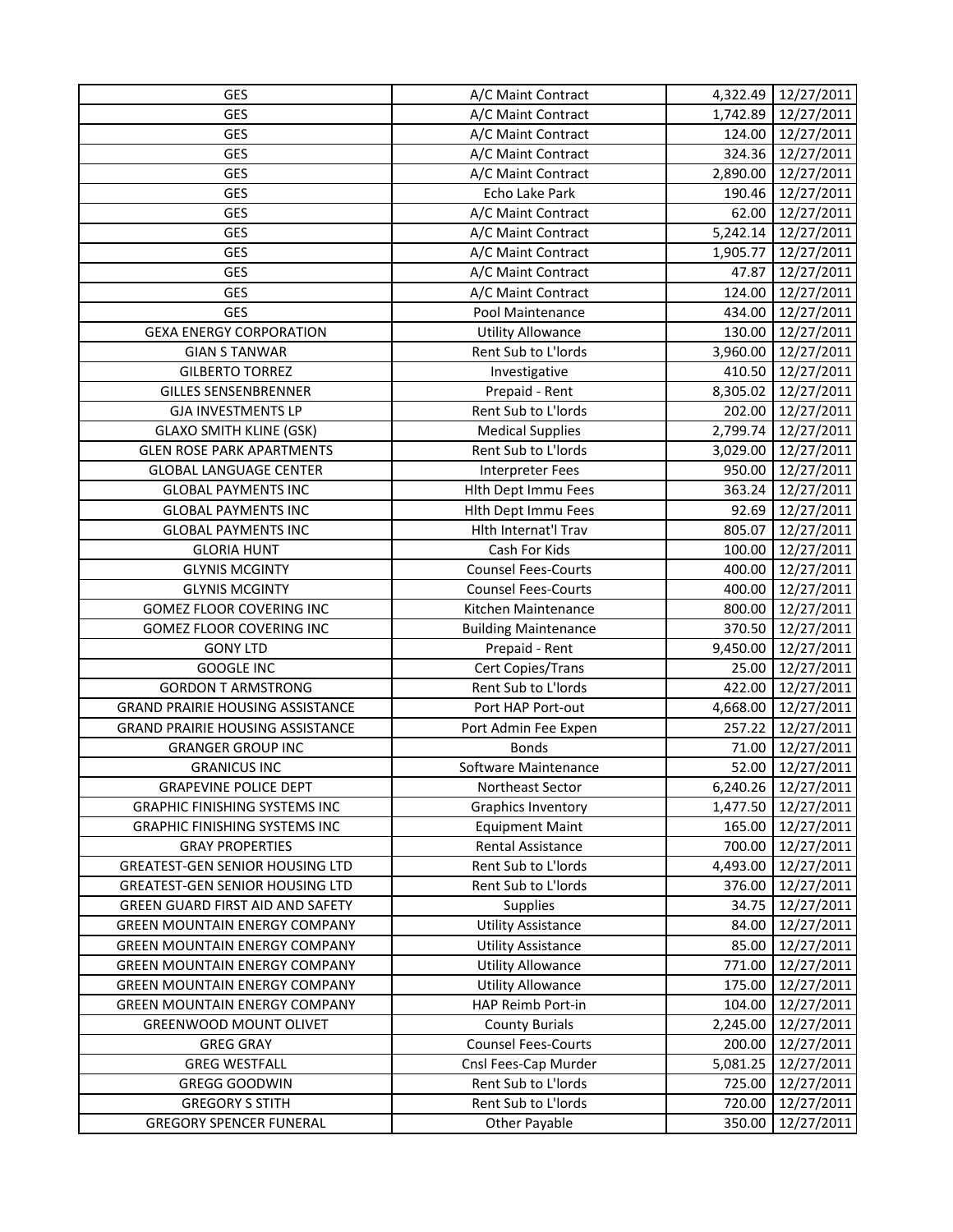| GES | A/C Maint Contract | 4,322.49 | 12/27/2011 |
|---|---|---|---|
| GES | A/C Maint Contract | 1,742.89 | 12/27/2011 |
| GES | A/C Maint Contract | 124.00 | 12/27/2011 |
| GES | A/C Maint Contract | 324.36 | 12/27/2011 |
| GES | A/C Maint Contract | 2,890.00 | 12/27/2011 |
| GES | Echo Lake Park | 190.46 | 12/27/2011 |
| GES | A/C Maint Contract | 62.00 | 12/27/2011 |
| GES | A/C Maint Contract | 5,242.14 | 12/27/2011 |
| GES | A/C Maint Contract | 1,905.77 | 12/27/2011 |
| GES | A/C Maint Contract | 47.87 | 12/27/2011 |
| GES | A/C Maint Contract | 124.00 | 12/27/2011 |
| GES | Pool Maintenance | 434.00 | 12/27/2011 |
| GEXA ENERGY CORPORATION | Utility Allowance | 130.00 | 12/27/2011 |
| GIAN S TANWAR | Rent Sub to L'lords | 3,960.00 | 12/27/2011 |
| GILBERTO TORREZ | Investigative | 410.50 | 12/27/2011 |
| GILLES SENSENBRENNER | Prepaid - Rent | 8,305.02 | 12/27/2011 |
| GJA INVESTMENTS LP | Rent Sub to L'lords | 202.00 | 12/27/2011 |
| GLAXO SMITH KLINE (GSK) | Medical Supplies | 2,799.74 | 12/27/2011 |
| GLEN ROSE PARK APARTMENTS | Rent Sub to L'lords | 3,029.00 | 12/27/2011 |
| GLOBAL LANGUAGE CENTER | Interpreter Fees | 950.00 | 12/27/2011 |
| GLOBAL PAYMENTS INC | Hlth Dept Immu Fees | 363.24 | 12/27/2011 |
| GLOBAL PAYMENTS INC | Hlth Dept Immu Fees | 92.69 | 12/27/2011 |
| GLOBAL PAYMENTS INC | Hlth Internat'l Trav | 805.07 | 12/27/2011 |
| GLORIA HUNT | Cash For Kids | 100.00 | 12/27/2011 |
| GLYNIS MCGINTY | Counsel Fees-Courts | 400.00 | 12/27/2011 |
| GLYNIS MCGINTY | Counsel Fees-Courts | 400.00 | 12/27/2011 |
| GOMEZ FLOOR COVERING INC | Kitchen Maintenance | 800.00 | 12/27/2011 |
| GOMEZ FLOOR COVERING INC | Building Maintenance | 370.50 | 12/27/2011 |
| GONY LTD | Prepaid - Rent | 9,450.00 | 12/27/2011 |
| GOOGLE INC | Cert Copies/Trans | 25.00 | 12/27/2011 |
| GORDON T ARMSTRONG | Rent Sub to L'lords | 422.00 | 12/27/2011 |
| GRAND PRAIRIE HOUSING ASSISTANCE | Port HAP Port-out | 4,668.00 | 12/27/2011 |
| GRAND PRAIRIE HOUSING ASSISTANCE | Port Admin Fee Expen | 257.22 | 12/27/2011 |
| GRANGER GROUP INC | Bonds | 71.00 | 12/27/2011 |
| GRANICUS INC | Software Maintenance | 52.00 | 12/27/2011 |
| GRAPEVINE POLICE DEPT | Northeast Sector | 6,240.26 | 12/27/2011 |
| GRAPHIC FINISHING SYSTEMS INC | Graphics Inventory | 1,477.50 | 12/27/2011 |
| GRAPHIC FINISHING SYSTEMS INC | Equipment Maint | 165.00 | 12/27/2011 |
| GRAY PROPERTIES | Rental Assistance | 700.00 | 12/27/2011 |
| GREATEST-GEN SENIOR HOUSING LTD | Rent Sub to L'lords | 4,493.00 | 12/27/2011 |
| GREATEST-GEN SENIOR HOUSING LTD | Rent Sub to L'lords | 376.00 | 12/27/2011 |
| GREEN GUARD FIRST AID AND SAFETY | Supplies | 34.75 | 12/27/2011 |
| GREEN MOUNTAIN ENERGY COMPANY | Utility Assistance | 84.00 | 12/27/2011 |
| GREEN MOUNTAIN ENERGY COMPANY | Utility Assistance | 85.00 | 12/27/2011 |
| GREEN MOUNTAIN ENERGY COMPANY | Utility Allowance | 771.00 | 12/27/2011 |
| GREEN MOUNTAIN ENERGY COMPANY | Utility Allowance | 175.00 | 12/27/2011 |
| GREEN MOUNTAIN ENERGY COMPANY | HAP Reimb Port-in | 104.00 | 12/27/2011 |
| GREENWOOD MOUNT OLIVET | County Burials | 2,245.00 | 12/27/2011 |
| GREG GRAY | Counsel Fees-Courts | 200.00 | 12/27/2011 |
| GREG WESTFALL | Cnsl Fees-Cap Murder | 5,081.25 | 12/27/2011 |
| GREGG GOODWIN | Rent Sub to L'lords | 725.00 | 12/27/2011 |
| GREGORY S STITH | Rent Sub to L'lords | 720.00 | 12/27/2011 |
| GREGORY SPENCER FUNERAL | Other Payable | 350.00 | 12/27/2011 |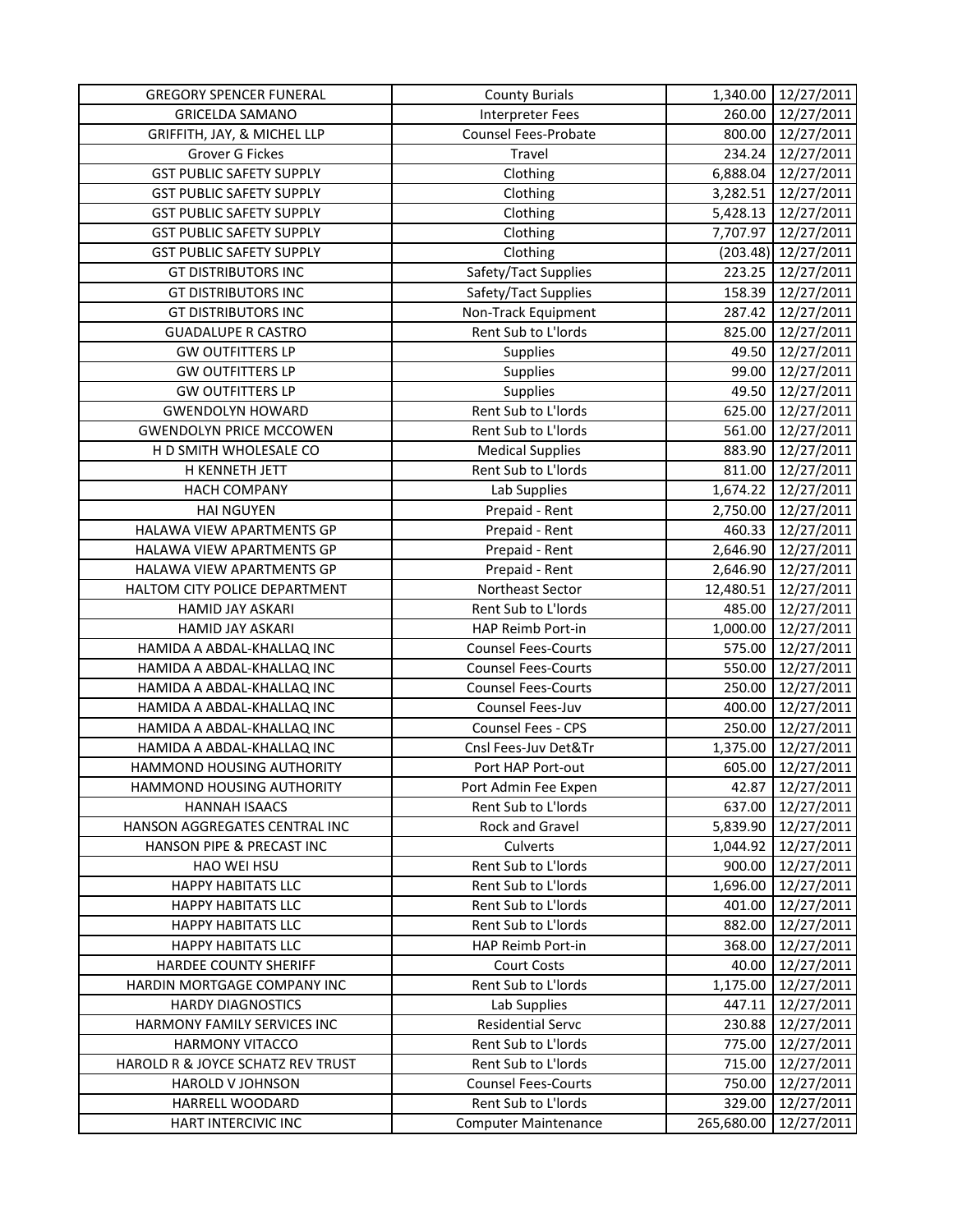| GREGORY SPENCER FUNERAL | County Burials | 1,340.00 | 12/27/2011 |
|---|---|---|---|
| GRICELDA SAMANO | Interpreter Fees | 260.00 | 12/27/2011 |
| GRIFFITH, JAY, & MICHEL LLP | Counsel Fees-Probate | 800.00 | 12/27/2011 |
| Grover G Fickes | Travel | 234.24 | 12/27/2011 |
| GST PUBLIC SAFETY SUPPLY | Clothing | 6,888.04 | 12/27/2011 |
| GST PUBLIC SAFETY SUPPLY | Clothing | 3,282.51 | 12/27/2011 |
| GST PUBLIC SAFETY SUPPLY | Clothing | 5,428.13 | 12/27/2011 |
| GST PUBLIC SAFETY SUPPLY | Clothing | 7,707.97 | 12/27/2011 |
| GST PUBLIC SAFETY SUPPLY | Clothing | (203.48) | 12/27/2011 |
| GT DISTRIBUTORS INC | Safety/Tact Supplies | 223.25 | 12/27/2011 |
| GT DISTRIBUTORS INC | Safety/Tact Supplies | 158.39 | 12/27/2011 |
| GT DISTRIBUTORS INC | Non-Track Equipment | 287.42 | 12/27/2011 |
| GUADALUPE R CASTRO | Rent Sub to L'lords | 825.00 | 12/27/2011 |
| GW OUTFITTERS LP | Supplies | 49.50 | 12/27/2011 |
| GW OUTFITTERS LP | Supplies | 99.00 | 12/27/2011 |
| GW OUTFITTERS LP | Supplies | 49.50 | 12/27/2011 |
| GWENDOLYN HOWARD | Rent Sub to L'lords | 625.00 | 12/27/2011 |
| GWENDOLYN PRICE MCCOWEN | Rent Sub to L'lords | 561.00 | 12/27/2011 |
| H D SMITH WHOLESALE CO | Medical Supplies | 883.90 | 12/27/2011 |
| H KENNETH JETT | Rent Sub to L'lords | 811.00 | 12/27/2011 |
| HACH COMPANY | Lab Supplies | 1,674.22 | 12/27/2011 |
| HAI NGUYEN | Prepaid - Rent | 2,750.00 | 12/27/2011 |
| HALAWA VIEW APARTMENTS GP | Prepaid - Rent | 460.33 | 12/27/2011 |
| HALAWA VIEW APARTMENTS GP | Prepaid - Rent | 2,646.90 | 12/27/2011 |
| HALAWA VIEW APARTMENTS GP | Prepaid - Rent | 2,646.90 | 12/27/2011 |
| HALTOM CITY POLICE DEPARTMENT | Northeast Sector | 12,480.51 | 12/27/2011 |
| HAMID JAY ASKARI | Rent Sub to L'lords | 485.00 | 12/27/2011 |
| HAMID JAY ASKARI | HAP Reimb Port-in | 1,000.00 | 12/27/2011 |
| HAMIDA A ABDAL-KHALLAQ INC | Counsel Fees-Courts | 575.00 | 12/27/2011 |
| HAMIDA A ABDAL-KHALLAQ INC | Counsel Fees-Courts | 550.00 | 12/27/2011 |
| HAMIDA A ABDAL-KHALLAQ INC | Counsel Fees-Courts | 250.00 | 12/27/2011 |
| HAMIDA A ABDAL-KHALLAQ INC | Counsel Fees-Juv | 400.00 | 12/27/2011 |
| HAMIDA A ABDAL-KHALLAQ INC | Counsel Fees - CPS | 250.00 | 12/27/2011 |
| HAMIDA A ABDAL-KHALLAQ INC | Cnsl Fees-Juv Det&Tr | 1,375.00 | 12/27/2011 |
| HAMMOND HOUSING AUTHORITY | Port HAP Port-out | 605.00 | 12/27/2011 |
| HAMMOND HOUSING AUTHORITY | Port Admin Fee Expen | 42.87 | 12/27/2011 |
| HANNAH ISAACS | Rent Sub to L'lords | 637.00 | 12/27/2011 |
| HANSON AGGREGATES CENTRAL INC | Rock and Gravel | 5,839.90 | 12/27/2011 |
| HANSON PIPE & PRECAST INC | Culverts | 1,044.92 | 12/27/2011 |
| HAO WEI HSU | Rent Sub to L'lords | 900.00 | 12/27/2011 |
| HAPPY HABITATS LLC | Rent Sub to L'lords | 1,696.00 | 12/27/2011 |
| HAPPY HABITATS LLC | Rent Sub to L'lords | 401.00 | 12/27/2011 |
| HAPPY HABITATS LLC | Rent Sub to L'lords | 882.00 | 12/27/2011 |
| HAPPY HABITATS LLC | HAP Reimb Port-in | 368.00 | 12/27/2011 |
| HARDEE COUNTY SHERIFF | Court Costs | 40.00 | 12/27/2011 |
| HARDIN MORTGAGE COMPANY INC | Rent Sub to L'lords | 1,175.00 | 12/27/2011 |
| HARDY DIAGNOSTICS | Lab Supplies | 447.11 | 12/27/2011 |
| HARMONY FAMILY SERVICES INC | Residential Servc | 230.88 | 12/27/2011 |
| HARMONY VITACCO | Rent Sub to L'lords | 775.00 | 12/27/2011 |
| HAROLD R & JOYCE SCHATZ REV TRUST | Rent Sub to L'lords | 715.00 | 12/27/2011 |
| HAROLD V JOHNSON | Counsel Fees-Courts | 750.00 | 12/27/2011 |
| HARRELL WOODARD | Rent Sub to L'lords | 329.00 | 12/27/2011 |
| HART INTERCIVIC INC | Computer Maintenance | 265,680.00 | 12/27/2011 |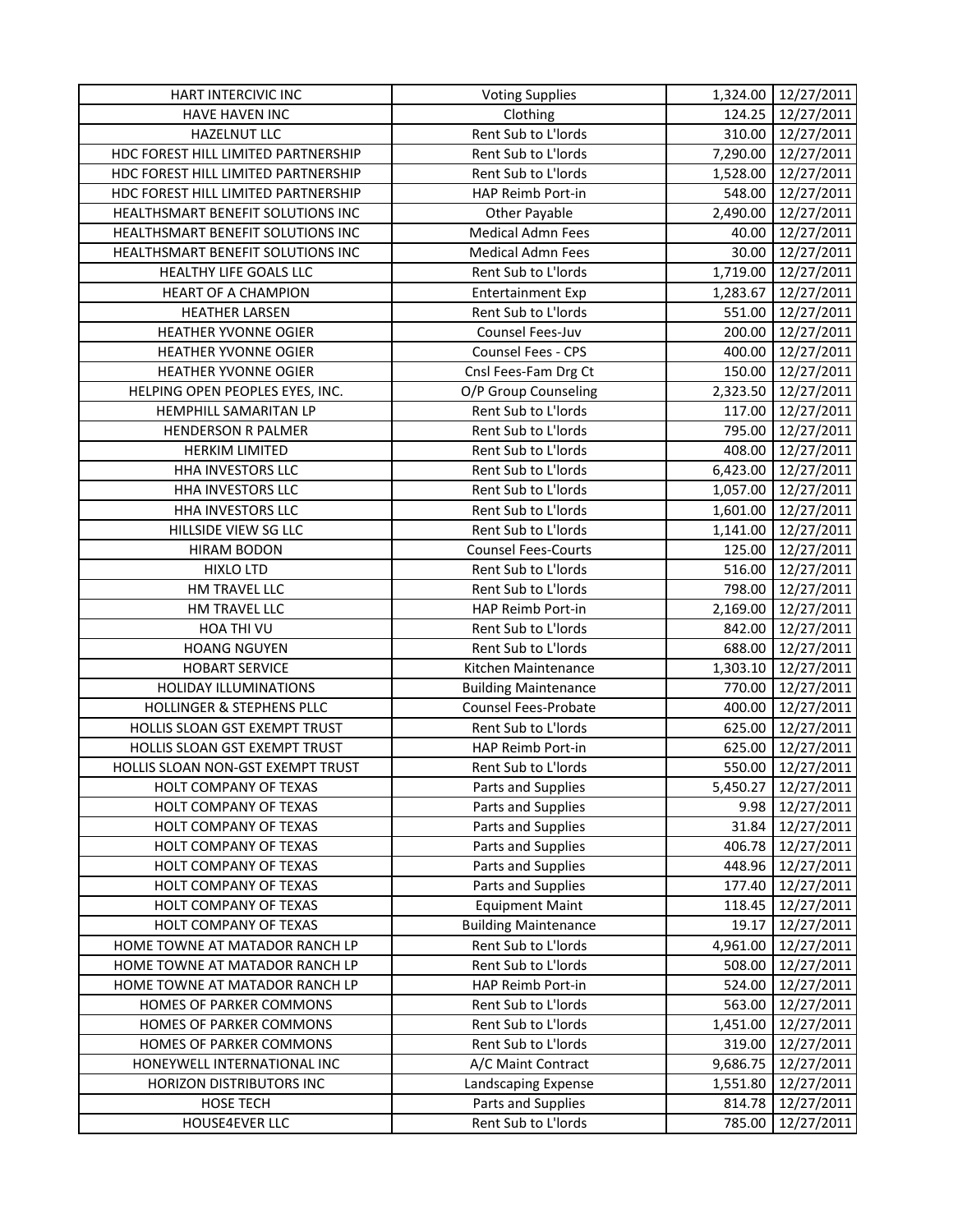| | | | |
|---|---|---|---|
| HART INTERCIVIC INC | Voting Supplies | 1,324.00 | 12/27/2011 |
| HAVE HAVEN INC | Clothing | 124.25 | 12/27/2011 |
| HAZELNUT LLC | Rent Sub to L'lords | 310.00 | 12/27/2011 |
| HDC FOREST HILL LIMITED PARTNERSHIP | Rent Sub to L'lords | 7,290.00 | 12/27/2011 |
| HDC FOREST HILL LIMITED PARTNERSHIP | Rent Sub to L'lords | 1,528.00 | 12/27/2011 |
| HDC FOREST HILL LIMITED PARTNERSHIP | HAP Reimb Port-in | 548.00 | 12/27/2011 |
| HEALTHSMART BENEFIT SOLUTIONS INC | Other Payable | 2,490.00 | 12/27/2011 |
| HEALTHSMART BENEFIT SOLUTIONS INC | Medical Admn Fees | 40.00 | 12/27/2011 |
| HEALTHSMART BENEFIT SOLUTIONS INC | Medical Admn Fees | 30.00 | 12/27/2011 |
| HEALTHY LIFE GOALS LLC | Rent Sub to L'lords | 1,719.00 | 12/27/2011 |
| HEART OF A CHAMPION | Entertainment Exp | 1,283.67 | 12/27/2011 |
| HEATHER LARSEN | Rent Sub to L'lords | 551.00 | 12/27/2011 |
| HEATHER YVONNE OGIER | Counsel Fees-Juv | 200.00 | 12/27/2011 |
| HEATHER YVONNE OGIER | Counsel Fees - CPS | 400.00 | 12/27/2011 |
| HEATHER YVONNE OGIER | Cnsl Fees-Fam Drg Ct | 150.00 | 12/27/2011 |
| HELPING OPEN PEOPLES EYES, INC. | O/P Group Counseling | 2,323.50 | 12/27/2011 |
| HEMPHILL SAMARITAN LP | Rent Sub to L'lords | 117.00 | 12/27/2011 |
| HENDERSON R PALMER | Rent Sub to L'lords | 795.00 | 12/27/2011 |
| HERKIM LIMITED | Rent Sub to L'lords | 408.00 | 12/27/2011 |
| HHA INVESTORS LLC | Rent Sub to L'lords | 6,423.00 | 12/27/2011 |
| HHA INVESTORS LLC | Rent Sub to L'lords | 1,057.00 | 12/27/2011 |
| HHA INVESTORS LLC | Rent Sub to L'lords | 1,601.00 | 12/27/2011 |
| HILLSIDE VIEW SG LLC | Rent Sub to L'lords | 1,141.00 | 12/27/2011 |
| HIRAM BODON | Counsel Fees-Courts | 125.00 | 12/27/2011 |
| HIXLO LTD | Rent Sub to L'lords | 516.00 | 12/27/2011 |
| HM TRAVEL LLC | Rent Sub to L'lords | 798.00 | 12/27/2011 |
| HM TRAVEL LLC | HAP Reimb Port-in | 2,169.00 | 12/27/2011 |
| HOA THI VU | Rent Sub to L'lords | 842.00 | 12/27/2011 |
| HOANG NGUYEN | Rent Sub to L'lords | 688.00 | 12/27/2011 |
| HOBART SERVICE | Kitchen Maintenance | 1,303.10 | 12/27/2011 |
| HOLIDAY ILLUMINATIONS | Building Maintenance | 770.00 | 12/27/2011 |
| HOLLINGER & STEPHENS PLLC | Counsel Fees-Probate | 400.00 | 12/27/2011 |
| HOLLIS SLOAN GST EXEMPT TRUST | Rent Sub to L'lords | 625.00 | 12/27/2011 |
| HOLLIS SLOAN GST EXEMPT TRUST | HAP Reimb Port-in | 625.00 | 12/27/2011 |
| HOLLIS SLOAN NON-GST EXEMPT TRUST | Rent Sub to L'lords | 550.00 | 12/27/2011 |
| HOLT COMPANY OF TEXAS | Parts and Supplies | 5,450.27 | 12/27/2011 |
| HOLT COMPANY OF TEXAS | Parts and Supplies | 9.98 | 12/27/2011 |
| HOLT COMPANY OF TEXAS | Parts and Supplies | 31.84 | 12/27/2011 |
| HOLT COMPANY OF TEXAS | Parts and Supplies | 406.78 | 12/27/2011 |
| HOLT COMPANY OF TEXAS | Parts and Supplies | 448.96 | 12/27/2011 |
| HOLT COMPANY OF TEXAS | Parts and Supplies | 177.40 | 12/27/2011 |
| HOLT COMPANY OF TEXAS | Equipment Maint | 118.45 | 12/27/2011 |
| HOLT COMPANY OF TEXAS | Building Maintenance | 19.17 | 12/27/2011 |
| HOME TOWNE AT MATADOR RANCH LP | Rent Sub to L'lords | 4,961.00 | 12/27/2011 |
| HOME TOWNE AT MATADOR RANCH LP | Rent Sub to L'lords | 508.00 | 12/27/2011 |
| HOME TOWNE AT MATADOR RANCH LP | HAP Reimb Port-in | 524.00 | 12/27/2011 |
| HOMES OF PARKER COMMONS | Rent Sub to L'lords | 563.00 | 12/27/2011 |
| HOMES OF PARKER COMMONS | Rent Sub to L'lords | 1,451.00 | 12/27/2011 |
| HOMES OF PARKER COMMONS | Rent Sub to L'lords | 319.00 | 12/27/2011 |
| HONEYWELL INTERNATIONAL INC | A/C Maint Contract | 9,686.75 | 12/27/2011 |
| HORIZON DISTRIBUTORS INC | Landscaping Expense | 1,551.80 | 12/27/2011 |
| HOSE TECH | Parts and Supplies | 814.78 | 12/27/2011 |
| HOUSE4EVER LLC | Rent Sub to L'lords | 785.00 | 12/27/2011 |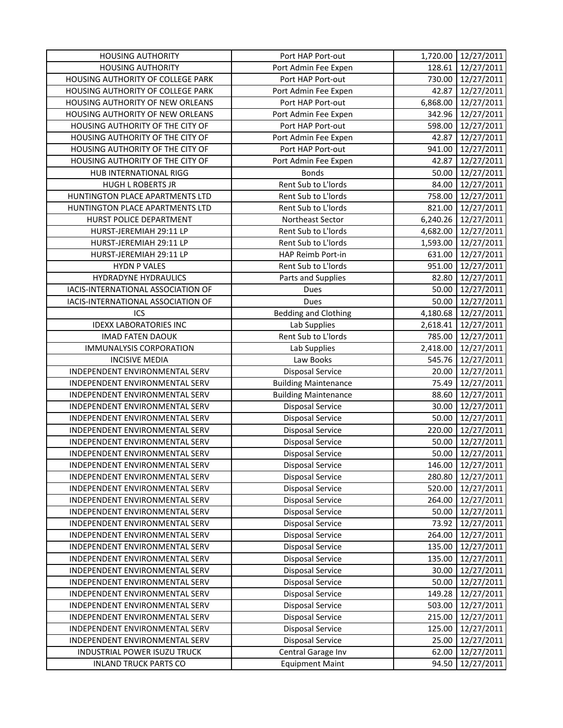| HOUSING AUTHORITY | Port HAP Port-out | 1,720.00 | 12/27/2011 |
|---|---|---|---|
| HOUSING AUTHORITY | Port Admin Fee Expen | 128.61 | 12/27/2011 |
| HOUSING AUTHORITY OF COLLEGE PARK | Port HAP Port-out | 730.00 | 12/27/2011 |
| HOUSING AUTHORITY OF COLLEGE PARK | Port Admin Fee Expen | 42.87 | 12/27/2011 |
| HOUSING AUTHORITY OF NEW ORLEANS | Port HAP Port-out | 6,868.00 | 12/27/2011 |
| HOUSING AUTHORITY OF NEW ORLEANS | Port Admin Fee Expen | 342.96 | 12/27/2011 |
| HOUSING AUTHORITY OF THE CITY OF | Port HAP Port-out | 598.00 | 12/27/2011 |
| HOUSING AUTHORITY OF THE CITY OF | Port Admin Fee Expen | 42.87 | 12/27/2011 |
| HOUSING AUTHORITY OF THE CITY OF | Port HAP Port-out | 941.00 | 12/27/2011 |
| HOUSING AUTHORITY OF THE CITY OF | Port Admin Fee Expen | 42.87 | 12/27/2011 |
| HUB INTERNATIONAL RIGG | Bonds | 50.00 | 12/27/2011 |
| HUGH L ROBERTS JR | Rent Sub to L'lords | 84.00 | 12/27/2011 |
| HUNTINGTON PLACE APARTMENTS LTD | Rent Sub to L'lords | 758.00 | 12/27/2011 |
| HUNTINGTON PLACE APARTMENTS LTD | Rent Sub to L'lords | 821.00 | 12/27/2011 |
| HURST POLICE DEPARTMENT | Northeast Sector | 6,240.26 | 12/27/2011 |
| HURST-JEREMIAH 29:11 LP | Rent Sub to L'lords | 4,682.00 | 12/27/2011 |
| HURST-JEREMIAH 29:11 LP | Rent Sub to L'lords | 1,593.00 | 12/27/2011 |
| HURST-JEREMIAH 29:11 LP | HAP Reimb Port-in | 631.00 | 12/27/2011 |
| HYDN P VALES | Rent Sub to L'lords | 951.00 | 12/27/2011 |
| HYDRADYNE HYDRAULICS | Parts and Supplies | 82.80 | 12/27/2011 |
| IACIS-INTERNATIONAL ASSOCIATION OF | Dues | 50.00 | 12/27/2011 |
| IACIS-INTERNATIONAL ASSOCIATION OF | Dues | 50.00 | 12/27/2011 |
| ICS | Bedding and Clothing | 4,180.68 | 12/27/2011 |
| IDEXX LABORATORIES INC | Lab Supplies | 2,618.41 | 12/27/2011 |
| IMAD FATEN DAOUK | Rent Sub to L'lords | 785.00 | 12/27/2011 |
| IMMUNALYSIS CORPORATION | Lab Supplies | 2,418.00 | 12/27/2011 |
| INCISIVE MEDIA | Law Books | 545.76 | 12/27/2011 |
| INDEPENDENT ENVIRONMENTAL SERV | Disposal Service | 20.00 | 12/27/2011 |
| INDEPENDENT ENVIRONMENTAL SERV | Building Maintenance | 75.49 | 12/27/2011 |
| INDEPENDENT ENVIRONMENTAL SERV | Building Maintenance | 88.60 | 12/27/2011 |
| INDEPENDENT ENVIRONMENTAL SERV | Disposal Service | 30.00 | 12/27/2011 |
| INDEPENDENT ENVIRONMENTAL SERV | Disposal Service | 50.00 | 12/27/2011 |
| INDEPENDENT ENVIRONMENTAL SERV | Disposal Service | 220.00 | 12/27/2011 |
| INDEPENDENT ENVIRONMENTAL SERV | Disposal Service | 50.00 | 12/27/2011 |
| INDEPENDENT ENVIRONMENTAL SERV | Disposal Service | 50.00 | 12/27/2011 |
| INDEPENDENT ENVIRONMENTAL SERV | Disposal Service | 146.00 | 12/27/2011 |
| INDEPENDENT ENVIRONMENTAL SERV | Disposal Service | 280.80 | 12/27/2011 |
| INDEPENDENT ENVIRONMENTAL SERV | Disposal Service | 520.00 | 12/27/2011 |
| INDEPENDENT ENVIRONMENTAL SERV | Disposal Service | 264.00 | 12/27/2011 |
| INDEPENDENT ENVIRONMENTAL SERV | Disposal Service | 50.00 | 12/27/2011 |
| INDEPENDENT ENVIRONMENTAL SERV | Disposal Service | 73.92 | 12/27/2011 |
| INDEPENDENT ENVIRONMENTAL SERV | Disposal Service | 264.00 | 12/27/2011 |
| INDEPENDENT ENVIRONMENTAL SERV | Disposal Service | 135.00 | 12/27/2011 |
| INDEPENDENT ENVIRONMENTAL SERV | Disposal Service | 135.00 | 12/27/2011 |
| INDEPENDENT ENVIRONMENTAL SERV | Disposal Service | 30.00 | 12/27/2011 |
| INDEPENDENT ENVIRONMENTAL SERV | Disposal Service | 50.00 | 12/27/2011 |
| INDEPENDENT ENVIRONMENTAL SERV | Disposal Service | 149.28 | 12/27/2011 |
| INDEPENDENT ENVIRONMENTAL SERV | Disposal Service | 503.00 | 12/27/2011 |
| INDEPENDENT ENVIRONMENTAL SERV | Disposal Service | 215.00 | 12/27/2011 |
| INDEPENDENT ENVIRONMENTAL SERV | Disposal Service | 125.00 | 12/27/2011 |
| INDEPENDENT ENVIRONMENTAL SERV | Disposal Service | 25.00 | 12/27/2011 |
| INDUSTRIAL POWER ISUZU TRUCK | Central Garage Inv | 62.00 | 12/27/2011 |
| INLAND TRUCK PARTS CO | Equipment Maint | 94.50 | 12/27/2011 |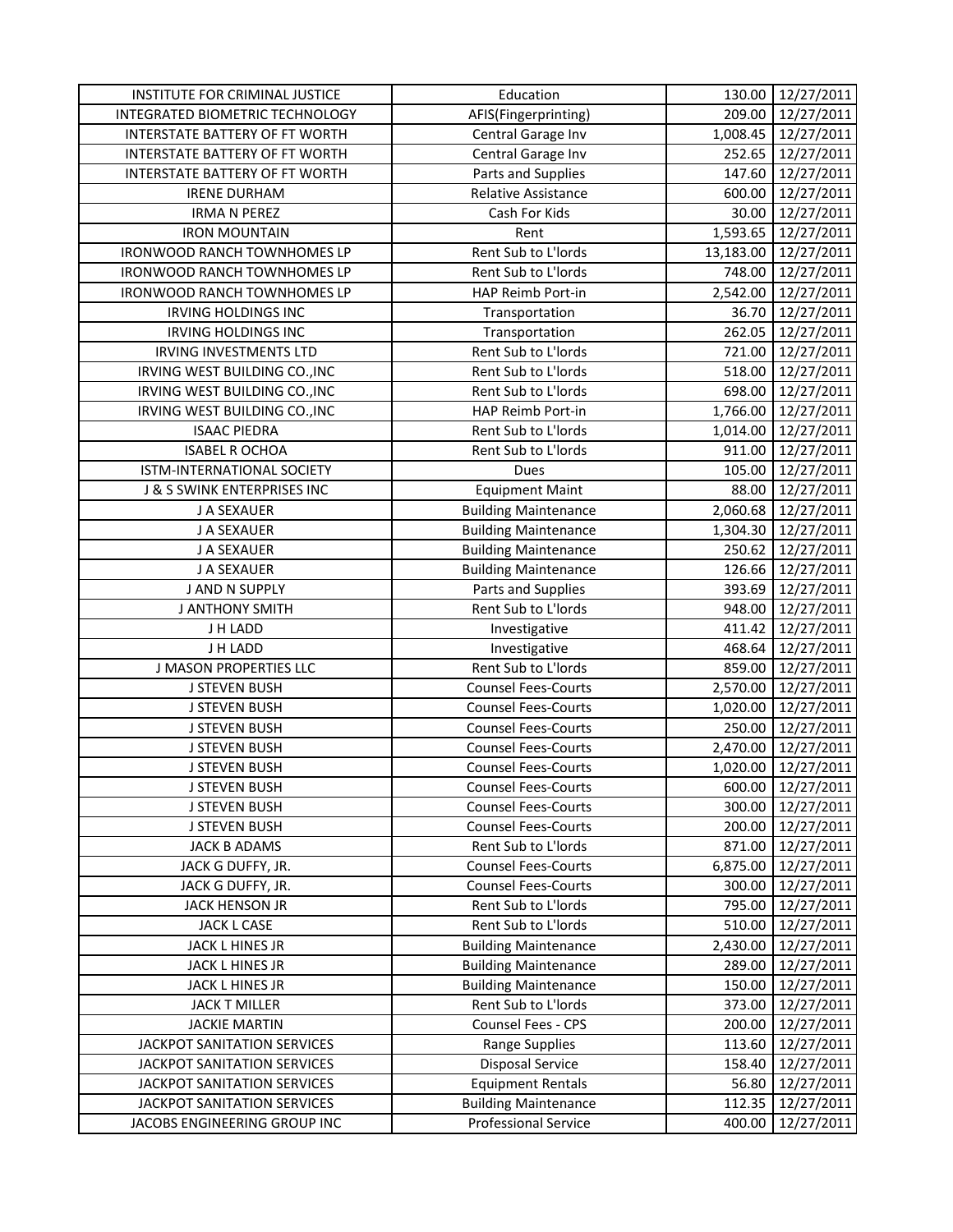| INSTITUTE FOR CRIMINAL JUSTICE | Education | 130.00 | 12/27/2011 |
|---|---|---|---|
| INTEGRATED BIOMETRIC TECHNOLOGY | AFIS(Fingerprinting) | 209.00 | 12/27/2011 |
| INTERSTATE BATTERY OF FT WORTH | Central Garage Inv | 1,008.45 | 12/27/2011 |
| INTERSTATE BATTERY OF FT WORTH | Central Garage Inv | 252.65 | 12/27/2011 |
| INTERSTATE BATTERY OF FT WORTH | Parts and Supplies | 147.60 | 12/27/2011 |
| IRENE DURHAM | Relative Assistance | 600.00 | 12/27/2011 |
| IRMA N PEREZ | Cash For Kids | 30.00 | 12/27/2011 |
| IRON MOUNTAIN | Rent | 1,593.65 | 12/27/2011 |
| IRONWOOD RANCH TOWNHOMES LP | Rent Sub to L'lords | 13,183.00 | 12/27/2011 |
| IRONWOOD RANCH TOWNHOMES LP | Rent Sub to L'lords | 748.00 | 12/27/2011 |
| IRONWOOD RANCH TOWNHOMES LP | HAP Reimb Port-in | 2,542.00 | 12/27/2011 |
| IRVING HOLDINGS INC | Transportation | 36.70 | 12/27/2011 |
| IRVING HOLDINGS INC | Transportation | 262.05 | 12/27/2011 |
| IRVING INVESTMENTS LTD | Rent Sub to L'lords | 721.00 | 12/27/2011 |
| IRVING WEST BUILDING CO.,INC | Rent Sub to L'lords | 518.00 | 12/27/2011 |
| IRVING WEST BUILDING CO.,INC | Rent Sub to L'lords | 698.00 | 12/27/2011 |
| IRVING WEST BUILDING CO.,INC | HAP Reimb Port-in | 1,766.00 | 12/27/2011 |
| ISAAC PIEDRA | Rent Sub to L'lords | 1,014.00 | 12/27/2011 |
| ISABEL R OCHOA | Rent Sub to L'lords | 911.00 | 12/27/2011 |
| ISTM-INTERNATIONAL SOCIETY | Dues | 105.00 | 12/27/2011 |
| J & S SWINK ENTERPRISES INC | Equipment Maint | 88.00 | 12/27/2011 |
| J A SEXAUER | Building Maintenance | 2,060.68 | 12/27/2011 |
| J A SEXAUER | Building Maintenance | 1,304.30 | 12/27/2011 |
| J A SEXAUER | Building Maintenance | 250.62 | 12/27/2011 |
| J A SEXAUER | Building Maintenance | 126.66 | 12/27/2011 |
| J AND N SUPPLY | Parts and Supplies | 393.69 | 12/27/2011 |
| J ANTHONY SMITH | Rent Sub to L'lords | 948.00 | 12/27/2011 |
| J H LADD | Investigative | 411.42 | 12/27/2011 |
| J H LADD | Investigative | 468.64 | 12/27/2011 |
| J MASON PROPERTIES LLC | Rent Sub to L'lords | 859.00 | 12/27/2011 |
| J STEVEN BUSH | Counsel Fees-Courts | 2,570.00 | 12/27/2011 |
| J STEVEN BUSH | Counsel Fees-Courts | 1,020.00 | 12/27/2011 |
| J STEVEN BUSH | Counsel Fees-Courts | 250.00 | 12/27/2011 |
| J STEVEN BUSH | Counsel Fees-Courts | 2,470.00 | 12/27/2011 |
| J STEVEN BUSH | Counsel Fees-Courts | 1,020.00 | 12/27/2011 |
| J STEVEN BUSH | Counsel Fees-Courts | 600.00 | 12/27/2011 |
| J STEVEN BUSH | Counsel Fees-Courts | 300.00 | 12/27/2011 |
| J STEVEN BUSH | Counsel Fees-Courts | 200.00 | 12/27/2011 |
| JACK B ADAMS | Rent Sub to L'lords | 871.00 | 12/27/2011 |
| JACK G DUFFY, JR. | Counsel Fees-Courts | 6,875.00 | 12/27/2011 |
| JACK G DUFFY, JR. | Counsel Fees-Courts | 300.00 | 12/27/2011 |
| JACK HENSON JR | Rent Sub to L'lords | 795.00 | 12/27/2011 |
| JACK L CASE | Rent Sub to L'lords | 510.00 | 12/27/2011 |
| JACK L HINES JR | Building Maintenance | 2,430.00 | 12/27/2011 |
| JACK L HINES JR | Building Maintenance | 289.00 | 12/27/2011 |
| JACK L HINES JR | Building Maintenance | 150.00 | 12/27/2011 |
| JACK T MILLER | Rent Sub to L'lords | 373.00 | 12/27/2011 |
| JACKIE MARTIN | Counsel Fees - CPS | 200.00 | 12/27/2011 |
| JACKPOT SANITATION SERVICES | Range Supplies | 113.60 | 12/27/2011 |
| JACKPOT SANITATION SERVICES | Disposal Service | 158.40 | 12/27/2011 |
| JACKPOT SANITATION SERVICES | Equipment Rentals | 56.80 | 12/27/2011 |
| JACKPOT SANITATION SERVICES | Building Maintenance | 112.35 | 12/27/2011 |
| JACOBS ENGINEERING GROUP INC | Professional Service | 400.00 | 12/27/2011 |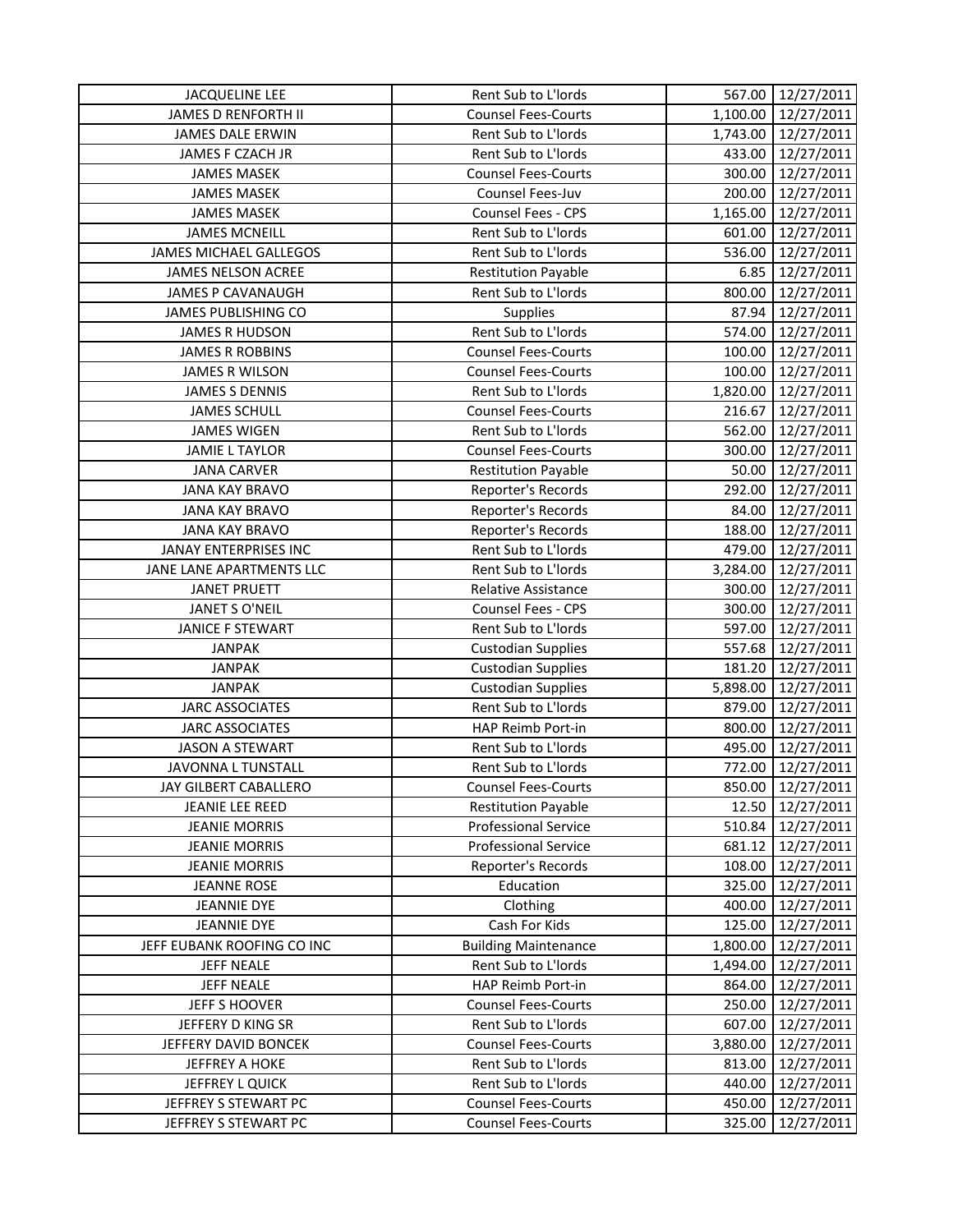| JACQUELINE LEE | Rent Sub to L'lords | 567.00 | 12/27/2011 |
|---|---|---|---|
| JAMES D RENFORTH II | Counsel Fees-Courts | 1,100.00 | 12/27/2011 |
| JAMES DALE ERWIN | Rent Sub to L'lords | 1,743.00 | 12/27/2011 |
| JAMES F CZACH JR | Rent Sub to L'lords | 433.00 | 12/27/2011 |
| JAMES MASEK | Counsel Fees-Courts | 300.00 | 12/27/2011 |
| JAMES MASEK | Counsel Fees-Juv | 200.00 | 12/27/2011 |
| JAMES MASEK | Counsel Fees - CPS | 1,165.00 | 12/27/2011 |
| JAMES MCNEILL | Rent Sub to L'lords | 601.00 | 12/27/2011 |
| JAMES MICHAEL GALLEGOS | Rent Sub to L'lords | 536.00 | 12/27/2011 |
| JAMES NELSON ACREE | Restitution Payable | 6.85 | 12/27/2011 |
| JAMES P CAVANAUGH | Rent Sub to L'lords | 800.00 | 12/27/2011 |
| JAMES PUBLISHING CO | Supplies | 87.94 | 12/27/2011 |
| JAMES R HUDSON | Rent Sub to L'lords | 574.00 | 12/27/2011 |
| JAMES R ROBBINS | Counsel Fees-Courts | 100.00 | 12/27/2011 |
| JAMES R WILSON | Counsel Fees-Courts | 100.00 | 12/27/2011 |
| JAMES S DENNIS | Rent Sub to L'lords | 1,820.00 | 12/27/2011 |
| JAMES SCHULL | Counsel Fees-Courts | 216.67 | 12/27/2011 |
| JAMES WIGEN | Rent Sub to L'lords | 562.00 | 12/27/2011 |
| JAMIE L TAYLOR | Counsel Fees-Courts | 300.00 | 12/27/2011 |
| JANA CARVER | Restitution Payable | 50.00 | 12/27/2011 |
| JANA KAY BRAVO | Reporter's Records | 292.00 | 12/27/2011 |
| JANA KAY BRAVO | Reporter's Records | 84.00 | 12/27/2011 |
| JANA KAY BRAVO | Reporter's Records | 188.00 | 12/27/2011 |
| JANAY ENTERPRISES INC | Rent Sub to L'lords | 479.00 | 12/27/2011 |
| JANE LANE APARTMENTS LLC | Rent Sub to L'lords | 3,284.00 | 12/27/2011 |
| JANET PRUETT | Relative Assistance | 300.00 | 12/27/2011 |
| JANET S O'NEIL | Counsel Fees - CPS | 300.00 | 12/27/2011 |
| JANICE F STEWART | Rent Sub to L'lords | 597.00 | 12/27/2011 |
| JANPAK | Custodian Supplies | 557.68 | 12/27/2011 |
| JANPAK | Custodian Supplies | 181.20 | 12/27/2011 |
| JANPAK | Custodian Supplies | 5,898.00 | 12/27/2011 |
| JARC ASSOCIATES | Rent Sub to L'lords | 879.00 | 12/27/2011 |
| JARC ASSOCIATES | HAP Reimb Port-in | 800.00 | 12/27/2011 |
| JASON A STEWART | Rent Sub to L'lords | 495.00 | 12/27/2011 |
| JAVONNA L TUNSTALL | Rent Sub to L'lords | 772.00 | 12/27/2011 |
| JAY GILBERT CABALLERO | Counsel Fees-Courts | 850.00 | 12/27/2011 |
| JEANIE LEE REED | Restitution Payable | 12.50 | 12/27/2011 |
| JEANIE MORRIS | Professional Service | 510.84 | 12/27/2011 |
| JEANIE MORRIS | Professional Service | 681.12 | 12/27/2011 |
| JEANIE MORRIS | Reporter's Records | 108.00 | 12/27/2011 |
| JEANNE ROSE | Education | 325.00 | 12/27/2011 |
| JEANNIE DYE | Clothing | 400.00 | 12/27/2011 |
| JEANNIE DYE | Cash For Kids | 125.00 | 12/27/2011 |
| JEFF EUBANK ROOFING CO INC | Building Maintenance | 1,800.00 | 12/27/2011 |
| JEFF NEALE | Rent Sub to L'lords | 1,494.00 | 12/27/2011 |
| JEFF NEALE | HAP Reimb Port-in | 864.00 | 12/27/2011 |
| JEFF S HOOVER | Counsel Fees-Courts | 250.00 | 12/27/2011 |
| JEFFERY D KING SR | Rent Sub to L'lords | 607.00 | 12/27/2011 |
| JEFFERY DAVID BONCEK | Counsel Fees-Courts | 3,880.00 | 12/27/2011 |
| JEFFREY A HOKE | Rent Sub to L'lords | 813.00 | 12/27/2011 |
| JEFFREY L QUICK | Rent Sub to L'lords | 440.00 | 12/27/2011 |
| JEFFREY S STEWART PC | Counsel Fees-Courts | 450.00 | 12/27/2011 |
| JEFFREY S STEWART PC | Counsel Fees-Courts | 325.00 | 12/27/2011 |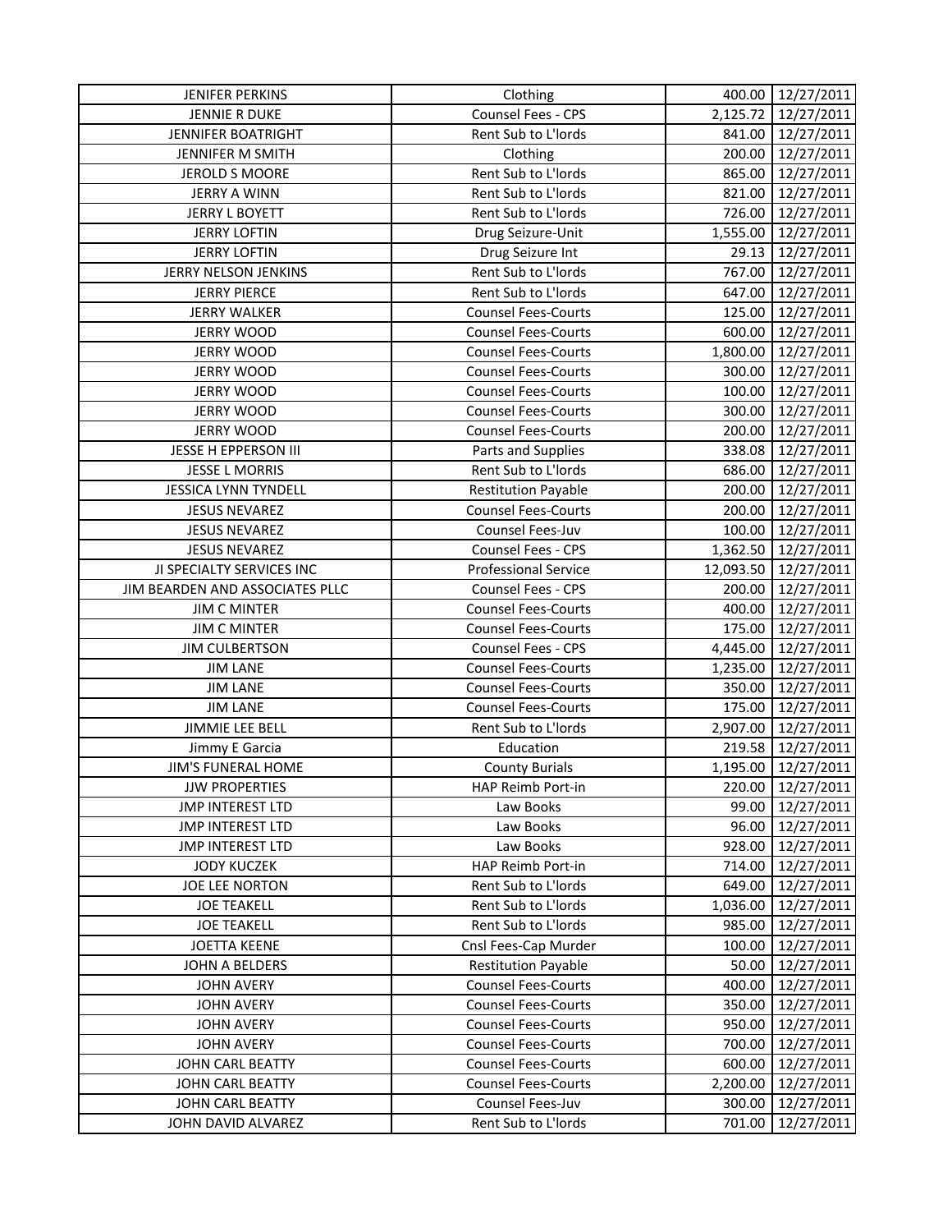| JENIFER PERKINS | Clothing | 400.00 | 12/27/2011 |
|---|---|---|---|
| JENNIE R DUKE | Counsel Fees - CPS | 2,125.72 | 12/27/2011 |
| JENNIFER BOATRIGHT | Rent Sub to L'lords | 841.00 | 12/27/2011 |
| JENNIFER M SMITH | Clothing | 200.00 | 12/27/2011 |
| JEROLD S MOORE | Rent Sub to L'lords | 865.00 | 12/27/2011 |
| JERRY A WINN | Rent Sub to L'lords | 821.00 | 12/27/2011 |
| JERRY L BOYETT | Rent Sub to L'lords | 726.00 | 12/27/2011 |
| JERRY LOFTIN | Drug Seizure-Unit | 1,555.00 | 12/27/2011 |
| JERRY LOFTIN | Drug Seizure Int | 29.13 | 12/27/2011 |
| JERRY NELSON JENKINS | Rent Sub to L'lords | 767.00 | 12/27/2011 |
| JERRY PIERCE | Rent Sub to L'lords | 647.00 | 12/27/2011 |
| JERRY WALKER | Counsel Fees-Courts | 125.00 | 12/27/2011 |
| JERRY WOOD | Counsel Fees-Courts | 600.00 | 12/27/2011 |
| JERRY WOOD | Counsel Fees-Courts | 1,800.00 | 12/27/2011 |
| JERRY WOOD | Counsel Fees-Courts | 300.00 | 12/27/2011 |
| JERRY WOOD | Counsel Fees-Courts | 100.00 | 12/27/2011 |
| JERRY WOOD | Counsel Fees-Courts | 300.00 | 12/27/2011 |
| JERRY WOOD | Counsel Fees-Courts | 200.00 | 12/27/2011 |
| JESSE H EPPERSON III | Parts and Supplies | 338.08 | 12/27/2011 |
| JESSE L MORRIS | Rent Sub to L'lords | 686.00 | 12/27/2011 |
| JESSICA LYNN TYNDELL | Restitution Payable | 200.00 | 12/27/2011 |
| JESUS NEVAREZ | Counsel Fees-Courts | 200.00 | 12/27/2011 |
| JESUS NEVAREZ | Counsel Fees-Juv | 100.00 | 12/27/2011 |
| JESUS NEVAREZ | Counsel Fees - CPS | 1,362.50 | 12/27/2011 |
| JI SPECIALTY SERVICES INC | Professional Service | 12,093.50 | 12/27/2011 |
| JIM BEARDEN AND ASSOCIATES PLLC | Counsel Fees - CPS | 200.00 | 12/27/2011 |
| JIM C MINTER | Counsel Fees-Courts | 400.00 | 12/27/2011 |
| JIM C MINTER | Counsel Fees-Courts | 175.00 | 12/27/2011 |
| JIM CULBERTSON | Counsel Fees - CPS | 4,445.00 | 12/27/2011 |
| JIM LANE | Counsel Fees-Courts | 1,235.00 | 12/27/2011 |
| JIM LANE | Counsel Fees-Courts | 350.00 | 12/27/2011 |
| JIM LANE | Counsel Fees-Courts | 175.00 | 12/27/2011 |
| JIMMIE LEE BELL | Rent Sub to L'lords | 2,907.00 | 12/27/2011 |
| Jimmy E Garcia | Education | 219.58 | 12/27/2011 |
| JIM'S FUNERAL HOME | County Burials | 1,195.00 | 12/27/2011 |
| JJW PROPERTIES | HAP Reimb Port-in | 220.00 | 12/27/2011 |
| JMP INTEREST LTD | Law Books | 99.00 | 12/27/2011 |
| JMP INTEREST LTD | Law Books | 96.00 | 12/27/2011 |
| JMP INTEREST LTD | Law Books | 928.00 | 12/27/2011 |
| JODY KUCZEK | HAP Reimb Port-in | 714.00 | 12/27/2011 |
| JOE LEE NORTON | Rent Sub to L'lords | 649.00 | 12/27/2011 |
| JOE TEAKELL | Rent Sub to L'lords | 1,036.00 | 12/27/2011 |
| JOE TEAKELL | Rent Sub to L'lords | 985.00 | 12/27/2011 |
| JOETTA KEENE | Cnsl Fees-Cap Murder | 100.00 | 12/27/2011 |
| JOHN A BELDERS | Restitution Payable | 50.00 | 12/27/2011 |
| JOHN AVERY | Counsel Fees-Courts | 400.00 | 12/27/2011 |
| JOHN AVERY | Counsel Fees-Courts | 350.00 | 12/27/2011 |
| JOHN AVERY | Counsel Fees-Courts | 950.00 | 12/27/2011 |
| JOHN AVERY | Counsel Fees-Courts | 700.00 | 12/27/2011 |
| JOHN CARL BEATTY | Counsel Fees-Courts | 600.00 | 12/27/2011 |
| JOHN CARL BEATTY | Counsel Fees-Courts | 2,200.00 | 12/27/2011 |
| JOHN CARL BEATTY | Counsel Fees-Juv | 300.00 | 12/27/2011 |
| JOHN DAVID ALVAREZ | Rent Sub to L'lords | 701.00 | 12/27/2011 |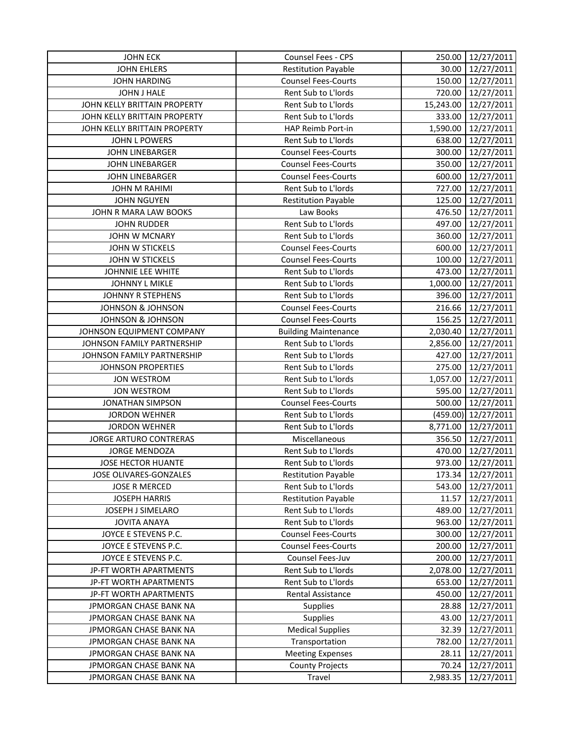| JOHN ECK | Counsel Fees - CPS | 250.00 | 12/27/2011 |
|---|---|---|---|
| JOHN EHLERS | Restitution Payable | 30.00 | 12/27/2011 |
| JOHN HARDING | Counsel Fees-Courts | 150.00 | 12/27/2011 |
| JOHN J HALE | Rent Sub to L'lords | 720.00 | 12/27/2011 |
| JOHN KELLY BRITTAIN PROPERTY | Rent Sub to L'lords | 15,243.00 | 12/27/2011 |
| JOHN KELLY BRITTAIN PROPERTY | Rent Sub to L'lords | 333.00 | 12/27/2011 |
| JOHN KELLY BRITTAIN PROPERTY | HAP Reimb Port-in | 1,590.00 | 12/27/2011 |
| JOHN L POWERS | Rent Sub to L'lords | 638.00 | 12/27/2011 |
| JOHN LINEBARGER | Counsel Fees-Courts | 300.00 | 12/27/2011 |
| JOHN LINEBARGER | Counsel Fees-Courts | 350.00 | 12/27/2011 |
| JOHN LINEBARGER | Counsel Fees-Courts | 600.00 | 12/27/2011 |
| JOHN M RAHIMI | Rent Sub to L'lords | 727.00 | 12/27/2011 |
| JOHN NGUYEN | Restitution Payable | 125.00 | 12/27/2011 |
| JOHN R MARA LAW BOOKS | Law Books | 476.50 | 12/27/2011 |
| JOHN RUDDER | Rent Sub to L'lords | 497.00 | 12/27/2011 |
| JOHN W MCNARY | Rent Sub to L'lords | 360.00 | 12/27/2011 |
| JOHN W STICKELS | Counsel Fees-Courts | 600.00 | 12/27/2011 |
| JOHN W STICKELS | Counsel Fees-Courts | 100.00 | 12/27/2011 |
| JOHNNIE LEE WHITE | Rent Sub to L'lords | 473.00 | 12/27/2011 |
| JOHNNY L MIKLE | Rent Sub to L'lords | 1,000.00 | 12/27/2011 |
| JOHNNY R STEPHENS | Rent Sub to L'lords | 396.00 | 12/27/2011 |
| JOHNSON & JOHNSON | Counsel Fees-Courts | 216.66 | 12/27/2011 |
| JOHNSON & JOHNSON | Counsel Fees-Courts | 156.25 | 12/27/2011 |
| JOHNSON EQUIPMENT COMPANY | Building Maintenance | 2,030.40 | 12/27/2011 |
| JOHNSON FAMILY PARTNERSHIP | Rent Sub to L'lords | 2,856.00 | 12/27/2011 |
| JOHNSON FAMILY PARTNERSHIP | Rent Sub to L'lords | 427.00 | 12/27/2011 |
| JOHNSON PROPERTIES | Rent Sub to L'lords | 275.00 | 12/27/2011 |
| JON WESTROM | Rent Sub to L'lords | 1,057.00 | 12/27/2011 |
| JON WESTROM | Rent Sub to L'lords | 595.00 | 12/27/2011 |
| JONATHAN SIMPSON | Counsel Fees-Courts | 500.00 | 12/27/2011 |
| JORDON WEHNER | Rent Sub to L'lords | (459.00) | 12/27/2011 |
| JORDON WEHNER | Rent Sub to L'lords | 8,771.00 | 12/27/2011 |
| JORGE ARTURO CONTRERAS | Miscellaneous | 356.50 | 12/27/2011 |
| JORGE MENDOZA | Rent Sub to L'lords | 470.00 | 12/27/2011 |
| JOSE HECTOR HUANTE | Rent Sub to L'lords | 973.00 | 12/27/2011 |
| JOSE OLIVARES-GONZALES | Restitution Payable | 173.34 | 12/27/2011 |
| JOSE R MERCED | Rent Sub to L'lords | 543.00 | 12/27/2011 |
| JOSEPH HARRIS | Restitution Payable | 11.57 | 12/27/2011 |
| JOSEPH J SIMELARO | Rent Sub to L'lords | 489.00 | 12/27/2011 |
| JOVITA ANAYA | Rent Sub to L'lords | 963.00 | 12/27/2011 |
| JOYCE E STEVENS P.C. | Counsel Fees-Courts | 300.00 | 12/27/2011 |
| JOYCE E STEVENS P.C. | Counsel Fees-Courts | 200.00 | 12/27/2011 |
| JOYCE E STEVENS P.C. | Counsel Fees-Juv | 200.00 | 12/27/2011 |
| JP-FT WORTH APARTMENTS | Rent Sub to L'lords | 2,078.00 | 12/27/2011 |
| JP-FT WORTH APARTMENTS | Rent Sub to L'lords | 653.00 | 12/27/2011 |
| JP-FT WORTH APARTMENTS | Rental Assistance | 450.00 | 12/27/2011 |
| JPMORGAN CHASE BANK NA | Supplies | 28.88 | 12/27/2011 |
| JPMORGAN CHASE BANK NA | Supplies | 43.00 | 12/27/2011 |
| JPMORGAN CHASE BANK NA | Medical Supplies | 32.39 | 12/27/2011 |
| JPMORGAN CHASE BANK NA | Transportation | 782.00 | 12/27/2011 |
| JPMORGAN CHASE BANK NA | Meeting Expenses | 28.11 | 12/27/2011 |
| JPMORGAN CHASE BANK NA | County Projects | 70.24 | 12/27/2011 |
| JPMORGAN CHASE BANK NA | Travel | 2,983.35 | 12/27/2011 |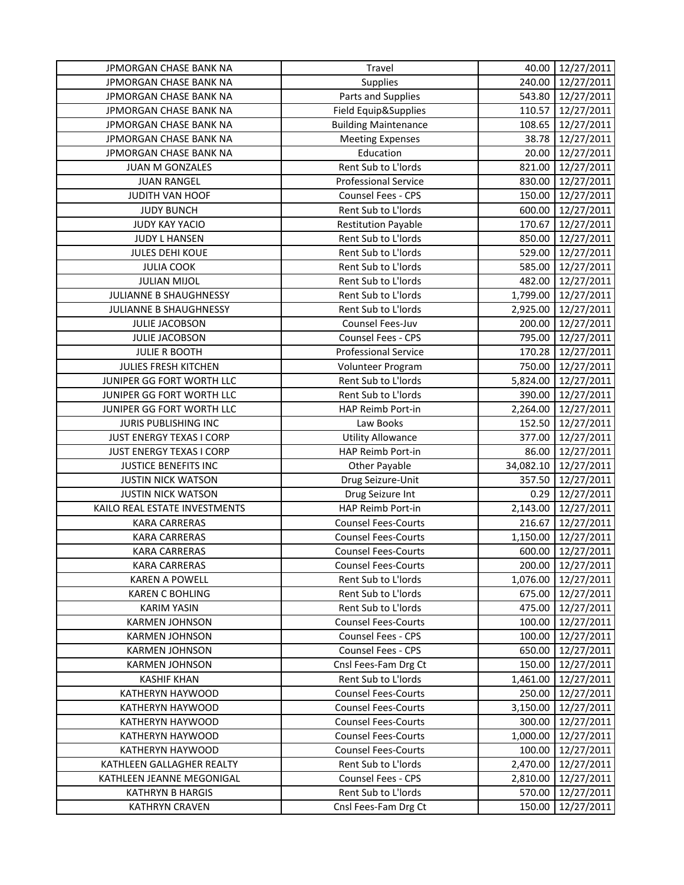| | | | |
|---|---|---|---|
| JPMORGAN CHASE BANK NA | Travel | 40.00 | 12/27/2011 |
| JPMORGAN CHASE BANK NA | Supplies | 240.00 | 12/27/2011 |
| JPMORGAN CHASE BANK NA | Parts and Supplies | 543.80 | 12/27/2011 |
| JPMORGAN CHASE BANK NA | Field Equip&Supplies | 110.57 | 12/27/2011 |
| JPMORGAN CHASE BANK NA | Building Maintenance | 108.65 | 12/27/2011 |
| JPMORGAN CHASE BANK NA | Meeting Expenses | 38.78 | 12/27/2011 |
| JPMORGAN CHASE BANK NA | Education | 20.00 | 12/27/2011 |
| JUAN M GONZALES | Rent Sub to L'lords | 821.00 | 12/27/2011 |
| JUAN RANGEL | Professional Service | 830.00 | 12/27/2011 |
| JUDITH VAN HOOF | Counsel Fees - CPS | 150.00 | 12/27/2011 |
| JUDY BUNCH | Rent Sub to L'lords | 600.00 | 12/27/2011 |
| JUDY KAY YACIO | Restitution Payable | 170.67 | 12/27/2011 |
| JUDY L HANSEN | Rent Sub to L'lords | 850.00 | 12/27/2011 |
| JULES DEHI KOUE | Rent Sub to L'lords | 529.00 | 12/27/2011 |
| JULIA COOK | Rent Sub to L'lords | 585.00 | 12/27/2011 |
| JULIAN MIJOL | Rent Sub to L'lords | 482.00 | 12/27/2011 |
| JULIANNE B SHAUGHNESSY | Rent Sub to L'lords | 1,799.00 | 12/27/2011 |
| JULIANNE B SHAUGHNESSY | Rent Sub to L'lords | 2,925.00 | 12/27/2011 |
| JULIE JACOBSON | Counsel Fees-Juv | 200.00 | 12/27/2011 |
| JULIE JACOBSON | Counsel Fees - CPS | 795.00 | 12/27/2011 |
| JULIE R BOOTH | Professional Service | 170.28 | 12/27/2011 |
| JULIES FRESH KITCHEN | Volunteer Program | 750.00 | 12/27/2011 |
| JUNIPER GG FORT WORTH LLC | Rent Sub to L'lords | 5,824.00 | 12/27/2011 |
| JUNIPER GG FORT WORTH LLC | Rent Sub to L'lords | 390.00 | 12/27/2011 |
| JUNIPER GG FORT WORTH LLC | HAP Reimb Port-in | 2,264.00 | 12/27/2011 |
| JURIS PUBLISHING INC | Law Books | 152.50 | 12/27/2011 |
| JUST ENERGY TEXAS I CORP | Utility Allowance | 377.00 | 12/27/2011 |
| JUST ENERGY TEXAS I CORP | HAP Reimb Port-in | 86.00 | 12/27/2011 |
| JUSTICE BENEFITS INC | Other Payable | 34,082.10 | 12/27/2011 |
| JUSTIN NICK WATSON | Drug Seizure-Unit | 357.50 | 12/27/2011 |
| JUSTIN NICK WATSON | Drug Seizure Int | 0.29 | 12/27/2011 |
| KAILO REAL ESTATE INVESTMENTS | HAP Reimb Port-in | 2,143.00 | 12/27/2011 |
| KARA CARRERAS | Counsel Fees-Courts | 216.67 | 12/27/2011 |
| KARA CARRERAS | Counsel Fees-Courts | 1,150.00 | 12/27/2011 |
| KARA CARRERAS | Counsel Fees-Courts | 600.00 | 12/27/2011 |
| KARA CARRERAS | Counsel Fees-Courts | 200.00 | 12/27/2011 |
| KAREN A POWELL | Rent Sub to L'lords | 1,076.00 | 12/27/2011 |
| KAREN C BOHLING | Rent Sub to L'lords | 675.00 | 12/27/2011 |
| KARIM YASIN | Rent Sub to L'lords | 475.00 | 12/27/2011 |
| KARMEN JOHNSON | Counsel Fees-Courts | 100.00 | 12/27/2011 |
| KARMEN JOHNSON | Counsel Fees - CPS | 100.00 | 12/27/2011 |
| KARMEN JOHNSON | Counsel Fees - CPS | 650.00 | 12/27/2011 |
| KARMEN JOHNSON | Cnsl Fees-Fam Drg Ct | 150.00 | 12/27/2011 |
| KASHIF KHAN | Rent Sub to L'lords | 1,461.00 | 12/27/2011 |
| KATHERYN HAYWOOD | Counsel Fees-Courts | 250.00 | 12/27/2011 |
| KATHERYN HAYWOOD | Counsel Fees-Courts | 3,150.00 | 12/27/2011 |
| KATHERYN HAYWOOD | Counsel Fees-Courts | 300.00 | 12/27/2011 |
| KATHERYN HAYWOOD | Counsel Fees-Courts | 1,000.00 | 12/27/2011 |
| KATHERYN HAYWOOD | Counsel Fees-Courts | 100.00 | 12/27/2011 |
| KATHLEEN GALLAGHER REALTY | Rent Sub to L'lords | 2,470.00 | 12/27/2011 |
| KATHLEEN JEANNE MEGONIGAL | Counsel Fees - CPS | 2,810.00 | 12/27/2011 |
| KATHRYN B HARGIS | Rent Sub to L'lords | 570.00 | 12/27/2011 |
| KATHRYN CRAVEN | Cnsl Fees-Fam Drg Ct | 150.00 | 12/27/2011 |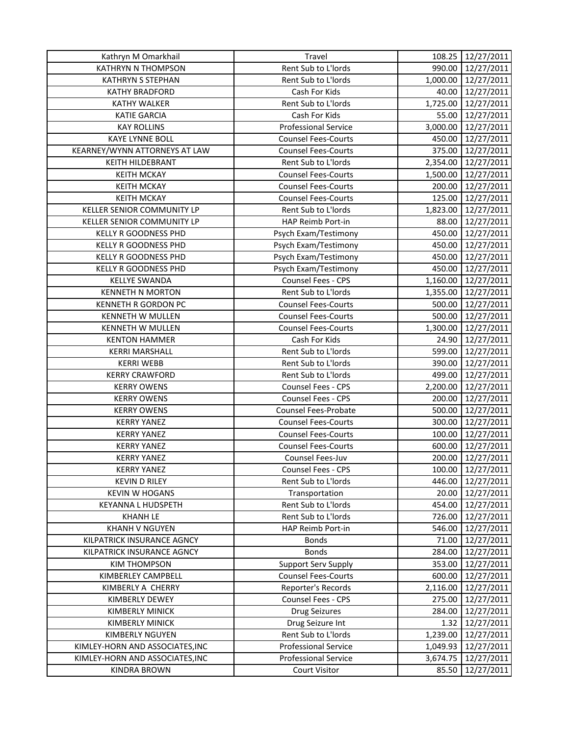| | | | |
|---|---|---|---|
| Kathryn M Omarkhail | Travel | 108.25 | 12/27/2011 |
| KATHRYN N THOMPSON | Rent Sub to L'lords | 990.00 | 12/27/2011 |
| KATHRYN S STEPHAN | Rent Sub to L'lords | 1,000.00 | 12/27/2011 |
| KATHY BRADFORD | Cash For Kids | 40.00 | 12/27/2011 |
| KATHY WALKER | Rent Sub to L'lords | 1,725.00 | 12/27/2011 |
| KATIE GARCIA | Cash For Kids | 55.00 | 12/27/2011 |
| KAY ROLLINS | Professional Service | 3,000.00 | 12/27/2011 |
| KAYE LYNNE BOLL | Counsel Fees-Courts | 450.00 | 12/27/2011 |
| KEARNEY/WYNN ATTORNEYS AT LAW | Counsel Fees-Courts | 375.00 | 12/27/2011 |
| KEITH HILDEBRANT | Rent Sub to L'lords | 2,354.00 | 12/27/2011 |
| KEITH MCKAY | Counsel Fees-Courts | 1,500.00 | 12/27/2011 |
| KEITH MCKAY | Counsel Fees-Courts | 200.00 | 12/27/2011 |
| KEITH MCKAY | Counsel Fees-Courts | 125.00 | 12/27/2011 |
| KELLER SENIOR COMMUNITY LP | Rent Sub to L'lords | 1,823.00 | 12/27/2011 |
| KELLER SENIOR COMMUNITY LP | HAP Reimb Port-in | 88.00 | 12/27/2011 |
| KELLY R GOODNESS PHD | Psych Exam/Testimony | 450.00 | 12/27/2011 |
| KELLY R GOODNESS PHD | Psych Exam/Testimony | 450.00 | 12/27/2011 |
| KELLY R GOODNESS PHD | Psych Exam/Testimony | 450.00 | 12/27/2011 |
| KELLY R GOODNESS PHD | Psych Exam/Testimony | 450.00 | 12/27/2011 |
| KELLYE SWANDA | Counsel Fees - CPS | 1,160.00 | 12/27/2011 |
| KENNETH N MORTON | Rent Sub to L'lords | 1,355.00 | 12/27/2011 |
| KENNETH R GORDON PC | Counsel Fees-Courts | 500.00 | 12/27/2011 |
| KENNETH W MULLEN | Counsel Fees-Courts | 500.00 | 12/27/2011 |
| KENNETH W MULLEN | Counsel Fees-Courts | 1,300.00 | 12/27/2011 |
| KENTON HAMMER | Cash For Kids | 24.90 | 12/27/2011 |
| KERRI MARSHALL | Rent Sub to L'lords | 599.00 | 12/27/2011 |
| KERRI WEBB | Rent Sub to L'lords | 390.00 | 12/27/2011 |
| KERRY CRAWFORD | Rent Sub to L'lords | 499.00 | 12/27/2011 |
| KERRY OWENS | Counsel Fees - CPS | 2,200.00 | 12/27/2011 |
| KERRY OWENS | Counsel Fees - CPS | 200.00 | 12/27/2011 |
| KERRY OWENS | Counsel Fees-Probate | 500.00 | 12/27/2011 |
| KERRY YANEZ | Counsel Fees-Courts | 300.00 | 12/27/2011 |
| KERRY YANEZ | Counsel Fees-Courts | 100.00 | 12/27/2011 |
| KERRY YANEZ | Counsel Fees-Courts | 600.00 | 12/27/2011 |
| KERRY YANEZ | Counsel Fees-Juv | 200.00 | 12/27/2011 |
| KERRY YANEZ | Counsel Fees - CPS | 100.00 | 12/27/2011 |
| KEVIN D RILEY | Rent Sub to L'lords | 446.00 | 12/27/2011 |
| KEVIN W HOGANS | Transportation | 20.00 | 12/27/2011 |
| KEYANNA L HUDSPETH | Rent Sub to L'lords | 454.00 | 12/27/2011 |
| KHANH LE | Rent Sub to L'lords | 726.00 | 12/27/2011 |
| KHANH V NGUYEN | HAP Reimb Port-in | 546.00 | 12/27/2011 |
| KILPATRICK INSURANCE AGNCY | Bonds | 71.00 | 12/27/2011 |
| KILPATRICK INSURANCE AGNCY | Bonds | 284.00 | 12/27/2011 |
| KIM THOMPSON | Support Serv Supply | 353.00 | 12/27/2011 |
| KIMBERLEY CAMPBELL | Counsel Fees-Courts | 600.00 | 12/27/2011 |
| KIMBERLY A CHERRY | Reporter's Records | 2,116.00 | 12/27/2011 |
| KIMBERLY DEWEY | Counsel Fees - CPS | 275.00 | 12/27/2011 |
| KIMBERLY MINICK | Drug Seizures | 284.00 | 12/27/2011 |
| KIMBERLY MINICK | Drug Seizure Int | 1.32 | 12/27/2011 |
| KIMBERLY NGUYEN | Rent Sub to L'lords | 1,239.00 | 12/27/2011 |
| KIMLEY-HORN AND ASSOCIATES,INC | Professional Service | 1,049.93 | 12/27/2011 |
| KIMLEY-HORN AND ASSOCIATES,INC | Professional Service | 3,674.75 | 12/27/2011 |
| KINDRA BROWN | Court Visitor | 85.50 | 12/27/2011 |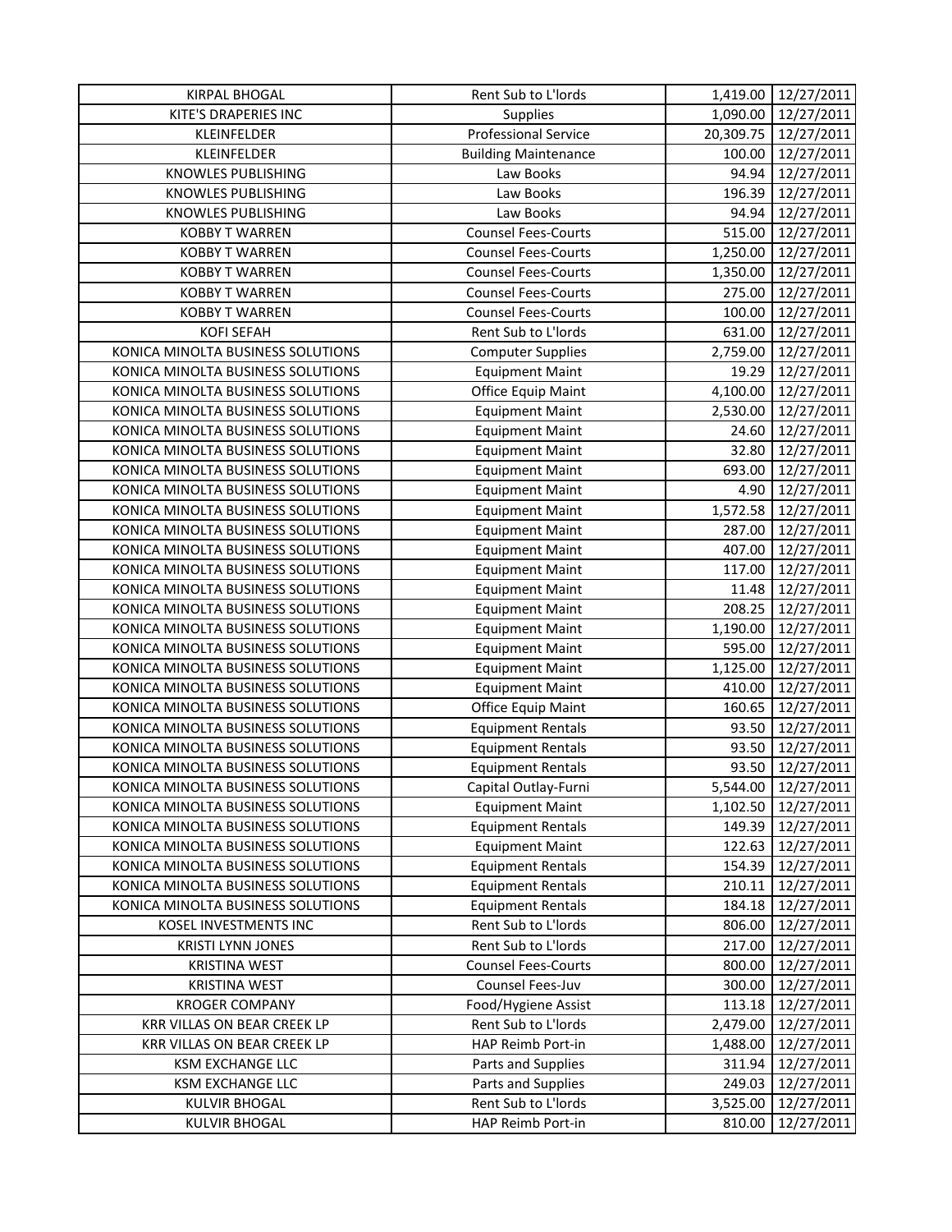| KIRPAL BHOGAL | Rent Sub to L'lords | 1,419.00 | 12/27/2011 |
|---|---|---|---|
| KITE'S DRAPERIES INC | Supplies | 1,090.00 | 12/27/2011 |
| KLEINFELDER | Professional Service | 20,309.75 | 12/27/2011 |
| KLEINFELDER | Building Maintenance | 100.00 | 12/27/2011 |
| KNOWLES PUBLISHING | Law Books | 94.94 | 12/27/2011 |
| KNOWLES PUBLISHING | Law Books | 196.39 | 12/27/2011 |
| KNOWLES PUBLISHING | Law Books | 94.94 | 12/27/2011 |
| KOBBY T WARREN | Counsel Fees-Courts | 515.00 | 12/27/2011 |
| KOBBY T WARREN | Counsel Fees-Courts | 1,250.00 | 12/27/2011 |
| KOBBY T WARREN | Counsel Fees-Courts | 1,350.00 | 12/27/2011 |
| KOBBY T WARREN | Counsel Fees-Courts | 275.00 | 12/27/2011 |
| KOBBY T WARREN | Counsel Fees-Courts | 100.00 | 12/27/2011 |
| KOFI SEFAH | Rent Sub to L'lords | 631.00 | 12/27/2011 |
| KONICA MINOLTA BUSINESS SOLUTIONS | Computer Supplies | 2,759.00 | 12/27/2011 |
| KONICA MINOLTA BUSINESS SOLUTIONS | Equipment Maint | 19.29 | 12/27/2011 |
| KONICA MINOLTA BUSINESS SOLUTIONS | Office Equip Maint | 4,100.00 | 12/27/2011 |
| KONICA MINOLTA BUSINESS SOLUTIONS | Equipment Maint | 2,530.00 | 12/27/2011 |
| KONICA MINOLTA BUSINESS SOLUTIONS | Equipment Maint | 24.60 | 12/27/2011 |
| KONICA MINOLTA BUSINESS SOLUTIONS | Equipment Maint | 32.80 | 12/27/2011 |
| KONICA MINOLTA BUSINESS SOLUTIONS | Equipment Maint | 693.00 | 12/27/2011 |
| KONICA MINOLTA BUSINESS SOLUTIONS | Equipment Maint | 4.90 | 12/27/2011 |
| KONICA MINOLTA BUSINESS SOLUTIONS | Equipment Maint | 1,572.58 | 12/27/2011 |
| KONICA MINOLTA BUSINESS SOLUTIONS | Equipment Maint | 287.00 | 12/27/2011 |
| KONICA MINOLTA BUSINESS SOLUTIONS | Equipment Maint | 407.00 | 12/27/2011 |
| KONICA MINOLTA BUSINESS SOLUTIONS | Equipment Maint | 117.00 | 12/27/2011 |
| KONICA MINOLTA BUSINESS SOLUTIONS | Equipment Maint | 11.48 | 12/27/2011 |
| KONICA MINOLTA BUSINESS SOLUTIONS | Equipment Maint | 208.25 | 12/27/2011 |
| KONICA MINOLTA BUSINESS SOLUTIONS | Equipment Maint | 1,190.00 | 12/27/2011 |
| KONICA MINOLTA BUSINESS SOLUTIONS | Equipment Maint | 595.00 | 12/27/2011 |
| KONICA MINOLTA BUSINESS SOLUTIONS | Equipment Maint | 1,125.00 | 12/27/2011 |
| KONICA MINOLTA BUSINESS SOLUTIONS | Equipment Maint | 410.00 | 12/27/2011 |
| KONICA MINOLTA BUSINESS SOLUTIONS | Office Equip Maint | 160.65 | 12/27/2011 |
| KONICA MINOLTA BUSINESS SOLUTIONS | Equipment Rentals | 93.50 | 12/27/2011 |
| KONICA MINOLTA BUSINESS SOLUTIONS | Equipment Rentals | 93.50 | 12/27/2011 |
| KONICA MINOLTA BUSINESS SOLUTIONS | Equipment Rentals | 93.50 | 12/27/2011 |
| KONICA MINOLTA BUSINESS SOLUTIONS | Capital Outlay-Furni | 5,544.00 | 12/27/2011 |
| KONICA MINOLTA BUSINESS SOLUTIONS | Equipment Maint | 1,102.50 | 12/27/2011 |
| KONICA MINOLTA BUSINESS SOLUTIONS | Equipment Rentals | 149.39 | 12/27/2011 |
| KONICA MINOLTA BUSINESS SOLUTIONS | Equipment Maint | 122.63 | 12/27/2011 |
| KONICA MINOLTA BUSINESS SOLUTIONS | Equipment Rentals | 154.39 | 12/27/2011 |
| KONICA MINOLTA BUSINESS SOLUTIONS | Equipment Rentals | 210.11 | 12/27/2011 |
| KONICA MINOLTA BUSINESS SOLUTIONS | Equipment Rentals | 184.18 | 12/27/2011 |
| KOSEL INVESTMENTS INC | Rent Sub to L'lords | 806.00 | 12/27/2011 |
| KRISTI LYNN JONES | Rent Sub to L'lords | 217.00 | 12/27/2011 |
| KRISTINA WEST | Counsel Fees-Courts | 800.00 | 12/27/2011 |
| KRISTINA WEST | Counsel Fees-Juv | 300.00 | 12/27/2011 |
| KROGER COMPANY | Food/Hygiene Assist | 113.18 | 12/27/2011 |
| KRR VILLAS ON BEAR CREEK LP | Rent Sub to L'lords | 2,479.00 | 12/27/2011 |
| KRR VILLAS ON BEAR CREEK LP | HAP Reimb Port-in | 1,488.00 | 12/27/2011 |
| KSM EXCHANGE LLC | Parts and Supplies | 311.94 | 12/27/2011 |
| KSM EXCHANGE LLC | Parts and Supplies | 249.03 | 12/27/2011 |
| KULVIR BHOGAL | Rent Sub to L'lords | 3,525.00 | 12/27/2011 |
| KULVIR BHOGAL | HAP Reimb Port-in | 810.00 | 12/27/2011 |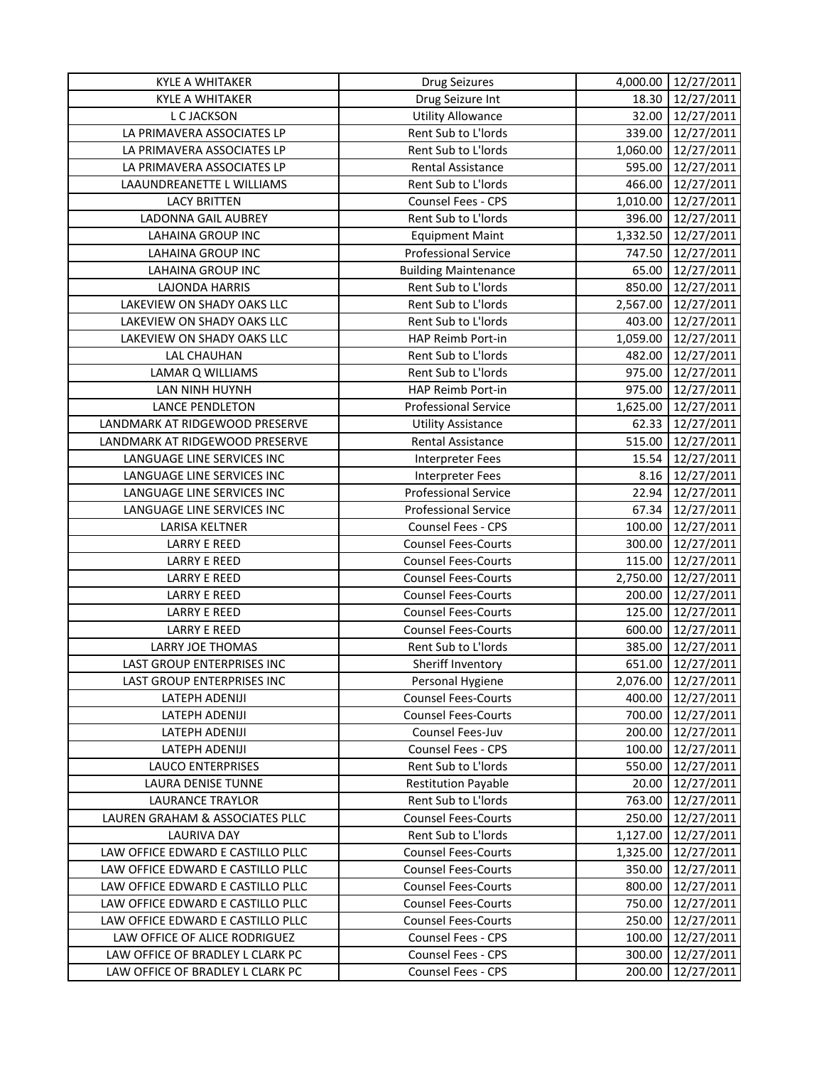| KYLE A WHITAKER | Drug Seizures | 4,000.00 | 12/27/2011 |
|---|---|---|---|
| KYLE A WHITAKER | Drug Seizure Int | 18.30 | 12/27/2011 |
| L C JACKSON | Utility Allowance | 32.00 | 12/27/2011 |
| LA PRIMAVERA ASSOCIATES LP | Rent Sub to L'lords | 339.00 | 12/27/2011 |
| LA PRIMAVERA ASSOCIATES LP | Rent Sub to L'lords | 1,060.00 | 12/27/2011 |
| LA PRIMAVERA ASSOCIATES LP | Rental Assistance | 595.00 | 12/27/2011 |
| LAAUNDREANETTE L WILLIAMS | Rent Sub to L'lords | 466.00 | 12/27/2011 |
| LACY BRITTEN | Counsel Fees - CPS | 1,010.00 | 12/27/2011 |
| LADONNA GAIL AUBREY | Rent Sub to L'lords | 396.00 | 12/27/2011 |
| LAHAINA GROUP INC | Equipment Maint | 1,332.50 | 12/27/2011 |
| LAHAINA GROUP INC | Professional Service | 747.50 | 12/27/2011 |
| LAHAINA GROUP INC | Building Maintenance | 65.00 | 12/27/2011 |
| LAJONDA HARRIS | Rent Sub to L'lords | 850.00 | 12/27/2011 |
| LAKEVIEW ON SHADY OAKS LLC | Rent Sub to L'lords | 2,567.00 | 12/27/2011 |
| LAKEVIEW ON SHADY OAKS LLC | Rent Sub to L'lords | 403.00 | 12/27/2011 |
| LAKEVIEW ON SHADY OAKS LLC | HAP Reimb Port-in | 1,059.00 | 12/27/2011 |
| LAL CHAUHAN | Rent Sub to L'lords | 482.00 | 12/27/2011 |
| LAMAR Q WILLIAMS | Rent Sub to L'lords | 975.00 | 12/27/2011 |
| LAN NINH HUYNH | HAP Reimb Port-in | 975.00 | 12/27/2011 |
| LANCE PENDLETON | Professional Service | 1,625.00 | 12/27/2011 |
| LANDMARK AT RIDGEWOOD PRESERVE | Utility Assistance | 62.33 | 12/27/2011 |
| LANDMARK AT RIDGEWOOD PRESERVE | Rental Assistance | 515.00 | 12/27/2011 |
| LANGUAGE LINE SERVICES INC | Interpreter Fees | 15.54 | 12/27/2011 |
| LANGUAGE LINE SERVICES INC | Interpreter Fees | 8.16 | 12/27/2011 |
| LANGUAGE LINE SERVICES INC | Professional Service | 22.94 | 12/27/2011 |
| LANGUAGE LINE SERVICES INC | Professional Service | 67.34 | 12/27/2011 |
| LARISA KELTNER | Counsel Fees - CPS | 100.00 | 12/27/2011 |
| LARRY E REED | Counsel Fees-Courts | 300.00 | 12/27/2011 |
| LARRY E REED | Counsel Fees-Courts | 115.00 | 12/27/2011 |
| LARRY E REED | Counsel Fees-Courts | 2,750.00 | 12/27/2011 |
| LARRY E REED | Counsel Fees-Courts | 200.00 | 12/27/2011 |
| LARRY E REED | Counsel Fees-Courts | 125.00 | 12/27/2011 |
| LARRY E REED | Counsel Fees-Courts | 600.00 | 12/27/2011 |
| LARRY JOE THOMAS | Rent Sub to L'lords | 385.00 | 12/27/2011 |
| LAST GROUP ENTERPRISES INC | Sheriff Inventory | 651.00 | 12/27/2011 |
| LAST GROUP ENTERPRISES INC | Personal Hygiene | 2,076.00 | 12/27/2011 |
| LATEPH ADENIJI | Counsel Fees-Courts | 400.00 | 12/27/2011 |
| LATEPH ADENIJI | Counsel Fees-Courts | 700.00 | 12/27/2011 |
| LATEPH ADENIJI | Counsel Fees-Juv | 200.00 | 12/27/2011 |
| LATEPH ADENIJI | Counsel Fees - CPS | 100.00 | 12/27/2011 |
| LAUCO ENTERPRISES | Rent Sub to L'lords | 550.00 | 12/27/2011 |
| LAURA DENISE TUNNE | Restitution Payable | 20.00 | 12/27/2011 |
| LAURANCE TRAYLOR | Rent Sub to L'lords | 763.00 | 12/27/2011 |
| LAUREN GRAHAM & ASSOCIATES PLLC | Counsel Fees-Courts | 250.00 | 12/27/2011 |
| LAURIVA DAY | Rent Sub to L'lords | 1,127.00 | 12/27/2011 |
| LAW OFFICE EDWARD E CASTILLO PLLC | Counsel Fees-Courts | 1,325.00 | 12/27/2011 |
| LAW OFFICE EDWARD E CASTILLO PLLC | Counsel Fees-Courts | 350.00 | 12/27/2011 |
| LAW OFFICE EDWARD E CASTILLO PLLC | Counsel Fees-Courts | 800.00 | 12/27/2011 |
| LAW OFFICE EDWARD E CASTILLO PLLC | Counsel Fees-Courts | 750.00 | 12/27/2011 |
| LAW OFFICE EDWARD E CASTILLO PLLC | Counsel Fees-Courts | 250.00 | 12/27/2011 |
| LAW OFFICE OF ALICE RODRIGUEZ | Counsel Fees - CPS | 100.00 | 12/27/2011 |
| LAW OFFICE OF BRADLEY L CLARK PC | Counsel Fees - CPS | 300.00 | 12/27/2011 |
| LAW OFFICE OF BRADLEY L CLARK PC | Counsel Fees - CPS | 200.00 | 12/27/2011 |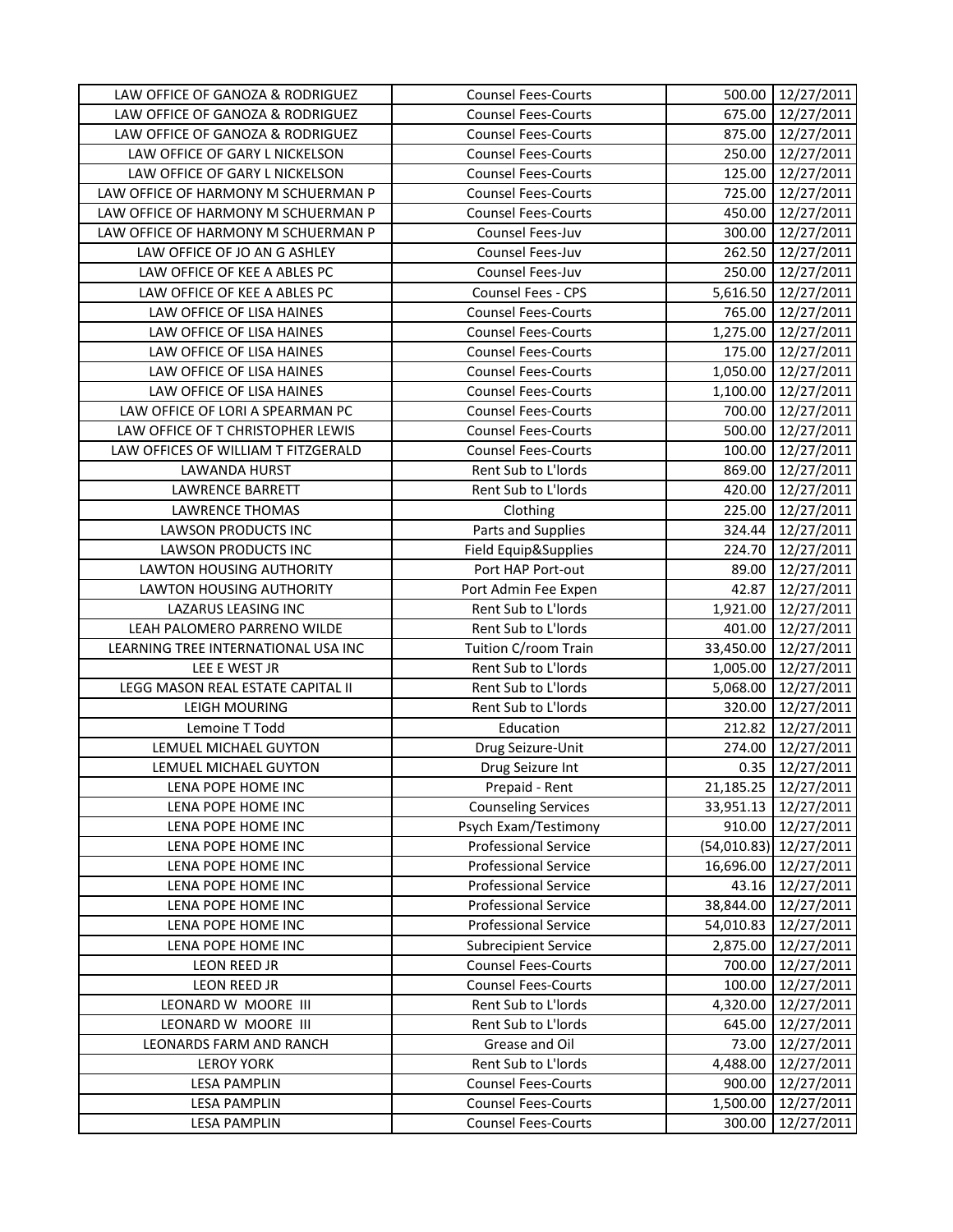| | | | |
|---|---|---|---|
| LAW OFFICE OF GANOZA & RODRIGUEZ | Counsel Fees-Courts | 500.00 | 12/27/2011 |
| LAW OFFICE OF GANOZA & RODRIGUEZ | Counsel Fees-Courts | 675.00 | 12/27/2011 |
| LAW OFFICE OF GANOZA & RODRIGUEZ | Counsel Fees-Courts | 875.00 | 12/27/2011 |
| LAW OFFICE OF GARY L NICKELSON | Counsel Fees-Courts | 250.00 | 12/27/2011 |
| LAW OFFICE OF GARY L NICKELSON | Counsel Fees-Courts | 125.00 | 12/27/2011 |
| LAW OFFICE OF HARMONY M SCHUERMAN P | Counsel Fees-Courts | 725.00 | 12/27/2011 |
| LAW OFFICE OF HARMONY M SCHUERMAN P | Counsel Fees-Courts | 450.00 | 12/27/2011 |
| LAW OFFICE OF HARMONY M SCHUERMAN P | Counsel Fees-Juv | 300.00 | 12/27/2011 |
| LAW OFFICE OF JO AN G ASHLEY | Counsel Fees-Juv | 262.50 | 12/27/2011 |
| LAW OFFICE OF KEE A ABLES PC | Counsel Fees-Juv | 250.00 | 12/27/2011 |
| LAW OFFICE OF KEE A ABLES PC | Counsel Fees - CPS | 5,616.50 | 12/27/2011 |
| LAW OFFICE OF LISA HAINES | Counsel Fees-Courts | 765.00 | 12/27/2011 |
| LAW OFFICE OF LISA HAINES | Counsel Fees-Courts | 1,275.00 | 12/27/2011 |
| LAW OFFICE OF LISA HAINES | Counsel Fees-Courts | 175.00 | 12/27/2011 |
| LAW OFFICE OF LISA HAINES | Counsel Fees-Courts | 1,050.00 | 12/27/2011 |
| LAW OFFICE OF LISA HAINES | Counsel Fees-Courts | 1,100.00 | 12/27/2011 |
| LAW OFFICE OF LORI A SPEARMAN PC | Counsel Fees-Courts | 700.00 | 12/27/2011 |
| LAW OFFICE OF T CHRISTOPHER LEWIS | Counsel Fees-Courts | 500.00 | 12/27/2011 |
| LAW OFFICES OF WILLIAM T FITZGERALD | Counsel Fees-Courts | 100.00 | 12/27/2011 |
| LAWANDA HURST | Rent Sub to L'lords | 869.00 | 12/27/2011 |
| LAWRENCE BARRETT | Rent Sub to L'lords | 420.00 | 12/27/2011 |
| LAWRENCE THOMAS | Clothing | 225.00 | 12/27/2011 |
| LAWSON PRODUCTS INC | Parts and Supplies | 324.44 | 12/27/2011 |
| LAWSON PRODUCTS INC | Field Equip&Supplies | 224.70 | 12/27/2011 |
| LAWTON HOUSING AUTHORITY | Port HAP Port-out | 89.00 | 12/27/2011 |
| LAWTON HOUSING AUTHORITY | Port Admin Fee Expen | 42.87 | 12/27/2011 |
| LAZARUS LEASING INC | Rent Sub to L'lords | 1,921.00 | 12/27/2011 |
| LEAH PALOMERO PARRENO WILDE | Rent Sub to L'lords | 401.00 | 12/27/2011 |
| LEARNING TREE INTERNATIONAL USA INC | Tuition C/room Train | 33,450.00 | 12/27/2011 |
| LEE E WEST JR | Rent Sub to L'lords | 1,005.00 | 12/27/2011 |
| LEGG MASON REAL ESTATE CAPITAL II | Rent Sub to L'lords | 5,068.00 | 12/27/2011 |
| LEIGH MOURING | Rent Sub to L'lords | 320.00 | 12/27/2011 |
| Lemoine T Todd | Education | 212.82 | 12/27/2011 |
| LEMUEL MICHAEL GUYTON | Drug Seizure-Unit | 274.00 | 12/27/2011 |
| LEMUEL MICHAEL GUYTON | Drug Seizure Int | 0.35 | 12/27/2011 |
| LENA POPE HOME INC | Prepaid - Rent | 21,185.25 | 12/27/2011 |
| LENA POPE HOME INC | Counseling Services | 33,951.13 | 12/27/2011 |
| LENA POPE HOME INC | Psych Exam/Testimony | 910.00 | 12/27/2011 |
| LENA POPE HOME INC | Professional Service | (54,010.83) | 12/27/2011 |
| LENA POPE HOME INC | Professional Service | 16,696.00 | 12/27/2011 |
| LENA POPE HOME INC | Professional Service | 43.16 | 12/27/2011 |
| LENA POPE HOME INC | Professional Service | 38,844.00 | 12/27/2011 |
| LENA POPE HOME INC | Professional Service | 54,010.83 | 12/27/2011 |
| LENA POPE HOME INC | Subrecipient Service | 2,875.00 | 12/27/2011 |
| LEON REED JR | Counsel Fees-Courts | 700.00 | 12/27/2011 |
| LEON REED JR | Counsel Fees-Courts | 100.00 | 12/27/2011 |
| LEONARD W MOORE III | Rent Sub to L'lords | 4,320.00 | 12/27/2011 |
| LEONARD W MOORE III | Rent Sub to L'lords | 645.00 | 12/27/2011 |
| LEONARDS FARM AND RANCH | Grease and Oil | 73.00 | 12/27/2011 |
| LEROY YORK | Rent Sub to L'lords | 4,488.00 | 12/27/2011 |
| LESA PAMPLIN | Counsel Fees-Courts | 900.00 | 12/27/2011 |
| LESA PAMPLIN | Counsel Fees-Courts | 1,500.00 | 12/27/2011 |
| LESA PAMPLIN | Counsel Fees-Courts | 300.00 | 12/27/2011 |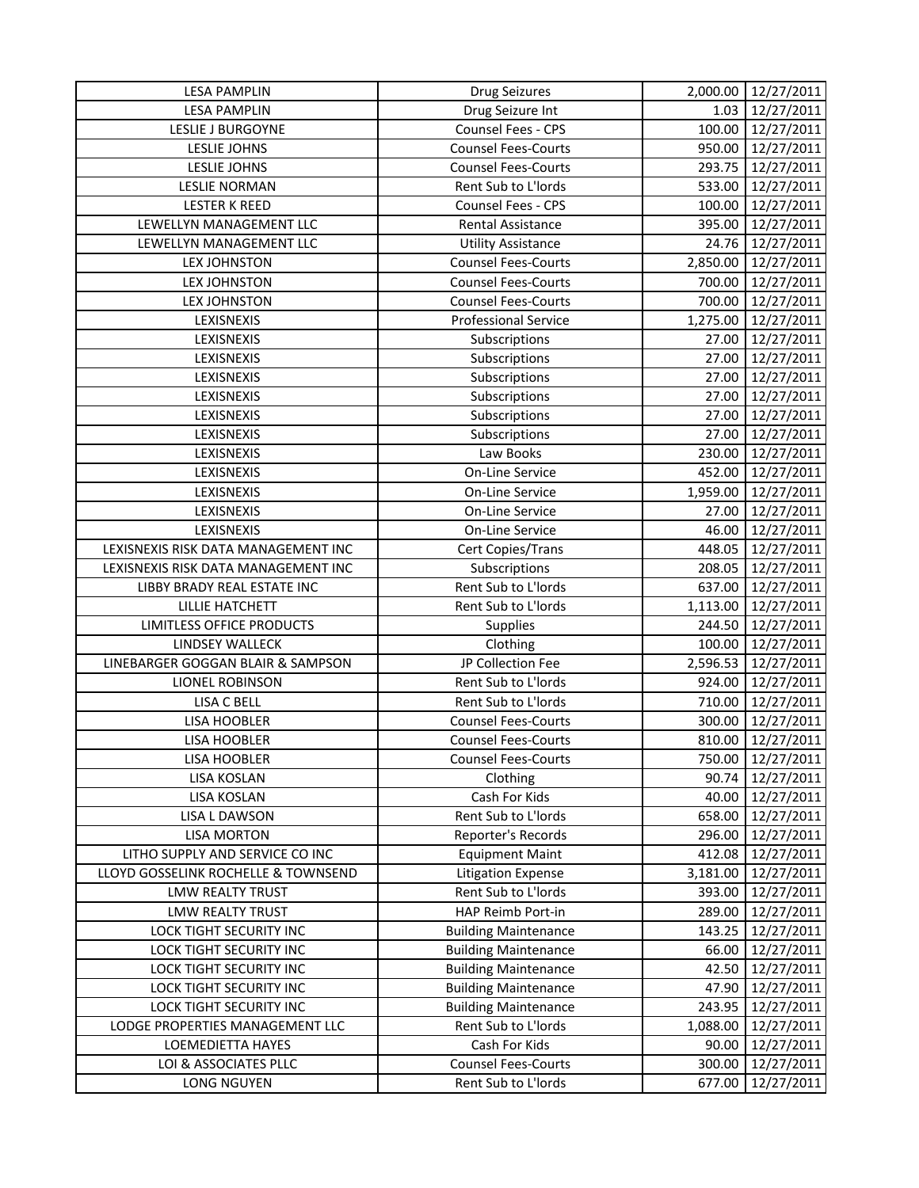| LESA PAMPLIN | Drug Seizures | 2,000.00 | 12/27/2011 |
|---|---|---|---|
| LESA PAMPLIN | Drug Seizure Int | 1.03 | 12/27/2011 |
| LESLIE J BURGOYNE | Counsel Fees - CPS | 100.00 | 12/27/2011 |
| LESLIE JOHNS | Counsel Fees-Courts | 950.00 | 12/27/2011 |
| LESLIE JOHNS | Counsel Fees-Courts | 293.75 | 12/27/2011 |
| LESLIE NORMAN | Rent Sub to L'lords | 533.00 | 12/27/2011 |
| LESTER K REED | Counsel Fees - CPS | 100.00 | 12/27/2011 |
| LEWELLYN MANAGEMENT LLC | Rental Assistance | 395.00 | 12/27/2011 |
| LEWELLYN MANAGEMENT LLC | Utility Assistance | 24.76 | 12/27/2011 |
| LEX JOHNSTON | Counsel Fees-Courts | 2,850.00 | 12/27/2011 |
| LEX JOHNSTON | Counsel Fees-Courts | 700.00 | 12/27/2011 |
| LEX JOHNSTON | Counsel Fees-Courts | 700.00 | 12/27/2011 |
| LEXISNEXIS | Professional Service | 1,275.00 | 12/27/2011 |
| LEXISNEXIS | Subscriptions | 27.00 | 12/27/2011 |
| LEXISNEXIS | Subscriptions | 27.00 | 12/27/2011 |
| LEXISNEXIS | Subscriptions | 27.00 | 12/27/2011 |
| LEXISNEXIS | Subscriptions | 27.00 | 12/27/2011 |
| LEXISNEXIS | Subscriptions | 27.00 | 12/27/2011 |
| LEXISNEXIS | Subscriptions | 27.00 | 12/27/2011 |
| LEXISNEXIS | Law Books | 230.00 | 12/27/2011 |
| LEXISNEXIS | On-Line Service | 452.00 | 12/27/2011 |
| LEXISNEXIS | On-Line Service | 1,959.00 | 12/27/2011 |
| LEXISNEXIS | On-Line Service | 27.00 | 12/27/2011 |
| LEXISNEXIS | On-Line Service | 46.00 | 12/27/2011 |
| LEXISNEXIS RISK DATA MANAGEMENT INC | Cert Copies/Trans | 448.05 | 12/27/2011 |
| LEXISNEXIS RISK DATA MANAGEMENT INC | Subscriptions | 208.05 | 12/27/2011 |
| LIBBY BRADY REAL ESTATE INC | Rent Sub to L'lords | 637.00 | 12/27/2011 |
| LILLIE HATCHETT | Rent Sub to L'lords | 1,113.00 | 12/27/2011 |
| LIMITLESS OFFICE PRODUCTS | Supplies | 244.50 | 12/27/2011 |
| LINDSEY WALLECK | Clothing | 100.00 | 12/27/2011 |
| LINEBARGER GOGGAN BLAIR & SAMPSON | JP Collection Fee | 2,596.53 | 12/27/2011 |
| LIONEL ROBINSON | Rent Sub to L'lords | 924.00 | 12/27/2011 |
| LISA C BELL | Rent Sub to L'lords | 710.00 | 12/27/2011 |
| LISA HOOBLER | Counsel Fees-Courts | 300.00 | 12/27/2011 |
| LISA HOOBLER | Counsel Fees-Courts | 810.00 | 12/27/2011 |
| LISA HOOBLER | Counsel Fees-Courts | 750.00 | 12/27/2011 |
| LISA KOSLAN | Clothing | 90.74 | 12/27/2011 |
| LISA KOSLAN | Cash For Kids | 40.00 | 12/27/2011 |
| LISA L DAWSON | Rent Sub to L'lords | 658.00 | 12/27/2011 |
| LISA MORTON | Reporter's Records | 296.00 | 12/27/2011 |
| LITHO SUPPLY AND SERVICE CO INC | Equipment Maint | 412.08 | 12/27/2011 |
| LLOYD GOSSELINK ROCHELLE & TOWNSEND | Litigation Expense | 3,181.00 | 12/27/2011 |
| LMW REALTY TRUST | Rent Sub to L'lords | 393.00 | 12/27/2011 |
| LMW REALTY TRUST | HAP Reimb Port-in | 289.00 | 12/27/2011 |
| LOCK TIGHT SECURITY INC | Building Maintenance | 143.25 | 12/27/2011 |
| LOCK TIGHT SECURITY INC | Building Maintenance | 66.00 | 12/27/2011 |
| LOCK TIGHT SECURITY INC | Building Maintenance | 42.50 | 12/27/2011 |
| LOCK TIGHT SECURITY INC | Building Maintenance | 47.90 | 12/27/2011 |
| LOCK TIGHT SECURITY INC | Building Maintenance | 243.95 | 12/27/2011 |
| LODGE PROPERTIES MANAGEMENT LLC | Rent Sub to L'lords | 1,088.00 | 12/27/2011 |
| LOEMEDIETTA HAYES | Cash For Kids | 90.00 | 12/27/2011 |
| LOI & ASSOCIATES PLLC | Counsel Fees-Courts | 300.00 | 12/27/2011 |
| LONG NGUYEN | Rent Sub to L'lords | 677.00 | 12/27/2011 |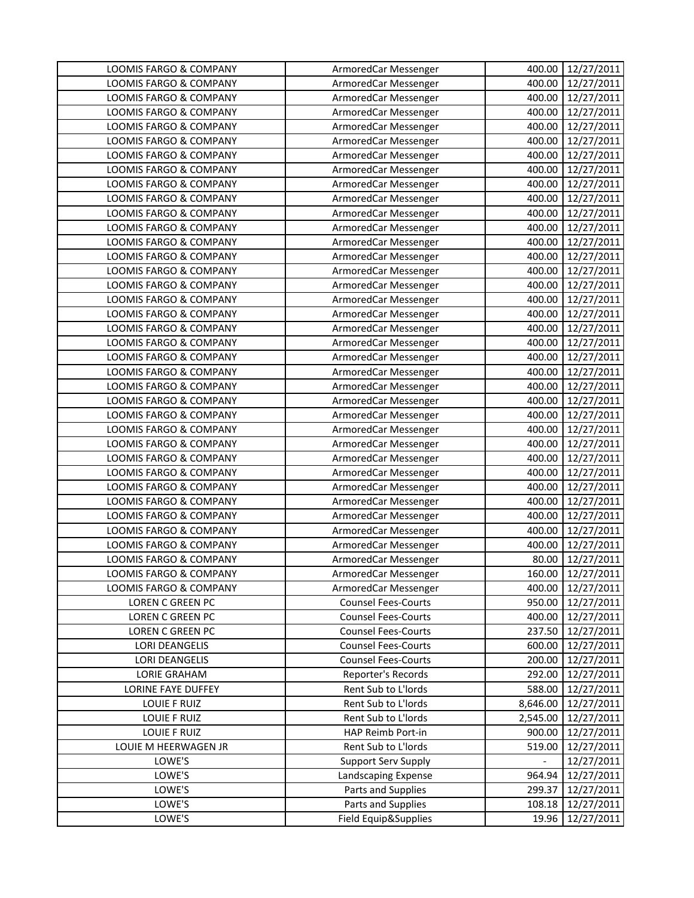| | | | |
|---|---|---|---|
| LOOMIS FARGO & COMPANY | ArmoredCar Messenger | 400.00 | 12/27/2011 |
| LOOMIS FARGO & COMPANY | ArmoredCar Messenger | 400.00 | 12/27/2011 |
| LOOMIS FARGO & COMPANY | ArmoredCar Messenger | 400.00 | 12/27/2011 |
| LOOMIS FARGO & COMPANY | ArmoredCar Messenger | 400.00 | 12/27/2011 |
| LOOMIS FARGO & COMPANY | ArmoredCar Messenger | 400.00 | 12/27/2011 |
| LOOMIS FARGO & COMPANY | ArmoredCar Messenger | 400.00 | 12/27/2011 |
| LOOMIS FARGO & COMPANY | ArmoredCar Messenger | 400.00 | 12/27/2011 |
| LOOMIS FARGO & COMPANY | ArmoredCar Messenger | 400.00 | 12/27/2011 |
| LOOMIS FARGO & COMPANY | ArmoredCar Messenger | 400.00 | 12/27/2011 |
| LOOMIS FARGO & COMPANY | ArmoredCar Messenger | 400.00 | 12/27/2011 |
| LOOMIS FARGO & COMPANY | ArmoredCar Messenger | 400.00 | 12/27/2011 |
| LOOMIS FARGO & COMPANY | ArmoredCar Messenger | 400.00 | 12/27/2011 |
| LOOMIS FARGO & COMPANY | ArmoredCar Messenger | 400.00 | 12/27/2011 |
| LOOMIS FARGO & COMPANY | ArmoredCar Messenger | 400.00 | 12/27/2011 |
| LOOMIS FARGO & COMPANY | ArmoredCar Messenger | 400.00 | 12/27/2011 |
| LOOMIS FARGO & COMPANY | ArmoredCar Messenger | 400.00 | 12/27/2011 |
| LOOMIS FARGO & COMPANY | ArmoredCar Messenger | 400.00 | 12/27/2011 |
| LOOMIS FARGO & COMPANY | ArmoredCar Messenger | 400.00 | 12/27/2011 |
| LOOMIS FARGO & COMPANY | ArmoredCar Messenger | 400.00 | 12/27/2011 |
| LOOMIS FARGO & COMPANY | ArmoredCar Messenger | 400.00 | 12/27/2011 |
| LOOMIS FARGO & COMPANY | ArmoredCar Messenger | 400.00 | 12/27/2011 |
| LOOMIS FARGO & COMPANY | ArmoredCar Messenger | 400.00 | 12/27/2011 |
| LOOMIS FARGO & COMPANY | ArmoredCar Messenger | 400.00 | 12/27/2011 |
| LOOMIS FARGO & COMPANY | ArmoredCar Messenger | 400.00 | 12/27/2011 |
| LOOMIS FARGO & COMPANY | ArmoredCar Messenger | 400.00 | 12/27/2011 |
| LOOMIS FARGO & COMPANY | ArmoredCar Messenger | 400.00 | 12/27/2011 |
| LOOMIS FARGO & COMPANY | ArmoredCar Messenger | 400.00 | 12/27/2011 |
| LOOMIS FARGO & COMPANY | ArmoredCar Messenger | 400.00 | 12/27/2011 |
| LOOMIS FARGO & COMPANY | ArmoredCar Messenger | 400.00 | 12/27/2011 |
| LOOMIS FARGO & COMPANY | ArmoredCar Messenger | 400.00 | 12/27/2011 |
| LOOMIS FARGO & COMPANY | ArmoredCar Messenger | 400.00 | 12/27/2011 |
| LOOMIS FARGO & COMPANY | ArmoredCar Messenger | 400.00 | 12/27/2011 |
| LOOMIS FARGO & COMPANY | ArmoredCar Messenger | 400.00 | 12/27/2011 |
| LOOMIS FARGO & COMPANY | ArmoredCar Messenger | 400.00 | 12/27/2011 |
| LOOMIS FARGO & COMPANY | ArmoredCar Messenger | 80.00 | 12/27/2011 |
| LOOMIS FARGO & COMPANY | ArmoredCar Messenger | 160.00 | 12/27/2011 |
| LOOMIS FARGO & COMPANY | ArmoredCar Messenger | 400.00 | 12/27/2011 |
| LOREN C GREEN PC | Counsel Fees-Courts | 950.00 | 12/27/2011 |
| LOREN C GREEN PC | Counsel Fees-Courts | 400.00 | 12/27/2011 |
| LOREN C GREEN PC | Counsel Fees-Courts | 237.50 | 12/27/2011 |
| LORI DEANGELIS | Counsel Fees-Courts | 600.00 | 12/27/2011 |
| LORI DEANGELIS | Counsel Fees-Courts | 200.00 | 12/27/2011 |
| LORIE GRAHAM | Reporter's Records | 292.00 | 12/27/2011 |
| LORINE FAYE DUFFEY | Rent Sub to L'lords | 588.00 | 12/27/2011 |
| LOUIE F RUIZ | Rent Sub to L'lords | 8,646.00 | 12/27/2011 |
| LOUIE F RUIZ | Rent Sub to L'lords | 2,545.00 | 12/27/2011 |
| LOUIE F RUIZ | HAP Reimb Port-in | 900.00 | 12/27/2011 |
| LOUIE M HEERWAGEN JR | Rent Sub to L'lords | 519.00 | 12/27/2011 |
| LOWE'S | Support Serv Supply | - | 12/27/2011 |
| LOWE'S | Landscaping Expense | 964.94 | 12/27/2011 |
| LOWE'S | Parts and Supplies | 299.37 | 12/27/2011 |
| LOWE'S | Parts and Supplies | 108.18 | 12/27/2011 |
| LOWE'S | Field Equip&Supplies | 19.96 | 12/27/2011 |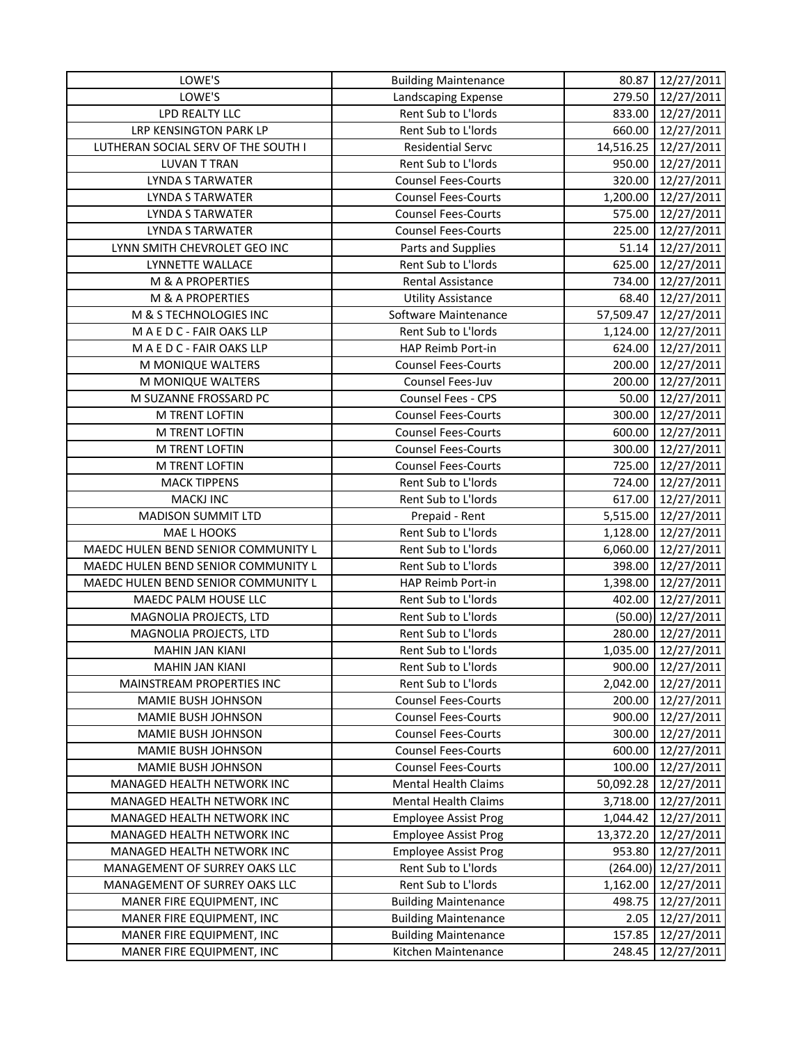| LOWE'S | Building Maintenance | 80.87 | 12/27/2011 |
|---|---|---|---|
| LOWE'S | Landscaping Expense | 279.50 | 12/27/2011 |
| LPD REALTY LLC | Rent Sub to L'lords | 833.00 | 12/27/2011 |
| LRP KENSINGTON PARK LP | Rent Sub to L'lords | 660.00 | 12/27/2011 |
| LUTHERAN SOCIAL SERV OF THE SOUTH I | Residential Servc | 14,516.25 | 12/27/2011 |
| LUVAN T TRAN | Rent Sub to L'lords | 950.00 | 12/27/2011 |
| LYNDA S TARWATER | Counsel Fees-Courts | 320.00 | 12/27/2011 |
| LYNDA S TARWATER | Counsel Fees-Courts | 1,200.00 | 12/27/2011 |
| LYNDA S TARWATER | Counsel Fees-Courts | 575.00 | 12/27/2011 |
| LYNDA S TARWATER | Counsel Fees-Courts | 225.00 | 12/27/2011 |
| LYNN SMITH CHEVROLET GEO INC | Parts and Supplies | 51.14 | 12/27/2011 |
| LYNNETTE WALLACE | Rent Sub to L'lords | 625.00 | 12/27/2011 |
| M & A PROPERTIES | Rental Assistance | 734.00 | 12/27/2011 |
| M & A PROPERTIES | Utility Assistance | 68.40 | 12/27/2011 |
| M & S TECHNOLOGIES INC | Software Maintenance | 57,509.47 | 12/27/2011 |
| M A E D C - FAIR OAKS LLP | Rent Sub to L'lords | 1,124.00 | 12/27/2011 |
| M A E D C - FAIR OAKS LLP | HAP Reimb Port-in | 624.00 | 12/27/2011 |
| M MONIQUE WALTERS | Counsel Fees-Courts | 200.00 | 12/27/2011 |
| M MONIQUE WALTERS | Counsel Fees-Juv | 200.00 | 12/27/2011 |
| M SUZANNE FROSSARD PC | Counsel Fees - CPS | 50.00 | 12/27/2011 |
| M TRENT LOFTIN | Counsel Fees-Courts | 300.00 | 12/27/2011 |
| M TRENT LOFTIN | Counsel Fees-Courts | 600.00 | 12/27/2011 |
| M TRENT LOFTIN | Counsel Fees-Courts | 300.00 | 12/27/2011 |
| M TRENT LOFTIN | Counsel Fees-Courts | 725.00 | 12/27/2011 |
| MACK TIPPENS | Rent Sub to L'lords | 724.00 | 12/27/2011 |
| MACKJ INC | Rent Sub to L'lords | 617.00 | 12/27/2011 |
| MADISON SUMMIT LTD | Prepaid - Rent | 5,515.00 | 12/27/2011 |
| MAE L HOOKS | Rent Sub to L'lords | 1,128.00 | 12/27/2011 |
| MAEDC HULEN BEND SENIOR COMMUNITY L | Rent Sub to L'lords | 6,060.00 | 12/27/2011 |
| MAEDC HULEN BEND SENIOR COMMUNITY L | Rent Sub to L'lords | 398.00 | 12/27/2011 |
| MAEDC HULEN BEND SENIOR COMMUNITY L | HAP Reimb Port-in | 1,398.00 | 12/27/2011 |
| MAEDC PALM HOUSE LLC | Rent Sub to L'lords | 402.00 | 12/27/2011 |
| MAGNOLIA PROJECTS, LTD | Rent Sub to L'lords | (50.00) | 12/27/2011 |
| MAGNOLIA PROJECTS, LTD | Rent Sub to L'lords | 280.00 | 12/27/2011 |
| MAHIN JAN KIANI | Rent Sub to L'lords | 1,035.00 | 12/27/2011 |
| MAHIN JAN KIANI | Rent Sub to L'lords | 900.00 | 12/27/2011 |
| MAINSTREAM PROPERTIES INC | Rent Sub to L'lords | 2,042.00 | 12/27/2011 |
| MAMIE BUSH JOHNSON | Counsel Fees-Courts | 200.00 | 12/27/2011 |
| MAMIE BUSH JOHNSON | Counsel Fees-Courts | 900.00 | 12/27/2011 |
| MAMIE BUSH JOHNSON | Counsel Fees-Courts | 300.00 | 12/27/2011 |
| MAMIE BUSH JOHNSON | Counsel Fees-Courts | 600.00 | 12/27/2011 |
| MAMIE BUSH JOHNSON | Counsel Fees-Courts | 100.00 | 12/27/2011 |
| MANAGED HEALTH NETWORK INC | Mental Health Claims | 50,092.28 | 12/27/2011 |
| MANAGED HEALTH NETWORK INC | Mental Health Claims | 3,718.00 | 12/27/2011 |
| MANAGED HEALTH NETWORK INC | Employee Assist Prog | 1,044.42 | 12/27/2011 |
| MANAGED HEALTH NETWORK INC | Employee Assist Prog | 13,372.20 | 12/27/2011 |
| MANAGED HEALTH NETWORK INC | Employee Assist Prog | 953.80 | 12/27/2011 |
| MANAGEMENT OF SURREY OAKS LLC | Rent Sub to L'lords | (264.00) | 12/27/2011 |
| MANAGEMENT OF SURREY OAKS LLC | Rent Sub to L'lords | 1,162.00 | 12/27/2011 |
| MANER FIRE EQUIPMENT, INC | Building Maintenance | 498.75 | 12/27/2011 |
| MANER FIRE EQUIPMENT, INC | Building Maintenance | 2.05 | 12/27/2011 |
| MANER FIRE EQUIPMENT, INC | Building Maintenance | 157.85 | 12/27/2011 |
| MANER FIRE EQUIPMENT, INC | Kitchen Maintenance | 248.45 | 12/27/2011 |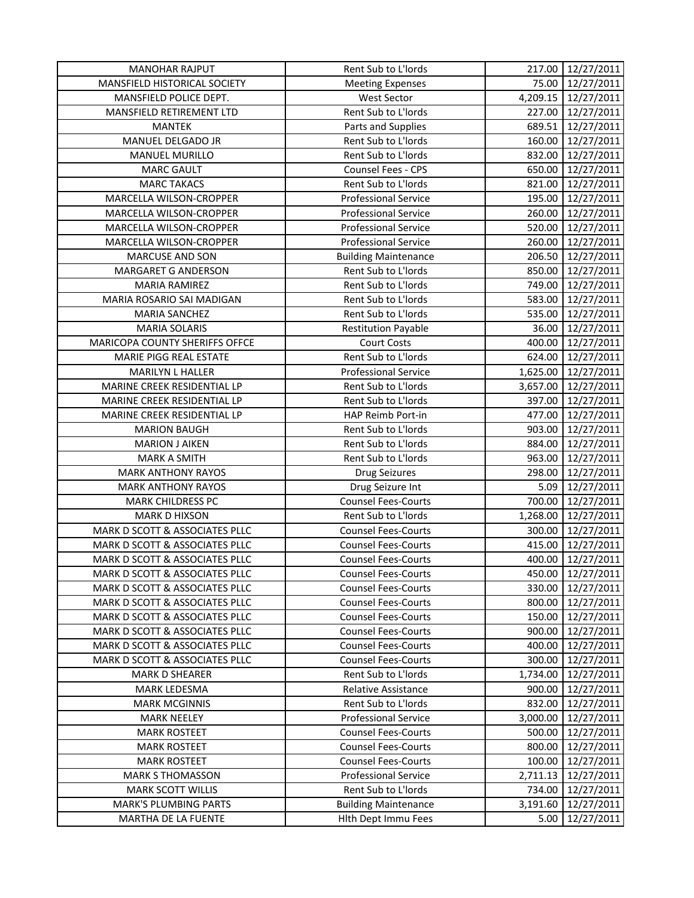| MANOHAR RAJPUT | Rent Sub to L'lords | 217.00 | 12/27/2011 |
|---|---|---|---|
| MANSFIELD HISTORICAL SOCIETY | Meeting Expenses | 75.00 | 12/27/2011 |
| MANSFIELD POLICE DEPT. | West Sector | 4,209.15 | 12/27/2011 |
| MANSFIELD RETIREMENT LTD | Rent Sub to L'lords | 227.00 | 12/27/2011 |
| MANTEK | Parts and Supplies | 689.51 | 12/27/2011 |
| MANUEL DELGADO JR | Rent Sub to L'lords | 160.00 | 12/27/2011 |
| MANUEL MURILLO | Rent Sub to L'lords | 832.00 | 12/27/2011 |
| MARC GAULT | Counsel Fees - CPS | 650.00 | 12/27/2011 |
| MARC TAKACS | Rent Sub to L'lords | 821.00 | 12/27/2011 |
| MARCELLA WILSON-CROPPER | Professional Service | 195.00 | 12/27/2011 |
| MARCELLA WILSON-CROPPER | Professional Service | 260.00 | 12/27/2011 |
| MARCELLA WILSON-CROPPER | Professional Service | 520.00 | 12/27/2011 |
| MARCELLA WILSON-CROPPER | Professional Service | 260.00 | 12/27/2011 |
| MARCUSE AND SON | Building Maintenance | 206.50 | 12/27/2011 |
| MARGARET G ANDERSON | Rent Sub to L'lords | 850.00 | 12/27/2011 |
| MARIA RAMIREZ | Rent Sub to L'lords | 749.00 | 12/27/2011 |
| MARIA ROSARIO SAI MADIGAN | Rent Sub to L'lords | 583.00 | 12/27/2011 |
| MARIA SANCHEZ | Rent Sub to L'lords | 535.00 | 12/27/2011 |
| MARIA SOLARIS | Restitution Payable | 36.00 | 12/27/2011 |
| MARICOPA COUNTY SHERIFFS OFFCE | Court Costs | 400.00 | 12/27/2011 |
| MARIE PIGG REAL ESTATE | Rent Sub to L'lords | 624.00 | 12/27/2011 |
| MARILYN L HALLER | Professional Service | 1,625.00 | 12/27/2011 |
| MARINE CREEK RESIDENTIAL LP | Rent Sub to L'lords | 3,657.00 | 12/27/2011 |
| MARINE CREEK RESIDENTIAL LP | Rent Sub to L'lords | 397.00 | 12/27/2011 |
| MARINE CREEK RESIDENTIAL LP | HAP Reimb Port-in | 477.00 | 12/27/2011 |
| MARION BAUGH | Rent Sub to L'lords | 903.00 | 12/27/2011 |
| MARION J AIKEN | Rent Sub to L'lords | 884.00 | 12/27/2011 |
| MARK A SMITH | Rent Sub to L'lords | 963.00 | 12/27/2011 |
| MARK ANTHONY RAYOS | Drug Seizures | 298.00 | 12/27/2011 |
| MARK ANTHONY RAYOS | Drug Seizure Int | 5.09 | 12/27/2011 |
| MARK CHILDRESS PC | Counsel Fees-Courts | 700.00 | 12/27/2011 |
| MARK D HIXSON | Rent Sub to L'lords | 1,268.00 | 12/27/2011 |
| MARK D SCOTT & ASSOCIATES PLLC | Counsel Fees-Courts | 300.00 | 12/27/2011 |
| MARK D SCOTT & ASSOCIATES PLLC | Counsel Fees-Courts | 415.00 | 12/27/2011 |
| MARK D SCOTT & ASSOCIATES PLLC | Counsel Fees-Courts | 400.00 | 12/27/2011 |
| MARK D SCOTT & ASSOCIATES PLLC | Counsel Fees-Courts | 450.00 | 12/27/2011 |
| MARK D SCOTT & ASSOCIATES PLLC | Counsel Fees-Courts | 330.00 | 12/27/2011 |
| MARK D SCOTT & ASSOCIATES PLLC | Counsel Fees-Courts | 800.00 | 12/27/2011 |
| MARK D SCOTT & ASSOCIATES PLLC | Counsel Fees-Courts | 150.00 | 12/27/2011 |
| MARK D SCOTT & ASSOCIATES PLLC | Counsel Fees-Courts | 900.00 | 12/27/2011 |
| MARK D SCOTT & ASSOCIATES PLLC | Counsel Fees-Courts | 400.00 | 12/27/2011 |
| MARK D SCOTT & ASSOCIATES PLLC | Counsel Fees-Courts | 300.00 | 12/27/2011 |
| MARK D SHEARER | Rent Sub to L'lords | 1,734.00 | 12/27/2011 |
| MARK LEDESMA | Relative Assistance | 900.00 | 12/27/2011 |
| MARK MCGINNIS | Rent Sub to L'lords | 832.00 | 12/27/2011 |
| MARK NEELEY | Professional Service | 3,000.00 | 12/27/2011 |
| MARK ROSTEET | Counsel Fees-Courts | 500.00 | 12/27/2011 |
| MARK ROSTEET | Counsel Fees-Courts | 800.00 | 12/27/2011 |
| MARK ROSTEET | Counsel Fees-Courts | 100.00 | 12/27/2011 |
| MARK S THOMASSON | Professional Service | 2,711.13 | 12/27/2011 |
| MARK SCOTT WILLIS | Rent Sub to L'lords | 734.00 | 12/27/2011 |
| MARK'S PLUMBING PARTS | Building Maintenance | 3,191.60 | 12/27/2011 |
| MARTHA DE LA FUENTE | Hlth Dept Immu Fees | 5.00 | 12/27/2011 |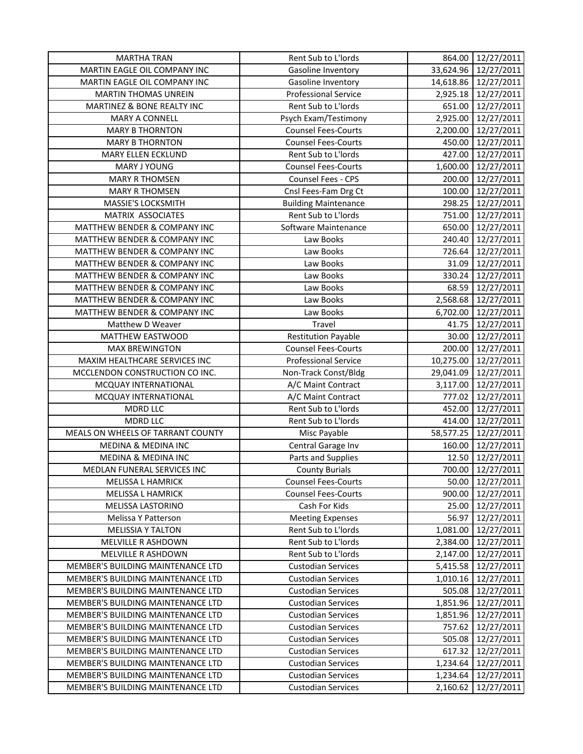| | | | |
|---|---|---|---|
| MARTHA TRAN | Rent Sub to L'lords | 864.00 | 12/27/2011 |
| MARTIN EAGLE OIL COMPANY INC | Gasoline Inventory | 33,624.96 | 12/27/2011 |
| MARTIN EAGLE OIL COMPANY INC | Gasoline Inventory | 14,618.86 | 12/27/2011 |
| MARTIN THOMAS UNREIN | Professional Service | 2,925.18 | 12/27/2011 |
| MARTINEZ & BONE REALTY INC | Rent Sub to L'lords | 651.00 | 12/27/2011 |
| MARY A CONNELL | Psych Exam/Testimony | 2,925.00 | 12/27/2011 |
| MARY B THORNTON | Counsel Fees-Courts | 2,200.00 | 12/27/2011 |
| MARY B THORNTON | Counsel Fees-Courts | 450.00 | 12/27/2011 |
| MARY ELLEN ECKLUND | Rent Sub to L'lords | 427.00 | 12/27/2011 |
| MARY J YOUNG | Counsel Fees-Courts | 1,600.00 | 12/27/2011 |
| MARY R THOMSEN | Counsel Fees - CPS | 200.00 | 12/27/2011 |
| MARY R THOMSEN | Cnsl Fees-Fam Drg Ct | 100.00 | 12/27/2011 |
| MASSIE'S LOCKSMITH | Building Maintenance | 298.25 | 12/27/2011 |
| MATRIX ASSOCIATES | Rent Sub to L'lords | 751.00 | 12/27/2011 |
| MATTHEW BENDER & COMPANY INC | Software Maintenance | 650.00 | 12/27/2011 |
| MATTHEW BENDER & COMPANY INC | Law Books | 240.40 | 12/27/2011 |
| MATTHEW BENDER & COMPANY INC | Law Books | 726.64 | 12/27/2011 |
| MATTHEW BENDER & COMPANY INC | Law Books | 31.09 | 12/27/2011 |
| MATTHEW BENDER & COMPANY INC | Law Books | 330.24 | 12/27/2011 |
| MATTHEW BENDER & COMPANY INC | Law Books | 68.59 | 12/27/2011 |
| MATTHEW BENDER & COMPANY INC | Law Books | 2,568.68 | 12/27/2011 |
| MATTHEW BENDER & COMPANY INC | Law Books | 6,702.00 | 12/27/2011 |
| Matthew D Weaver | Travel | 41.75 | 12/27/2011 |
| MATTHEW EASTWOOD | Restitution Payable | 30.00 | 12/27/2011 |
| MAX BREWINGTON | Counsel Fees-Courts | 200.00 | 12/27/2011 |
| MAXIM HEALTHCARE SERVICES INC | Professional Service | 10,275.00 | 12/27/2011 |
| MCCLENDON CONSTRUCTION CO INC. | Non-Track Const/Bldg | 29,041.09 | 12/27/2011 |
| MCQUAY INTERNATIONAL | A/C Maint Contract | 3,117.00 | 12/27/2011 |
| MCQUAY INTERNATIONAL | A/C Maint Contract | 777.02 | 12/27/2011 |
| MDRD LLC | Rent Sub to L'lords | 452.00 | 12/27/2011 |
| MDRD LLC | Rent Sub to L'lords | 414.00 | 12/27/2011 |
| MEALS ON WHEELS OF TARRANT COUNTY | Misc Payable | 58,577.25 | 12/27/2011 |
| MEDINA & MEDINA INC | Central Garage Inv | 160.00 | 12/27/2011 |
| MEDINA & MEDINA INC | Parts and Supplies | 12.50 | 12/27/2011 |
| MEDLAN FUNERAL SERVICES INC | County Burials | 700.00 | 12/27/2011 |
| MELISSA L HAMRICK | Counsel Fees-Courts | 50.00 | 12/27/2011 |
| MELISSA L HAMRICK | Counsel Fees-Courts | 900.00 | 12/27/2011 |
| MELISSA LASTORINO | Cash For Kids | 25.00 | 12/27/2011 |
| Melissa Y Patterson | Meeting Expenses | 56.97 | 12/27/2011 |
| MELISSIA Y TALTON | Rent Sub to L'lords | 1,081.00 | 12/27/2011 |
| MELVILLE R ASHDOWN | Rent Sub to L'lords | 2,384.00 | 12/27/2011 |
| MELVILLE R ASHDOWN | Rent Sub to L'lords | 2,147.00 | 12/27/2011 |
| MEMBER'S BUILDING MAINTENANCE LTD | Custodian Services | 5,415.58 | 12/27/2011 |
| MEMBER'S BUILDING MAINTENANCE LTD | Custodian Services | 1,010.16 | 12/27/2011 |
| MEMBER'S BUILDING MAINTENANCE LTD | Custodian Services | 505.08 | 12/27/2011 |
| MEMBER'S BUILDING MAINTENANCE LTD | Custodian Services | 1,851.96 | 12/27/2011 |
| MEMBER'S BUILDING MAINTENANCE LTD | Custodian Services | 1,851.96 | 12/27/2011 |
| MEMBER'S BUILDING MAINTENANCE LTD | Custodian Services | 757.62 | 12/27/2011 |
| MEMBER'S BUILDING MAINTENANCE LTD | Custodian Services | 505.08 | 12/27/2011 |
| MEMBER'S BUILDING MAINTENANCE LTD | Custodian Services | 617.32 | 12/27/2011 |
| MEMBER'S BUILDING MAINTENANCE LTD | Custodian Services | 1,234.64 | 12/27/2011 |
| MEMBER'S BUILDING MAINTENANCE LTD | Custodian Services | 1,234.64 | 12/27/2011 |
| MEMBER'S BUILDING MAINTENANCE LTD | Custodian Services | 2,160.62 | 12/27/2011 |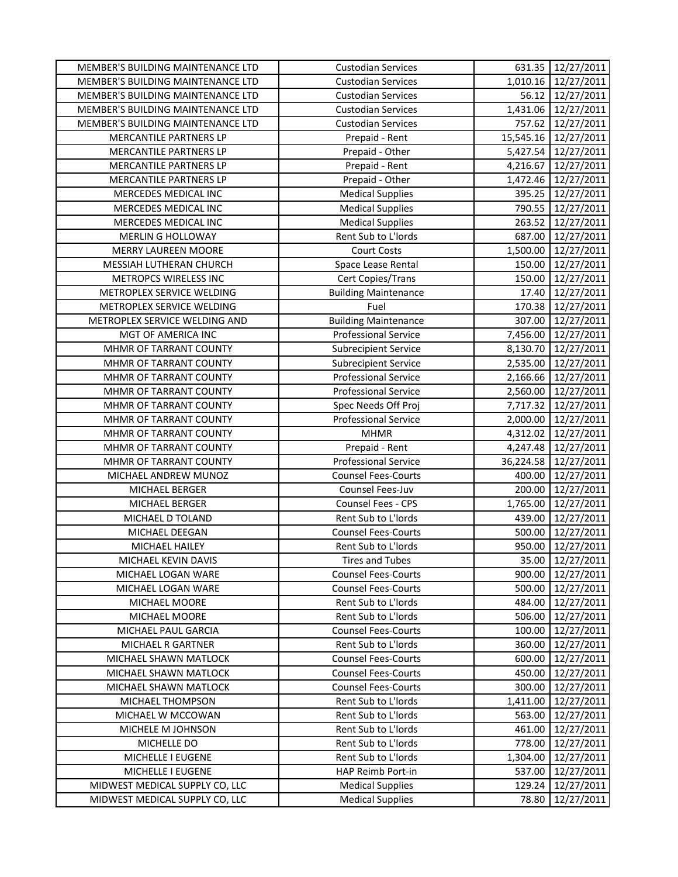| | | | |
|---|---|---|---|
| MEMBER'S BUILDING MAINTENANCE LTD | Custodian Services | 631.35 | 12/27/2011 |
| MEMBER'S BUILDING MAINTENANCE LTD | Custodian Services | 1,010.16 | 12/27/2011 |
| MEMBER'S BUILDING MAINTENANCE LTD | Custodian Services | 56.12 | 12/27/2011 |
| MEMBER'S BUILDING MAINTENANCE LTD | Custodian Services | 1,431.06 | 12/27/2011 |
| MEMBER'S BUILDING MAINTENANCE LTD | Custodian Services | 757.62 | 12/27/2011 |
| MERCANTILE PARTNERS LP | Prepaid - Rent | 15,545.16 | 12/27/2011 |
| MERCANTILE PARTNERS LP | Prepaid - Other | 5,427.54 | 12/27/2011 |
| MERCANTILE PARTNERS LP | Prepaid - Rent | 4,216.67 | 12/27/2011 |
| MERCANTILE PARTNERS LP | Prepaid - Other | 1,472.46 | 12/27/2011 |
| MERCEDES MEDICAL INC | Medical Supplies | 395.25 | 12/27/2011 |
| MERCEDES MEDICAL INC | Medical Supplies | 790.55 | 12/27/2011 |
| MERCEDES MEDICAL INC | Medical Supplies | 263.52 | 12/27/2011 |
| MERLIN G HOLLOWAY | Rent Sub to L'lords | 687.00 | 12/27/2011 |
| MERRY LAUREEN MOORE | Court Costs | 1,500.00 | 12/27/2011 |
| MESSIAH LUTHERAN CHURCH | Space Lease Rental | 150.00 | 12/27/2011 |
| METROPCS WIRELESS INC | Cert Copies/Trans | 150.00 | 12/27/2011 |
| METROPLEX SERVICE WELDING | Building Maintenance | 17.40 | 12/27/2011 |
| METROPLEX SERVICE WELDING | Fuel | 170.38 | 12/27/2011 |
| METROPLEX SERVICE WELDING AND | Building Maintenance | 307.00 | 12/27/2011 |
| MGT OF AMERICA INC | Professional Service | 7,456.00 | 12/27/2011 |
| MHMR OF TARRANT COUNTY | Subrecipient Service | 8,130.70 | 12/27/2011 |
| MHMR OF TARRANT COUNTY | Subrecipient Service | 2,535.00 | 12/27/2011 |
| MHMR OF TARRANT COUNTY | Professional Service | 2,166.66 | 12/27/2011 |
| MHMR OF TARRANT COUNTY | Professional Service | 2,560.00 | 12/27/2011 |
| MHMR OF TARRANT COUNTY | Spec Needs Off Proj | 7,717.32 | 12/27/2011 |
| MHMR OF TARRANT COUNTY | Professional Service | 2,000.00 | 12/27/2011 |
| MHMR OF TARRANT COUNTY | MHMR | 4,312.02 | 12/27/2011 |
| MHMR OF TARRANT COUNTY | Prepaid - Rent | 4,247.48 | 12/27/2011 |
| MHMR OF TARRANT COUNTY | Professional Service | 36,224.58 | 12/27/2011 |
| MICHAEL ANDREW MUNOZ | Counsel Fees-Courts | 400.00 | 12/27/2011 |
| MICHAEL BERGER | Counsel Fees-Juv | 200.00 | 12/27/2011 |
| MICHAEL BERGER | Counsel Fees - CPS | 1,765.00 | 12/27/2011 |
| MICHAEL D TOLAND | Rent Sub to L'lords | 439.00 | 12/27/2011 |
| MICHAEL DEEGAN | Counsel Fees-Courts | 500.00 | 12/27/2011 |
| MICHAEL HAILEY | Rent Sub to L'lords | 950.00 | 12/27/2011 |
| MICHAEL KEVIN DAVIS | Tires and Tubes | 35.00 | 12/27/2011 |
| MICHAEL LOGAN WARE | Counsel Fees-Courts | 900.00 | 12/27/2011 |
| MICHAEL LOGAN WARE | Counsel Fees-Courts | 500.00 | 12/27/2011 |
| MICHAEL MOORE | Rent Sub to L'lords | 484.00 | 12/27/2011 |
| MICHAEL MOORE | Rent Sub to L'lords | 506.00 | 12/27/2011 |
| MICHAEL PAUL GARCIA | Counsel Fees-Courts | 100.00 | 12/27/2011 |
| MICHAEL R GARTNER | Rent Sub to L'lords | 360.00 | 12/27/2011 |
| MICHAEL SHAWN MATLOCK | Counsel Fees-Courts | 600.00 | 12/27/2011 |
| MICHAEL SHAWN MATLOCK | Counsel Fees-Courts | 450.00 | 12/27/2011 |
| MICHAEL SHAWN MATLOCK | Counsel Fees-Courts | 300.00 | 12/27/2011 |
| MICHAEL THOMPSON | Rent Sub to L'lords | 1,411.00 | 12/27/2011 |
| MICHAEL W MCCOWAN | Rent Sub to L'lords | 563.00 | 12/27/2011 |
| MICHELE M JOHNSON | Rent Sub to L'lords | 461.00 | 12/27/2011 |
| MICHELLE DO | Rent Sub to L'lords | 778.00 | 12/27/2011 |
| MICHELLE I EUGENE | Rent Sub to L'lords | 1,304.00 | 12/27/2011 |
| MICHELLE I EUGENE | HAP Reimb Port-in | 537.00 | 12/27/2011 |
| MIDWEST MEDICAL SUPPLY CO, LLC | Medical Supplies | 129.24 | 12/27/2011 |
| MIDWEST MEDICAL SUPPLY CO, LLC | Medical Supplies | 78.80 | 12/27/2011 |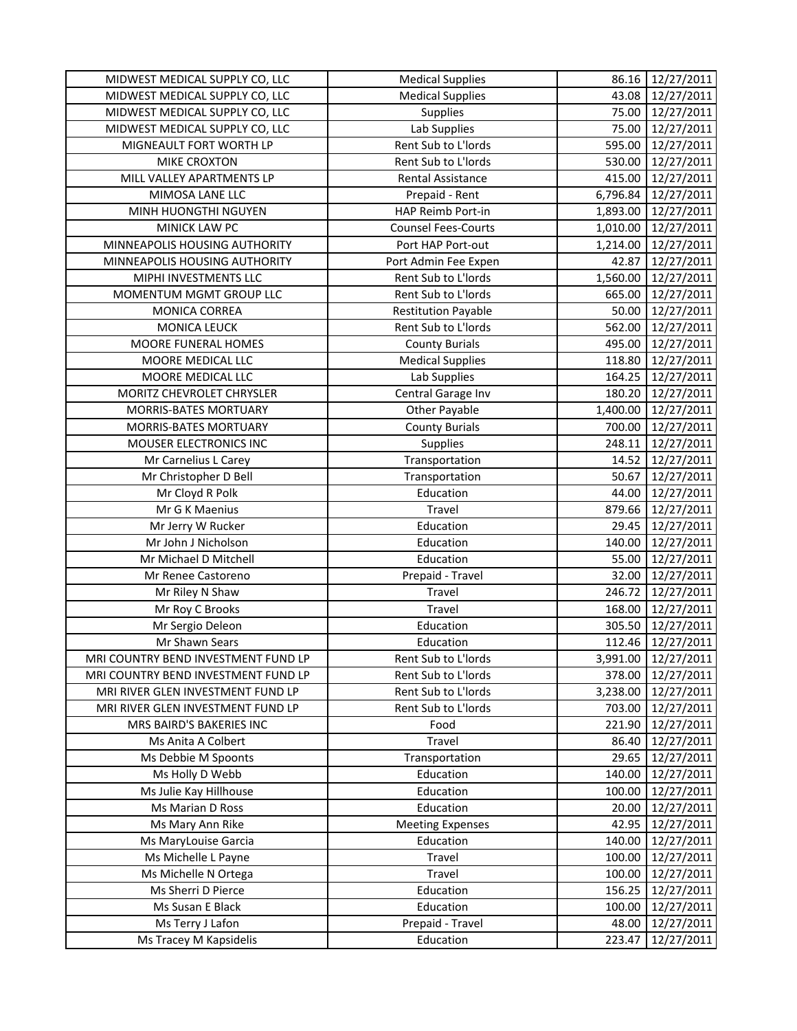| | | | |
|---|---|---|---|
| MIDWEST MEDICAL SUPPLY CO, LLC | Medical Supplies | 86.16 | 12/27/2011 |
| MIDWEST MEDICAL SUPPLY CO, LLC | Medical Supplies | 43.08 | 12/27/2011 |
| MIDWEST MEDICAL SUPPLY CO, LLC | Supplies | 75.00 | 12/27/2011 |
| MIDWEST MEDICAL SUPPLY CO, LLC | Lab Supplies | 75.00 | 12/27/2011 |
| MIGNEAULT FORT WORTH LP | Rent Sub to L'lords | 595.00 | 12/27/2011 |
| MIKE CROXTON | Rent Sub to L'lords | 530.00 | 12/27/2011 |
| MILL VALLEY APARTMENTS LP | Rental Assistance | 415.00 | 12/27/2011 |
| MIMOSA LANE LLC | Prepaid - Rent | 6,796.84 | 12/27/2011 |
| MINH HUONGTHI NGUYEN | HAP Reimb Port-in | 1,893.00 | 12/27/2011 |
| MINICK LAW PC | Counsel Fees-Courts | 1,010.00 | 12/27/2011 |
| MINNEAPOLIS HOUSING AUTHORITY | Port HAP Port-out | 1,214.00 | 12/27/2011 |
| MINNEAPOLIS HOUSING AUTHORITY | Port Admin Fee Expen | 42.87 | 12/27/2011 |
| MIPHI INVESTMENTS LLC | Rent Sub to L'lords | 1,560.00 | 12/27/2011 |
| MOMENTUM MGMT GROUP LLC | Rent Sub to L'lords | 665.00 | 12/27/2011 |
| MONICA CORREA | Restitution Payable | 50.00 | 12/27/2011 |
| MONICA LEUCK | Rent Sub to L'lords | 562.00 | 12/27/2011 |
| MOORE FUNERAL HOMES | County Burials | 495.00 | 12/27/2011 |
| MOORE MEDICAL LLC | Medical Supplies | 118.80 | 12/27/2011 |
| MOORE MEDICAL LLC | Lab Supplies | 164.25 | 12/27/2011 |
| MORITZ CHEVROLET CHRYSLER | Central Garage Inv | 180.20 | 12/27/2011 |
| MORRIS-BATES MORTUARY | Other Payable | 1,400.00 | 12/27/2011 |
| MORRIS-BATES MORTUARY | County Burials | 700.00 | 12/27/2011 |
| MOUSER ELECTRONICS INC | Supplies | 248.11 | 12/27/2011 |
| Mr Carnelius L Carey | Transportation | 14.52 | 12/27/2011 |
| Mr Christopher D Bell | Transportation | 50.67 | 12/27/2011 |
| Mr Cloyd R Polk | Education | 44.00 | 12/27/2011 |
| Mr G K Maenius | Travel | 879.66 | 12/27/2011 |
| Mr Jerry W Rucker | Education | 29.45 | 12/27/2011 |
| Mr John J Nicholson | Education | 140.00 | 12/27/2011 |
| Mr Michael D Mitchell | Education | 55.00 | 12/27/2011 |
| Mr Renee Castoreno | Prepaid - Travel | 32.00 | 12/27/2011 |
| Mr Riley N Shaw | Travel | 246.72 | 12/27/2011 |
| Mr Roy C Brooks | Travel | 168.00 | 12/27/2011 |
| Mr Sergio Deleon | Education | 305.50 | 12/27/2011 |
| Mr Shawn Sears | Education | 112.46 | 12/27/2011 |
| MRI COUNTRY BEND INVESTMENT FUND LP | Rent Sub to L'lords | 3,991.00 | 12/27/2011 |
| MRI COUNTRY BEND INVESTMENT FUND LP | Rent Sub to L'lords | 378.00 | 12/27/2011 |
| MRI RIVER GLEN INVESTMENT FUND LP | Rent Sub to L'lords | 3,238.00 | 12/27/2011 |
| MRI RIVER GLEN INVESTMENT FUND LP | Rent Sub to L'lords | 703.00 | 12/27/2011 |
| MRS BAIRD'S BAKERIES INC | Food | 221.90 | 12/27/2011 |
| Ms Anita A Colbert | Travel | 86.40 | 12/27/2011 |
| Ms Debbie M Spoonts | Transportation | 29.65 | 12/27/2011 |
| Ms Holly D Webb | Education | 140.00 | 12/27/2011 |
| Ms Julie Kay Hillhouse | Education | 100.00 | 12/27/2011 |
| Ms Marian D Ross | Education | 20.00 | 12/27/2011 |
| Ms Mary Ann Rike | Meeting Expenses | 42.95 | 12/27/2011 |
| Ms MaryLouise Garcia | Education | 140.00 | 12/27/2011 |
| Ms Michelle L Payne | Travel | 100.00 | 12/27/2011 |
| Ms Michelle N Ortega | Travel | 100.00 | 12/27/2011 |
| Ms Sherri D Pierce | Education | 156.25 | 12/27/2011 |
| Ms Susan E Black | Education | 100.00 | 12/27/2011 |
| Ms Terry J Lafon | Prepaid - Travel | 48.00 | 12/27/2011 |
| Ms Tracey M Kapsidelis | Education | 223.47 | 12/27/2011 |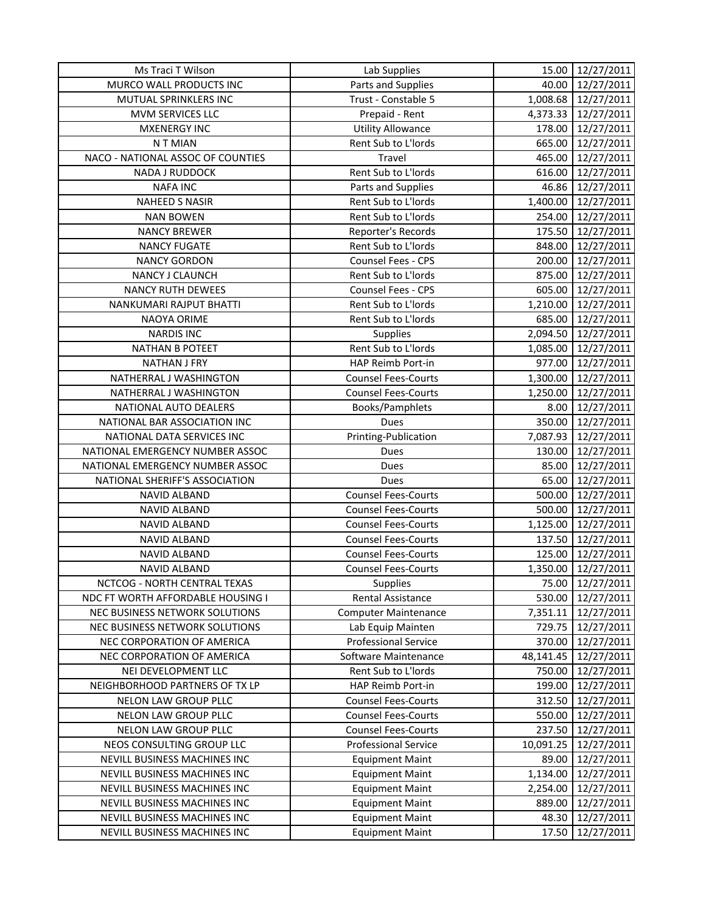| | | | |
|---|---|---|---|
| Ms Traci T Wilson | Lab Supplies | 15.00 | 12/27/2011 |
| MURCO WALL PRODUCTS INC | Parts and Supplies | 40.00 | 12/27/2011 |
| MUTUAL SPRINKLERS INC | Trust - Constable 5 | 1,008.68 | 12/27/2011 |
| MVM SERVICES LLC | Prepaid - Rent | 4,373.33 | 12/27/2011 |
| MXENERGY INC | Utility Allowance | 178.00 | 12/27/2011 |
| N T MIAN | Rent Sub to L'lords | 665.00 | 12/27/2011 |
| NACO - NATIONAL ASSOC OF COUNTIES | Travel | 465.00 | 12/27/2011 |
| NADA J RUDDOCK | Rent Sub to L'lords | 616.00 | 12/27/2011 |
| NAFA INC | Parts and Supplies | 46.86 | 12/27/2011 |
| NAHEED S NASIR | Rent Sub to L'lords | 1,400.00 | 12/27/2011 |
| NAN BOWEN | Rent Sub to L'lords | 254.00 | 12/27/2011 |
| NANCY BREWER | Reporter's Records | 175.50 | 12/27/2011 |
| NANCY FUGATE | Rent Sub to L'lords | 848.00 | 12/27/2011 |
| NANCY GORDON | Counsel Fees - CPS | 200.00 | 12/27/2011 |
| NANCY J CLAUNCH | Rent Sub to L'lords | 875.00 | 12/27/2011 |
| NANCY RUTH DEWEES | Counsel Fees - CPS | 605.00 | 12/27/2011 |
| NANKUMARI RAJPUT BHATTI | Rent Sub to L'lords | 1,210.00 | 12/27/2011 |
| NAOYA ORIME | Rent Sub to L'lords | 685.00 | 12/27/2011 |
| NARDIS INC | Supplies | 2,094.50 | 12/27/2011 |
| NATHAN B POTEET | Rent Sub to L'lords | 1,085.00 | 12/27/2011 |
| NATHAN J FRY | HAP Reimb Port-in | 977.00 | 12/27/2011 |
| NATHERRAL J WASHINGTON | Counsel Fees-Courts | 1,300.00 | 12/27/2011 |
| NATHERRAL J WASHINGTON | Counsel Fees-Courts | 1,250.00 | 12/27/2011 |
| NATIONAL AUTO DEALERS | Books/Pamphlets | 8.00 | 12/27/2011 |
| NATIONAL BAR ASSOCIATION INC | Dues | 350.00 | 12/27/2011 |
| NATIONAL DATA SERVICES INC | Printing-Publication | 7,087.93 | 12/27/2011 |
| NATIONAL EMERGENCY NUMBER ASSOC | Dues | 130.00 | 12/27/2011 |
| NATIONAL EMERGENCY NUMBER ASSOC | Dues | 85.00 | 12/27/2011 |
| NATIONAL SHERIFF'S ASSOCIATION | Dues | 65.00 | 12/27/2011 |
| NAVID ALBAND | Counsel Fees-Courts | 500.00 | 12/27/2011 |
| NAVID ALBAND | Counsel Fees-Courts | 500.00 | 12/27/2011 |
| NAVID ALBAND | Counsel Fees-Courts | 1,125.00 | 12/27/2011 |
| NAVID ALBAND | Counsel Fees-Courts | 137.50 | 12/27/2011 |
| NAVID ALBAND | Counsel Fees-Courts | 125.00 | 12/27/2011 |
| NAVID ALBAND | Counsel Fees-Courts | 1,350.00 | 12/27/2011 |
| NCTCOG - NORTH CENTRAL TEXAS | Supplies | 75.00 | 12/27/2011 |
| NDC FT WORTH AFFORDABLE HOUSING I | Rental Assistance | 530.00 | 12/27/2011 |
| NEC BUSINESS NETWORK SOLUTIONS | Computer Maintenance | 7,351.11 | 12/27/2011 |
| NEC BUSINESS NETWORK SOLUTIONS | Lab Equip Mainten | 729.75 | 12/27/2011 |
| NEC CORPORATION OF AMERICA | Professional Service | 370.00 | 12/27/2011 |
| NEC CORPORATION OF AMERICA | Software Maintenance | 48,141.45 | 12/27/2011 |
| NEI DEVELOPMENT LLC | Rent Sub to L'lords | 750.00 | 12/27/2011 |
| NEIGHBORHOOD PARTNERS OF TX LP | HAP Reimb Port-in | 199.00 | 12/27/2011 |
| NELON LAW GROUP PLLC | Counsel Fees-Courts | 312.50 | 12/27/2011 |
| NELON LAW GROUP PLLC | Counsel Fees-Courts | 550.00 | 12/27/2011 |
| NELON LAW GROUP PLLC | Counsel Fees-Courts | 237.50 | 12/27/2011 |
| NEOS CONSULTING GROUP LLC | Professional Service | 10,091.25 | 12/27/2011 |
| NEVILL BUSINESS MACHINES INC | Equipment Maint | 89.00 | 12/27/2011 |
| NEVILL BUSINESS MACHINES INC | Equipment Maint | 1,134.00 | 12/27/2011 |
| NEVILL BUSINESS MACHINES INC | Equipment Maint | 2,254.00 | 12/27/2011 |
| NEVILL BUSINESS MACHINES INC | Equipment Maint | 889.00 | 12/27/2011 |
| NEVILL BUSINESS MACHINES INC | Equipment Maint | 48.30 | 12/27/2011 |
| NEVILL BUSINESS MACHINES INC | Equipment Maint | 17.50 | 12/27/2011 |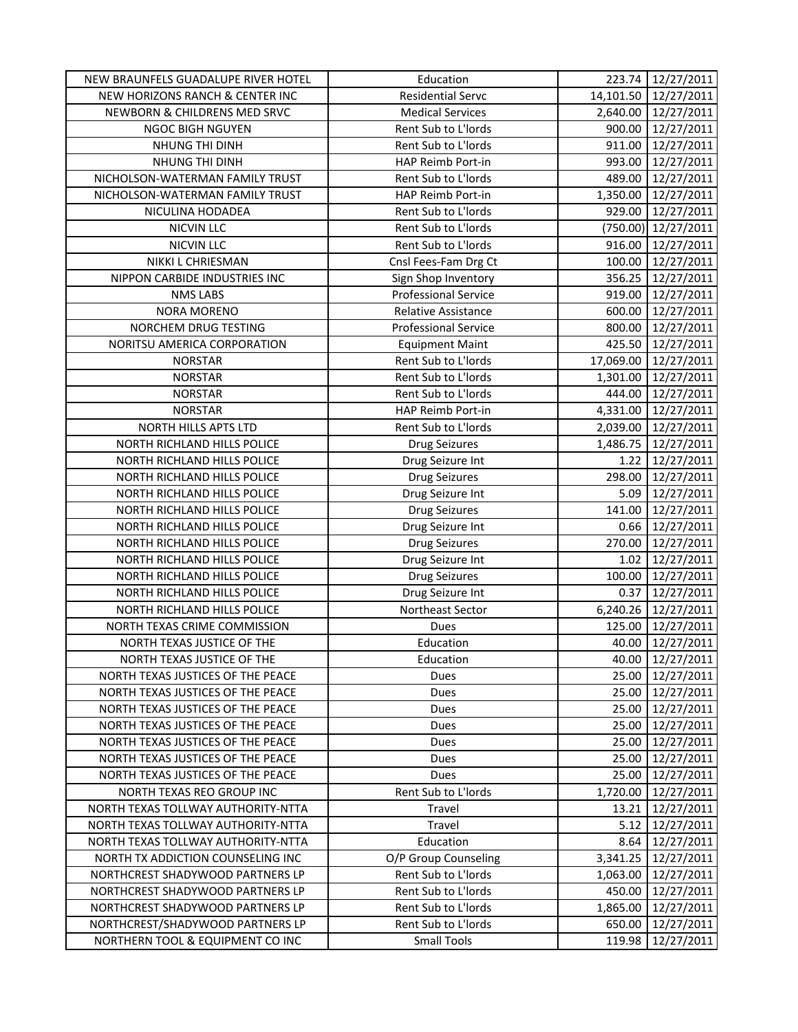| | | | |
|---|---|---|---|
| NEW BRAUNFELS GUADALUPE RIVER HOTEL | Education | 223.74 | 12/27/2011 |
| NEW HORIZONS RANCH & CENTER INC | Residential Servc | 14,101.50 | 12/27/2011 |
| NEWBORN & CHILDRENS MED SRVC | Medical Services | 2,640.00 | 12/27/2011 |
| NGOC BIGH NGUYEN | Rent Sub to L'lords | 900.00 | 12/27/2011 |
| NHUNG THI DINH | Rent Sub to L'lords | 911.00 | 12/27/2011 |
| NHUNG THI DINH | HAP Reimb Port-in | 993.00 | 12/27/2011 |
| NICHOLSON-WATERMAN FAMILY TRUST | Rent Sub to L'lords | 489.00 | 12/27/2011 |
| NICHOLSON-WATERMAN FAMILY TRUST | HAP Reimb Port-in | 1,350.00 | 12/27/2011 |
| NICULINA HODADEA | Rent Sub to L'lords | 929.00 | 12/27/2011 |
| NICVIN LLC | Rent Sub to L'lords | (750.00) | 12/27/2011 |
| NICVIN LLC | Rent Sub to L'lords | 916.00 | 12/27/2011 |
| NIKKI L CHRIESMAN | Cnsl Fees-Fam Drg Ct | 100.00 | 12/27/2011 |
| NIPPON CARBIDE INDUSTRIES INC | Sign Shop Inventory | 356.25 | 12/27/2011 |
| NMS LABS | Professional Service | 919.00 | 12/27/2011 |
| NORA MORENO | Relative Assistance | 600.00 | 12/27/2011 |
| NORCHEM DRUG TESTING | Professional Service | 800.00 | 12/27/2011 |
| NORITSU AMERICA CORPORATION | Equipment Maint | 425.50 | 12/27/2011 |
| NORSTAR | Rent Sub to L'lords | 17,069.00 | 12/27/2011 |
| NORSTAR | Rent Sub to L'lords | 1,301.00 | 12/27/2011 |
| NORSTAR | Rent Sub to L'lords | 444.00 | 12/27/2011 |
| NORSTAR | HAP Reimb Port-in | 4,331.00 | 12/27/2011 |
| NORTH HILLS APTS LTD | Rent Sub to L'lords | 2,039.00 | 12/27/2011 |
| NORTH RICHLAND HILLS POLICE | Drug Seizures | 1,486.75 | 12/27/2011 |
| NORTH RICHLAND HILLS POLICE | Drug Seizure Int | 1.22 | 12/27/2011 |
| NORTH RICHLAND HILLS POLICE | Drug Seizures | 298.00 | 12/27/2011 |
| NORTH RICHLAND HILLS POLICE | Drug Seizure Int | 5.09 | 12/27/2011 |
| NORTH RICHLAND HILLS POLICE | Drug Seizures | 141.00 | 12/27/2011 |
| NORTH RICHLAND HILLS POLICE | Drug Seizure Int | 0.66 | 12/27/2011 |
| NORTH RICHLAND HILLS POLICE | Drug Seizures | 270.00 | 12/27/2011 |
| NORTH RICHLAND HILLS POLICE | Drug Seizure Int | 1.02 | 12/27/2011 |
| NORTH RICHLAND HILLS POLICE | Drug Seizures | 100.00 | 12/27/2011 |
| NORTH RICHLAND HILLS POLICE | Drug Seizure Int | 0.37 | 12/27/2011 |
| NORTH RICHLAND HILLS POLICE | Northeast Sector | 6,240.26 | 12/27/2011 |
| NORTH TEXAS CRIME COMMISSION | Dues | 125.00 | 12/27/2011 |
| NORTH TEXAS JUSTICE OF THE | Education | 40.00 | 12/27/2011 |
| NORTH TEXAS JUSTICE OF THE | Education | 40.00 | 12/27/2011 |
| NORTH TEXAS JUSTICES OF THE PEACE | Dues | 25.00 | 12/27/2011 |
| NORTH TEXAS JUSTICES OF THE PEACE | Dues | 25.00 | 12/27/2011 |
| NORTH TEXAS JUSTICES OF THE PEACE | Dues | 25.00 | 12/27/2011 |
| NORTH TEXAS JUSTICES OF THE PEACE | Dues | 25.00 | 12/27/2011 |
| NORTH TEXAS JUSTICES OF THE PEACE | Dues | 25.00 | 12/27/2011 |
| NORTH TEXAS JUSTICES OF THE PEACE | Dues | 25.00 | 12/27/2011 |
| NORTH TEXAS JUSTICES OF THE PEACE | Dues | 25.00 | 12/27/2011 |
| NORTH TEXAS REO GROUP INC | Rent Sub to L'lords | 1,720.00 | 12/27/2011 |
| NORTH TEXAS TOLLWAY AUTHORITY-NTTA | Travel | 13.21 | 12/27/2011 |
| NORTH TEXAS TOLLWAY AUTHORITY-NTTA | Travel | 5.12 | 12/27/2011 |
| NORTH TEXAS TOLLWAY AUTHORITY-NTTA | Education | 8.64 | 12/27/2011 |
| NORTH TX ADDICTION COUNSELING INC | O/P Group Counseling | 3,341.25 | 12/27/2011 |
| NORTHCREST SHADYWOOD PARTNERS LP | Rent Sub to L'lords | 1,063.00 | 12/27/2011 |
| NORTHCREST SHADYWOOD PARTNERS LP | Rent Sub to L'lords | 450.00 | 12/27/2011 |
| NORTHCREST SHADYWOOD PARTNERS LP | Rent Sub to L'lords | 1,865.00 | 12/27/2011 |
| NORTHCREST/SHADYWOOD PARTNERS LP | Rent Sub to L'lords | 650.00 | 12/27/2011 |
| NORTHERN TOOL & EQUIPMENT CO INC | Small Tools | 119.98 | 12/27/2011 |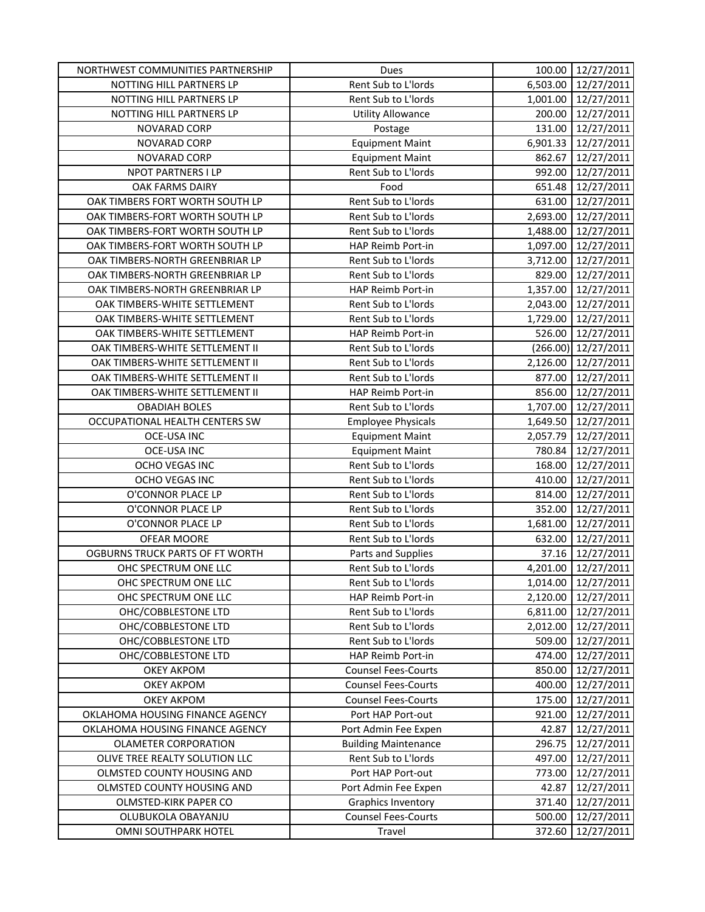| | | | |
|---|---|---|---|
| NORTHWEST COMMUNITIES PARTNERSHIP | Dues | 100.00 | 12/27/2011 |
| NOTTING HILL PARTNERS LP | Rent Sub to L'lords | 6,503.00 | 12/27/2011 |
| NOTTING HILL PARTNERS LP | Rent Sub to L'lords | 1,001.00 | 12/27/2011 |
| NOTTING HILL PARTNERS LP | Utility Allowance | 200.00 | 12/27/2011 |
| NOVARAD CORP | Postage | 131.00 | 12/27/2011 |
| NOVARAD CORP | Equipment Maint | 6,901.33 | 12/27/2011 |
| NOVARAD CORP | Equipment Maint | 862.67 | 12/27/2011 |
| NPOT PARTNERS I LP | Rent Sub to L'lords | 992.00 | 12/27/2011 |
| OAK FARMS DAIRY | Food | 651.48 | 12/27/2011 |
| OAK TIMBERS FORT WORTH SOUTH LP | Rent Sub to L'lords | 631.00 | 12/27/2011 |
| OAK TIMBERS-FORT WORTH SOUTH LP | Rent Sub to L'lords | 2,693.00 | 12/27/2011 |
| OAK TIMBERS-FORT WORTH SOUTH LP | Rent Sub to L'lords | 1,488.00 | 12/27/2011 |
| OAK TIMBERS-FORT WORTH SOUTH LP | HAP Reimb Port-in | 1,097.00 | 12/27/2011 |
| OAK TIMBERS-NORTH GREENBRIAR LP | Rent Sub to L'lords | 3,712.00 | 12/27/2011 |
| OAK TIMBERS-NORTH GREENBRIAR LP | Rent Sub to L'lords | 829.00 | 12/27/2011 |
| OAK TIMBERS-NORTH GREENBRIAR LP | HAP Reimb Port-in | 1,357.00 | 12/27/2011 |
| OAK TIMBERS-WHITE SETTLEMENT | Rent Sub to L'lords | 2,043.00 | 12/27/2011 |
| OAK TIMBERS-WHITE SETTLEMENT | Rent Sub to L'lords | 1,729.00 | 12/27/2011 |
| OAK TIMBERS-WHITE SETTLEMENT | HAP Reimb Port-in | 526.00 | 12/27/2011 |
| OAK TIMBERS-WHITE SETTLEMENT II | Rent Sub to L'lords | (266.00) | 12/27/2011 |
| OAK TIMBERS-WHITE SETTLEMENT II | Rent Sub to L'lords | 2,126.00 | 12/27/2011 |
| OAK TIMBERS-WHITE SETTLEMENT II | Rent Sub to L'lords | 877.00 | 12/27/2011 |
| OAK TIMBERS-WHITE SETTLEMENT II | HAP Reimb Port-in | 856.00 | 12/27/2011 |
| OBADIAH BOLES | Rent Sub to L'lords | 1,707.00 | 12/27/2011 |
| OCCUPATIONAL HEALTH CENTERS SW | Employee Physicals | 1,649.50 | 12/27/2011 |
| OCE-USA INC | Equipment Maint | 2,057.79 | 12/27/2011 |
| OCE-USA INC | Equipment Maint | 780.84 | 12/27/2011 |
| OCHO VEGAS INC | Rent Sub to L'lords | 168.00 | 12/27/2011 |
| OCHO VEGAS INC | Rent Sub to L'lords | 410.00 | 12/27/2011 |
| O'CONNOR PLACE LP | Rent Sub to L'lords | 814.00 | 12/27/2011 |
| O'CONNOR PLACE LP | Rent Sub to L'lords | 352.00 | 12/27/2011 |
| O'CONNOR PLACE LP | Rent Sub to L'lords | 1,681.00 | 12/27/2011 |
| OFEAR MOORE | Rent Sub to L'lords | 632.00 | 12/27/2011 |
| OGBURNS TRUCK PARTS OF FT WORTH | Parts and Supplies | 37.16 | 12/27/2011 |
| OHC SPECTRUM ONE LLC | Rent Sub to L'lords | 4,201.00 | 12/27/2011 |
| OHC SPECTRUM ONE LLC | Rent Sub to L'lords | 1,014.00 | 12/27/2011 |
| OHC SPECTRUM ONE LLC | HAP Reimb Port-in | 2,120.00 | 12/27/2011 |
| OHC/COBBLESTONE LTD | Rent Sub to L'lords | 6,811.00 | 12/27/2011 |
| OHC/COBBLESTONE LTD | Rent Sub to L'lords | 2,012.00 | 12/27/2011 |
| OHC/COBBLESTONE LTD | Rent Sub to L'lords | 509.00 | 12/27/2011 |
| OHC/COBBLESTONE LTD | HAP Reimb Port-in | 474.00 | 12/27/2011 |
| OKEY AKPOM | Counsel Fees-Courts | 850.00 | 12/27/2011 |
| OKEY AKPOM | Counsel Fees-Courts | 400.00 | 12/27/2011 |
| OKEY AKPOM | Counsel Fees-Courts | 175.00 | 12/27/2011 |
| OKLAHOMA HOUSING FINANCE AGENCY | Port HAP Port-out | 921.00 | 12/27/2011 |
| OKLAHOMA HOUSING FINANCE AGENCY | Port Admin Fee Expen | 42.87 | 12/27/2011 |
| OLAMETER CORPORATION | Building Maintenance | 296.75 | 12/27/2011 |
| OLIVE TREE REALTY SOLUTION LLC | Rent Sub to L'lords | 497.00 | 12/27/2011 |
| OLMSTED COUNTY HOUSING AND | Port HAP Port-out | 773.00 | 12/27/2011 |
| OLMSTED COUNTY HOUSING AND | Port Admin Fee Expen | 42.87 | 12/27/2011 |
| OLMSTED-KIRK PAPER CO | Graphics Inventory | 371.40 | 12/27/2011 |
| OLUBUKOLA OBAYANJU | Counsel Fees-Courts | 500.00 | 12/27/2011 |
| OMNI SOUTHPARK HOTEL | Travel | 372.60 | 12/27/2011 |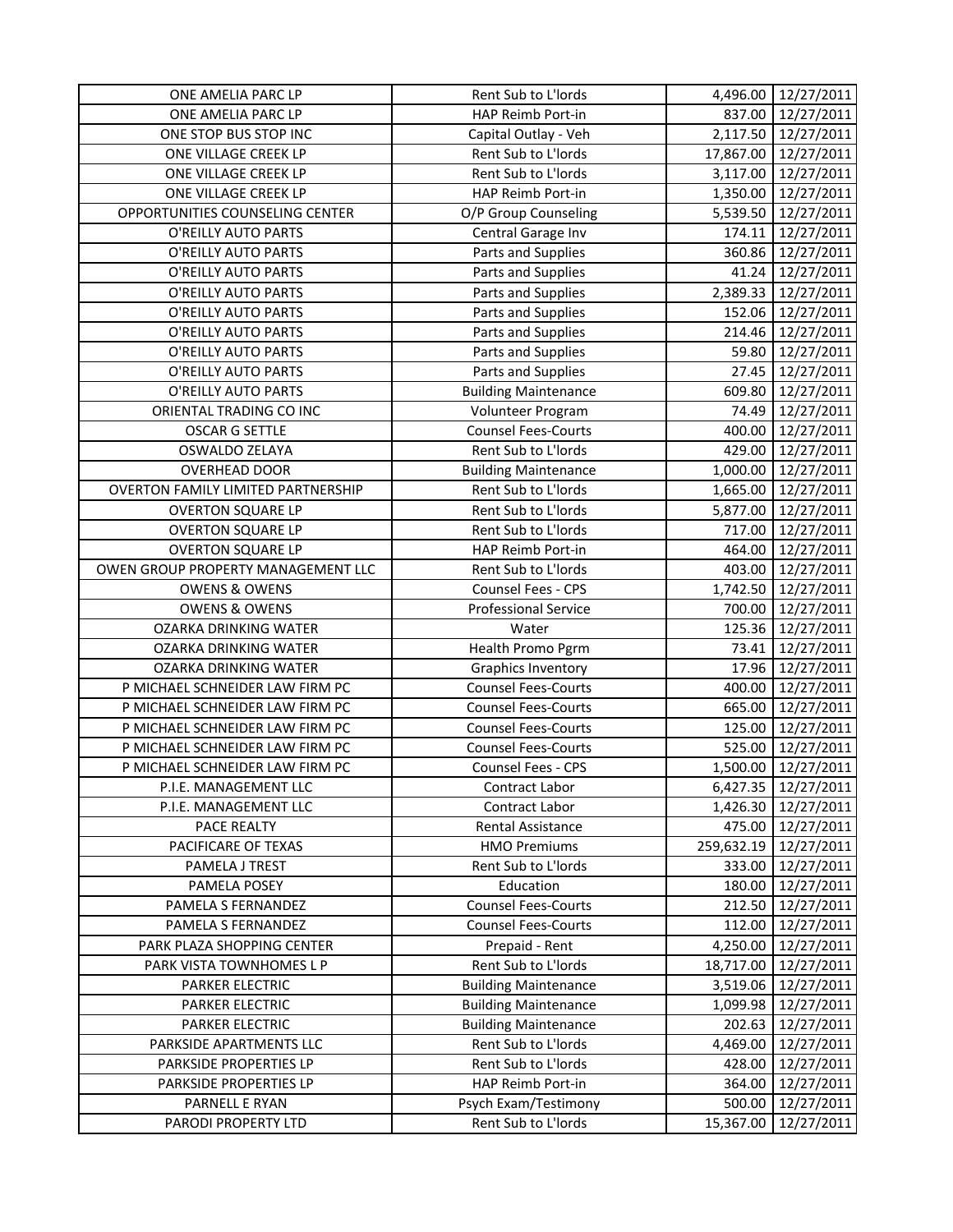| ONE AMELIA PARC LP | Rent Sub to L'lords | 4,496.00 | 12/27/2011 |
|---|---|---|---|
| ONE AMELIA PARC LP | HAP Reimb Port-in | 837.00 | 12/27/2011 |
| ONE STOP BUS STOP INC | Capital Outlay - Veh | 2,117.50 | 12/27/2011 |
| ONE VILLAGE CREEK LP | Rent Sub to L'lords | 17,867.00 | 12/27/2011 |
| ONE VILLAGE CREEK LP | Rent Sub to L'lords | 3,117.00 | 12/27/2011 |
| ONE VILLAGE CREEK LP | HAP Reimb Port-in | 1,350.00 | 12/27/2011 |
| OPPORTUNITIES COUNSELING CENTER | O/P Group Counseling | 5,539.50 | 12/27/2011 |
| O'REILLY AUTO PARTS | Central Garage Inv | 174.11 | 12/27/2011 |
| O'REILLY AUTO PARTS | Parts and Supplies | 360.86 | 12/27/2011 |
| O'REILLY AUTO PARTS | Parts and Supplies | 41.24 | 12/27/2011 |
| O'REILLY AUTO PARTS | Parts and Supplies | 2,389.33 | 12/27/2011 |
| O'REILLY AUTO PARTS | Parts and Supplies | 152.06 | 12/27/2011 |
| O'REILLY AUTO PARTS | Parts and Supplies | 214.46 | 12/27/2011 |
| O'REILLY AUTO PARTS | Parts and Supplies | 59.80 | 12/27/2011 |
| O'REILLY AUTO PARTS | Parts and Supplies | 27.45 | 12/27/2011 |
| O'REILLY AUTO PARTS | Building Maintenance | 609.80 | 12/27/2011 |
| ORIENTAL TRADING CO INC | Volunteer Program | 74.49 | 12/27/2011 |
| OSCAR G SETTLE | Counsel Fees-Courts | 400.00 | 12/27/2011 |
| OSWALDO ZELAYA | Rent Sub to L'lords | 429.00 | 12/27/2011 |
| OVERHEAD DOOR | Building Maintenance | 1,000.00 | 12/27/2011 |
| OVERTON FAMILY LIMITED PARTNERSHIP | Rent Sub to L'lords | 1,665.00 | 12/27/2011 |
| OVERTON SQUARE LP | Rent Sub to L'lords | 5,877.00 | 12/27/2011 |
| OVERTON SQUARE LP | Rent Sub to L'lords | 717.00 | 12/27/2011 |
| OVERTON SQUARE LP | HAP Reimb Port-in | 464.00 | 12/27/2011 |
| OWEN GROUP PROPERTY MANAGEMENT LLC | Rent Sub to L'lords | 403.00 | 12/27/2011 |
| OWENS & OWENS | Counsel Fees - CPS | 1,742.50 | 12/27/2011 |
| OWENS & OWENS | Professional Service | 700.00 | 12/27/2011 |
| OZARKA DRINKING WATER | Water | 125.36 | 12/27/2011 |
| OZARKA DRINKING WATER | Health Promo Pgrm | 73.41 | 12/27/2011 |
| OZARKA DRINKING WATER | Graphics Inventory | 17.96 | 12/27/2011 |
| P MICHAEL SCHNEIDER LAW FIRM PC | Counsel Fees-Courts | 400.00 | 12/27/2011 |
| P MICHAEL SCHNEIDER LAW FIRM PC | Counsel Fees-Courts | 665.00 | 12/27/2011 |
| P MICHAEL SCHNEIDER LAW FIRM PC | Counsel Fees-Courts | 125.00 | 12/27/2011 |
| P MICHAEL SCHNEIDER LAW FIRM PC | Counsel Fees-Courts | 525.00 | 12/27/2011 |
| P MICHAEL SCHNEIDER LAW FIRM PC | Counsel Fees - CPS | 1,500.00 | 12/27/2011 |
| P.I.E. MANAGEMENT LLC | Contract Labor | 6,427.35 | 12/27/2011 |
| P.I.E. MANAGEMENT LLC | Contract Labor | 1,426.30 | 12/27/2011 |
| PACE REALTY | Rental Assistance | 475.00 | 12/27/2011 |
| PACIFICARE OF TEXAS | HMO Premiums | 259,632.19 | 12/27/2011 |
| PAMELA J TREST | Rent Sub to L'lords | 333.00 | 12/27/2011 |
| PAMELA POSEY | Education | 180.00 | 12/27/2011 |
| PAMELA S FERNANDEZ | Counsel Fees-Courts | 212.50 | 12/27/2011 |
| PAMELA S FERNANDEZ | Counsel Fees-Courts | 112.00 | 12/27/2011 |
| PARK PLAZA SHOPPING CENTER | Prepaid - Rent | 4,250.00 | 12/27/2011 |
| PARK VISTA TOWNHOMES L P | Rent Sub to L'lords | 18,717.00 | 12/27/2011 |
| PARKER ELECTRIC | Building Maintenance | 3,519.06 | 12/27/2011 |
| PARKER ELECTRIC | Building Maintenance | 1,099.98 | 12/27/2011 |
| PARKER ELECTRIC | Building Maintenance | 202.63 | 12/27/2011 |
| PARKSIDE APARTMENTS LLC | Rent Sub to L'lords | 4,469.00 | 12/27/2011 |
| PARKSIDE PROPERTIES LP | Rent Sub to L'lords | 428.00 | 12/27/2011 |
| PARKSIDE PROPERTIES LP | HAP Reimb Port-in | 364.00 | 12/27/2011 |
| PARNELL E RYAN | Psych Exam/Testimony | 500.00 | 12/27/2011 |
| PARODI PROPERTY LTD | Rent Sub to L'lords | 15,367.00 | 12/27/2011 |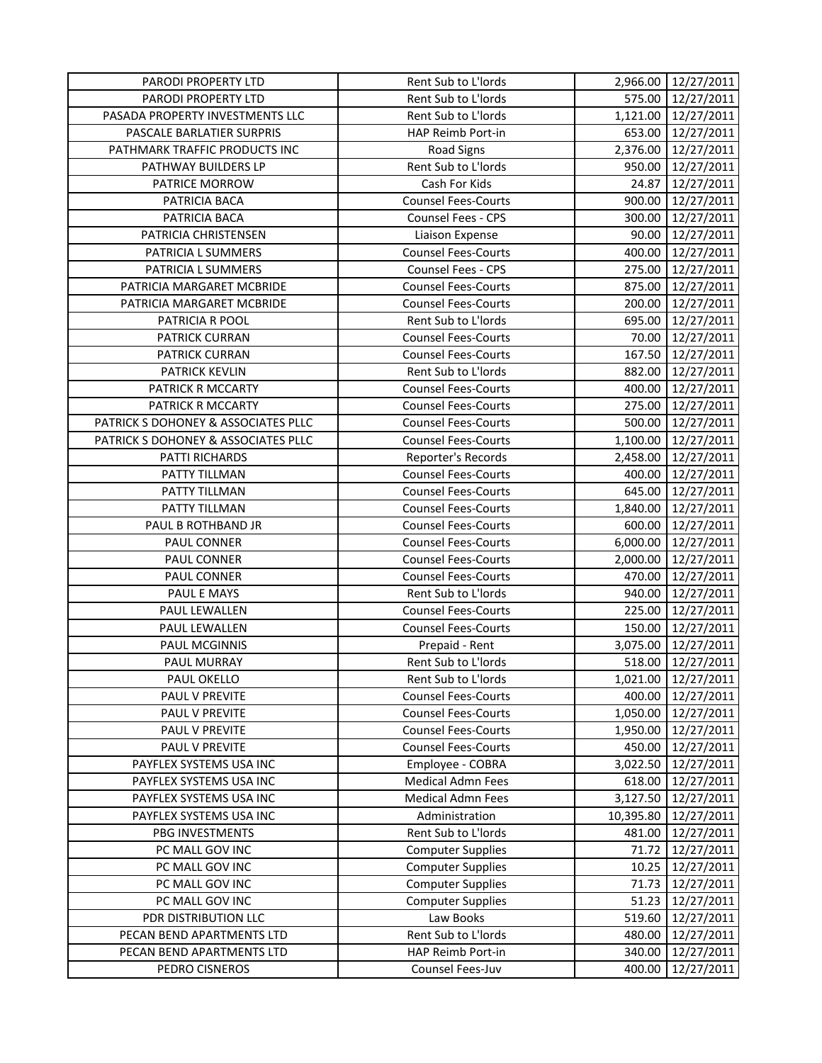| PARODI PROPERTY LTD | Rent Sub to L'lords | 2,966.00 | 12/27/2011 |
|---|---|---|---|
| PARODI PROPERTY LTD | Rent Sub to L'lords | 575.00 | 12/27/2011 |
| PASADA PROPERTY INVESTMENTS LLC | Rent Sub to L'lords | 1,121.00 | 12/27/2011 |
| PASCALE BARLATIER SURPRIS | HAP Reimb Port-in | 653.00 | 12/27/2011 |
| PATHMARK TRAFFIC PRODUCTS INC | Road Signs | 2,376.00 | 12/27/2011 |
| PATHWAY BUILDERS LP | Rent Sub to L'lords | 950.00 | 12/27/2011 |
| PATRICE MORROW | Cash For Kids | 24.87 | 12/27/2011 |
| PATRICIA BACA | Counsel Fees-Courts | 900.00 | 12/27/2011 |
| PATRICIA BACA | Counsel Fees - CPS | 300.00 | 12/27/2011 |
| PATRICIA CHRISTENSEN | Liaison Expense | 90.00 | 12/27/2011 |
| PATRICIA L SUMMERS | Counsel Fees-Courts | 400.00 | 12/27/2011 |
| PATRICIA L SUMMERS | Counsel Fees - CPS | 275.00 | 12/27/2011 |
| PATRICIA MARGARET MCBRIDE | Counsel Fees-Courts | 875.00 | 12/27/2011 |
| PATRICIA MARGARET MCBRIDE | Counsel Fees-Courts | 200.00 | 12/27/2011 |
| PATRICIA R POOL | Rent Sub to L'lords | 695.00 | 12/27/2011 |
| PATRICK CURRAN | Counsel Fees-Courts | 70.00 | 12/27/2011 |
| PATRICK CURRAN | Counsel Fees-Courts | 167.50 | 12/27/2011 |
| PATRICK KEVLIN | Rent Sub to L'lords | 882.00 | 12/27/2011 |
| PATRICK R MCCARTY | Counsel Fees-Courts | 400.00 | 12/27/2011 |
| PATRICK R MCCARTY | Counsel Fees-Courts | 275.00 | 12/27/2011 |
| PATRICK S DOHONEY & ASSOCIATES PLLC | Counsel Fees-Courts | 500.00 | 12/27/2011 |
| PATRICK S DOHONEY & ASSOCIATES PLLC | Counsel Fees-Courts | 1,100.00 | 12/27/2011 |
| PATTI RICHARDS | Reporter's Records | 2,458.00 | 12/27/2011 |
| PATTY TILLMAN | Counsel Fees-Courts | 400.00 | 12/27/2011 |
| PATTY TILLMAN | Counsel Fees-Courts | 645.00 | 12/27/2011 |
| PATTY TILLMAN | Counsel Fees-Courts | 1,840.00 | 12/27/2011 |
| PAUL B ROTHBAND JR | Counsel Fees-Courts | 600.00 | 12/27/2011 |
| PAUL CONNER | Counsel Fees-Courts | 6,000.00 | 12/27/2011 |
| PAUL CONNER | Counsel Fees-Courts | 2,000.00 | 12/27/2011 |
| PAUL CONNER | Counsel Fees-Courts | 470.00 | 12/27/2011 |
| PAUL E MAYS | Rent Sub to L'lords | 940.00 | 12/27/2011 |
| PAUL LEWALLEN | Counsel Fees-Courts | 225.00 | 12/27/2011 |
| PAUL LEWALLEN | Counsel Fees-Courts | 150.00 | 12/27/2011 |
| PAUL MCGINNIS | Prepaid - Rent | 3,075.00 | 12/27/2011 |
| PAUL MURRAY | Rent Sub to L'lords | 518.00 | 12/27/2011 |
| PAUL OKELLO | Rent Sub to L'lords | 1,021.00 | 12/27/2011 |
| PAUL V PREVITE | Counsel Fees-Courts | 400.00 | 12/27/2011 |
| PAUL V PREVITE | Counsel Fees-Courts | 1,050.00 | 12/27/2011 |
| PAUL V PREVITE | Counsel Fees-Courts | 1,950.00 | 12/27/2011 |
| PAUL V PREVITE | Counsel Fees-Courts | 450.00 | 12/27/2011 |
| PAYFLEX SYSTEMS USA INC | Employee - COBRA | 3,022.50 | 12/27/2011 |
| PAYFLEX SYSTEMS USA INC | Medical Admn Fees | 618.00 | 12/27/2011 |
| PAYFLEX SYSTEMS USA INC | Medical Admn Fees | 3,127.50 | 12/27/2011 |
| PAYFLEX SYSTEMS USA INC | Administration | 10,395.80 | 12/27/2011 |
| PBG INVESTMENTS | Rent Sub to L'lords | 481.00 | 12/27/2011 |
| PC MALL GOV INC | Computer Supplies | 71.72 | 12/27/2011 |
| PC MALL GOV INC | Computer Supplies | 10.25 | 12/27/2011 |
| PC MALL GOV INC | Computer Supplies | 71.73 | 12/27/2011 |
| PC MALL GOV INC | Computer Supplies | 51.23 | 12/27/2011 |
| PDR DISTRIBUTION LLC | Law Books | 519.60 | 12/27/2011 |
| PECAN BEND APARTMENTS LTD | Rent Sub to L'lords | 480.00 | 12/27/2011 |
| PECAN BEND APARTMENTS LTD | HAP Reimb Port-in | 340.00 | 12/27/2011 |
| PEDRO CISNEROS | Counsel Fees-Juv | 400.00 | 12/27/2011 |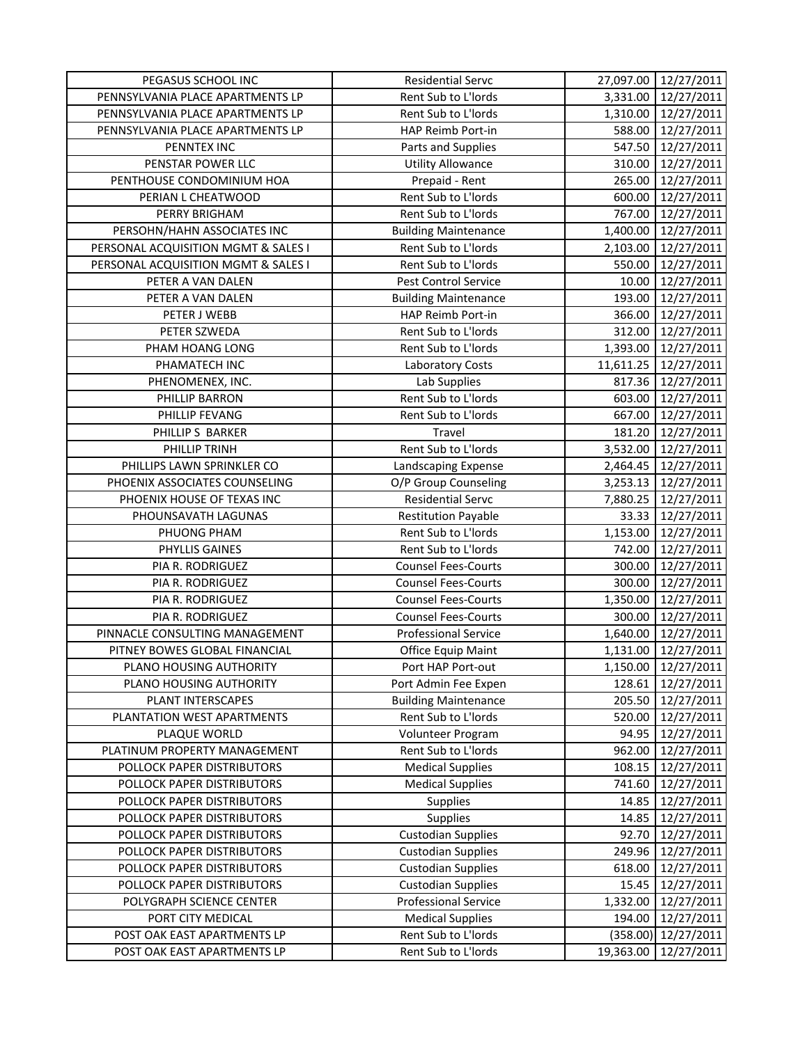| | | | |
|---|---|---|---|
| PEGASUS SCHOOL INC | Residential Servc | 27,097.00 | 12/27/2011 |
| PENNSYLVANIA PLACE APARTMENTS LP | Rent Sub to L'lords | 3,331.00 | 12/27/2011 |
| PENNSYLVANIA PLACE APARTMENTS LP | Rent Sub to L'lords | 1,310.00 | 12/27/2011 |
| PENNSYLVANIA PLACE APARTMENTS LP | HAP Reimb Port-in | 588.00 | 12/27/2011 |
| PENNTEX INC | Parts and Supplies | 547.50 | 12/27/2011 |
| PENSTAR POWER LLC | Utility Allowance | 310.00 | 12/27/2011 |
| PENTHOUSE CONDOMINIUM HOA | Prepaid - Rent | 265.00 | 12/27/2011 |
| PERIAN L CHEATWOOD | Rent Sub to L'lords | 600.00 | 12/27/2011 |
| PERRY BRIGHAM | Rent Sub to L'lords | 767.00 | 12/27/2011 |
| PERSOHN/HAHN ASSOCIATES INC | Building Maintenance | 1,400.00 | 12/27/2011 |
| PERSONAL ACQUISITION MGMT & SALES I | Rent Sub to L'lords | 2,103.00 | 12/27/2011 |
| PERSONAL ACQUISITION MGMT & SALES I | Rent Sub to L'lords | 550.00 | 12/27/2011 |
| PETER A VAN DALEN | Pest Control Service | 10.00 | 12/27/2011 |
| PETER A VAN DALEN | Building Maintenance | 193.00 | 12/27/2011 |
| PETER J WEBB | HAP Reimb Port-in | 366.00 | 12/27/2011 |
| PETER SZWEDA | Rent Sub to L'lords | 312.00 | 12/27/2011 |
| PHAM HOANG LONG | Rent Sub to L'lords | 1,393.00 | 12/27/2011 |
| PHAMATECH INC | Laboratory Costs | 11,611.25 | 12/27/2011 |
| PHENOMENEX, INC. | Lab Supplies | 817.36 | 12/27/2011 |
| PHILLIP BARRON | Rent Sub to L'lords | 603.00 | 12/27/2011 |
| PHILLIP FEVANG | Rent Sub to L'lords | 667.00 | 12/27/2011 |
| PHILLIP S BARKER | Travel | 181.20 | 12/27/2011 |
| PHILLIP TRINH | Rent Sub to L'lords | 3,532.00 | 12/27/2011 |
| PHILLIPS LAWN SPRINKLER CO | Landscaping Expense | 2,464.45 | 12/27/2011 |
| PHOENIX ASSOCIATES COUNSELING | O/P Group Counseling | 3,253.13 | 12/27/2011 |
| PHOENIX HOUSE OF TEXAS INC | Residential Servc | 7,880.25 | 12/27/2011 |
| PHOUNSAVATH LAGUNAS | Restitution Payable | 33.33 | 12/27/2011 |
| PHUONG PHAM | Rent Sub to L'lords | 1,153.00 | 12/27/2011 |
| PHYLLIS GAINES | Rent Sub to L'lords | 742.00 | 12/27/2011 |
| PIA R. RODRIGUEZ | Counsel Fees-Courts | 300.00 | 12/27/2011 |
| PIA R. RODRIGUEZ | Counsel Fees-Courts | 300.00 | 12/27/2011 |
| PIA R. RODRIGUEZ | Counsel Fees-Courts | 1,350.00 | 12/27/2011 |
| PIA R. RODRIGUEZ | Counsel Fees-Courts | 300.00 | 12/27/2011 |
| PINNACLE CONSULTING MANAGEMENT | Professional Service | 1,640.00 | 12/27/2011 |
| PITNEY BOWES GLOBAL FINANCIAL | Office Equip Maint | 1,131.00 | 12/27/2011 |
| PLANO HOUSING AUTHORITY | Port HAP Port-out | 1,150.00 | 12/27/2011 |
| PLANO HOUSING AUTHORITY | Port Admin Fee Expen | 128.61 | 12/27/2011 |
| PLANT INTERSCAPES | Building Maintenance | 205.50 | 12/27/2011 |
| PLANTATION WEST APARTMENTS | Rent Sub to L'lords | 520.00 | 12/27/2011 |
| PLAQUE WORLD | Volunteer Program | 94.95 | 12/27/2011 |
| PLATINUM PROPERTY MANAGEMENT | Rent Sub to L'lords | 962.00 | 12/27/2011 |
| POLLOCK PAPER DISTRIBUTORS | Medical Supplies | 108.15 | 12/27/2011 |
| POLLOCK PAPER DISTRIBUTORS | Medical Supplies | 741.60 | 12/27/2011 |
| POLLOCK PAPER DISTRIBUTORS | Supplies | 14.85 | 12/27/2011 |
| POLLOCK PAPER DISTRIBUTORS | Supplies | 14.85 | 12/27/2011 |
| POLLOCK PAPER DISTRIBUTORS | Custodian Supplies | 92.70 | 12/27/2011 |
| POLLOCK PAPER DISTRIBUTORS | Custodian Supplies | 249.96 | 12/27/2011 |
| POLLOCK PAPER DISTRIBUTORS | Custodian Supplies | 618.00 | 12/27/2011 |
| POLLOCK PAPER DISTRIBUTORS | Custodian Supplies | 15.45 | 12/27/2011 |
| POLYGRAPH SCIENCE CENTER | Professional Service | 1,332.00 | 12/27/2011 |
| PORT CITY MEDICAL | Medical Supplies | 194.00 | 12/27/2011 |
| POST OAK EAST APARTMENTS LP | Rent Sub to L'lords | (358.00) | 12/27/2011 |
| POST OAK EAST APARTMENTS LP | Rent Sub to L'lords | 19,363.00 | 12/27/2011 |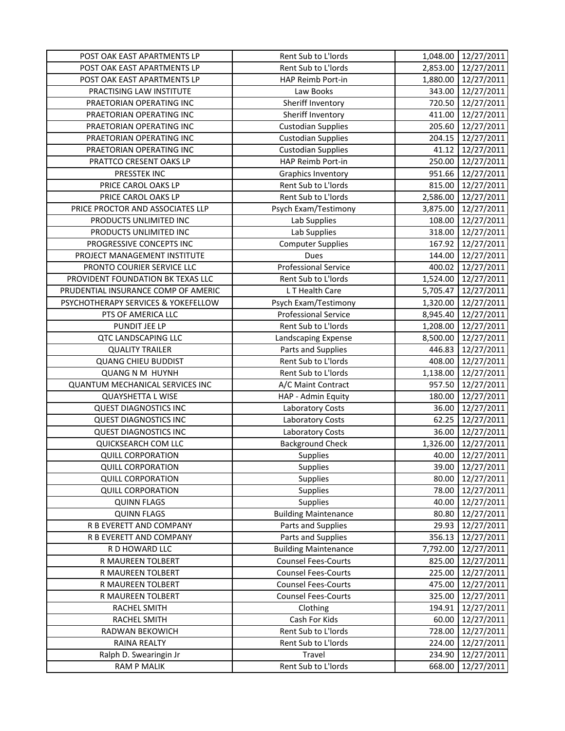| | | | |
|---|---|---|---|
| POST OAK EAST APARTMENTS LP | Rent Sub to L'lords | 1,048.00 | 12/27/2011 |
| POST OAK EAST APARTMENTS LP | Rent Sub to L'lords | 2,853.00 | 12/27/2011 |
| POST OAK EAST APARTMENTS LP | HAP Reimb Port-in | 1,880.00 | 12/27/2011 |
| PRACTISING LAW INSTITUTE | Law Books | 343.00 | 12/27/2011 |
| PRAETORIAN OPERATING INC | Sheriff Inventory | 720.50 | 12/27/2011 |
| PRAETORIAN OPERATING INC | Sheriff Inventory | 411.00 | 12/27/2011 |
| PRAETORIAN OPERATING INC | Custodian Supplies | 205.60 | 12/27/2011 |
| PRAETORIAN OPERATING INC | Custodian Supplies | 204.15 | 12/27/2011 |
| PRAETORIAN OPERATING INC | Custodian Supplies | 41.12 | 12/27/2011 |
| PRATTCO CRESENT OAKS LP | HAP Reimb Port-in | 250.00 | 12/27/2011 |
| PRESSTEK INC | Graphics Inventory | 951.66 | 12/27/2011 |
| PRICE CAROL OAKS LP | Rent Sub to L'lords | 815.00 | 12/27/2011 |
| PRICE CAROL OAKS LP | Rent Sub to L'lords | 2,586.00 | 12/27/2011 |
| PRICE PROCTOR AND ASSOCIATES LLP | Psych Exam/Testimony | 3,875.00 | 12/27/2011 |
| PRODUCTS UNLIMITED INC | Lab Supplies | 108.00 | 12/27/2011 |
| PRODUCTS UNLIMITED INC | Lab Supplies | 318.00 | 12/27/2011 |
| PROGRESSIVE CONCEPTS INC | Computer Supplies | 167.92 | 12/27/2011 |
| PROJECT MANAGEMENT INSTITUTE | Dues | 144.00 | 12/27/2011 |
| PRONTO COURIER SERVICE LLC | Professional Service | 400.02 | 12/27/2011 |
| PROVIDENT FOUNDATION BK TEXAS LLC | Rent Sub to L'lords | 1,524.00 | 12/27/2011 |
| PRUDENTIAL INSURANCE COMP OF AMERIC | L T Health Care | 5,705.47 | 12/27/2011 |
| PSYCHOTHERAPY SERVICES & YOKEFELLOW | Psych Exam/Testimony | 1,320.00 | 12/27/2011 |
| PTS OF AMERICA LLC | Professional Service | 8,945.40 | 12/27/2011 |
| PUNDIT JEE LP | Rent Sub to L'lords | 1,208.00 | 12/27/2011 |
| QTC LANDSCAPING LLC | Landscaping Expense | 8,500.00 | 12/27/2011 |
| QUALITY TRAILER | Parts and Supplies | 446.83 | 12/27/2011 |
| QUANG CHIEU BUDDIST | Rent Sub to L'lords | 408.00 | 12/27/2011 |
| QUANG N M HUYNH | Rent Sub to L'lords | 1,138.00 | 12/27/2011 |
| QUANTUM MECHANICAL SERVICES INC | A/C Maint Contract | 957.50 | 12/27/2011 |
| QUAYSHETTA L WISE | HAP - Admin Equity | 180.00 | 12/27/2011 |
| QUEST DIAGNOSTICS INC | Laboratory Costs | 36.00 | 12/27/2011 |
| QUEST DIAGNOSTICS INC | Laboratory Costs | 62.25 | 12/27/2011 |
| QUEST DIAGNOSTICS INC | Laboratory Costs | 36.00 | 12/27/2011 |
| QUICKSEARCH COM LLC | Background Check | 1,326.00 | 12/27/2011 |
| QUILL CORPORATION | Supplies | 40.00 | 12/27/2011 |
| QUILL CORPORATION | Supplies | 39.00 | 12/27/2011 |
| QUILL CORPORATION | Supplies | 80.00 | 12/27/2011 |
| QUILL CORPORATION | Supplies | 78.00 | 12/27/2011 |
| QUINN FLAGS | Supplies | 40.00 | 12/27/2011 |
| QUINN FLAGS | Building Maintenance | 80.80 | 12/27/2011 |
| R B EVERETT AND COMPANY | Parts and Supplies | 29.93 | 12/27/2011 |
| R B EVERETT AND COMPANY | Parts and Supplies | 356.13 | 12/27/2011 |
| R D HOWARD LLC | Building Maintenance | 7,792.00 | 12/27/2011 |
| R MAUREEN TOLBERT | Counsel Fees-Courts | 825.00 | 12/27/2011 |
| R MAUREEN TOLBERT | Counsel Fees-Courts | 225.00 | 12/27/2011 |
| R MAUREEN TOLBERT | Counsel Fees-Courts | 475.00 | 12/27/2011 |
| R MAUREEN TOLBERT | Counsel Fees-Courts | 325.00 | 12/27/2011 |
| RACHEL SMITH | Clothing | 194.91 | 12/27/2011 |
| RACHEL SMITH | Cash For Kids | 60.00 | 12/27/2011 |
| RADWAN BEKOWICH | Rent Sub to L'lords | 728.00 | 12/27/2011 |
| RAINA REALTY | Rent Sub to L'lords | 224.00 | 12/27/2011 |
| Ralph D. Swearingin Jr | Travel | 234.90 | 12/27/2011 |
| RAM P MALIK | Rent Sub to L'lords | 668.00 | 12/27/2011 |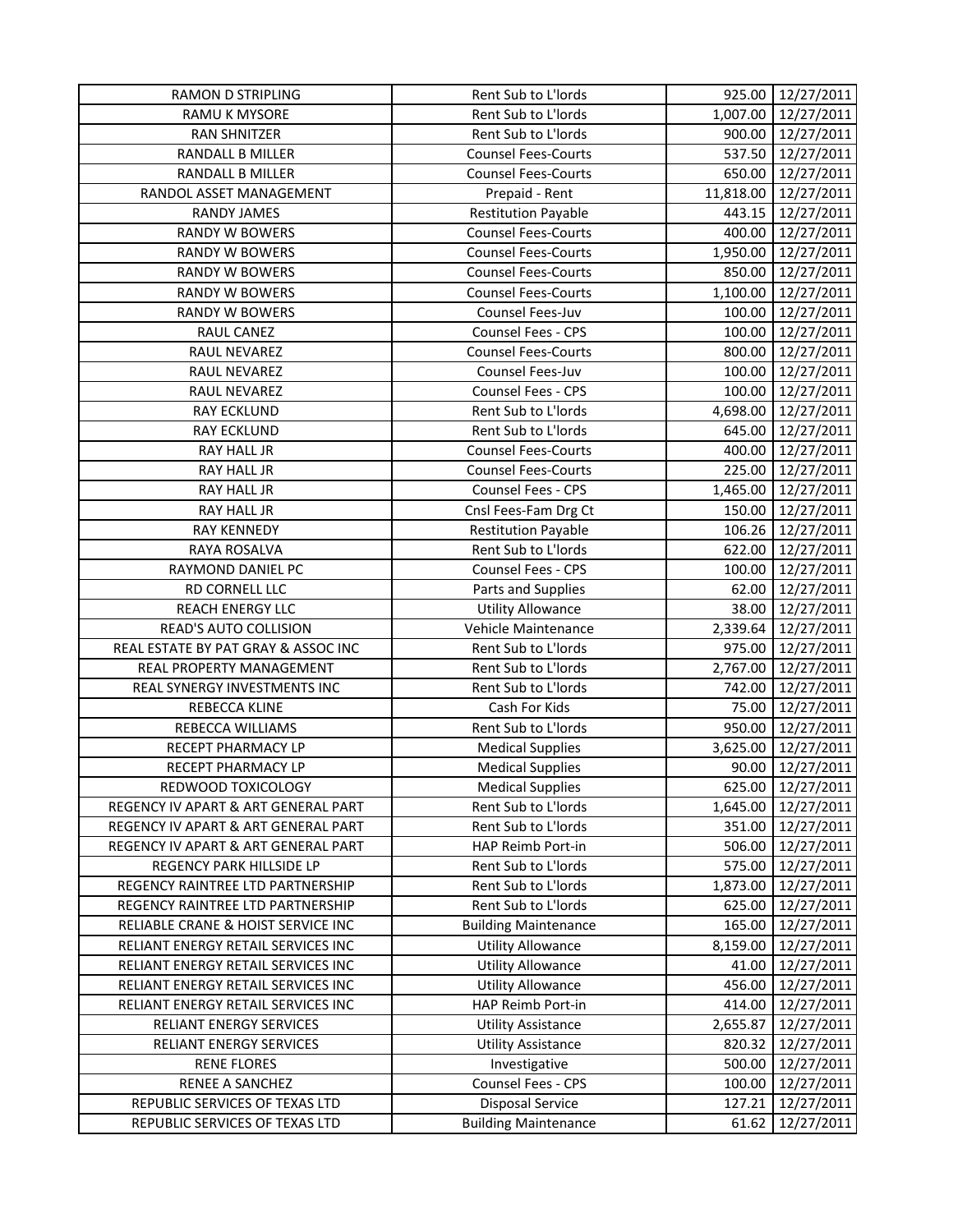| RAMON D STRIPLING | Rent Sub to L'lords | 925.00 | 12/27/2011 |
|---|---|---|---|
| RAMU K MYSORE | Rent Sub to L'lords | 1,007.00 | 12/27/2011 |
| RAN SHNITZER | Rent Sub to L'lords | 900.00 | 12/27/2011 |
| RANDALL B MILLER | Counsel Fees-Courts | 537.50 | 12/27/2011 |
| RANDALL B MILLER | Counsel Fees-Courts | 650.00 | 12/27/2011 |
| RANDOL ASSET MANAGEMENT | Prepaid - Rent | 11,818.00 | 12/27/2011 |
| RANDY JAMES | Restitution Payable | 443.15 | 12/27/2011 |
| RANDY W BOWERS | Counsel Fees-Courts | 400.00 | 12/27/2011 |
| RANDY W BOWERS | Counsel Fees-Courts | 1,950.00 | 12/27/2011 |
| RANDY W BOWERS | Counsel Fees-Courts | 850.00 | 12/27/2011 |
| RANDY W BOWERS | Counsel Fees-Courts | 1,100.00 | 12/27/2011 |
| RANDY W BOWERS | Counsel Fees-Juv | 100.00 | 12/27/2011 |
| RAUL CANEZ | Counsel Fees - CPS | 100.00 | 12/27/2011 |
| RAUL NEVAREZ | Counsel Fees-Courts | 800.00 | 12/27/2011 |
| RAUL NEVAREZ | Counsel Fees-Juv | 100.00 | 12/27/2011 |
| RAUL NEVAREZ | Counsel Fees - CPS | 100.00 | 12/27/2011 |
| RAY ECKLUND | Rent Sub to L'lords | 4,698.00 | 12/27/2011 |
| RAY ECKLUND | Rent Sub to L'lords | 645.00 | 12/27/2011 |
| RAY HALL JR | Counsel Fees-Courts | 400.00 | 12/27/2011 |
| RAY HALL JR | Counsel Fees-Courts | 225.00 | 12/27/2011 |
| RAY HALL JR | Counsel Fees - CPS | 1,465.00 | 12/27/2011 |
| RAY HALL JR | Cnsl Fees-Fam Drg Ct | 150.00 | 12/27/2011 |
| RAY KENNEDY | Restitution Payable | 106.26 | 12/27/2011 |
| RAYA ROSALVA | Rent Sub to L'lords | 622.00 | 12/27/2011 |
| RAYMOND DANIEL PC | Counsel Fees - CPS | 100.00 | 12/27/2011 |
| RD CORNELL LLC | Parts and Supplies | 62.00 | 12/27/2011 |
| REACH ENERGY LLC | Utility Allowance | 38.00 | 12/27/2011 |
| READ'S AUTO COLLISION | Vehicle Maintenance | 2,339.64 | 12/27/2011 |
| REAL ESTATE BY PAT GRAY & ASSOC INC | Rent Sub to L'lords | 975.00 | 12/27/2011 |
| REAL PROPERTY MANAGEMENT | Rent Sub to L'lords | 2,767.00 | 12/27/2011 |
| REAL SYNERGY INVESTMENTS INC | Rent Sub to L'lords | 742.00 | 12/27/2011 |
| REBECCA KLINE | Cash For Kids | 75.00 | 12/27/2011 |
| REBECCA WILLIAMS | Rent Sub to L'lords | 950.00 | 12/27/2011 |
| RECEPT PHARMACY LP | Medical Supplies | 3,625.00 | 12/27/2011 |
| RECEPT PHARMACY LP | Medical Supplies | 90.00 | 12/27/2011 |
| REDWOOD TOXICOLOGY | Medical Supplies | 625.00 | 12/27/2011 |
| REGENCY IV APART & ART GENERAL PART | Rent Sub to L'lords | 1,645.00 | 12/27/2011 |
| REGENCY IV APART & ART GENERAL PART | Rent Sub to L'lords | 351.00 | 12/27/2011 |
| REGENCY IV APART & ART GENERAL PART | HAP Reimb Port-in | 506.00 | 12/27/2011 |
| REGENCY PARK HILLSIDE LP | Rent Sub to L'lords | 575.00 | 12/27/2011 |
| REGENCY RAINTREE LTD PARTNERSHIP | Rent Sub to L'lords | 1,873.00 | 12/27/2011 |
| REGENCY RAINTREE LTD PARTNERSHIP | Rent Sub to L'lords | 625.00 | 12/27/2011 |
| RELIABLE CRANE & HOIST SERVICE INC | Building Maintenance | 165.00 | 12/27/2011 |
| RELIANT ENERGY RETAIL SERVICES INC | Utility Allowance | 8,159.00 | 12/27/2011 |
| RELIANT ENERGY RETAIL SERVICES INC | Utility Allowance | 41.00 | 12/27/2011 |
| RELIANT ENERGY RETAIL SERVICES INC | Utility Allowance | 456.00 | 12/27/2011 |
| RELIANT ENERGY RETAIL SERVICES INC | HAP Reimb Port-in | 414.00 | 12/27/2011 |
| RELIANT ENERGY SERVICES | Utility Assistance | 2,655.87 | 12/27/2011 |
| RELIANT ENERGY SERVICES | Utility Assistance | 820.32 | 12/27/2011 |
| RENE FLORES | Investigative | 500.00 | 12/27/2011 |
| RENEE A SANCHEZ | Counsel Fees - CPS | 100.00 | 12/27/2011 |
| REPUBLIC SERVICES OF TEXAS LTD | Disposal Service | 127.21 | 12/27/2011 |
| REPUBLIC SERVICES OF TEXAS LTD | Building Maintenance | 61.62 | 12/27/2011 |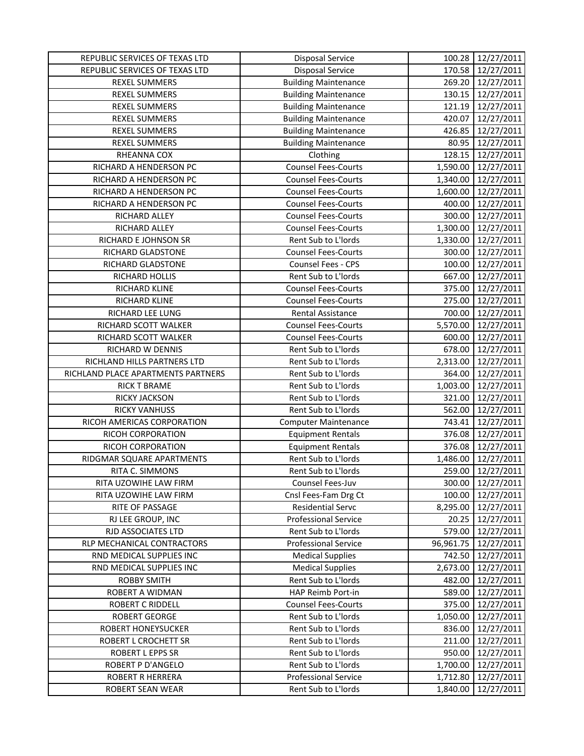| REPUBLIC SERVICES OF TEXAS LTD | Disposal Service | 100.28 | 12/27/2011 |
|---|---|---|---|
| REPUBLIC SERVICES OF TEXAS LTD | Disposal Service | 170.58 | 12/27/2011 |
| REXEL SUMMERS | Building Maintenance | 269.20 | 12/27/2011 |
| REXEL SUMMERS | Building Maintenance | 130.15 | 12/27/2011 |
| REXEL SUMMERS | Building Maintenance | 121.19 | 12/27/2011 |
| REXEL SUMMERS | Building Maintenance | 420.07 | 12/27/2011 |
| REXEL SUMMERS | Building Maintenance | 426.85 | 12/27/2011 |
| REXEL SUMMERS | Building Maintenance | 80.95 | 12/27/2011 |
| RHEANNA COX | Clothing | 128.15 | 12/27/2011 |
| RICHARD A HENDERSON PC | Counsel Fees-Courts | 1,590.00 | 12/27/2011 |
| RICHARD A HENDERSON PC | Counsel Fees-Courts | 1,340.00 | 12/27/2011 |
| RICHARD A HENDERSON PC | Counsel Fees-Courts | 1,600.00 | 12/27/2011 |
| RICHARD A HENDERSON PC | Counsel Fees-Courts | 400.00 | 12/27/2011 |
| RICHARD ALLEY | Counsel Fees-Courts | 300.00 | 12/27/2011 |
| RICHARD ALLEY | Counsel Fees-Courts | 1,300.00 | 12/27/2011 |
| RICHARD E JOHNSON SR | Rent Sub to L'lords | 1,330.00 | 12/27/2011 |
| RICHARD GLADSTONE | Counsel Fees-Courts | 300.00 | 12/27/2011 |
| RICHARD GLADSTONE | Counsel Fees - CPS | 100.00 | 12/27/2011 |
| RICHARD HOLLIS | Rent Sub to L'lords | 667.00 | 12/27/2011 |
| RICHARD KLINE | Counsel Fees-Courts | 375.00 | 12/27/2011 |
| RICHARD KLINE | Counsel Fees-Courts | 275.00 | 12/27/2011 |
| RICHARD LEE LUNG | Rental Assistance | 700.00 | 12/27/2011 |
| RICHARD SCOTT WALKER | Counsel Fees-Courts | 5,570.00 | 12/27/2011 |
| RICHARD SCOTT WALKER | Counsel Fees-Courts | 600.00 | 12/27/2011 |
| RICHARD W DENNIS | Rent Sub to L'lords | 678.00 | 12/27/2011 |
| RICHLAND HILLS PARTNERS LTD | Rent Sub to L'lords | 2,313.00 | 12/27/2011 |
| RICHLAND PLACE APARTMENTS PARTNERS | Rent Sub to L'lords | 364.00 | 12/27/2011 |
| RICK T BRAME | Rent Sub to L'lords | 1,003.00 | 12/27/2011 |
| RICKY JACKSON | Rent Sub to L'lords | 321.00 | 12/27/2011 |
| RICKY VANHUSS | Rent Sub to L'lords | 562.00 | 12/27/2011 |
| RICOH AMERICAS CORPORATION | Computer Maintenance | 743.41 | 12/27/2011 |
| RICOH CORPORATION | Equipment Rentals | 376.08 | 12/27/2011 |
| RICOH CORPORATION | Equipment Rentals | 376.08 | 12/27/2011 |
| RIDGMAR SQUARE APARTMENTS | Rent Sub to L'lords | 1,486.00 | 12/27/2011 |
| RITA C. SIMMONS | Rent Sub to L'lords | 259.00 | 12/27/2011 |
| RITA UZOWIHE LAW FIRM | Counsel Fees-Juv | 300.00 | 12/27/2011 |
| RITA UZOWIHE LAW FIRM | Cnsl Fees-Fam Drg Ct | 100.00 | 12/27/2011 |
| RITE OF PASSAGE | Residential Servc | 8,295.00 | 12/27/2011 |
| RJ LEE GROUP, INC | Professional Service | 20.25 | 12/27/2011 |
| RJD ASSOCIATES LTD | Rent Sub to L'lords | 579.00 | 12/27/2011 |
| RLP MECHANICAL CONTRACTORS | Professional Service | 96,961.75 | 12/27/2011 |
| RND MEDICAL SUPPLIES INC | Medical Supplies | 742.50 | 12/27/2011 |
| RND MEDICAL SUPPLIES INC | Medical Supplies | 2,673.00 | 12/27/2011 |
| ROBBY SMITH | Rent Sub to L'lords | 482.00 | 12/27/2011 |
| ROBERT A WIDMAN | HAP Reimb Port-in | 589.00 | 12/27/2011 |
| ROBERT C RIDDELL | Counsel Fees-Courts | 375.00 | 12/27/2011 |
| ROBERT GEORGE | Rent Sub to L'lords | 1,050.00 | 12/27/2011 |
| ROBERT HONEYSUCKER | Rent Sub to L'lords | 836.00 | 12/27/2011 |
| ROBERT L CROCHETT SR | Rent Sub to L'lords | 211.00 | 12/27/2011 |
| ROBERT L EPPS SR | Rent Sub to L'lords | 950.00 | 12/27/2011 |
| ROBERT P D'ANGELO | Rent Sub to L'lords | 1,700.00 | 12/27/2011 |
| ROBERT R HERRERA | Professional Service | 1,712.80 | 12/27/2011 |
| ROBERT SEAN WEAR | Rent Sub to L'lords | 1,840.00 | 12/27/2011 |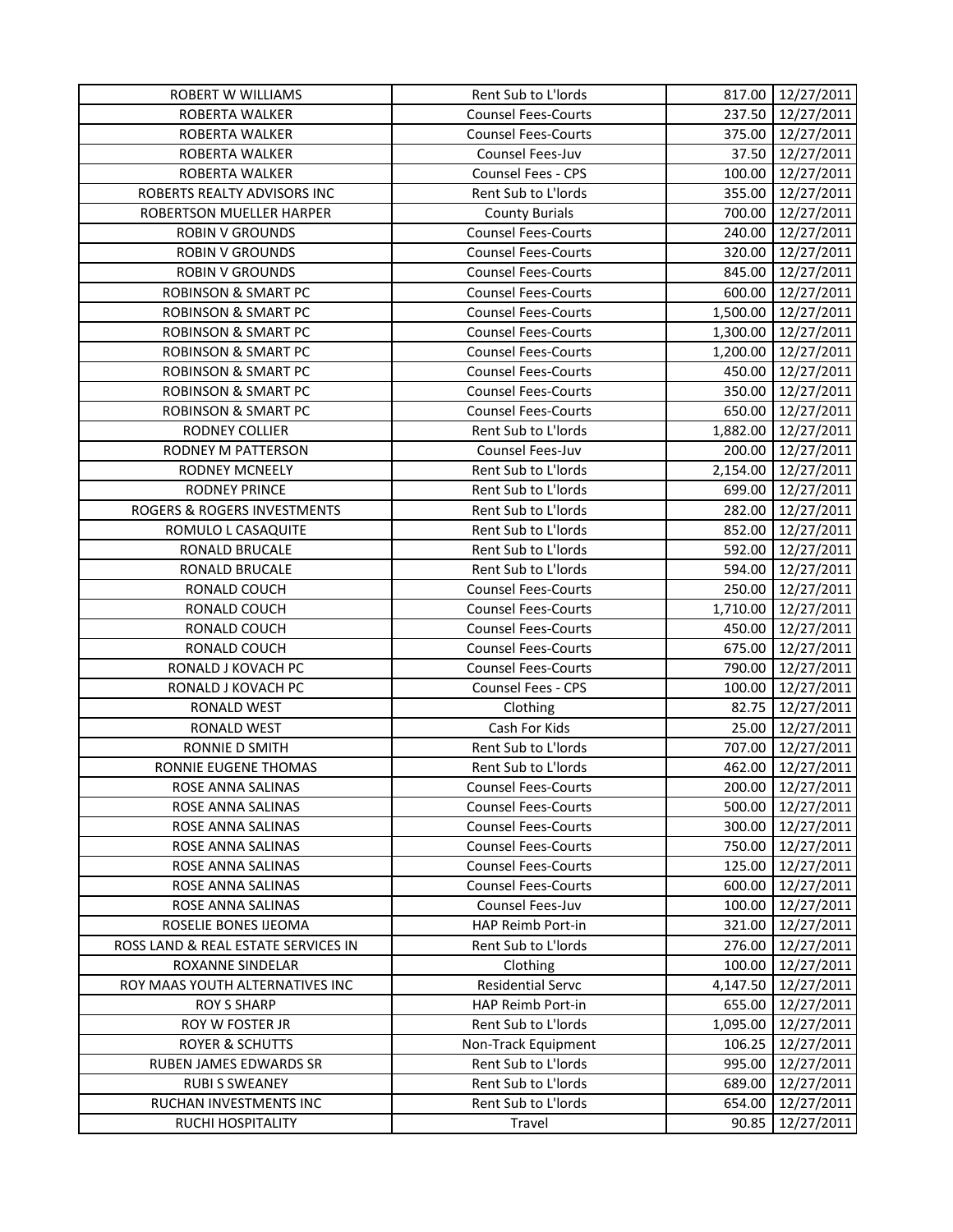| | | | |
|---|---|---|---|
| ROBERT W WILLIAMS | Rent Sub to L'lords | 817.00 | 12/27/2011 |
| ROBERTA WALKER | Counsel Fees-Courts | 237.50 | 12/27/2011 |
| ROBERTA WALKER | Counsel Fees-Courts | 375.00 | 12/27/2011 |
| ROBERTA WALKER | Counsel Fees-Juv | 37.50 | 12/27/2011 |
| ROBERTA WALKER | Counsel Fees - CPS | 100.00 | 12/27/2011 |
| ROBERTS REALTY ADVISORS INC | Rent Sub to L'lords | 355.00 | 12/27/2011 |
| ROBERTSON MUELLER HARPER | County Burials | 700.00 | 12/27/2011 |
| ROBIN V GROUNDS | Counsel Fees-Courts | 240.00 | 12/27/2011 |
| ROBIN V GROUNDS | Counsel Fees-Courts | 320.00 | 12/27/2011 |
| ROBIN V GROUNDS | Counsel Fees-Courts | 845.00 | 12/27/2011 |
| ROBINSON & SMART PC | Counsel Fees-Courts | 600.00 | 12/27/2011 |
| ROBINSON & SMART PC | Counsel Fees-Courts | 1,500.00 | 12/27/2011 |
| ROBINSON & SMART PC | Counsel Fees-Courts | 1,300.00 | 12/27/2011 |
| ROBINSON & SMART PC | Counsel Fees-Courts | 1,200.00 | 12/27/2011 |
| ROBINSON & SMART PC | Counsel Fees-Courts | 450.00 | 12/27/2011 |
| ROBINSON & SMART PC | Counsel Fees-Courts | 350.00 | 12/27/2011 |
| ROBINSON & SMART PC | Counsel Fees-Courts | 650.00 | 12/27/2011 |
| RODNEY COLLIER | Rent Sub to L'lords | 1,882.00 | 12/27/2011 |
| RODNEY M PATTERSON | Counsel Fees-Juv | 200.00 | 12/27/2011 |
| RODNEY MCNEELY | Rent Sub to L'lords | 2,154.00 | 12/27/2011 |
| RODNEY PRINCE | Rent Sub to L'lords | 699.00 | 12/27/2011 |
| ROGERS & ROGERS INVESTMENTS | Rent Sub to L'lords | 282.00 | 12/27/2011 |
| ROMULO L CASAQUITE | Rent Sub to L'lords | 852.00 | 12/27/2011 |
| RONALD BRUCALE | Rent Sub to L'lords | 592.00 | 12/27/2011 |
| RONALD BRUCALE | Rent Sub to L'lords | 594.00 | 12/27/2011 |
| RONALD COUCH | Counsel Fees-Courts | 250.00 | 12/27/2011 |
| RONALD COUCH | Counsel Fees-Courts | 1,710.00 | 12/27/2011 |
| RONALD COUCH | Counsel Fees-Courts | 450.00 | 12/27/2011 |
| RONALD COUCH | Counsel Fees-Courts | 675.00 | 12/27/2011 |
| RONALD J KOVACH PC | Counsel Fees-Courts | 790.00 | 12/27/2011 |
| RONALD J KOVACH PC | Counsel Fees - CPS | 100.00 | 12/27/2011 |
| RONALD WEST | Clothing | 82.75 | 12/27/2011 |
| RONALD WEST | Cash For Kids | 25.00 | 12/27/2011 |
| RONNIE D SMITH | Rent Sub to L'lords | 707.00 | 12/27/2011 |
| RONNIE EUGENE THOMAS | Rent Sub to L'lords | 462.00 | 12/27/2011 |
| ROSE ANNA SALINAS | Counsel Fees-Courts | 200.00 | 12/27/2011 |
| ROSE ANNA SALINAS | Counsel Fees-Courts | 500.00 | 12/27/2011 |
| ROSE ANNA SALINAS | Counsel Fees-Courts | 300.00 | 12/27/2011 |
| ROSE ANNA SALINAS | Counsel Fees-Courts | 750.00 | 12/27/2011 |
| ROSE ANNA SALINAS | Counsel Fees-Courts | 125.00 | 12/27/2011 |
| ROSE ANNA SALINAS | Counsel Fees-Courts | 600.00 | 12/27/2011 |
| ROSE ANNA SALINAS | Counsel Fees-Juv | 100.00 | 12/27/2011 |
| ROSELIE BONES IJEOMA | HAP Reimb Port-in | 321.00 | 12/27/2011 |
| ROSS LAND & REAL ESTATE SERVICES IN | Rent Sub to L'lords | 276.00 | 12/27/2011 |
| ROXANNE SINDELAR | Clothing | 100.00 | 12/27/2011 |
| ROY MAAS YOUTH ALTERNATIVES INC | Residential Servc | 4,147.50 | 12/27/2011 |
| ROY S SHARP | HAP Reimb Port-in | 655.00 | 12/27/2011 |
| ROY W FOSTER JR | Rent Sub to L'lords | 1,095.00 | 12/27/2011 |
| ROYER & SCHUTTS | Non-Track Equipment | 106.25 | 12/27/2011 |
| RUBEN JAMES EDWARDS SR | Rent Sub to L'lords | 995.00 | 12/27/2011 |
| RUBI S SWEANEY | Rent Sub to L'lords | 689.00 | 12/27/2011 |
| RUCHAN INVESTMENTS INC | Rent Sub to L'lords | 654.00 | 12/27/2011 |
| RUCHI HOSPITALITY | Travel | 90.85 | 12/27/2011 |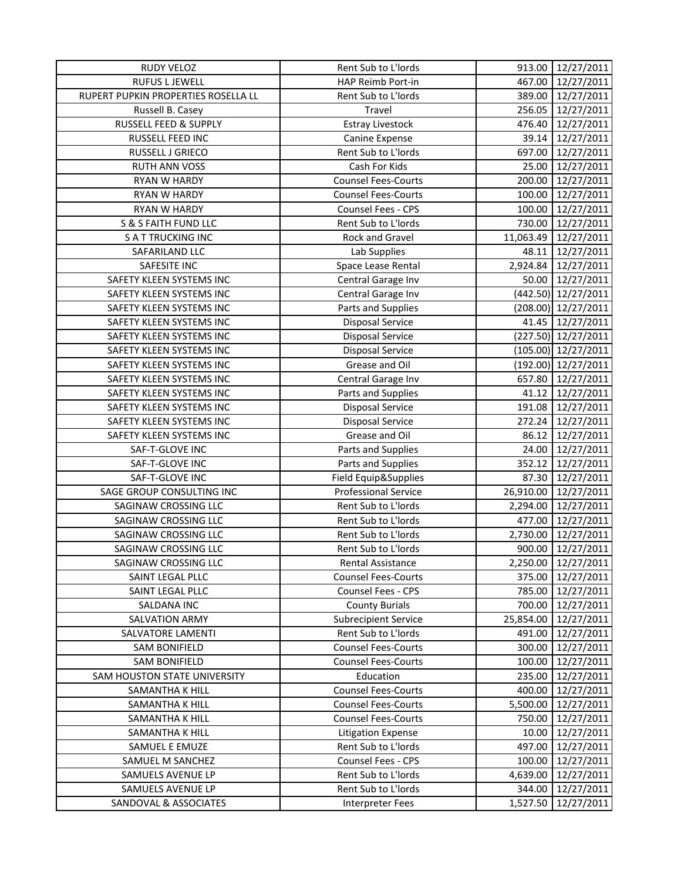| RUDY VELOZ | Rent Sub to L'lords | 913.00 | 12/27/2011 |
|---|---|---|---|
| RUFUS L JEWELL | HAP Reimb Port-in | 467.00 | 12/27/2011 |
| RUPERT PUPKIN PROPERTIES ROSELLA LL | Rent Sub to L'lords | 389.00 | 12/27/2011 |
| Russell B. Casey | Travel | 256.05 | 12/27/2011 |
| RUSSELL FEED & SUPPLY | Estray Livestock | 476.40 | 12/27/2011 |
| RUSSELL FEED INC | Canine Expense | 39.14 | 12/27/2011 |
| RUSSELL J GRIECO | Rent Sub to L'lords | 697.00 | 12/27/2011 |
| RUTH ANN VOSS | Cash For Kids | 25.00 | 12/27/2011 |
| RYAN W HARDY | Counsel Fees-Courts | 200.00 | 12/27/2011 |
| RYAN W HARDY | Counsel Fees-Courts | 100.00 | 12/27/2011 |
| RYAN W HARDY | Counsel Fees - CPS | 100.00 | 12/27/2011 |
| S & S FAITH FUND LLC | Rent Sub to L'lords | 730.00 | 12/27/2011 |
| S A T TRUCKING INC | Rock and Gravel | 11,063.49 | 12/27/2011 |
| SAFARILAND LLC | Lab Supplies | 48.11 | 12/27/2011 |
| SAFESITE INC | Space Lease Rental | 2,924.84 | 12/27/2011 |
| SAFETY KLEEN SYSTEMS INC | Central Garage Inv | 50.00 | 12/27/2011 |
| SAFETY KLEEN SYSTEMS INC | Central Garage Inv | (442.50) | 12/27/2011 |
| SAFETY KLEEN SYSTEMS INC | Parts and Supplies | (208.00) | 12/27/2011 |
| SAFETY KLEEN SYSTEMS INC | Disposal Service | 41.45 | 12/27/2011 |
| SAFETY KLEEN SYSTEMS INC | Disposal Service | (227.50) | 12/27/2011 |
| SAFETY KLEEN SYSTEMS INC | Disposal Service | (105.00) | 12/27/2011 |
| SAFETY KLEEN SYSTEMS INC | Grease and Oil | (192.00) | 12/27/2011 |
| SAFETY KLEEN SYSTEMS INC | Central Garage Inv | 657.80 | 12/27/2011 |
| SAFETY KLEEN SYSTEMS INC | Parts and Supplies | 41.12 | 12/27/2011 |
| SAFETY KLEEN SYSTEMS INC | Disposal Service | 191.08 | 12/27/2011 |
| SAFETY KLEEN SYSTEMS INC | Disposal Service | 272.24 | 12/27/2011 |
| SAFETY KLEEN SYSTEMS INC | Grease and Oil | 86.12 | 12/27/2011 |
| SAF-T-GLOVE INC | Parts and Supplies | 24.00 | 12/27/2011 |
| SAF-T-GLOVE INC | Parts and Supplies | 352.12 | 12/27/2011 |
| SAF-T-GLOVE INC | Field Equip&Supplies | 87.30 | 12/27/2011 |
| SAGE GROUP CONSULTING INC | Professional Service | 26,910.00 | 12/27/2011 |
| SAGINAW CROSSING LLC | Rent Sub to L'lords | 2,294.00 | 12/27/2011 |
| SAGINAW CROSSING LLC | Rent Sub to L'lords | 477.00 | 12/27/2011 |
| SAGINAW CROSSING LLC | Rent Sub to L'lords | 2,730.00 | 12/27/2011 |
| SAGINAW CROSSING LLC | Rent Sub to L'lords | 900.00 | 12/27/2011 |
| SAGINAW CROSSING LLC | Rental Assistance | 2,250.00 | 12/27/2011 |
| SAINT LEGAL PLLC | Counsel Fees-Courts | 375.00 | 12/27/2011 |
| SAINT LEGAL PLLC | Counsel Fees - CPS | 785.00 | 12/27/2011 |
| SALDANA INC | County Burials | 700.00 | 12/27/2011 |
| SALVATION ARMY | Subrecipient Service | 25,854.00 | 12/27/2011 |
| SALVATORE LAMENTI | Rent Sub to L'lords | 491.00 | 12/27/2011 |
| SAM BONIFIELD | Counsel Fees-Courts | 300.00 | 12/27/2011 |
| SAM BONIFIELD | Counsel Fees-Courts | 100.00 | 12/27/2011 |
| SAM HOUSTON STATE UNIVERSITY | Education | 235.00 | 12/27/2011 |
| SAMANTHA K HILL | Counsel Fees-Courts | 400.00 | 12/27/2011 |
| SAMANTHA K HILL | Counsel Fees-Courts | 5,500.00 | 12/27/2011 |
| SAMANTHA K HILL | Counsel Fees-Courts | 750.00 | 12/27/2011 |
| SAMANTHA K HILL | Litigation Expense | 10.00 | 12/27/2011 |
| SAMUEL E EMUZE | Rent Sub to L'lords | 497.00 | 12/27/2011 |
| SAMUEL M SANCHEZ | Counsel Fees - CPS | 100.00 | 12/27/2011 |
| SAMUELS AVENUE LP | Rent Sub to L'lords | 4,639.00 | 12/27/2011 |
| SAMUELS AVENUE LP | Rent Sub to L'lords | 344.00 | 12/27/2011 |
| SANDOVAL & ASSOCIATES | Interpreter Fees | 1,527.50 | 12/27/2011 |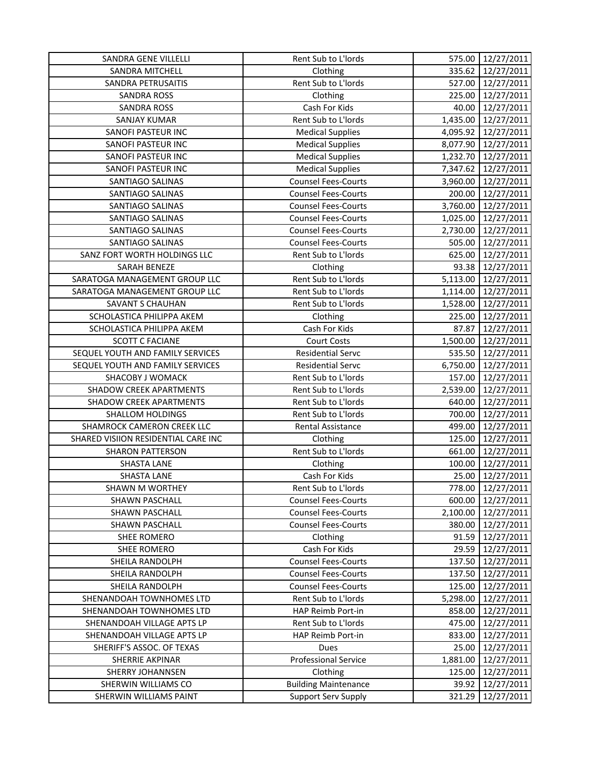| | | | |
|---|---|---|---|
| SANDRA GENE VILLELLI | Rent Sub to L'lords | 575.00 | 12/27/2011 |
| SANDRA MITCHELL | Clothing | 335.62 | 12/27/2011 |
| SANDRA PETRUSAITIS | Rent Sub to L'lords | 527.00 | 12/27/2011 |
| SANDRA ROSS | Clothing | 225.00 | 12/27/2011 |
| SANDRA ROSS | Cash For Kids | 40.00 | 12/27/2011 |
| SANJAY KUMAR | Rent Sub to L'lords | 1,435.00 | 12/27/2011 |
| SANOFI PASTEUR INC | Medical Supplies | 4,095.92 | 12/27/2011 |
| SANOFI PASTEUR INC | Medical Supplies | 8,077.90 | 12/27/2011 |
| SANOFI PASTEUR INC | Medical Supplies | 1,232.70 | 12/27/2011 |
| SANOFI PASTEUR INC | Medical Supplies | 7,347.62 | 12/27/2011 |
| SANTIAGO SALINAS | Counsel Fees-Courts | 3,960.00 | 12/27/2011 |
| SANTIAGO SALINAS | Counsel Fees-Courts | 200.00 | 12/27/2011 |
| SANTIAGO SALINAS | Counsel Fees-Courts | 3,760.00 | 12/27/2011 |
| SANTIAGO SALINAS | Counsel Fees-Courts | 1,025.00 | 12/27/2011 |
| SANTIAGO SALINAS | Counsel Fees-Courts | 2,730.00 | 12/27/2011 |
| SANTIAGO SALINAS | Counsel Fees-Courts | 505.00 | 12/27/2011 |
| SANZ FORT WORTH HOLDINGS LLC | Rent Sub to L'lords | 625.00 | 12/27/2011 |
| SARAH BENEZE | Clothing | 93.38 | 12/27/2011 |
| SARATOGA MANAGEMENT GROUP LLC | Rent Sub to L'lords | 5,113.00 | 12/27/2011 |
| SARATOGA MANAGEMENT GROUP LLC | Rent Sub to L'lords | 1,114.00 | 12/27/2011 |
| SAVANT S CHAUHAN | Rent Sub to L'lords | 1,528.00 | 12/27/2011 |
| SCHOLASTICA PHILIPPA AKEM | Clothing | 225.00 | 12/27/2011 |
| SCHOLASTICA PHILIPPA AKEM | Cash For Kids | 87.87 | 12/27/2011 |
| SCOTT C FACIANE | Court Costs | 1,500.00 | 12/27/2011 |
| SEQUEL YOUTH AND FAMILY SERVICES | Residential Servc | 535.50 | 12/27/2011 |
| SEQUEL YOUTH AND FAMILY SERVICES | Residential Servc | 6,750.00 | 12/27/2011 |
| SHACOBY J WOMACK | Rent Sub to L'lords | 157.00 | 12/27/2011 |
| SHADOW CREEK APARTMENTS | Rent Sub to L'lords | 2,539.00 | 12/27/2011 |
| SHADOW CREEK APARTMENTS | Rent Sub to L'lords | 640.00 | 12/27/2011 |
| SHALLOM HOLDINGS | Rent Sub to L'lords | 700.00 | 12/27/2011 |
| SHAMROCK CAMERON CREEK LLC | Rental Assistance | 499.00 | 12/27/2011 |
| SHARED VISIION RESIDENTIAL CARE INC | Clothing | 125.00 | 12/27/2011 |
| SHARON PATTERSON | Rent Sub to L'lords | 661.00 | 12/27/2011 |
| SHASTA LANE | Clothing | 100.00 | 12/27/2011 |
| SHASTA LANE | Cash For Kids | 25.00 | 12/27/2011 |
| SHAWN M WORTHEY | Rent Sub to L'lords | 778.00 | 12/27/2011 |
| SHAWN PASCHALL | Counsel Fees-Courts | 600.00 | 12/27/2011 |
| SHAWN PASCHALL | Counsel Fees-Courts | 2,100.00 | 12/27/2011 |
| SHAWN PASCHALL | Counsel Fees-Courts | 380.00 | 12/27/2011 |
| SHEE ROMERO | Clothing | 91.59 | 12/27/2011 |
| SHEE ROMERO | Cash For Kids | 29.59 | 12/27/2011 |
| SHEILA RANDOLPH | Counsel Fees-Courts | 137.50 | 12/27/2011 |
| SHEILA RANDOLPH | Counsel Fees-Courts | 137.50 | 12/27/2011 |
| SHEILA RANDOLPH | Counsel Fees-Courts | 125.00 | 12/27/2011 |
| SHENANDOAH TOWNHOMES LTD | Rent Sub to L'lords | 5,298.00 | 12/27/2011 |
| SHENANDOAH TOWNHOMES LTD | HAP Reimb Port-in | 858.00 | 12/27/2011 |
| SHENANDOAH VILLAGE APTS LP | Rent Sub to L'lords | 475.00 | 12/27/2011 |
| SHENANDOAH VILLAGE APTS LP | HAP Reimb Port-in | 833.00 | 12/27/2011 |
| SHERIFF'S ASSOC. OF TEXAS | Dues | 25.00 | 12/27/2011 |
| SHERRIE AKPINAR | Professional Service | 1,881.00 | 12/27/2011 |
| SHERRY JOHANNSEN | Clothing | 125.00 | 12/27/2011 |
| SHERWIN WILLIAMS CO | Building Maintenance | 39.92 | 12/27/2011 |
| SHERWIN WILLIAMS PAINT | Support Serv Supply | 321.29 | 12/27/2011 |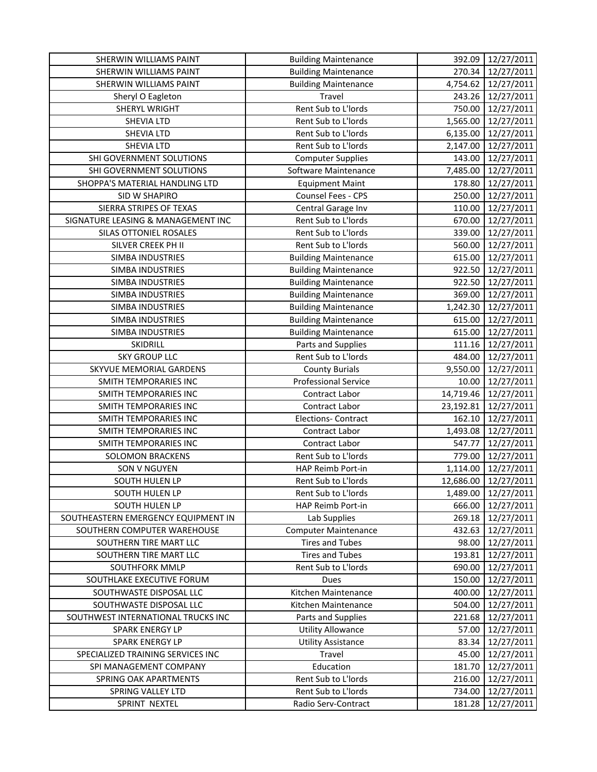| SHERWIN WILLIAMS PAINT | Building Maintenance | 392.09 | 12/27/2011 |
|---|---|---|---|
| SHERWIN WILLIAMS PAINT | Building Maintenance | 270.34 | 12/27/2011 |
| SHERWIN WILLIAMS PAINT | Building Maintenance | 4,754.62 | 12/27/2011 |
| Sheryl O Eagleton | Travel | 243.26 | 12/27/2011 |
| SHERYL WRIGHT | Rent Sub to L'lords | 750.00 | 12/27/2011 |
| SHEVIA LTD | Rent Sub to L'lords | 1,565.00 | 12/27/2011 |
| SHEVIA LTD | Rent Sub to L'lords | 6,135.00 | 12/27/2011 |
| SHEVIA LTD | Rent Sub to L'lords | 2,147.00 | 12/27/2011 |
| SHI GOVERNMENT SOLUTIONS | Computer Supplies | 143.00 | 12/27/2011 |
| SHI GOVERNMENT SOLUTIONS | Software Maintenance | 7,485.00 | 12/27/2011 |
| SHOPPA'S MATERIAL HANDLING LTD | Equipment Maint | 178.80 | 12/27/2011 |
| SID W SHAPIRO | Counsel Fees - CPS | 250.00 | 12/27/2011 |
| SIERRA STRIPES OF TEXAS | Central Garage Inv | 110.00 | 12/27/2011 |
| SIGNATURE LEASING & MANAGEMENT INC | Rent Sub to L'lords | 670.00 | 12/27/2011 |
| SILAS OTTONIEL ROSALES | Rent Sub to L'lords | 339.00 | 12/27/2011 |
| SILVER CREEK PH II | Rent Sub to L'lords | 560.00 | 12/27/2011 |
| SIMBA INDUSTRIES | Building Maintenance | 615.00 | 12/27/2011 |
| SIMBA INDUSTRIES | Building Maintenance | 922.50 | 12/27/2011 |
| SIMBA INDUSTRIES | Building Maintenance | 922.50 | 12/27/2011 |
| SIMBA INDUSTRIES | Building Maintenance | 369.00 | 12/27/2011 |
| SIMBA INDUSTRIES | Building Maintenance | 1,242.30 | 12/27/2011 |
| SIMBA INDUSTRIES | Building Maintenance | 615.00 | 12/27/2011 |
| SIMBA INDUSTRIES | Building Maintenance | 615.00 | 12/27/2011 |
| SKIDRILL | Parts and Supplies | 111.16 | 12/27/2011 |
| SKY GROUP LLC | Rent Sub to L'lords | 484.00 | 12/27/2011 |
| SKYVUE MEMORIAL GARDENS | County Burials | 9,550.00 | 12/27/2011 |
| SMITH TEMPORARIES INC | Professional Service | 10.00 | 12/27/2011 |
| SMITH TEMPORARIES INC | Contract Labor | 14,719.46 | 12/27/2011 |
| SMITH TEMPORARIES INC | Contract Labor | 23,192.81 | 12/27/2011 |
| SMITH TEMPORARIES INC | Elections- Contract | 162.10 | 12/27/2011 |
| SMITH TEMPORARIES INC | Contract Labor | 1,493.08 | 12/27/2011 |
| SMITH TEMPORARIES INC | Contract Labor | 547.77 | 12/27/2011 |
| SOLOMON BRACKENS | Rent Sub to L'lords | 779.00 | 12/27/2011 |
| SON V NGUYEN | HAP Reimb Port-in | 1,114.00 | 12/27/2011 |
| SOUTH HULEN LP | Rent Sub to L'lords | 12,686.00 | 12/27/2011 |
| SOUTH HULEN LP | Rent Sub to L'lords | 1,489.00 | 12/27/2011 |
| SOUTH HULEN LP | HAP Reimb Port-in | 666.00 | 12/27/2011 |
| SOUTHEASTERN EMERGENCY EQUIPMENT IN | Lab Supplies | 269.18 | 12/27/2011 |
| SOUTHERN COMPUTER WAREHOUSE | Computer Maintenance | 432.63 | 12/27/2011 |
| SOUTHERN TIRE MART LLC | Tires and Tubes | 98.00 | 12/27/2011 |
| SOUTHERN TIRE MART LLC | Tires and Tubes | 193.81 | 12/27/2011 |
| SOUTHFORK MMLP | Rent Sub to L'lords | 690.00 | 12/27/2011 |
| SOUTHLAKE EXECUTIVE FORUM | Dues | 150.00 | 12/27/2011 |
| SOUTHWASTE DISPOSAL LLC | Kitchen Maintenance | 400.00 | 12/27/2011 |
| SOUTHWASTE DISPOSAL LLC | Kitchen Maintenance | 504.00 | 12/27/2011 |
| SOUTHWEST INTERNATIONAL TRUCKS INC | Parts and Supplies | 221.68 | 12/27/2011 |
| SPARK ENERGY LP | Utility Allowance | 57.00 | 12/27/2011 |
| SPARK ENERGY LP | Utility Assistance | 83.34 | 12/27/2011 |
| SPECIALIZED TRAINING SERVICES INC | Travel | 45.00 | 12/27/2011 |
| SPI MANAGEMENT COMPANY | Education | 181.70 | 12/27/2011 |
| SPRING OAK APARTMENTS | Rent Sub to L'lords | 216.00 | 12/27/2011 |
| SPRING VALLEY LTD | Rent Sub to L'lords | 734.00 | 12/27/2011 |
| SPRINT NEXTEL | Radio Serv-Contract | 181.28 | 12/27/2011 |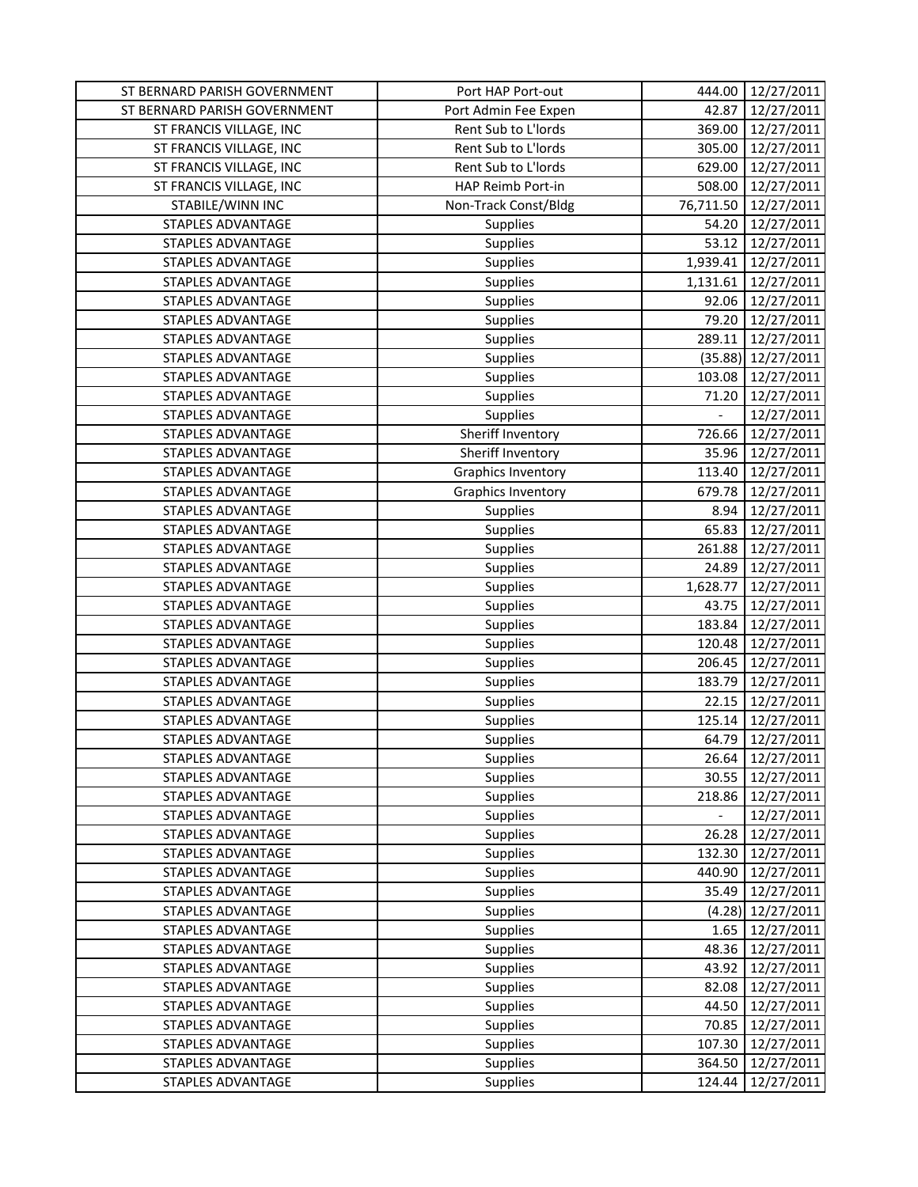| ST BERNARD PARISH GOVERNMENT | Port HAP Port-out | 444.00 | 12/27/2011 |
|---|---|---|---|
| ST BERNARD PARISH GOVERNMENT | Port Admin Fee Expen | 42.87 | 12/27/2011 |
| ST FRANCIS VILLAGE, INC | Rent Sub to L'lords | 369.00 | 12/27/2011 |
| ST FRANCIS VILLAGE, INC | Rent Sub to L'lords | 305.00 | 12/27/2011 |
| ST FRANCIS VILLAGE, INC | Rent Sub to L'lords | 629.00 | 12/27/2011 |
| ST FRANCIS VILLAGE, INC | HAP Reimb Port-in | 508.00 | 12/27/2011 |
| STABILE/WINN INC | Non-Track Const/Bldg | 76,711.50 | 12/27/2011 |
| STAPLES ADVANTAGE | Supplies | 54.20 | 12/27/2011 |
| STAPLES ADVANTAGE | Supplies | 53.12 | 12/27/2011 |
| STAPLES ADVANTAGE | Supplies | 1,939.41 | 12/27/2011 |
| STAPLES ADVANTAGE | Supplies | 1,131.61 | 12/27/2011 |
| STAPLES ADVANTAGE | Supplies | 92.06 | 12/27/2011 |
| STAPLES ADVANTAGE | Supplies | 79.20 | 12/27/2011 |
| STAPLES ADVANTAGE | Supplies | 289.11 | 12/27/2011 |
| STAPLES ADVANTAGE | Supplies | (35.88) | 12/27/2011 |
| STAPLES ADVANTAGE | Supplies | 103.08 | 12/27/2011 |
| STAPLES ADVANTAGE | Supplies | 71.20 | 12/27/2011 |
| STAPLES ADVANTAGE | Supplies | - | 12/27/2011 |
| STAPLES ADVANTAGE | Sheriff Inventory | 726.66 | 12/27/2011 |
| STAPLES ADVANTAGE | Sheriff Inventory | 35.96 | 12/27/2011 |
| STAPLES ADVANTAGE | Graphics Inventory | 113.40 | 12/27/2011 |
| STAPLES ADVANTAGE | Graphics Inventory | 679.78 | 12/27/2011 |
| STAPLES ADVANTAGE | Supplies | 8.94 | 12/27/2011 |
| STAPLES ADVANTAGE | Supplies | 65.83 | 12/27/2011 |
| STAPLES ADVANTAGE | Supplies | 261.88 | 12/27/2011 |
| STAPLES ADVANTAGE | Supplies | 24.89 | 12/27/2011 |
| STAPLES ADVANTAGE | Supplies | 1,628.77 | 12/27/2011 |
| STAPLES ADVANTAGE | Supplies | 43.75 | 12/27/2011 |
| STAPLES ADVANTAGE | Supplies | 183.84 | 12/27/2011 |
| STAPLES ADVANTAGE | Supplies | 120.48 | 12/27/2011 |
| STAPLES ADVANTAGE | Supplies | 206.45 | 12/27/2011 |
| STAPLES ADVANTAGE | Supplies | 183.79 | 12/27/2011 |
| STAPLES ADVANTAGE | Supplies | 22.15 | 12/27/2011 |
| STAPLES ADVANTAGE | Supplies | 125.14 | 12/27/2011 |
| STAPLES ADVANTAGE | Supplies | 64.79 | 12/27/2011 |
| STAPLES ADVANTAGE | Supplies | 26.64 | 12/27/2011 |
| STAPLES ADVANTAGE | Supplies | 30.55 | 12/27/2011 |
| STAPLES ADVANTAGE | Supplies | 218.86 | 12/27/2011 |
| STAPLES ADVANTAGE | Supplies | - | 12/27/2011 |
| STAPLES ADVANTAGE | Supplies | 26.28 | 12/27/2011 |
| STAPLES ADVANTAGE | Supplies | 132.30 | 12/27/2011 |
| STAPLES ADVANTAGE | Supplies | 440.90 | 12/27/2011 |
| STAPLES ADVANTAGE | Supplies | 35.49 | 12/27/2011 |
| STAPLES ADVANTAGE | Supplies | (4.28) | 12/27/2011 |
| STAPLES ADVANTAGE | Supplies | 1.65 | 12/27/2011 |
| STAPLES ADVANTAGE | Supplies | 48.36 | 12/27/2011 |
| STAPLES ADVANTAGE | Supplies | 43.92 | 12/27/2011 |
| STAPLES ADVANTAGE | Supplies | 82.08 | 12/27/2011 |
| STAPLES ADVANTAGE | Supplies | 44.50 | 12/27/2011 |
| STAPLES ADVANTAGE | Supplies | 70.85 | 12/27/2011 |
| STAPLES ADVANTAGE | Supplies | 107.30 | 12/27/2011 |
| STAPLES ADVANTAGE | Supplies | 364.50 | 12/27/2011 |
| STAPLES ADVANTAGE | Supplies | 124.44 | 12/27/2011 |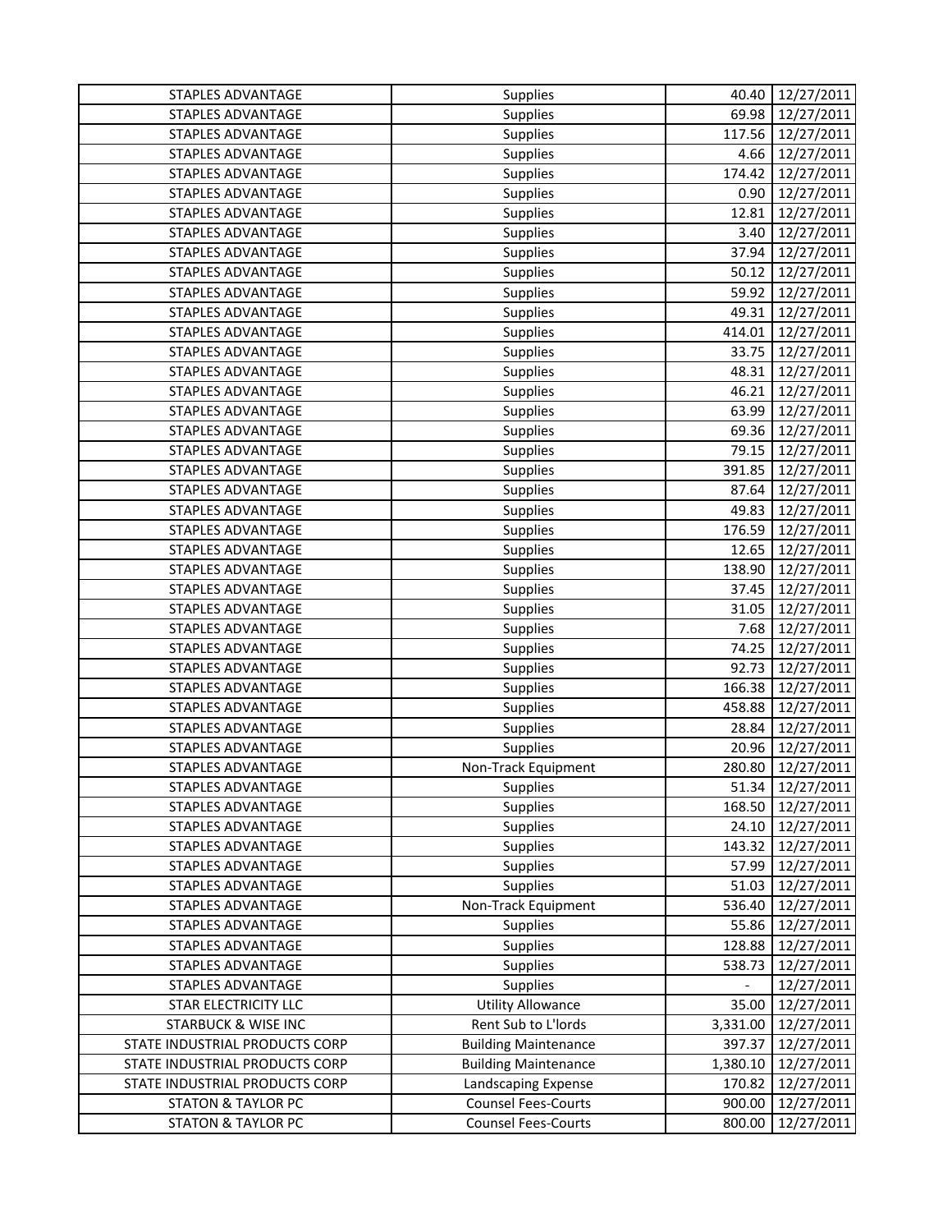| STAPLES ADVANTAGE | Supplies | 40.40 | 12/27/2011 |
|---|---|---|---|
| STAPLES ADVANTAGE | Supplies | 69.98 | 12/27/2011 |
| STAPLES ADVANTAGE | Supplies | 117.56 | 12/27/2011 |
| STAPLES ADVANTAGE | Supplies | 4.66 | 12/27/2011 |
| STAPLES ADVANTAGE | Supplies | 174.42 | 12/27/2011 |
| STAPLES ADVANTAGE | Supplies | 0.90 | 12/27/2011 |
| STAPLES ADVANTAGE | Supplies | 12.81 | 12/27/2011 |
| STAPLES ADVANTAGE | Supplies | 3.40 | 12/27/2011 |
| STAPLES ADVANTAGE | Supplies | 37.94 | 12/27/2011 |
| STAPLES ADVANTAGE | Supplies | 50.12 | 12/27/2011 |
| STAPLES ADVANTAGE | Supplies | 59.92 | 12/27/2011 |
| STAPLES ADVANTAGE | Supplies | 49.31 | 12/27/2011 |
| STAPLES ADVANTAGE | Supplies | 414.01 | 12/27/2011 |
| STAPLES ADVANTAGE | Supplies | 33.75 | 12/27/2011 |
| STAPLES ADVANTAGE | Supplies | 48.31 | 12/27/2011 |
| STAPLES ADVANTAGE | Supplies | 46.21 | 12/27/2011 |
| STAPLES ADVANTAGE | Supplies | 63.99 | 12/27/2011 |
| STAPLES ADVANTAGE | Supplies | 69.36 | 12/27/2011 |
| STAPLES ADVANTAGE | Supplies | 79.15 | 12/27/2011 |
| STAPLES ADVANTAGE | Supplies | 391.85 | 12/27/2011 |
| STAPLES ADVANTAGE | Supplies | 87.64 | 12/27/2011 |
| STAPLES ADVANTAGE | Supplies | 49.83 | 12/27/2011 |
| STAPLES ADVANTAGE | Supplies | 176.59 | 12/27/2011 |
| STAPLES ADVANTAGE | Supplies | 12.65 | 12/27/2011 |
| STAPLES ADVANTAGE | Supplies | 138.90 | 12/27/2011 |
| STAPLES ADVANTAGE | Supplies | 37.45 | 12/27/2011 |
| STAPLES ADVANTAGE | Supplies | 31.05 | 12/27/2011 |
| STAPLES ADVANTAGE | Supplies | 7.68 | 12/27/2011 |
| STAPLES ADVANTAGE | Supplies | 74.25 | 12/27/2011 |
| STAPLES ADVANTAGE | Supplies | 92.73 | 12/27/2011 |
| STAPLES ADVANTAGE | Supplies | 166.38 | 12/27/2011 |
| STAPLES ADVANTAGE | Supplies | 458.88 | 12/27/2011 |
| STAPLES ADVANTAGE | Supplies | 28.84 | 12/27/2011 |
| STAPLES ADVANTAGE | Supplies | 20.96 | 12/27/2011 |
| STAPLES ADVANTAGE | Non-Track Equipment | 280.80 | 12/27/2011 |
| STAPLES ADVANTAGE | Supplies | 51.34 | 12/27/2011 |
| STAPLES ADVANTAGE | Supplies | 168.50 | 12/27/2011 |
| STAPLES ADVANTAGE | Supplies | 24.10 | 12/27/2011 |
| STAPLES ADVANTAGE | Supplies | 143.32 | 12/27/2011 |
| STAPLES ADVANTAGE | Supplies | 57.99 | 12/27/2011 |
| STAPLES ADVANTAGE | Supplies | 51.03 | 12/27/2011 |
| STAPLES ADVANTAGE | Non-Track Equipment | 536.40 | 12/27/2011 |
| STAPLES ADVANTAGE | Supplies | 55.86 | 12/27/2011 |
| STAPLES ADVANTAGE | Supplies | 128.88 | 12/27/2011 |
| STAPLES ADVANTAGE | Supplies | 538.73 | 12/27/2011 |
| STAPLES ADVANTAGE | Supplies | - | 12/27/2011 |
| STAR ELECTRICITY LLC | Utility Allowance | 35.00 | 12/27/2011 |
| STARBUCK & WISE INC | Rent Sub to L'lords | 3,331.00 | 12/27/2011 |
| STATE INDUSTRIAL PRODUCTS CORP | Building Maintenance | 397.37 | 12/27/2011 |
| STATE INDUSTRIAL PRODUCTS CORP | Building Maintenance | 1,380.10 | 12/27/2011 |
| STATE INDUSTRIAL PRODUCTS CORP | Landscaping Expense | 170.82 | 12/27/2011 |
| STATON & TAYLOR PC | Counsel Fees-Courts | 900.00 | 12/27/2011 |
| STATON & TAYLOR PC | Counsel Fees-Courts | 800.00 | 12/27/2011 |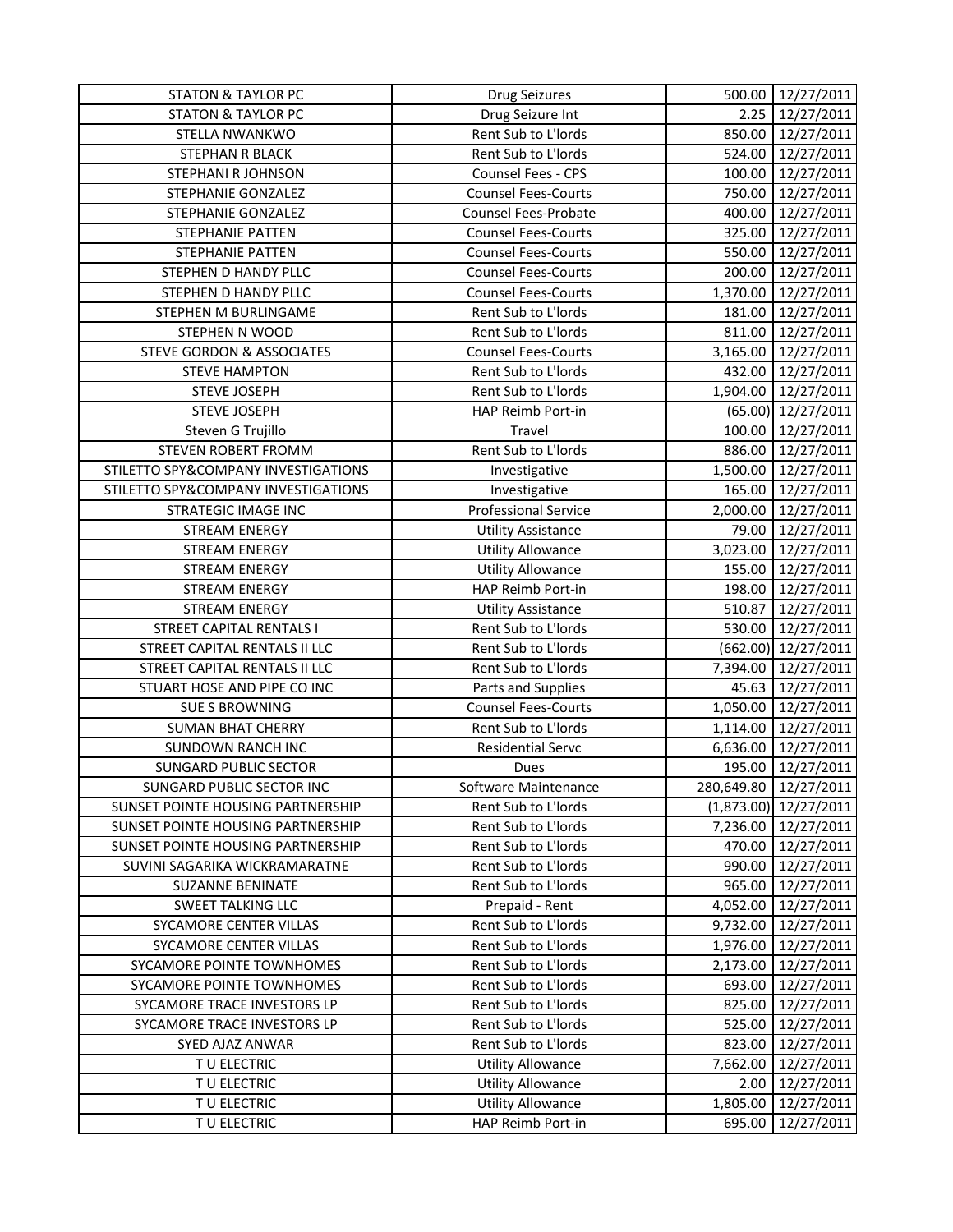| STATON & TAYLOR PC | Drug Seizures | 500.00 | 12/27/2011 |
|---|---|---|---|
| STATON & TAYLOR PC | Drug Seizure Int | 2.25 | 12/27/2011 |
| STELLA NWANKWO | Rent Sub to L'lords | 850.00 | 12/27/2011 |
| STEPHAN R BLACK | Rent Sub to L'lords | 524.00 | 12/27/2011 |
| STEPHANI R JOHNSON | Counsel Fees - CPS | 100.00 | 12/27/2011 |
| STEPHANIE GONZALEZ | Counsel Fees-Courts | 750.00 | 12/27/2011 |
| STEPHANIE GONZALEZ | Counsel Fees-Probate | 400.00 | 12/27/2011 |
| STEPHANIE PATTEN | Counsel Fees-Courts | 325.00 | 12/27/2011 |
| STEPHANIE PATTEN | Counsel Fees-Courts | 550.00 | 12/27/2011 |
| STEPHEN D HANDY PLLC | Counsel Fees-Courts | 200.00 | 12/27/2011 |
| STEPHEN D HANDY PLLC | Counsel Fees-Courts | 1,370.00 | 12/27/2011 |
| STEPHEN M BURLINGAME | Rent Sub to L'lords | 181.00 | 12/27/2011 |
| STEPHEN N WOOD | Rent Sub to L'lords | 811.00 | 12/27/2011 |
| STEVE GORDON & ASSOCIATES | Counsel Fees-Courts | 3,165.00 | 12/27/2011 |
| STEVE HAMPTON | Rent Sub to L'lords | 432.00 | 12/27/2011 |
| STEVE JOSEPH | Rent Sub to L'lords | 1,904.00 | 12/27/2011 |
| STEVE JOSEPH | HAP Reimb Port-in | (65.00) | 12/27/2011 |
| Steven G Trujillo | Travel | 100.00 | 12/27/2011 |
| STEVEN ROBERT FROMM | Rent Sub to L'lords | 886.00 | 12/27/2011 |
| STILETTO SPY&COMPANY INVESTIGATIONS | Investigative | 1,500.00 | 12/27/2011 |
| STILETTO SPY&COMPANY INVESTIGATIONS | Investigative | 165.00 | 12/27/2011 |
| STRATEGIC IMAGE INC | Professional Service | 2,000.00 | 12/27/2011 |
| STREAM ENERGY | Utility Assistance | 79.00 | 12/27/2011 |
| STREAM ENERGY | Utility Allowance | 3,023.00 | 12/27/2011 |
| STREAM ENERGY | Utility Allowance | 155.00 | 12/27/2011 |
| STREAM ENERGY | HAP Reimb Port-in | 198.00 | 12/27/2011 |
| STREAM ENERGY | Utility Assistance | 510.87 | 12/27/2011 |
| STREET CAPITAL RENTALS I | Rent Sub to L'lords | 530.00 | 12/27/2011 |
| STREET CAPITAL RENTALS II LLC | Rent Sub to L'lords | (662.00) | 12/27/2011 |
| STREET CAPITAL RENTALS II LLC | Rent Sub to L'lords | 7,394.00 | 12/27/2011 |
| STUART HOSE AND PIPE CO INC | Parts and Supplies | 45.63 | 12/27/2011 |
| SUE S BROWNING | Counsel Fees-Courts | 1,050.00 | 12/27/2011 |
| SUMAN BHAT CHERRY | Rent Sub to L'lords | 1,114.00 | 12/27/2011 |
| SUNDOWN RANCH INC | Residential Servc | 6,636.00 | 12/27/2011 |
| SUNGARD PUBLIC SECTOR | Dues | 195.00 | 12/27/2011 |
| SUNGARD PUBLIC SECTOR INC | Software Maintenance | 280,649.80 | 12/27/2011 |
| SUNSET POINTE HOUSING PARTNERSHIP | Rent Sub to L'lords | (1,873.00) | 12/27/2011 |
| SUNSET POINTE HOUSING PARTNERSHIP | Rent Sub to L'lords | 7,236.00 | 12/27/2011 |
| SUNSET POINTE HOUSING PARTNERSHIP | Rent Sub to L'lords | 470.00 | 12/27/2011 |
| SUVINI SAGARIKA WICKRAMARATNE | Rent Sub to L'lords | 990.00 | 12/27/2011 |
| SUZANNE BENINATE | Rent Sub to L'lords | 965.00 | 12/27/2011 |
| SWEET TALKING LLC | Prepaid - Rent | 4,052.00 | 12/27/2011 |
| SYCAMORE CENTER VILLAS | Rent Sub to L'lords | 9,732.00 | 12/27/2011 |
| SYCAMORE CENTER VILLAS | Rent Sub to L'lords | 1,976.00 | 12/27/2011 |
| SYCAMORE POINTE TOWNHOMES | Rent Sub to L'lords | 2,173.00 | 12/27/2011 |
| SYCAMORE POINTE TOWNHOMES | Rent Sub to L'lords | 693.00 | 12/27/2011 |
| SYCAMORE TRACE INVESTORS LP | Rent Sub to L'lords | 825.00 | 12/27/2011 |
| SYCAMORE TRACE INVESTORS LP | Rent Sub to L'lords | 525.00 | 12/27/2011 |
| SYED AJAZ ANWAR | Rent Sub to L'lords | 823.00 | 12/27/2011 |
| T U ELECTRIC | Utility Allowance | 7,662.00 | 12/27/2011 |
| T U ELECTRIC | Utility Allowance | 2.00 | 12/27/2011 |
| T U ELECTRIC | Utility Allowance | 1,805.00 | 12/27/2011 |
| T U ELECTRIC | HAP Reimb Port-in | 695.00 | 12/27/2011 |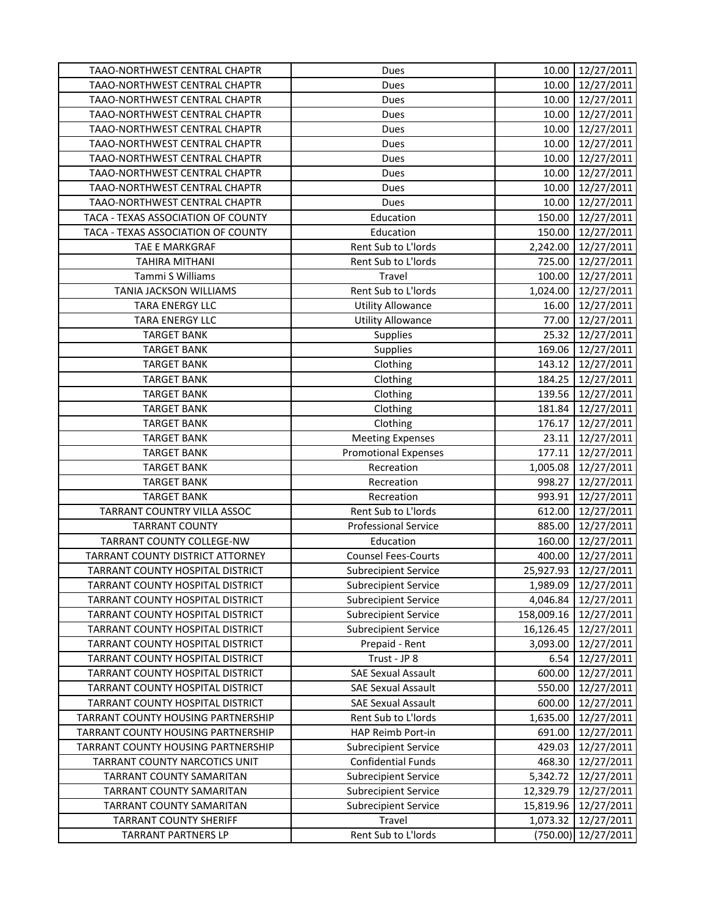| | | | |
|---|---|---|---|
| TAAO-NORTHWEST CENTRAL CHAPTR | Dues | 10.00 | 12/27/2011 |
| TAAO-NORTHWEST CENTRAL CHAPTR | Dues | 10.00 | 12/27/2011 |
| TAAO-NORTHWEST CENTRAL CHAPTR | Dues | 10.00 | 12/27/2011 |
| TAAO-NORTHWEST CENTRAL CHAPTR | Dues | 10.00 | 12/27/2011 |
| TAAO-NORTHWEST CENTRAL CHAPTR | Dues | 10.00 | 12/27/2011 |
| TAAO-NORTHWEST CENTRAL CHAPTR | Dues | 10.00 | 12/27/2011 |
| TAAO-NORTHWEST CENTRAL CHAPTR | Dues | 10.00 | 12/27/2011 |
| TAAO-NORTHWEST CENTRAL CHAPTR | Dues | 10.00 | 12/27/2011 |
| TAAO-NORTHWEST CENTRAL CHAPTR | Dues | 10.00 | 12/27/2011 |
| TAAO-NORTHWEST CENTRAL CHAPTR | Dues | 10.00 | 12/27/2011 |
| TACA - TEXAS ASSOCIATION OF COUNTY | Education | 150.00 | 12/27/2011 |
| TACA - TEXAS ASSOCIATION OF COUNTY | Education | 150.00 | 12/27/2011 |
| TAE E MARKGRAF | Rent Sub to L'lords | 2,242.00 | 12/27/2011 |
| TAHIRA MITHANI | Rent Sub to L'lords | 725.00 | 12/27/2011 |
| Tammi S Williams | Travel | 100.00 | 12/27/2011 |
| TANIA JACKSON WILLIAMS | Rent Sub to L'lords | 1,024.00 | 12/27/2011 |
| TARA ENERGY LLC | Utility Allowance | 16.00 | 12/27/2011 |
| TARA ENERGY LLC | Utility Allowance | 77.00 | 12/27/2011 |
| TARGET BANK | Supplies | 25.32 | 12/27/2011 |
| TARGET BANK | Supplies | 169.06 | 12/27/2011 |
| TARGET BANK | Clothing | 143.12 | 12/27/2011 |
| TARGET BANK | Clothing | 184.25 | 12/27/2011 |
| TARGET BANK | Clothing | 139.56 | 12/27/2011 |
| TARGET BANK | Clothing | 181.84 | 12/27/2011 |
| TARGET BANK | Clothing | 176.17 | 12/27/2011 |
| TARGET BANK | Meeting Expenses | 23.11 | 12/27/2011 |
| TARGET BANK | Promotional Expenses | 177.11 | 12/27/2011 |
| TARGET BANK | Recreation | 1,005.08 | 12/27/2011 |
| TARGET BANK | Recreation | 998.27 | 12/27/2011 |
| TARGET BANK | Recreation | 993.91 | 12/27/2011 |
| TARRANT COUNTRY VILLA ASSOC | Rent Sub to L'lords | 612.00 | 12/27/2011 |
| TARRANT COUNTY | Professional Service | 885.00 | 12/27/2011 |
| TARRANT COUNTY COLLEGE-NW | Education | 160.00 | 12/27/2011 |
| TARRANT COUNTY DISTRICT ATTORNEY | Counsel Fees-Courts | 400.00 | 12/27/2011 |
| TARRANT COUNTY HOSPITAL DISTRICT | Subrecipient Service | 25,927.93 | 12/27/2011 |
| TARRANT COUNTY HOSPITAL DISTRICT | Subrecipient Service | 1,989.09 | 12/27/2011 |
| TARRANT COUNTY HOSPITAL DISTRICT | Subrecipient Service | 4,046.84 | 12/27/2011 |
| TARRANT COUNTY HOSPITAL DISTRICT | Subrecipient Service | 158,009.16 | 12/27/2011 |
| TARRANT COUNTY HOSPITAL DISTRICT | Subrecipient Service | 16,126.45 | 12/27/2011 |
| TARRANT COUNTY HOSPITAL DISTRICT | Prepaid - Rent | 3,093.00 | 12/27/2011 |
| TARRANT COUNTY HOSPITAL DISTRICT | Trust - JP 8 | 6.54 | 12/27/2011 |
| TARRANT COUNTY HOSPITAL DISTRICT | SAE Sexual Assault | 600.00 | 12/27/2011 |
| TARRANT COUNTY HOSPITAL DISTRICT | SAE Sexual Assault | 550.00 | 12/27/2011 |
| TARRANT COUNTY HOSPITAL DISTRICT | SAE Sexual Assault | 600.00 | 12/27/2011 |
| TARRANT COUNTY HOUSING PARTNERSHIP | Rent Sub to L'lords | 1,635.00 | 12/27/2011 |
| TARRANT COUNTY HOUSING PARTNERSHIP | HAP Reimb Port-in | 691.00 | 12/27/2011 |
| TARRANT COUNTY HOUSING PARTNERSHIP | Subrecipient Service | 429.03 | 12/27/2011 |
| TARRANT COUNTY NARCOTICS UNIT | Confidential Funds | 468.30 | 12/27/2011 |
| TARRANT COUNTY SAMARITAN | Subrecipient Service | 5,342.72 | 12/27/2011 |
| TARRANT COUNTY SAMARITAN | Subrecipient Service | 12,329.79 | 12/27/2011 |
| TARRANT COUNTY SAMARITAN | Subrecipient Service | 15,819.96 | 12/27/2011 |
| TARRANT COUNTY SHERIFF | Travel | 1,073.32 | 12/27/2011 |
| TARRANT PARTNERS LP | Rent Sub to L'lords | (750.00) | 12/27/2011 |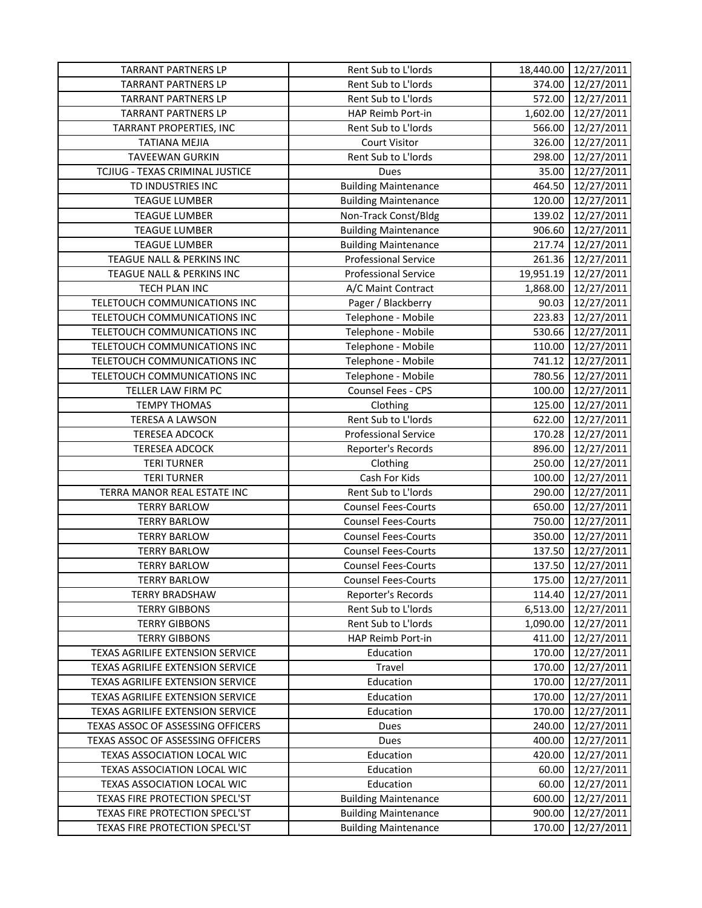| | | | |
|---|---|---|---|
| TARRANT PARTNERS LP | Rent Sub to L'lords | 18,440.00 | 12/27/2011 |
| TARRANT PARTNERS LP | Rent Sub to L'lords | 374.00 | 12/27/2011 |
| TARRANT PARTNERS LP | Rent Sub to L'lords | 572.00 | 12/27/2011 |
| TARRANT PARTNERS LP | HAP Reimb Port-in | 1,602.00 | 12/27/2011 |
| TARRANT PROPERTIES, INC | Rent Sub to L'lords | 566.00 | 12/27/2011 |
| TATIANA MEJIA | Court Visitor | 326.00 | 12/27/2011 |
| TAVEEWAN GURKIN | Rent Sub to L'lords | 298.00 | 12/27/2011 |
| TCJIUG - TEXAS CRIMINAL JUSTICE | Dues | 35.00 | 12/27/2011 |
| TD INDUSTRIES INC | Building Maintenance | 464.50 | 12/27/2011 |
| TEAGUE LUMBER | Building Maintenance | 120.00 | 12/27/2011 |
| TEAGUE LUMBER | Non-Track Const/Bldg | 139.02 | 12/27/2011 |
| TEAGUE LUMBER | Building Maintenance | 906.60 | 12/27/2011 |
| TEAGUE LUMBER | Building Maintenance | 217.74 | 12/27/2011 |
| TEAGUE NALL & PERKINS INC | Professional Service | 261.36 | 12/27/2011 |
| TEAGUE NALL & PERKINS INC | Professional Service | 19,951.19 | 12/27/2011 |
| TECH PLAN INC | A/C Maint Contract | 1,868.00 | 12/27/2011 |
| TELETOUCH COMMUNICATIONS INC | Pager / Blackberry | 90.03 | 12/27/2011 |
| TELETOUCH COMMUNICATIONS INC | Telephone - Mobile | 223.83 | 12/27/2011 |
| TELETOUCH COMMUNICATIONS INC | Telephone - Mobile | 530.66 | 12/27/2011 |
| TELETOUCH COMMUNICATIONS INC | Telephone - Mobile | 110.00 | 12/27/2011 |
| TELETOUCH COMMUNICATIONS INC | Telephone - Mobile | 741.12 | 12/27/2011 |
| TELETOUCH COMMUNICATIONS INC | Telephone - Mobile | 780.56 | 12/27/2011 |
| TELLER LAW FIRM PC | Counsel Fees - CPS | 100.00 | 12/27/2011 |
| TEMPY THOMAS | Clothing | 125.00 | 12/27/2011 |
| TERESA A LAWSON | Rent Sub to L'lords | 622.00 | 12/27/2011 |
| TERESEA ADCOCK | Professional Service | 170.28 | 12/27/2011 |
| TERESEA ADCOCK | Reporter's Records | 896.00 | 12/27/2011 |
| TERI TURNER | Clothing | 250.00 | 12/27/2011 |
| TERI TURNER | Cash For Kids | 100.00 | 12/27/2011 |
| TERRA MANOR REAL ESTATE INC | Rent Sub to L'lords | 290.00 | 12/27/2011 |
| TERRY BARLOW | Counsel Fees-Courts | 650.00 | 12/27/2011 |
| TERRY BARLOW | Counsel Fees-Courts | 750.00 | 12/27/2011 |
| TERRY BARLOW | Counsel Fees-Courts | 350.00 | 12/27/2011 |
| TERRY BARLOW | Counsel Fees-Courts | 137.50 | 12/27/2011 |
| TERRY BARLOW | Counsel Fees-Courts | 137.50 | 12/27/2011 |
| TERRY BARLOW | Counsel Fees-Courts | 175.00 | 12/27/2011 |
| TERRY BRADSHAW | Reporter's Records | 114.40 | 12/27/2011 |
| TERRY GIBBONS | Rent Sub to L'lords | 6,513.00 | 12/27/2011 |
| TERRY GIBBONS | Rent Sub to L'lords | 1,090.00 | 12/27/2011 |
| TERRY GIBBONS | HAP Reimb Port-in | 411.00 | 12/27/2011 |
| TEXAS AGRILIFE EXTENSION SERVICE | Education | 170.00 | 12/27/2011 |
| TEXAS AGRILIFE EXTENSION SERVICE | Travel | 170.00 | 12/27/2011 |
| TEXAS AGRILIFE EXTENSION SERVICE | Education | 170.00 | 12/27/2011 |
| TEXAS AGRILIFE EXTENSION SERVICE | Education | 170.00 | 12/27/2011 |
| TEXAS AGRILIFE EXTENSION SERVICE | Education | 170.00 | 12/27/2011 |
| TEXAS ASSOC OF ASSESSING OFFICERS | Dues | 240.00 | 12/27/2011 |
| TEXAS ASSOC OF ASSESSING OFFICERS | Dues | 400.00 | 12/27/2011 |
| TEXAS ASSOCIATION LOCAL WIC | Education | 420.00 | 12/27/2011 |
| TEXAS ASSOCIATION LOCAL WIC | Education | 60.00 | 12/27/2011 |
| TEXAS ASSOCIATION LOCAL WIC | Education | 60.00 | 12/27/2011 |
| TEXAS FIRE PROTECTION SPECL'ST | Building Maintenance | 600.00 | 12/27/2011 |
| TEXAS FIRE PROTECTION SPECL'ST | Building Maintenance | 900.00 | 12/27/2011 |
| TEXAS FIRE PROTECTION SPECL'ST | Building Maintenance | 170.00 | 12/27/2011 |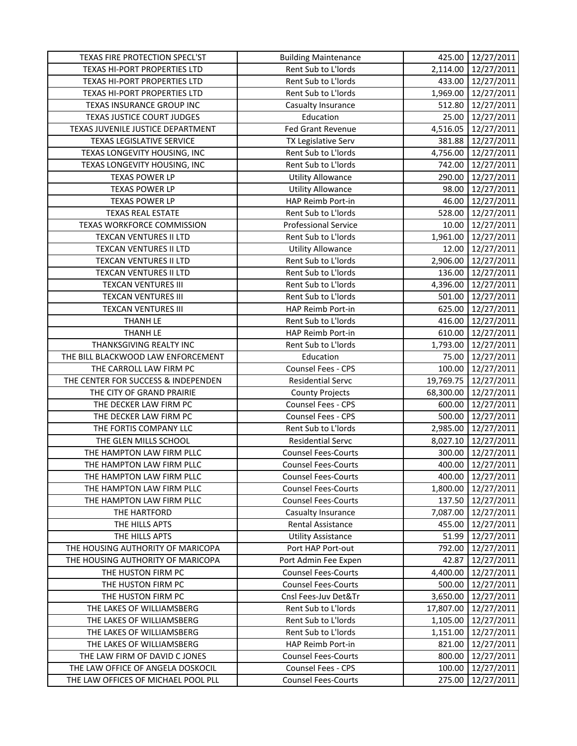| TEXAS FIRE PROTECTION SPECL'ST | Building Maintenance | 425.00 | 12/27/2011 |
|---|---|---|---|
| TEXAS HI-PORT PROPERTIES LTD | Rent Sub to L'lords | 2,114.00 | 12/27/2011 |
| TEXAS HI-PORT PROPERTIES LTD | Rent Sub to L'lords | 433.00 | 12/27/2011 |
| TEXAS HI-PORT PROPERTIES LTD | Rent Sub to L'lords | 1,969.00 | 12/27/2011 |
| TEXAS INSURANCE GROUP INC | Casualty Insurance | 512.80 | 12/27/2011 |
| TEXAS JUSTICE COURT JUDGES | Education | 25.00 | 12/27/2011 |
| TEXAS JUVENILE JUSTICE DEPARTMENT | Fed Grant Revenue | 4,516.05 | 12/27/2011 |
| TEXAS LEGISLATIVE SERVICE | TX Legislative Serv | 381.88 | 12/27/2011 |
| TEXAS LONGEVITY HOUSING, INC | Rent Sub to L'lords | 4,756.00 | 12/27/2011 |
| TEXAS LONGEVITY HOUSING, INC | Rent Sub to L'lords | 742.00 | 12/27/2011 |
| TEXAS POWER LP | Utility Allowance | 290.00 | 12/27/2011 |
| TEXAS POWER LP | Utility Allowance | 98.00 | 12/27/2011 |
| TEXAS POWER LP | HAP Reimb Port-in | 46.00 | 12/27/2011 |
| TEXAS REAL ESTATE | Rent Sub to L'lords | 528.00 | 12/27/2011 |
| TEXAS WORKFORCE COMMISSION | Professional Service | 10.00 | 12/27/2011 |
| TEXCAN VENTURES II LTD | Rent Sub to L'lords | 1,961.00 | 12/27/2011 |
| TEXCAN VENTURES II LTD | Utility Allowance | 12.00 | 12/27/2011 |
| TEXCAN VENTURES II LTD | Rent Sub to L'lords | 2,906.00 | 12/27/2011 |
| TEXCAN VENTURES II LTD | Rent Sub to L'lords | 136.00 | 12/27/2011 |
| TEXCAN VENTURES III | Rent Sub to L'lords | 4,396.00 | 12/27/2011 |
| TEXCAN VENTURES III | Rent Sub to L'lords | 501.00 | 12/27/2011 |
| TEXCAN VENTURES III | HAP Reimb Port-in | 625.00 | 12/27/2011 |
| THANH LE | Rent Sub to L'lords | 416.00 | 12/27/2011 |
| THANH LE | HAP Reimb Port-in | 610.00 | 12/27/2011 |
| THANKSGIVING REALTY INC | Rent Sub to L'lords | 1,793.00 | 12/27/2011 |
| THE BILL BLACKWOOD LAW ENFORCEMENT | Education | 75.00 | 12/27/2011 |
| THE CARROLL LAW FIRM PC | Counsel Fees - CPS | 100.00 | 12/27/2011 |
| THE CENTER FOR SUCCESS & INDEPENDEN | Residential Servc | 19,769.75 | 12/27/2011 |
| THE CITY OF GRAND PRAIRIE | County Projects | 68,300.00 | 12/27/2011 |
| THE DECKER LAW FIRM PC | Counsel Fees - CPS | 600.00 | 12/27/2011 |
| THE DECKER LAW FIRM PC | Counsel Fees - CPS | 500.00 | 12/27/2011 |
| THE FORTIS COMPANY LLC | Rent Sub to L'lords | 2,985.00 | 12/27/2011 |
| THE GLEN MILLS SCHOOL | Residential Servc | 8,027.10 | 12/27/2011 |
| THE HAMPTON LAW FIRM PLLC | Counsel Fees-Courts | 300.00 | 12/27/2011 |
| THE HAMPTON LAW FIRM PLLC | Counsel Fees-Courts | 400.00 | 12/27/2011 |
| THE HAMPTON LAW FIRM PLLC | Counsel Fees-Courts | 400.00 | 12/27/2011 |
| THE HAMPTON LAW FIRM PLLC | Counsel Fees-Courts | 1,800.00 | 12/27/2011 |
| THE HAMPTON LAW FIRM PLLC | Counsel Fees-Courts | 137.50 | 12/27/2011 |
| THE HARTFORD | Casualty Insurance | 7,087.00 | 12/27/2011 |
| THE HILLS APTS | Rental Assistance | 455.00 | 12/27/2011 |
| THE HILLS APTS | Utility Assistance | 51.99 | 12/27/2011 |
| THE HOUSING AUTHORITY OF MARICOPA | Port HAP Port-out | 792.00 | 12/27/2011 |
| THE HOUSING AUTHORITY OF MARICOPA | Port Admin Fee Expen | 42.87 | 12/27/2011 |
| THE HUSTON FIRM PC | Counsel Fees-Courts | 4,400.00 | 12/27/2011 |
| THE HUSTON FIRM PC | Counsel Fees-Courts | 500.00 | 12/27/2011 |
| THE HUSTON FIRM PC | Cnsl Fees-Juv Det&Tr | 3,650.00 | 12/27/2011 |
| THE LAKES OF WILLIAMSBERG | Rent Sub to L'lords | 17,807.00 | 12/27/2011 |
| THE LAKES OF WILLIAMSBERG | Rent Sub to L'lords | 1,105.00 | 12/27/2011 |
| THE LAKES OF WILLIAMSBERG | Rent Sub to L'lords | 1,151.00 | 12/27/2011 |
| THE LAKES OF WILLIAMSBERG | HAP Reimb Port-in | 821.00 | 12/27/2011 |
| THE LAW FIRM OF DAVID C JONES | Counsel Fees-Courts | 800.00 | 12/27/2011 |
| THE LAW OFFICE OF ANGELA DOSKOCIL | Counsel Fees - CPS | 100.00 | 12/27/2011 |
| THE LAW OFFICES OF MICHAEL POOL PLL | Counsel Fees-Courts | 275.00 | 12/27/2011 |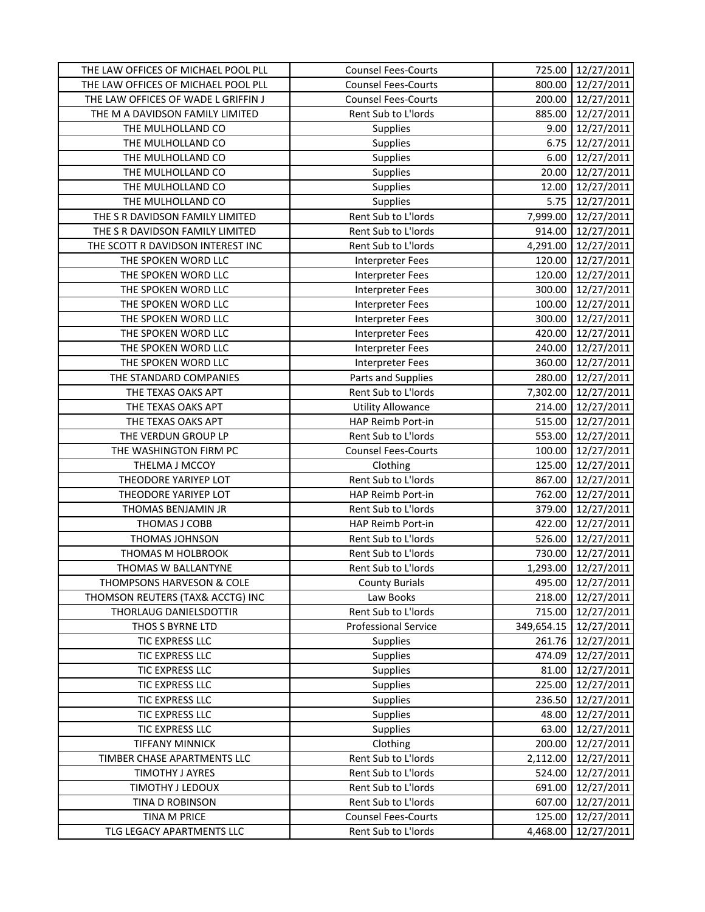| | | | |
|---|---|---|---|
| THE LAW OFFICES OF MICHAEL POOL PLL | Counsel Fees-Courts | 725.00 | 12/27/2011 |
| THE LAW OFFICES OF MICHAEL POOL PLL | Counsel Fees-Courts | 800.00 | 12/27/2011 |
| THE LAW OFFICES OF WADE L GRIFFIN J | Counsel Fees-Courts | 200.00 | 12/27/2011 |
| THE M A DAVIDSON FAMILY LIMITED | Rent Sub to L'lords | 885.00 | 12/27/2011 |
| THE MULHOLLAND CO | Supplies | 9.00 | 12/27/2011 |
| THE MULHOLLAND CO | Supplies | 6.75 | 12/27/2011 |
| THE MULHOLLAND CO | Supplies | 6.00 | 12/27/2011 |
| THE MULHOLLAND CO | Supplies | 20.00 | 12/27/2011 |
| THE MULHOLLAND CO | Supplies | 12.00 | 12/27/2011 |
| THE MULHOLLAND CO | Supplies | 5.75 | 12/27/2011 |
| THE S R DAVIDSON FAMILY LIMITED | Rent Sub to L'lords | 7,999.00 | 12/27/2011 |
| THE S R DAVIDSON FAMILY LIMITED | Rent Sub to L'lords | 914.00 | 12/27/2011 |
| THE SCOTT R DAVIDSON INTEREST INC | Rent Sub to L'lords | 4,291.00 | 12/27/2011 |
| THE SPOKEN WORD LLC | Interpreter Fees | 120.00 | 12/27/2011 |
| THE SPOKEN WORD LLC | Interpreter Fees | 120.00 | 12/27/2011 |
| THE SPOKEN WORD LLC | Interpreter Fees | 300.00 | 12/27/2011 |
| THE SPOKEN WORD LLC | Interpreter Fees | 100.00 | 12/27/2011 |
| THE SPOKEN WORD LLC | Interpreter Fees | 300.00 | 12/27/2011 |
| THE SPOKEN WORD LLC | Interpreter Fees | 420.00 | 12/27/2011 |
| THE SPOKEN WORD LLC | Interpreter Fees | 240.00 | 12/27/2011 |
| THE SPOKEN WORD LLC | Interpreter Fees | 360.00 | 12/27/2011 |
| THE STANDARD COMPANIES | Parts and Supplies | 280.00 | 12/27/2011 |
| THE TEXAS OAKS APT | Rent Sub to L'lords | 7,302.00 | 12/27/2011 |
| THE TEXAS OAKS APT | Utility Allowance | 214.00 | 12/27/2011 |
| THE TEXAS OAKS APT | HAP Reimb Port-in | 515.00 | 12/27/2011 |
| THE VERDUN GROUP LP | Rent Sub to L'lords | 553.00 | 12/27/2011 |
| THE WASHINGTON FIRM PC | Counsel Fees-Courts | 100.00 | 12/27/2011 |
| THELMA J MCCOY | Clothing | 125.00 | 12/27/2011 |
| THEODORE YARIYEP LOT | Rent Sub to L'lords | 867.00 | 12/27/2011 |
| THEODORE YARIYEP LOT | HAP Reimb Port-in | 762.00 | 12/27/2011 |
| THOMAS BENJAMIN JR | Rent Sub to L'lords | 379.00 | 12/27/2011 |
| THOMAS J COBB | HAP Reimb Port-in | 422.00 | 12/27/2011 |
| THOMAS JOHNSON | Rent Sub to L'lords | 526.00 | 12/27/2011 |
| THOMAS M HOLBROOK | Rent Sub to L'lords | 730.00 | 12/27/2011 |
| THOMAS W BALLANTYNE | Rent Sub to L'lords | 1,293.00 | 12/27/2011 |
| THOMPSONS HARVESON & COLE | County Burials | 495.00 | 12/27/2011 |
| THOMSON REUTERS (TAX& ACCTG) INC | Law Books | 218.00 | 12/27/2011 |
| THORLAUG DANIELSDOTTIR | Rent Sub to L'lords | 715.00 | 12/27/2011 |
| THOS S BYRNE LTD | Professional Service | 349,654.15 | 12/27/2011 |
| TIC EXPRESS LLC | Supplies | 261.76 | 12/27/2011 |
| TIC EXPRESS LLC | Supplies | 474.09 | 12/27/2011 |
| TIC EXPRESS LLC | Supplies | 81.00 | 12/27/2011 |
| TIC EXPRESS LLC | Supplies | 225.00 | 12/27/2011 |
| TIC EXPRESS LLC | Supplies | 236.50 | 12/27/2011 |
| TIC EXPRESS LLC | Supplies | 48.00 | 12/27/2011 |
| TIC EXPRESS LLC | Supplies | 63.00 | 12/27/2011 |
| TIFFANY MINNICK | Clothing | 200.00 | 12/27/2011 |
| TIMBER CHASE APARTMENTS LLC | Rent Sub to L'lords | 2,112.00 | 12/27/2011 |
| TIMOTHY J AYRES | Rent Sub to L'lords | 524.00 | 12/27/2011 |
| TIMOTHY J LEDOUX | Rent Sub to L'lords | 691.00 | 12/27/2011 |
| TINA D ROBINSON | Rent Sub to L'lords | 607.00 | 12/27/2011 |
| TINA M PRICE | Counsel Fees-Courts | 125.00 | 12/27/2011 |
| TLG LEGACY APARTMENTS LLC | Rent Sub to L'lords | 4,468.00 | 12/27/2011 |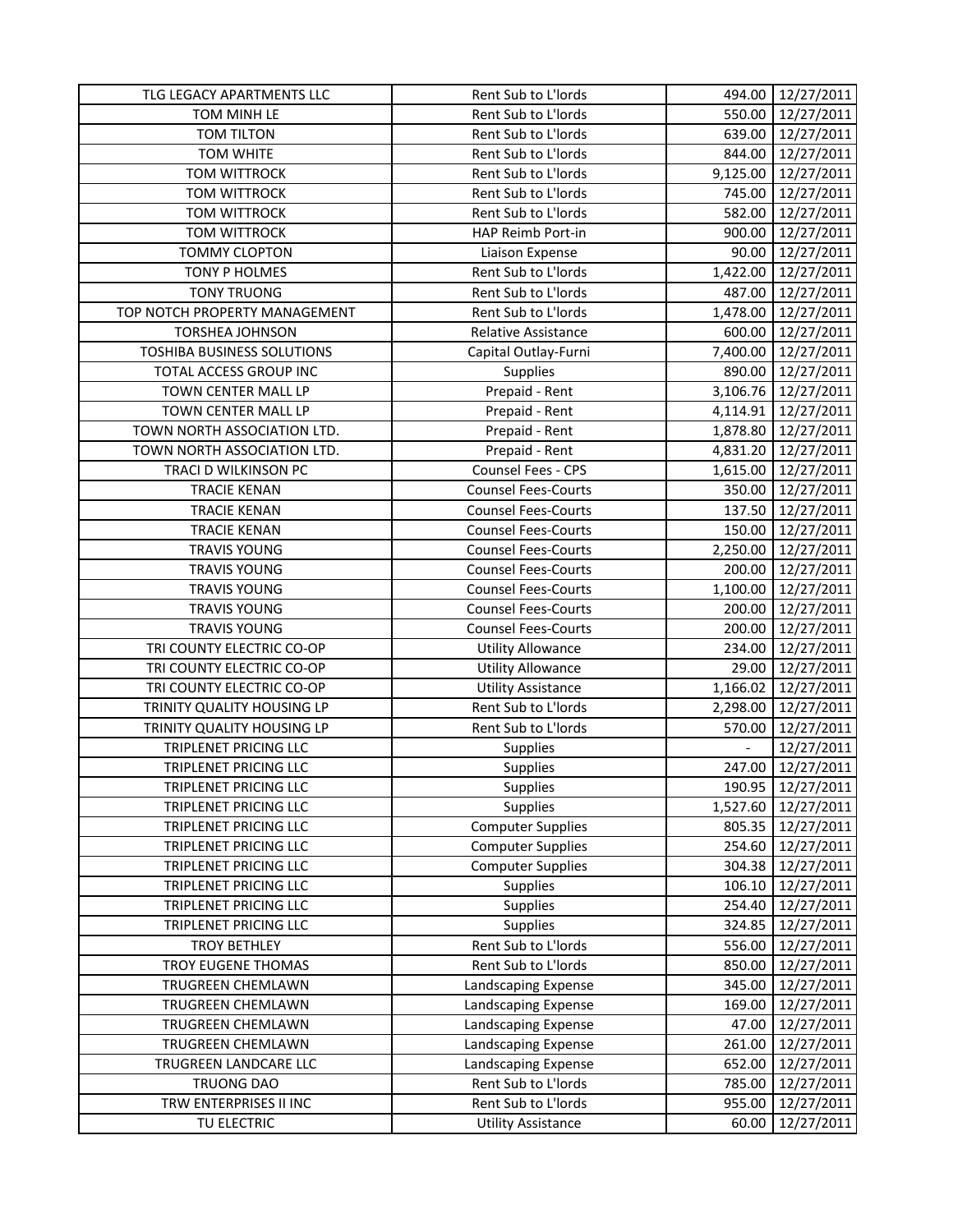| | | | |
|---|---|---|---|
| TLG LEGACY APARTMENTS LLC | Rent Sub to L'lords | 494.00 | 12/27/2011 |
| TOM MINH LE | Rent Sub to L'lords | 550.00 | 12/27/2011 |
| TOM TILTON | Rent Sub to L'lords | 639.00 | 12/27/2011 |
| TOM WHITE | Rent Sub to L'lords | 844.00 | 12/27/2011 |
| TOM WITTROCK | Rent Sub to L'lords | 9,125.00 | 12/27/2011 |
| TOM WITTROCK | Rent Sub to L'lords | 745.00 | 12/27/2011 |
| TOM WITTROCK | Rent Sub to L'lords | 582.00 | 12/27/2011 |
| TOM WITTROCK | HAP Reimb Port-in | 900.00 | 12/27/2011 |
| TOMMY CLOPTON | Liaison Expense | 90.00 | 12/27/2011 |
| TONY P HOLMES | Rent Sub to L'lords | 1,422.00 | 12/27/2011 |
| TONY TRUONG | Rent Sub to L'lords | 487.00 | 12/27/2011 |
| TOP NOTCH PROPERTY MANAGEMENT | Rent Sub to L'lords | 1,478.00 | 12/27/2011 |
| TORSHEA JOHNSON | Relative Assistance | 600.00 | 12/27/2011 |
| TOSHIBA BUSINESS SOLUTIONS | Capital Outlay-Furni | 7,400.00 | 12/27/2011 |
| TOTAL ACCESS GROUP INC | Supplies | 890.00 | 12/27/2011 |
| TOWN CENTER MALL LP | Prepaid - Rent | 3,106.76 | 12/27/2011 |
| TOWN CENTER MALL LP | Prepaid - Rent | 4,114.91 | 12/27/2011 |
| TOWN NORTH ASSOCIATION LTD. | Prepaid - Rent | 1,878.80 | 12/27/2011 |
| TOWN NORTH ASSOCIATION LTD. | Prepaid - Rent | 4,831.20 | 12/27/2011 |
| TRACI D WILKINSON PC | Counsel Fees - CPS | 1,615.00 | 12/27/2011 |
| TRACIE KENAN | Counsel Fees-Courts | 350.00 | 12/27/2011 |
| TRACIE KENAN | Counsel Fees-Courts | 137.50 | 12/27/2011 |
| TRACIE KENAN | Counsel Fees-Courts | 150.00 | 12/27/2011 |
| TRAVIS YOUNG | Counsel Fees-Courts | 2,250.00 | 12/27/2011 |
| TRAVIS YOUNG | Counsel Fees-Courts | 200.00 | 12/27/2011 |
| TRAVIS YOUNG | Counsel Fees-Courts | 1,100.00 | 12/27/2011 |
| TRAVIS YOUNG | Counsel Fees-Courts | 200.00 | 12/27/2011 |
| TRAVIS YOUNG | Counsel Fees-Courts | 200.00 | 12/27/2011 |
| TRI COUNTY ELECTRIC CO-OP | Utility Allowance | 234.00 | 12/27/2011 |
| TRI COUNTY ELECTRIC CO-OP | Utility Allowance | 29.00 | 12/27/2011 |
| TRI COUNTY ELECTRIC CO-OP | Utility Assistance | 1,166.02 | 12/27/2011 |
| TRINITY QUALITY HOUSING LP | Rent Sub to L'lords | 2,298.00 | 12/27/2011 |
| TRINITY QUALITY HOUSING LP | Rent Sub to L'lords | 570.00 | 12/27/2011 |
| TRIPLENET PRICING LLC | Supplies | - | 12/27/2011 |
| TRIPLENET PRICING LLC | Supplies | 247.00 | 12/27/2011 |
| TRIPLENET PRICING LLC | Supplies | 190.95 | 12/27/2011 |
| TRIPLENET PRICING LLC | Supplies | 1,527.60 | 12/27/2011 |
| TRIPLENET PRICING LLC | Computer Supplies | 805.35 | 12/27/2011 |
| TRIPLENET PRICING LLC | Computer Supplies | 254.60 | 12/27/2011 |
| TRIPLENET PRICING LLC | Computer Supplies | 304.38 | 12/27/2011 |
| TRIPLENET PRICING LLC | Supplies | 106.10 | 12/27/2011 |
| TRIPLENET PRICING LLC | Supplies | 254.40 | 12/27/2011 |
| TRIPLENET PRICING LLC | Supplies | 324.85 | 12/27/2011 |
| TROY BETHLEY | Rent Sub to L'lords | 556.00 | 12/27/2011 |
| TROY EUGENE THOMAS | Rent Sub to L'lords | 850.00 | 12/27/2011 |
| TRUGREEN CHEMLAWN | Landscaping Expense | 345.00 | 12/27/2011 |
| TRUGREEN CHEMLAWN | Landscaping Expense | 169.00 | 12/27/2011 |
| TRUGREEN CHEMLAWN | Landscaping Expense | 47.00 | 12/27/2011 |
| TRUGREEN CHEMLAWN | Landscaping Expense | 261.00 | 12/27/2011 |
| TRUGREEN LANDCARE LLC | Landscaping Expense | 652.00 | 12/27/2011 |
| TRUONG DAO | Rent Sub to L'lords | 785.00 | 12/27/2011 |
| TRW ENTERPRISES II INC | Rent Sub to L'lords | 955.00 | 12/27/2011 |
| TU ELECTRIC | Utility Assistance | 60.00 | 12/27/2011 |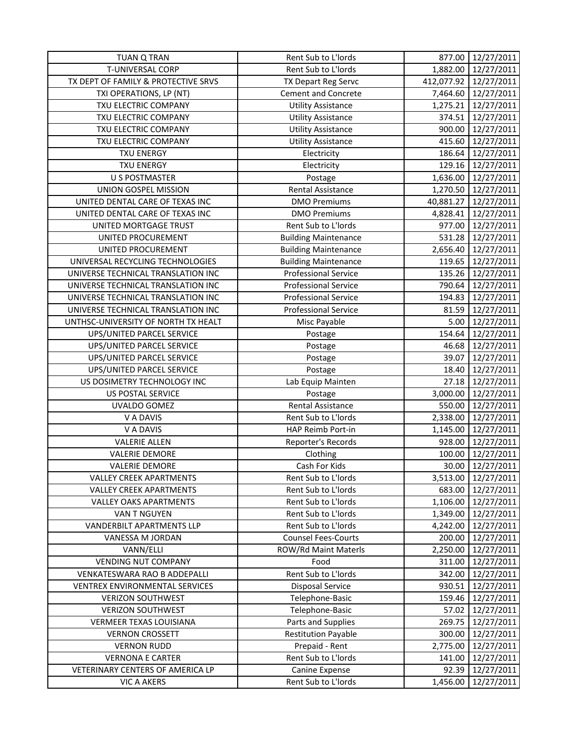| TUAN Q TRAN | Rent Sub to L'lords | 877.00 | 12/27/2011 |
|---|---|---|---|
| T-UNIVERSAL CORP | Rent Sub to L'lords | 1,882.00 | 12/27/2011 |
| TX DEPT OF FAMILY & PROTECTIVE SRVS | TX Depart Reg Servc | 412,077.92 | 12/27/2011 |
| TXI OPERATIONS, LP (NT) | Cement and Concrete | 7,464.60 | 12/27/2011 |
| TXU ELECTRIC COMPANY | Utility Assistance | 1,275.21 | 12/27/2011 |
| TXU ELECTRIC COMPANY | Utility Assistance | 374.51 | 12/27/2011 |
| TXU ELECTRIC COMPANY | Utility Assistance | 900.00 | 12/27/2011 |
| TXU ELECTRIC COMPANY | Utility Assistance | 415.60 | 12/27/2011 |
| TXU ENERGY | Electricity | 186.64 | 12/27/2011 |
| TXU ENERGY | Electricity | 129.16 | 12/27/2011 |
| U S POSTMASTER | Postage | 1,636.00 | 12/27/2011 |
| UNION GOSPEL MISSION | Rental Assistance | 1,270.50 | 12/27/2011 |
| UNITED DENTAL CARE OF TEXAS INC | DMO Premiums | 40,881.27 | 12/27/2011 |
| UNITED DENTAL CARE OF TEXAS INC | DMO Premiums | 4,828.41 | 12/27/2011 |
| UNITED MORTGAGE TRUST | Rent Sub to L'lords | 977.00 | 12/27/2011 |
| UNITED PROCUREMENT | Building Maintenance | 531.28 | 12/27/2011 |
| UNITED PROCUREMENT | Building Maintenance | 2,656.40 | 12/27/2011 |
| UNIVERSAL RECYCLING TECHNOLOGIES | Building Maintenance | 119.65 | 12/27/2011 |
| UNIVERSE TECHNICAL TRANSLATION INC | Professional Service | 135.26 | 12/27/2011 |
| UNIVERSE TECHNICAL TRANSLATION INC | Professional Service | 790.64 | 12/27/2011 |
| UNIVERSE TECHNICAL TRANSLATION INC | Professional Service | 194.83 | 12/27/2011 |
| UNIVERSE TECHNICAL TRANSLATION INC | Professional Service | 81.59 | 12/27/2011 |
| UNTHSC-UNIVERSITY OF NORTH TX HEALT | Misc Payable | 5.00 | 12/27/2011 |
| UPS/UNITED PARCEL SERVICE | Postage | 154.64 | 12/27/2011 |
| UPS/UNITED PARCEL SERVICE | Postage | 46.68 | 12/27/2011 |
| UPS/UNITED PARCEL SERVICE | Postage | 39.07 | 12/27/2011 |
| UPS/UNITED PARCEL SERVICE | Postage | 18.40 | 12/27/2011 |
| US DOSIMETRY TECHNOLOGY INC | Lab Equip Mainten | 27.18 | 12/27/2011 |
| US POSTAL SERVICE | Postage | 3,000.00 | 12/27/2011 |
| UVALDO GOMEZ | Rental Assistance | 550.00 | 12/27/2011 |
| V A DAVIS | Rent Sub to L'lords | 2,338.00 | 12/27/2011 |
| V A DAVIS | HAP Reimb Port-in | 1,145.00 | 12/27/2011 |
| VALERIE ALLEN | Reporter's Records | 928.00 | 12/27/2011 |
| VALERIE DEMORE | Clothing | 100.00 | 12/27/2011 |
| VALERIE DEMORE | Cash For Kids | 30.00 | 12/27/2011 |
| VALLEY CREEK APARTMENTS | Rent Sub to L'lords | 3,513.00 | 12/27/2011 |
| VALLEY CREEK APARTMENTS | Rent Sub to L'lords | 683.00 | 12/27/2011 |
| VALLEY OAKS APARTMENTS | Rent Sub to L'lords | 1,106.00 | 12/27/2011 |
| VAN T NGUYEN | Rent Sub to L'lords | 1,349.00 | 12/27/2011 |
| VANDERBILT APARTMENTS LLP | Rent Sub to L'lords | 4,242.00 | 12/27/2011 |
| VANESSA M JORDAN | Counsel Fees-Courts | 200.00 | 12/27/2011 |
| VANN/ELLI | ROW/Rd Maint Materls | 2,250.00 | 12/27/2011 |
| VENDING NUT COMPANY | Food | 311.00 | 12/27/2011 |
| VENKATESWARA RAO B ADDEPALLI | Rent Sub to L'lords | 342.00 | 12/27/2011 |
| VENTREX ENVIRONMENTAL SERVICES | Disposal Service | 930.51 | 12/27/2011 |
| VERIZON SOUTHWEST | Telephone-Basic | 159.46 | 12/27/2011 |
| VERIZON SOUTHWEST | Telephone-Basic | 57.02 | 12/27/2011 |
| VERMEER TEXAS LOUISIANA | Parts and Supplies | 269.75 | 12/27/2011 |
| VERNON CROSSETT | Restitution Payable | 300.00 | 12/27/2011 |
| VERNON RUDD | Prepaid - Rent | 2,775.00 | 12/27/2011 |
| VERNONA E CARTER | Rent Sub to L'lords | 141.00 | 12/27/2011 |
| VETERINARY CENTERS OF AMERICA LP | Canine Expense | 92.39 | 12/27/2011 |
| VIC A AKERS | Rent Sub to L'lords | 1,456.00 | 12/27/2011 |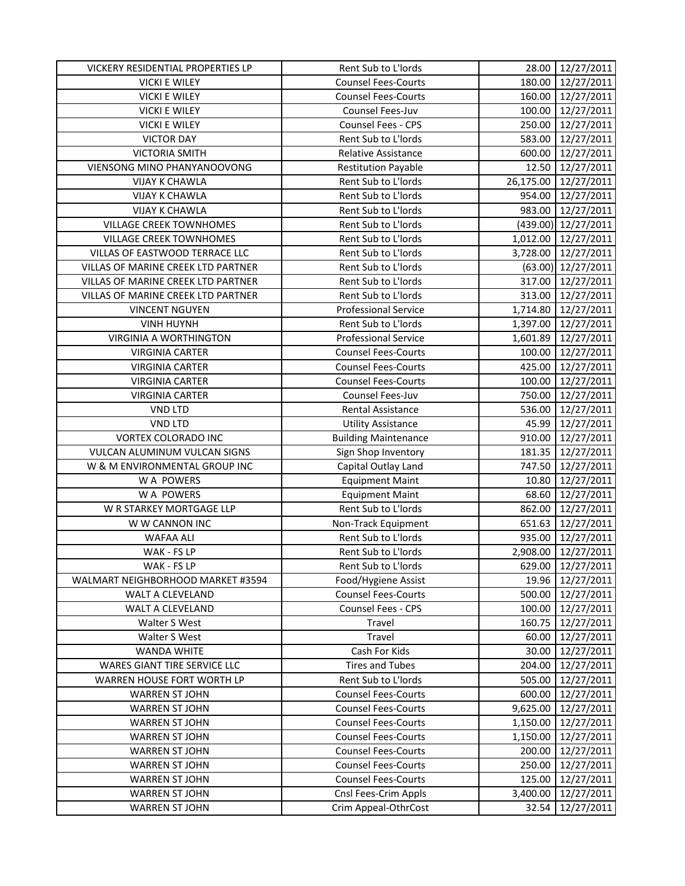| | | | |
|---|---|---|---|
| VICKERY RESIDENTIAL PROPERTIES LP | Rent Sub to L'lords | 28.00 | 12/27/2011 |
| VICKI E WILEY | Counsel Fees-Courts | 180.00 | 12/27/2011 |
| VICKI E WILEY | Counsel Fees-Courts | 160.00 | 12/27/2011 |
| VICKI E WILEY | Counsel Fees-Juv | 100.00 | 12/27/2011 |
| VICKI E WILEY | Counsel Fees - CPS | 250.00 | 12/27/2011 |
| VICTOR DAY | Rent Sub to L'lords | 583.00 | 12/27/2011 |
| VICTORIA SMITH | Relative Assistance | 600.00 | 12/27/2011 |
| VIENSONG MINO PHANYANOOVONG | Restitution Payable | 12.50 | 12/27/2011 |
| VIJAY K CHAWLA | Rent Sub to L'lords | 26,175.00 | 12/27/2011 |
| VIJAY K CHAWLA | Rent Sub to L'lords | 954.00 | 12/27/2011 |
| VIJAY K CHAWLA | Rent Sub to L'lords | 983.00 | 12/27/2011 |
| VILLAGE CREEK TOWNHOMES | Rent Sub to L'lords | (439.00) | 12/27/2011 |
| VILLAGE CREEK TOWNHOMES | Rent Sub to L'lords | 1,012.00 | 12/27/2011 |
| VILLAS OF EASTWOOD TERRACE LLC | Rent Sub to L'lords | 3,728.00 | 12/27/2011 |
| VILLAS OF MARINE CREEK LTD PARTNER | Rent Sub to L'lords | (63.00) | 12/27/2011 |
| VILLAS OF MARINE CREEK LTD PARTNER | Rent Sub to L'lords | 317.00 | 12/27/2011 |
| VILLAS OF MARINE CREEK LTD PARTNER | Rent Sub to L'lords | 313.00 | 12/27/2011 |
| VINCENT NGUYEN | Professional Service | 1,714.80 | 12/27/2011 |
| VINH HUYNH | Rent Sub to L'lords | 1,397.00 | 12/27/2011 |
| VIRGINIA A WORTHINGTON | Professional Service | 1,601.89 | 12/27/2011 |
| VIRGINIA CARTER | Counsel Fees-Courts | 100.00 | 12/27/2011 |
| VIRGINIA CARTER | Counsel Fees-Courts | 425.00 | 12/27/2011 |
| VIRGINIA CARTER | Counsel Fees-Courts | 100.00 | 12/27/2011 |
| VIRGINIA CARTER | Counsel Fees-Juv | 750.00 | 12/27/2011 |
| VND LTD | Rental Assistance | 536.00 | 12/27/2011 |
| VND LTD | Utility Assistance | 45.99 | 12/27/2011 |
| VORTEX COLORADO INC | Building Maintenance | 910.00 | 12/27/2011 |
| VULCAN ALUMINUM VULCAN SIGNS | Sign Shop Inventory | 181.35 | 12/27/2011 |
| W & M ENVIRONMENTAL GROUP INC | Capital Outlay Land | 747.50 | 12/27/2011 |
| W A POWERS | Equipment Maint | 10.80 | 12/27/2011 |
| W A POWERS | Equipment Maint | 68.60 | 12/27/2011 |
| W R STARKEY MORTGAGE LLP | Rent Sub to L'lords | 862.00 | 12/27/2011 |
| W W CANNON INC | Non-Track Equipment | 651.63 | 12/27/2011 |
| WAFAA ALI | Rent Sub to L'lords | 935.00 | 12/27/2011 |
| WAK - FS LP | Rent Sub to L'lords | 2,908.00 | 12/27/2011 |
| WAK - FS LP | Rent Sub to L'lords | 629.00 | 12/27/2011 |
| WALMART NEIGHBORHOOD MARKET #3594 | Food/Hygiene Assist | 19.96 | 12/27/2011 |
| WALT A CLEVELAND | Counsel Fees-Courts | 500.00 | 12/27/2011 |
| WALT A CLEVELAND | Counsel Fees - CPS | 100.00 | 12/27/2011 |
| Walter S West | Travel | 160.75 | 12/27/2011 |
| Walter S West | Travel | 60.00 | 12/27/2011 |
| WANDA WHITE | Cash For Kids | 30.00 | 12/27/2011 |
| WARES GIANT TIRE SERVICE LLC | Tires and Tubes | 204.00 | 12/27/2011 |
| WARREN HOUSE FORT WORTH LP | Rent Sub to L'lords | 505.00 | 12/27/2011 |
| WARREN ST JOHN | Counsel Fees-Courts | 600.00 | 12/27/2011 |
| WARREN ST JOHN | Counsel Fees-Courts | 9,625.00 | 12/27/2011 |
| WARREN ST JOHN | Counsel Fees-Courts | 1,150.00 | 12/27/2011 |
| WARREN ST JOHN | Counsel Fees-Courts | 1,150.00 | 12/27/2011 |
| WARREN ST JOHN | Counsel Fees-Courts | 200.00 | 12/27/2011 |
| WARREN ST JOHN | Counsel Fees-Courts | 250.00 | 12/27/2011 |
| WARREN ST JOHN | Counsel Fees-Courts | 125.00 | 12/27/2011 |
| WARREN ST JOHN | Cnsl Fees-Crim Appls | 3,400.00 | 12/27/2011 |
| WARREN ST JOHN | Crim Appeal-OthrCost | 32.54 | 12/27/2011 |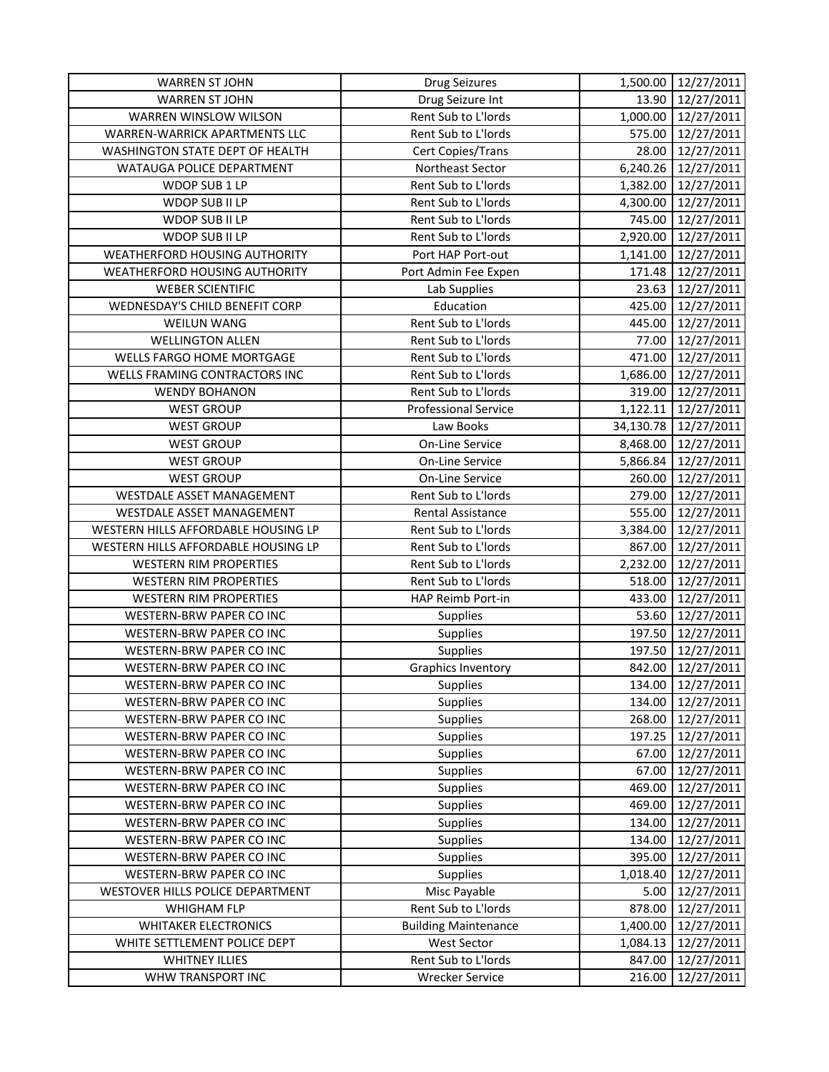| | | | |
|---|---|---|---|
| WARREN ST JOHN | Drug Seizures | 1,500.00 | 12/27/2011 |
| WARREN ST JOHN | Drug Seizure Int | 13.90 | 12/27/2011 |
| WARREN WINSLOW WILSON | Rent Sub to L'lords | 1,000.00 | 12/27/2011 |
| WARREN-WARRICK APARTMENTS LLC | Rent Sub to L'lords | 575.00 | 12/27/2011 |
| WASHINGTON STATE DEPT OF HEALTH | Cert Copies/Trans | 28.00 | 12/27/2011 |
| WATAUGA POLICE DEPARTMENT | Northeast Sector | 6,240.26 | 12/27/2011 |
| WDOP SUB 1 LP | Rent Sub to L'lords | 1,382.00 | 12/27/2011 |
| WDOP SUB II LP | Rent Sub to L'lords | 4,300.00 | 12/27/2011 |
| WDOP SUB II LP | Rent Sub to L'lords | 745.00 | 12/27/2011 |
| WDOP SUB II LP | Rent Sub to L'lords | 2,920.00 | 12/27/2011 |
| WEATHERFORD HOUSING AUTHORITY | Port HAP Port-out | 1,141.00 | 12/27/2011 |
| WEATHERFORD HOUSING AUTHORITY | Port Admin Fee Expen | 171.48 | 12/27/2011 |
| WEBER SCIENTIFIC | Lab Supplies | 23.63 | 12/27/2011 |
| WEDNESDAY'S CHILD BENEFIT CORP | Education | 425.00 | 12/27/2011 |
| WEILUN WANG | Rent Sub to L'lords | 445.00 | 12/27/2011 |
| WELLINGTON ALLEN | Rent Sub to L'lords | 77.00 | 12/27/2011 |
| WELLS FARGO HOME MORTGAGE | Rent Sub to L'lords | 471.00 | 12/27/2011 |
| WELLS FRAMING CONTRACTORS INC | Rent Sub to L'lords | 1,686.00 | 12/27/2011 |
| WENDY BOHANON | Rent Sub to L'lords | 319.00 | 12/27/2011 |
| WEST GROUP | Professional Service | 1,122.11 | 12/27/2011 |
| WEST GROUP | Law Books | 34,130.78 | 12/27/2011 |
| WEST GROUP | On-Line Service | 8,468.00 | 12/27/2011 |
| WEST GROUP | On-Line Service | 5,866.84 | 12/27/2011 |
| WEST GROUP | On-Line Service | 260.00 | 12/27/2011 |
| WESTDALE ASSET MANAGEMENT | Rent Sub to L'lords | 279.00 | 12/27/2011 |
| WESTDALE ASSET MANAGEMENT | Rental Assistance | 555.00 | 12/27/2011 |
| WESTERN HILLS AFFORDABLE HOUSING LP | Rent Sub to L'lords | 3,384.00 | 12/27/2011 |
| WESTERN HILLS AFFORDABLE HOUSING LP | Rent Sub to L'lords | 867.00 | 12/27/2011 |
| WESTERN RIM PROPERTIES | Rent Sub to L'lords | 2,232.00 | 12/27/2011 |
| WESTERN RIM PROPERTIES | Rent Sub to L'lords | 518.00 | 12/27/2011 |
| WESTERN RIM PROPERTIES | HAP Reimb Port-in | 433.00 | 12/27/2011 |
| WESTERN-BRW PAPER CO INC | Supplies | 53.60 | 12/27/2011 |
| WESTERN-BRW PAPER CO INC | Supplies | 197.50 | 12/27/2011 |
| WESTERN-BRW PAPER CO INC | Supplies | 197.50 | 12/27/2011 |
| WESTERN-BRW PAPER CO INC | Graphics Inventory | 842.00 | 12/27/2011 |
| WESTERN-BRW PAPER CO INC | Supplies | 134.00 | 12/27/2011 |
| WESTERN-BRW PAPER CO INC | Supplies | 134.00 | 12/27/2011 |
| WESTERN-BRW PAPER CO INC | Supplies | 268.00 | 12/27/2011 |
| WESTERN-BRW PAPER CO INC | Supplies | 197.25 | 12/27/2011 |
| WESTERN-BRW PAPER CO INC | Supplies | 67.00 | 12/27/2011 |
| WESTERN-BRW PAPER CO INC | Supplies | 67.00 | 12/27/2011 |
| WESTERN-BRW PAPER CO INC | Supplies | 469.00 | 12/27/2011 |
| WESTERN-BRW PAPER CO INC | Supplies | 469.00 | 12/27/2011 |
| WESTERN-BRW PAPER CO INC | Supplies | 134.00 | 12/27/2011 |
| WESTERN-BRW PAPER CO INC | Supplies | 134.00 | 12/27/2011 |
| WESTERN-BRW PAPER CO INC | Supplies | 395.00 | 12/27/2011 |
| WESTERN-BRW PAPER CO INC | Supplies | 1,018.40 | 12/27/2011 |
| WESTOVER HILLS POLICE DEPARTMENT | Misc Payable | 5.00 | 12/27/2011 |
| WHIGHAM FLP | Rent Sub to L'lords | 878.00 | 12/27/2011 |
| WHITAKER ELECTRONICS | Building Maintenance | 1,400.00 | 12/27/2011 |
| WHITE SETTLEMENT POLICE DEPT | West Sector | 1,084.13 | 12/27/2011 |
| WHITNEY ILLIES | Rent Sub to L'lords | 847.00 | 12/27/2011 |
| WHW TRANSPORT INC | Wrecker Service | 216.00 | 12/27/2011 |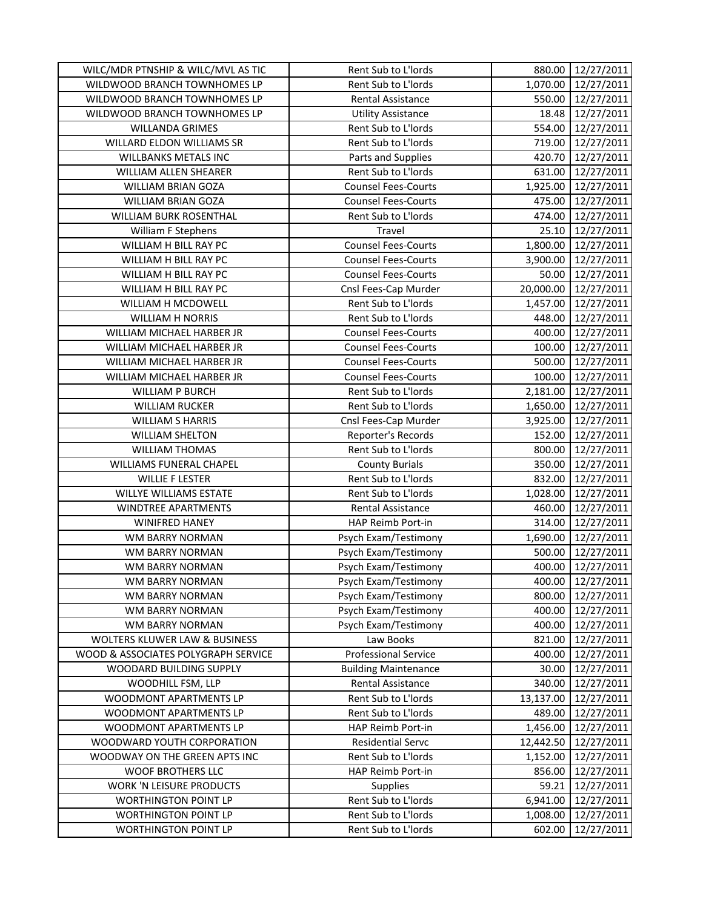| | | | |
|---|---|---|---|
| WILC/MDR PTNSHIP & WILC/MVL AS TIC | Rent Sub to L'lords | 880.00 | 12/27/2011 |
| WILDWOOD BRANCH TOWNHOMES LP | Rent Sub to L'lords | 1,070.00 | 12/27/2011 |
| WILDWOOD BRANCH TOWNHOMES LP | Rental Assistance | 550.00 | 12/27/2011 |
| WILDWOOD BRANCH TOWNHOMES LP | Utility Assistance | 18.48 | 12/27/2011 |
| WILLANDA GRIMES | Rent Sub to L'lords | 554.00 | 12/27/2011 |
| WILLARD ELDON WILLIAMS SR | Rent Sub to L'lords | 719.00 | 12/27/2011 |
| WILLBANKS METALS INC | Parts and Supplies | 420.70 | 12/27/2011 |
| WILLIAM ALLEN SHEARER | Rent Sub to L'lords | 631.00 | 12/27/2011 |
| WILLIAM BRIAN GOZA | Counsel Fees-Courts | 1,925.00 | 12/27/2011 |
| WILLIAM BRIAN GOZA | Counsel Fees-Courts | 475.00 | 12/27/2011 |
| WILLIAM BURK ROSENTHAL | Rent Sub to L'lords | 474.00 | 12/27/2011 |
| William F Stephens | Travel | 25.10 | 12/27/2011 |
| WILLIAM H BILL RAY PC | Counsel Fees-Courts | 1,800.00 | 12/27/2011 |
| WILLIAM H BILL RAY PC | Counsel Fees-Courts | 3,900.00 | 12/27/2011 |
| WILLIAM H BILL RAY PC | Counsel Fees-Courts | 50.00 | 12/27/2011 |
| WILLIAM H BILL RAY PC | Cnsl Fees-Cap Murder | 20,000.00 | 12/27/2011 |
| WILLIAM H MCDOWELL | Rent Sub to L'lords | 1,457.00 | 12/27/2011 |
| WILLIAM H NORRIS | Rent Sub to L'lords | 448.00 | 12/27/2011 |
| WILLIAM MICHAEL HARBER JR | Counsel Fees-Courts | 400.00 | 12/27/2011 |
| WILLIAM MICHAEL HARBER JR | Counsel Fees-Courts | 100.00 | 12/27/2011 |
| WILLIAM MICHAEL HARBER JR | Counsel Fees-Courts | 500.00 | 12/27/2011 |
| WILLIAM MICHAEL HARBER JR | Counsel Fees-Courts | 100.00 | 12/27/2011 |
| WILLIAM P BURCH | Rent Sub to L'lords | 2,181.00 | 12/27/2011 |
| WILLIAM RUCKER | Rent Sub to L'lords | 1,650.00 | 12/27/2011 |
| WILLIAM S HARRIS | Cnsl Fees-Cap Murder | 3,925.00 | 12/27/2011 |
| WILLIAM SHELTON | Reporter's Records | 152.00 | 12/27/2011 |
| WILLIAM THOMAS | Rent Sub to L'lords | 800.00 | 12/27/2011 |
| WILLIAMS FUNERAL CHAPEL | County Burials | 350.00 | 12/27/2011 |
| WILLIE F LESTER | Rent Sub to L'lords | 832.00 | 12/27/2011 |
| WILLYE WILLIAMS ESTATE | Rent Sub to L'lords | 1,028.00 | 12/27/2011 |
| WINDTREE APARTMENTS | Rental Assistance | 460.00 | 12/27/2011 |
| WINIFRED HANEY | HAP Reimb Port-in | 314.00 | 12/27/2011 |
| WM BARRY NORMAN | Psych Exam/Testimony | 1,690.00 | 12/27/2011 |
| WM BARRY NORMAN | Psych Exam/Testimony | 500.00 | 12/27/2011 |
| WM BARRY NORMAN | Psych Exam/Testimony | 400.00 | 12/27/2011 |
| WM BARRY NORMAN | Psych Exam/Testimony | 400.00 | 12/27/2011 |
| WM BARRY NORMAN | Psych Exam/Testimony | 800.00 | 12/27/2011 |
| WM BARRY NORMAN | Psych Exam/Testimony | 400.00 | 12/27/2011 |
| WM BARRY NORMAN | Psych Exam/Testimony | 400.00 | 12/27/2011 |
| WOLTERS KLUWER LAW & BUSINESS | Law Books | 821.00 | 12/27/2011 |
| WOOD & ASSOCIATES POLYGRAPH SERVICE | Professional Service | 400.00 | 12/27/2011 |
| WOODARD BUILDING SUPPLY | Building Maintenance | 30.00 | 12/27/2011 |
| WOODHILL FSM, LLP | Rental Assistance | 340.00 | 12/27/2011 |
| WOODMONT APARTMENTS LP | Rent Sub to L'lords | 13,137.00 | 12/27/2011 |
| WOODMONT APARTMENTS LP | Rent Sub to L'lords | 489.00 | 12/27/2011 |
| WOODMONT APARTMENTS LP | HAP Reimb Port-in | 1,456.00 | 12/27/2011 |
| WOODWARD YOUTH CORPORATION | Residential Servc | 12,442.50 | 12/27/2011 |
| WOODWAY ON THE GREEN APTS INC | Rent Sub to L'lords | 1,152.00 | 12/27/2011 |
| WOOF BROTHERS LLC | HAP Reimb Port-in | 856.00 | 12/27/2011 |
| WORK 'N LEISURE PRODUCTS | Supplies | 59.21 | 12/27/2011 |
| WORTHINGTON POINT LP | Rent Sub to L'lords | 6,941.00 | 12/27/2011 |
| WORTHINGTON POINT LP | Rent Sub to L'lords | 1,008.00 | 12/27/2011 |
| WORTHINGTON POINT LP | Rent Sub to L'lords | 602.00 | 12/27/2011 |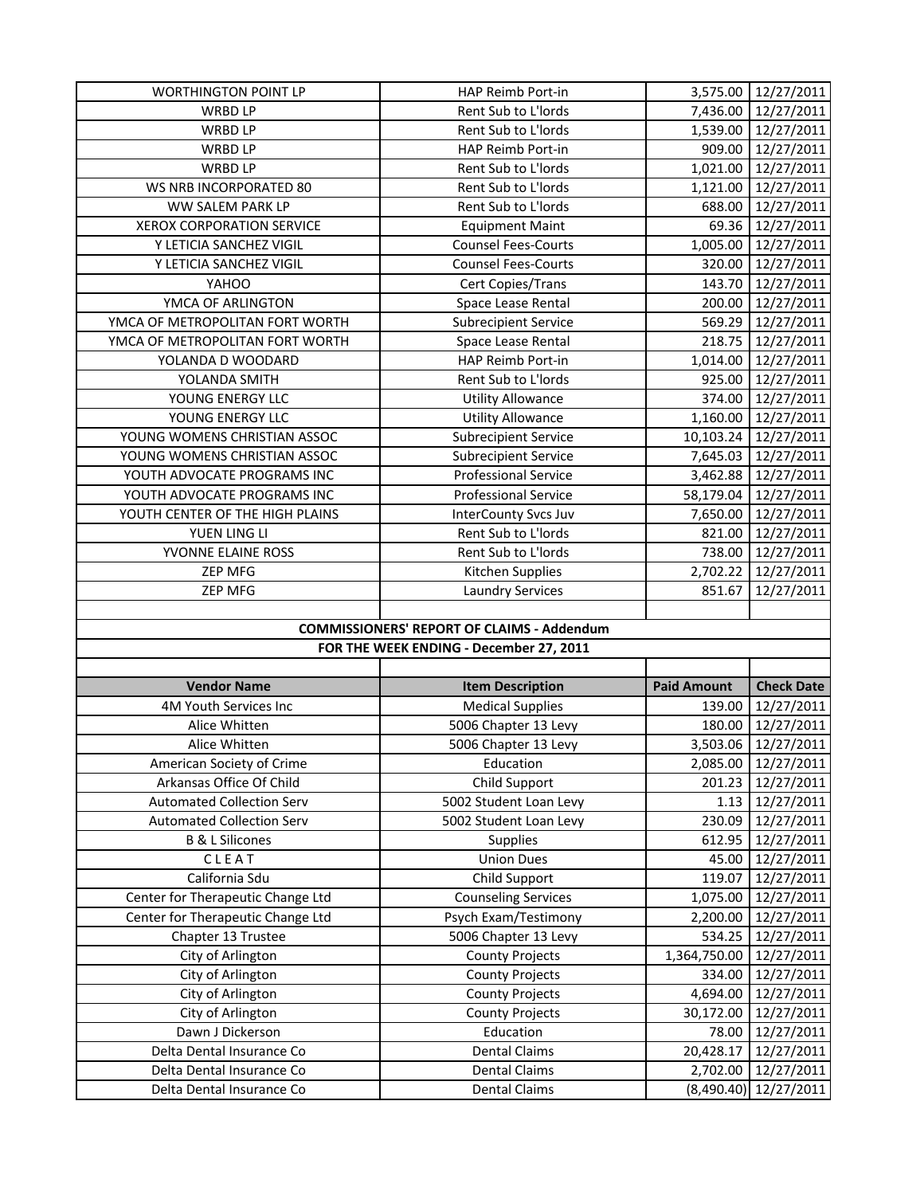| | | | |
|---|---|---|---|
| WORTHINGTON POINT LP | HAP Reimb Port-in | 3,575.00 | 12/27/2011 |
| WRBD LP | Rent Sub to L'lords | 7,436.00 | 12/27/2011 |
| WRBD LP | Rent Sub to L'lords | 1,539.00 | 12/27/2011 |
| WRBD LP | HAP Reimb Port-in | 909.00 | 12/27/2011 |
| WRBD LP | Rent Sub to L'lords | 1,021.00 | 12/27/2011 |
| WS NRB INCORPORATED 80 | Rent Sub to L'lords | 1,121.00 | 12/27/2011 |
| WW SALEM PARK LP | Rent Sub to L'lords | 688.00 | 12/27/2011 |
| XEROX CORPORATION SERVICE | Equipment Maint | 69.36 | 12/27/2011 |
| Y LETICIA SANCHEZ VIGIL | Counsel Fees-Courts | 1,005.00 | 12/27/2011 |
| Y LETICIA SANCHEZ VIGIL | Counsel Fees-Courts | 320.00 | 12/27/2011 |
| YAHOO | Cert Copies/Trans | 143.70 | 12/27/2011 |
| YMCA OF ARLINGTON | Space Lease Rental | 200.00 | 12/27/2011 |
| YMCA OF METROPOLITAN FORT WORTH | Subrecipient Service | 569.29 | 12/27/2011 |
| YMCA OF METROPOLITAN FORT WORTH | Space Lease Rental | 218.75 | 12/27/2011 |
| YOLANDA D WOODARD | HAP Reimb Port-in | 1,014.00 | 12/27/2011 |
| YOLANDA SMITH | Rent Sub to L'lords | 925.00 | 12/27/2011 |
| YOUNG ENERGY LLC | Utility Allowance | 374.00 | 12/27/2011 |
| YOUNG ENERGY LLC | Utility Allowance | 1,160.00 | 12/27/2011 |
| YOUNG WOMENS CHRISTIAN ASSOC | Subrecipient Service | 10,103.24 | 12/27/2011 |
| YOUNG WOMENS CHRISTIAN ASSOC | Subrecipient Service | 7,645.03 | 12/27/2011 |
| YOUTH ADVOCATE PROGRAMS INC | Professional Service | 3,462.88 | 12/27/2011 |
| YOUTH ADVOCATE PROGRAMS INC | Professional Service | 58,179.04 | 12/27/2011 |
| YOUTH CENTER OF THE HIGH PLAINS | InterCounty Svcs Juv | 7,650.00 | 12/27/2011 |
| YUEN LING LI | Rent Sub to L'lords | 821.00 | 12/27/2011 |
| YVONNE ELAINE ROSS | Rent Sub to L'lords | 738.00 | 12/27/2011 |
| ZEP MFG | Kitchen Supplies | 2,702.22 | 12/27/2011 |
| ZEP MFG | Laundry Services | 851.67 | 12/27/2011 |

**COMMISSIONERS' REPORT OF CLAIMS - Addendum**

**FOR THE WEEK ENDING - December 27, 2011**

| Vendor Name | Item Description | Paid Amount | Check Date |
|---|---|---|---|
| 4M Youth Services Inc | Medical Supplies | 139.00 | 12/27/2011 |
| Alice Whitten | 5006 Chapter 13 Levy | 180.00 | 12/27/2011 |
| Alice Whitten | 5006 Chapter 13 Levy | 3,503.06 | 12/27/2011 |
| American Society of Crime | Education | 2,085.00 | 12/27/2011 |
| Arkansas Office Of Child | Child Support | 201.23 | 12/27/2011 |
| Automated Collection Serv | 5002 Student Loan Levy | 1.13 | 12/27/2011 |
| Automated Collection Serv | 5002 Student Loan Levy | 230.09 | 12/27/2011 |
| B & L Silicones | Supplies | 612.95 | 12/27/2011 |
| C L E A T | Union Dues | 45.00 | 12/27/2011 |
| California Sdu | Child Support | 119.07 | 12/27/2011 |
| Center for Therapeutic Change Ltd | Counseling Services | 1,075.00 | 12/27/2011 |
| Center for Therapeutic Change Ltd | Psych Exam/Testimony | 2,200.00 | 12/27/2011 |
| Chapter 13 Trustee | 5006 Chapter 13 Levy | 534.25 | 12/27/2011 |
| City of Arlington | County Projects | 1,364,750.00 | 12/27/2011 |
| City of Arlington | County Projects | 334.00 | 12/27/2011 |
| City of Arlington | County Projects | 4,694.00 | 12/27/2011 |
| City of Arlington | County Projects | 30,172.00 | 12/27/2011 |
| Dawn J Dickerson | Education | 78.00 | 12/27/2011 |
| Delta Dental Insurance Co | Dental Claims | 20,428.17 | 12/27/2011 |
| Delta Dental Insurance Co | Dental Claims | 2,702.00 | 12/27/2011 |
| Delta Dental Insurance Co | Dental Claims | (8,490.40) | 12/27/2011 |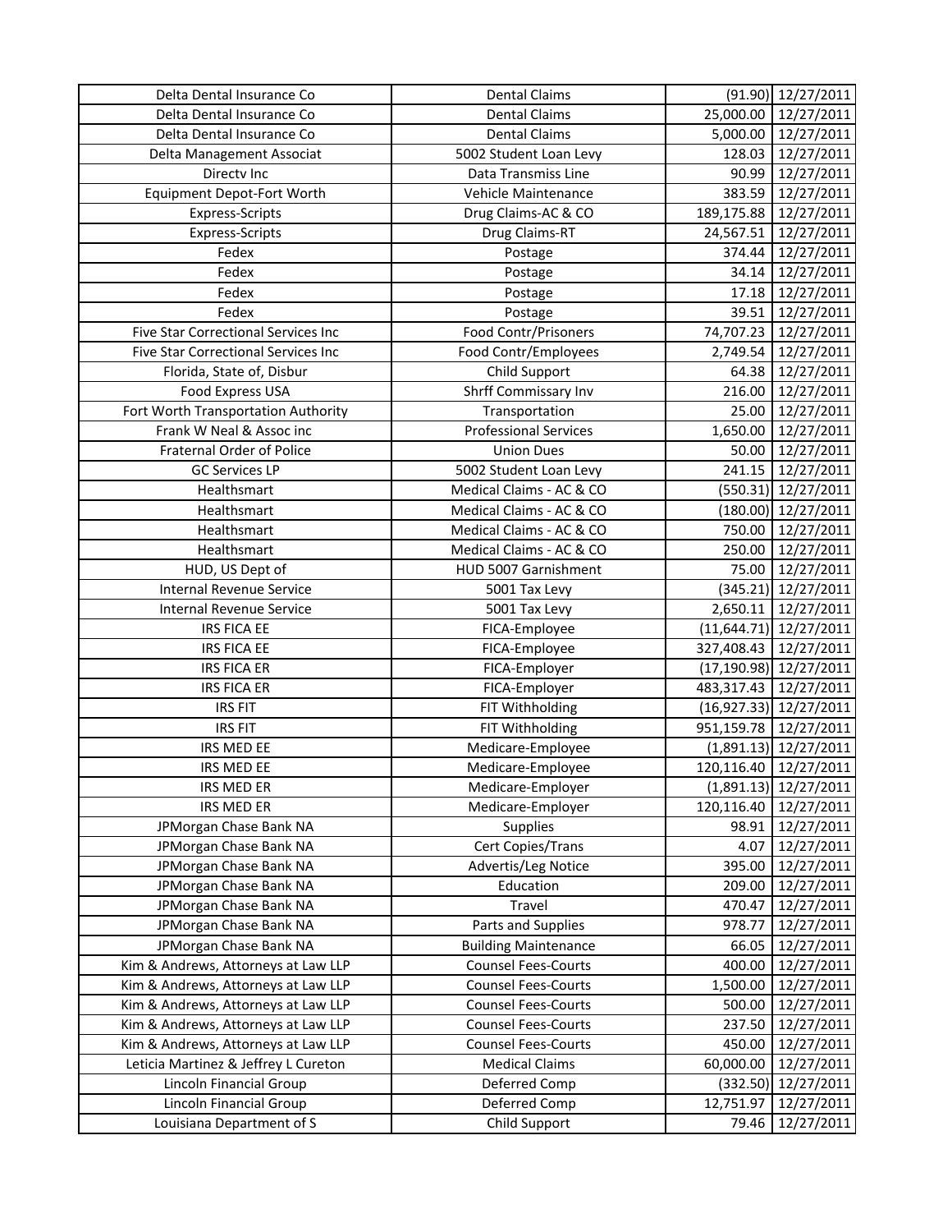| | | | |
|---|---|---|---|
| Delta Dental Insurance Co | Dental Claims | (91.90) | 12/27/2011 |
| Delta Dental Insurance Co | Dental Claims | 25,000.00 | 12/27/2011 |
| Delta Dental Insurance Co | Dental Claims | 5,000.00 | 12/27/2011 |
| Delta Management Associat | 5002 Student Loan Levy | 128.03 | 12/27/2011 |
| Directv Inc | Data Transmiss Line | 90.99 | 12/27/2011 |
| Equipment Depot-Fort Worth | Vehicle Maintenance | 383.59 | 12/27/2011 |
| Express-Scripts | Drug Claims-AC & CO | 189,175.88 | 12/27/2011 |
| Express-Scripts | Drug Claims-RT | 24,567.51 | 12/27/2011 |
| Fedex | Postage | 374.44 | 12/27/2011 |
| Fedex | Postage | 34.14 | 12/27/2011 |
| Fedex | Postage | 17.18 | 12/27/2011 |
| Fedex | Postage | 39.51 | 12/27/2011 |
| Five Star Correctional Services Inc | Food Contr/Prisoners | 74,707.23 | 12/27/2011 |
| Five Star Correctional Services Inc | Food Contr/Employees | 2,749.54 | 12/27/2011 |
| Florida, State of, Disbur | Child Support | 64.38 | 12/27/2011 |
| Food Express USA | Shrff Commissary Inv | 216.00 | 12/27/2011 |
| Fort Worth Transportation Authority | Transportation | 25.00 | 12/27/2011 |
| Frank W Neal & Assoc inc | Professional Services | 1,650.00 | 12/27/2011 |
| Fraternal Order of Police | Union Dues | 50.00 | 12/27/2011 |
| GC Services LP | 5002 Student Loan Levy | 241.15 | 12/27/2011 |
| Healthsmart | Medical Claims - AC & CO | (550.31) | 12/27/2011 |
| Healthsmart | Medical Claims - AC & CO | (180.00) | 12/27/2011 |
| Healthsmart | Medical Claims - AC & CO | 750.00 | 12/27/2011 |
| Healthsmart | Medical Claims - AC & CO | 250.00 | 12/27/2011 |
| HUD, US Dept of | HUD 5007 Garnishment | 75.00 | 12/27/2011 |
| Internal Revenue Service | 5001 Tax Levy | (345.21) | 12/27/2011 |
| Internal Revenue Service | 5001 Tax Levy | 2,650.11 | 12/27/2011 |
| IRS FICA EE | FICA-Employee | (11,644.71) | 12/27/2011 |
| IRS FICA EE | FICA-Employee | 327,408.43 | 12/27/2011 |
| IRS FICA ER | FICA-Employer | (17,190.98) | 12/27/2011 |
| IRS FICA ER | FICA-Employer | 483,317.43 | 12/27/2011 |
| IRS FIT | FIT Withholding | (16,927.33) | 12/27/2011 |
| IRS FIT | FIT Withholding | 951,159.78 | 12/27/2011 |
| IRS MED EE | Medicare-Employee | (1,891.13) | 12/27/2011 |
| IRS MED EE | Medicare-Employee | 120,116.40 | 12/27/2011 |
| IRS MED ER | Medicare-Employer | (1,891.13) | 12/27/2011 |
| IRS MED ER | Medicare-Employer | 120,116.40 | 12/27/2011 |
| JPMorgan Chase Bank NA | Supplies | 98.91 | 12/27/2011 |
| JPMorgan Chase Bank NA | Cert Copies/Trans | 4.07 | 12/27/2011 |
| JPMorgan Chase Bank NA | Advertis/Leg Notice | 395.00 | 12/27/2011 |
| JPMorgan Chase Bank NA | Education | 209.00 | 12/27/2011 |
| JPMorgan Chase Bank NA | Travel | 470.47 | 12/27/2011 |
| JPMorgan Chase Bank NA | Parts and Supplies | 978.77 | 12/27/2011 |
| JPMorgan Chase Bank NA | Building Maintenance | 66.05 | 12/27/2011 |
| Kim & Andrews, Attorneys at Law LLP | Counsel Fees-Courts | 400.00 | 12/27/2011 |
| Kim & Andrews, Attorneys at Law LLP | Counsel Fees-Courts | 1,500.00 | 12/27/2011 |
| Kim & Andrews, Attorneys at Law LLP | Counsel Fees-Courts | 500.00 | 12/27/2011 |
| Kim & Andrews, Attorneys at Law LLP | Counsel Fees-Courts | 237.50 | 12/27/2011 |
| Kim & Andrews, Attorneys at Law LLP | Counsel Fees-Courts | 450.00 | 12/27/2011 |
| Leticia Martinez & Jeffrey L Cureton | Medical Claims | 60,000.00 | 12/27/2011 |
| Lincoln Financial Group | Deferred Comp | (332.50) | 12/27/2011 |
| Lincoln Financial Group | Deferred Comp | 12,751.97 | 12/27/2011 |
| Louisiana Department of S | Child Support | 79.46 | 12/27/2011 |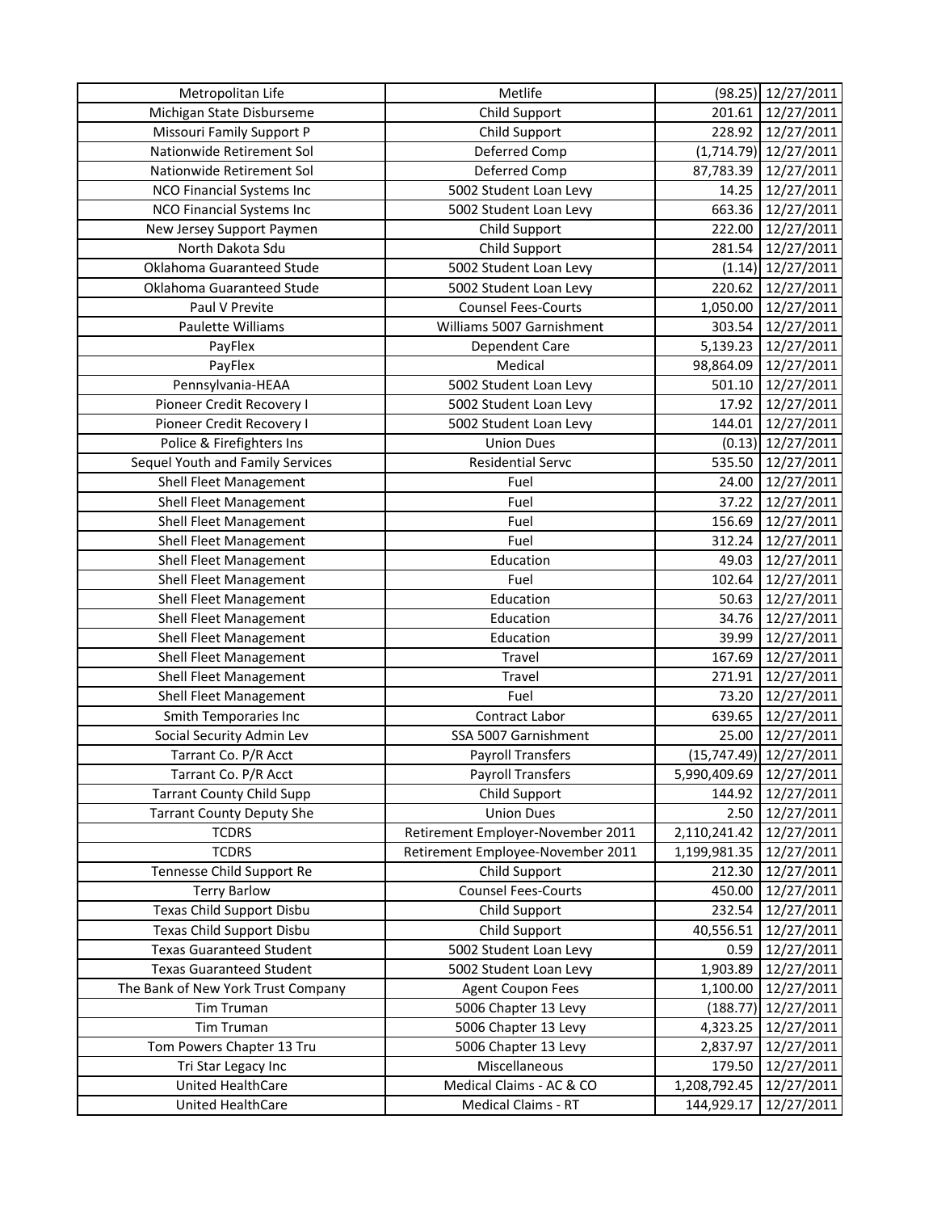| Metropolitan Life | Metlife | (98.25) | 12/27/2011 |
|---|---|---|---|
| Michigan State Disburseme | Child Support | 201.61 | 12/27/2011 |
| Missouri Family Support P | Child Support | 228.92 | 12/27/2011 |
| Nationwide Retirement Sol | Deferred Comp | (1,714.79) | 12/27/2011 |
| Nationwide Retirement Sol | Deferred Comp | 87,783.39 | 12/27/2011 |
| NCO Financial Systems Inc | 5002 Student Loan Levy | 14.25 | 12/27/2011 |
| NCO Financial Systems Inc | 5002 Student Loan Levy | 663.36 | 12/27/2011 |
| New Jersey Support Paymen | Child Support | 222.00 | 12/27/2011 |
| North Dakota Sdu | Child Support | 281.54 | 12/27/2011 |
| Oklahoma Guaranteed Stude | 5002 Student Loan Levy | (1.14) | 12/27/2011 |
| Oklahoma Guaranteed Stude | 5002 Student Loan Levy | 220.62 | 12/27/2011 |
| Paul V Previte | Counsel Fees-Courts | 1,050.00 | 12/27/2011 |
| Paulette Williams | Williams 5007 Garnishment | 303.54 | 12/27/2011 |
| PayFlex | Dependent Care | 5,139.23 | 12/27/2011 |
| PayFlex | Medical | 98,864.09 | 12/27/2011 |
| Pennsylvania-HEAA | 5002 Student Loan Levy | 501.10 | 12/27/2011 |
| Pioneer Credit Recovery I | 5002 Student Loan Levy | 17.92 | 12/27/2011 |
| Pioneer Credit Recovery I | 5002 Student Loan Levy | 144.01 | 12/27/2011 |
| Police & Firefighters Ins | Union Dues | (0.13) | 12/27/2011 |
| Sequel Youth and Family Services | Residential Servc | 535.50 | 12/27/2011 |
| Shell Fleet Management | Fuel | 24.00 | 12/27/2011 |
| Shell Fleet Management | Fuel | 37.22 | 12/27/2011 |
| Shell Fleet Management | Fuel | 156.69 | 12/27/2011 |
| Shell Fleet Management | Fuel | 312.24 | 12/27/2011 |
| Shell Fleet Management | Education | 49.03 | 12/27/2011 |
| Shell Fleet Management | Fuel | 102.64 | 12/27/2011 |
| Shell Fleet Management | Education | 50.63 | 12/27/2011 |
| Shell Fleet Management | Education | 34.76 | 12/27/2011 |
| Shell Fleet Management | Education | 39.99 | 12/27/2011 |
| Shell Fleet Management | Travel | 167.69 | 12/27/2011 |
| Shell Fleet Management | Travel | 271.91 | 12/27/2011 |
| Shell Fleet Management | Fuel | 73.20 | 12/27/2011 |
| Smith Temporaries Inc | Contract Labor | 639.65 | 12/27/2011 |
| Social Security Admin Lev | SSA 5007 Garnishment | 25.00 | 12/27/2011 |
| Tarrant Co. P/R Acct | Payroll Transfers | (15,747.49) | 12/27/2011 |
| Tarrant Co. P/R Acct | Payroll Transfers | 5,990,409.69 | 12/27/2011 |
| Tarrant County Child Supp | Child Support | 144.92 | 12/27/2011 |
| Tarrant County Deputy She | Union Dues | 2.50 | 12/27/2011 |
| TCDRS | Retirement Employer-November 2011 | 2,110,241.42 | 12/27/2011 |
| TCDRS | Retirement Employee-November 2011 | 1,199,981.35 | 12/27/2011 |
| Tennesse Child Support Re | Child Support | 212.30 | 12/27/2011 |
| Terry Barlow | Counsel Fees-Courts | 450.00 | 12/27/2011 |
| Texas Child Support Disbu | Child Support | 232.54 | 12/27/2011 |
| Texas Child Support Disbu | Child Support | 40,556.51 | 12/27/2011 |
| Texas Guaranteed Student | 5002 Student Loan Levy | 0.59 | 12/27/2011 |
| Texas Guaranteed Student | 5002 Student Loan Levy | 1,903.89 | 12/27/2011 |
| The Bank of New York Trust Company | Agent Coupon Fees | 1,100.00 | 12/27/2011 |
| Tim Truman | 5006 Chapter 13 Levy | (188.77) | 12/27/2011 |
| Tim Truman | 5006 Chapter 13 Levy | 4,323.25 | 12/27/2011 |
| Tom Powers Chapter 13 Tru | 5006 Chapter 13 Levy | 2,837.97 | 12/27/2011 |
| Tri Star Legacy Inc | Miscellaneous | 179.50 | 12/27/2011 |
| United HealthCare | Medical Claims - AC & CO | 1,208,792.45 | 12/27/2011 |
| United HealthCare | Medical Claims - RT | 144,929.17 | 12/27/2011 |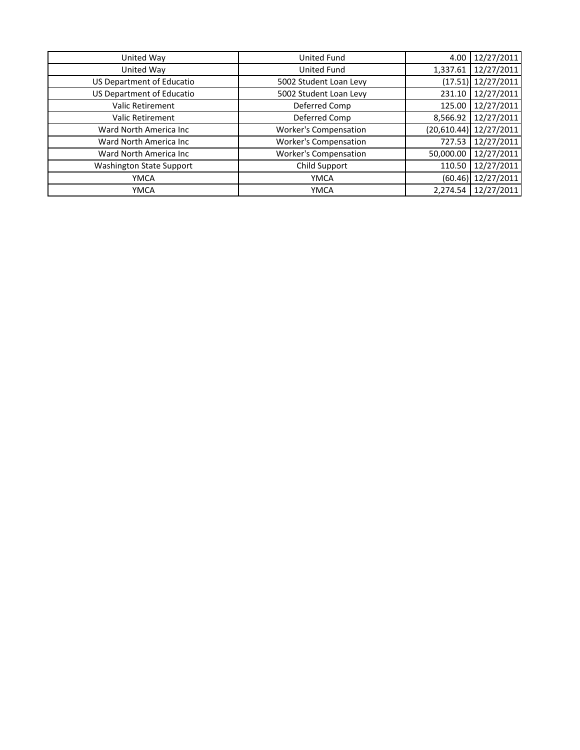| | | | |
|---|---|---|---|
| United Way | United Fund | 4.00 | 12/27/2011 |
| United Way | United Fund | 1,337.61 | 12/27/2011 |
| US Department of Educatio | 5002 Student Loan Levy | (17.51) | 12/27/2011 |
| US Department of Educatio | 5002 Student Loan Levy | 231.10 | 12/27/2011 |
| Valic Retirement | Deferred Comp | 125.00 | 12/27/2011 |
| Valic Retirement | Deferred Comp | 8,566.92 | 12/27/2011 |
| Ward North America Inc | Worker's Compensation | (20,610.44) | 12/27/2011 |
| Ward North America Inc | Worker's Compensation | 727.53 | 12/27/2011 |
| Ward North America Inc | Worker's Compensation | 50,000.00 | 12/27/2011 |
| Washington State Support | Child Support | 110.50 | 12/27/2011 |
| YMCA | YMCA | (60.46) | 12/27/2011 |
| YMCA | YMCA | 2,274.54 | 12/27/2011 |